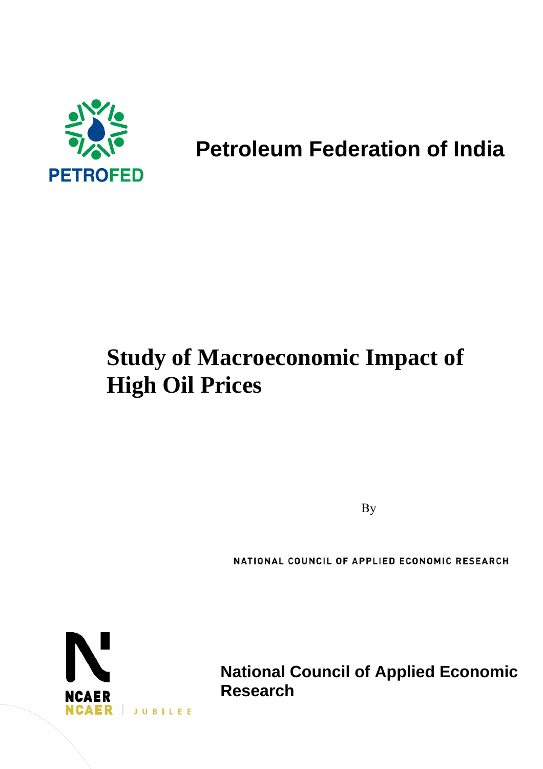PETROFED

**Petroleum Federation of India**

# Study of Macroeconomic Impact of High Oil Prices

By

NATIONAL COUNCIL OF APPLIED ECONOMIC RESEARCH

NCAER
NCAER | JUBILEE

**National Council of Applied Economic Research**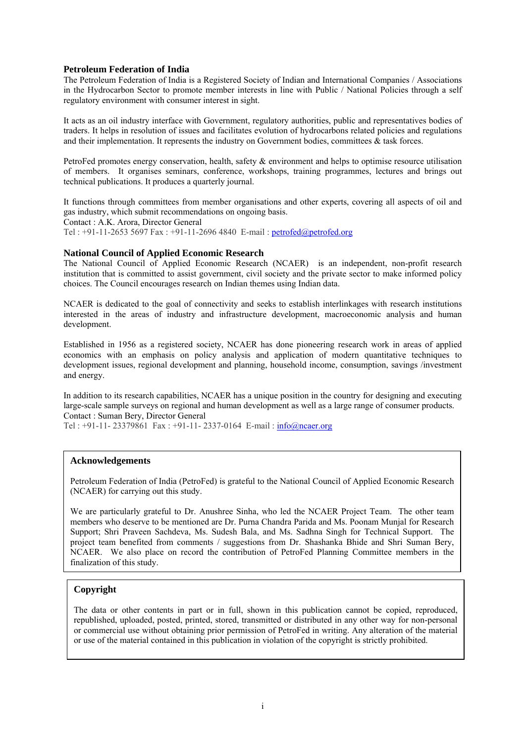## Petroleum Federation of India

The Petroleum Federation of India is a Registered Society of Indian and International Companies / Associations in the Hydrocarbon Sector to promote member interests in line with Public / National Policies through a self regulatory environment with consumer interest in sight.

It acts as an oil industry interface with Government, regulatory authorities, public and representatives bodies of traders. It helps in resolution of issues and facilitates evolution of hydrocarbons related policies and regulations and their implementation. It represents the industry on Government bodies, committees & task forces.

PetroFed promotes energy conservation, health, safety & environment and helps to optimise resource utilisation of members. It organises seminars, conference, workshops, training programmes, lectures and brings out technical publications. It produces a quarterly journal.

It functions through committees from member organisations and other experts, covering all aspects of oil and gas industry, which submit recommendations on ongoing basis.
Contact : A.K. Arora, Director General
Tel : +91-11-2653 5697 Fax : +91-11-2696 4840 E-mail : petrofed@petrofed.org

## National Council of Applied Economic Research

The National Council of Applied Economic Research (NCAER) is an independent, non-profit research institution that is committed to assist government, civil society and the private sector to make informed policy choices. The Council encourages research on Indian themes using Indian data.

NCAER is dedicated to the goal of connectivity and seeks to establish interlinkages with research institutions interested in the areas of industry and infrastructure development, macroeconomic analysis and human development.

Established in 1956 as a registered society, NCAER has done pioneering research work in areas of applied economics with an emphasis on policy analysis and application of modern quantitative techniques to development issues, regional development and planning, household income, consumption, savings /investment and energy.

In addition to its research capabilities, NCAER has a unique position in the country for designing and executing large-scale sample surveys on regional and human development as well as a large range of consumer products.
Contact : Suman Bery, Director General
Tel : +91-11- 23379861 Fax : +91-11- 2337-0164 E-mail : info@ncaer.org

### Acknowledgements

Petroleum Federation of India (PetroFed) is grateful to the National Council of Applied Economic Research (NCAER) for carrying out this study.

We are particularly grateful to Dr. Anushree Sinha, who led the NCAER Project Team. The other team members who deserve to be mentioned are Dr. Purna Chandra Parida and Ms. Poonam Munjal for Research Support; Shri Praveen Sachdeva, Ms. Sudesh Bala, and Ms. Sadhna Singh for Technical Support. The project team benefited from comments / suggestions from Dr. Shashanka Bhide and Shri Suman Bery, NCAER. We also place on record the contribution of PetroFed Planning Committee members in the finalization of this study.

### Copyright

The data or other contents in part or in full, shown in this publication cannot be copied, reproduced, republished, uploaded, posted, printed, stored, transmitted or distributed in any other way for non-personal or commercial use without obtaining prior permission of PetroFed in writing. Any alteration of the material or use of the material contained in this publication in violation of the copyright is strictly prohibited.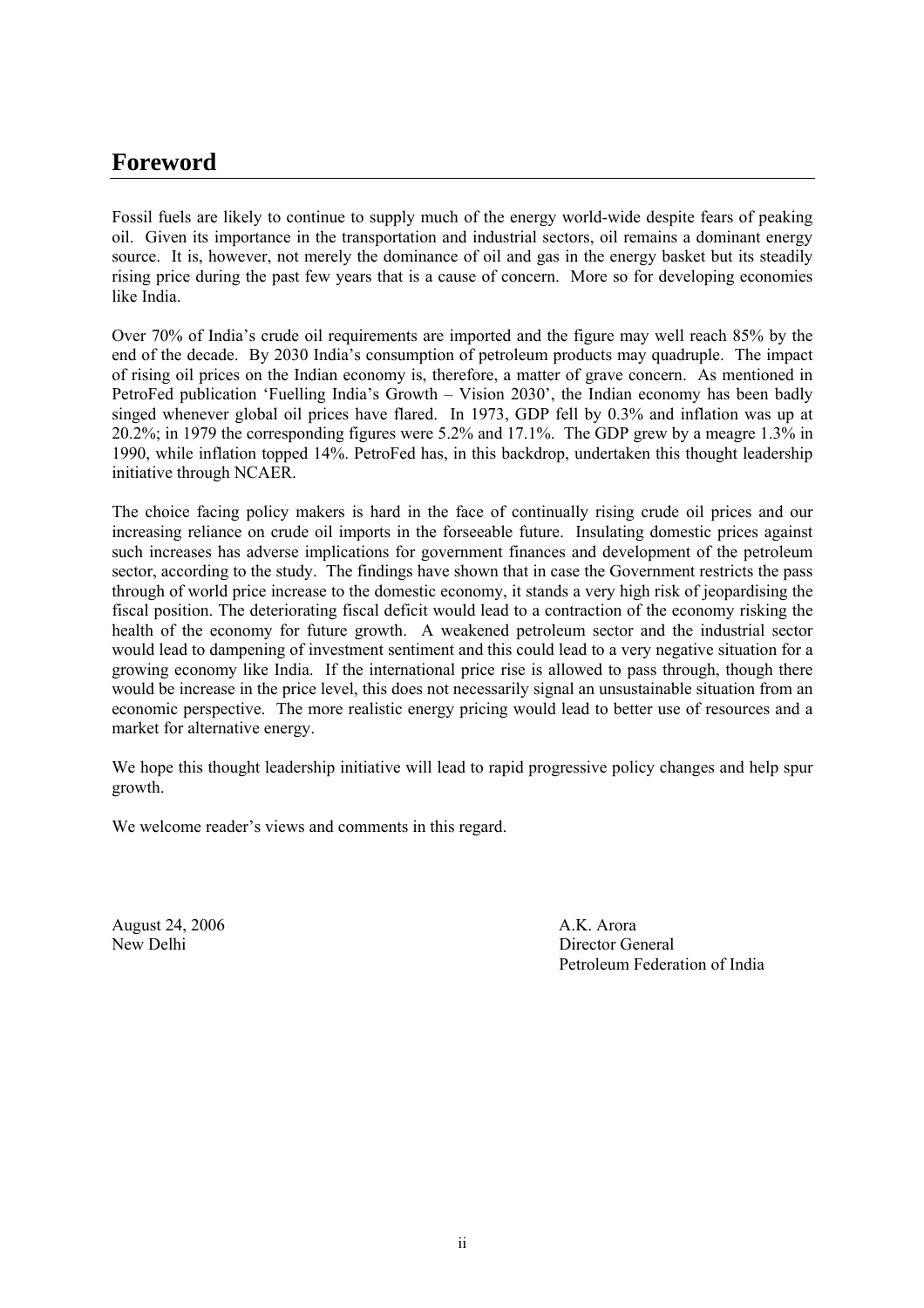# Foreword

Fossil fuels are likely to continue to supply much of the energy world-wide despite fears of peaking oil. Given its importance in the transportation and industrial sectors, oil remains a dominant energy source. It is, however, not merely the dominance of oil and gas in the energy basket but its steadily rising price during the past few years that is a cause of concern. More so for developing economies like India.

Over 70% of India's crude oil requirements are imported and the figure may well reach 85% by the end of the decade. By 2030 India's consumption of petroleum products may quadruple. The impact of rising oil prices on the Indian economy is, therefore, a matter of grave concern. As mentioned in PetroFed publication 'Fuelling India's Growth – Vision 2030', the Indian economy has been badly singed whenever global oil prices have flared. In 1973, GDP fell by 0.3% and inflation was up at 20.2%; in 1979 the corresponding figures were 5.2% and 17.1%. The GDP grew by a meagre 1.3% in 1990, while inflation topped 14%. PetroFed has, in this backdrop, undertaken this thought leadership initiative through NCAER.

The choice facing policy makers is hard in the face of continually rising crude oil prices and our increasing reliance on crude oil imports in the forseeable future. Insulating domestic prices against such increases has adverse implications for government finances and development of the petroleum sector, according to the study. The findings have shown that in case the Government restricts the pass through of world price increase to the domestic economy, it stands a very high risk of jeopardising the fiscal position. The deteriorating fiscal deficit would lead to a contraction of the economy risking the health of the economy for future growth. A weakened petroleum sector and the industrial sector would lead to dampening of investment sentiment and this could lead to a very negative situation for a growing economy like India. If the international price rise is allowed to pass through, though there would be increase in the price level, this does not necessarily signal an unsustainable situation from an economic perspective. The more realistic energy pricing would lead to better use of resources and a market for alternative energy.

We hope this thought leadership initiative will lead to rapid progressive policy changes and help spur growth.

We welcome reader's views and comments in this regard.

August 24, 2006
New Delhi

A.K. Arora
Director General
Petroleum Federation of India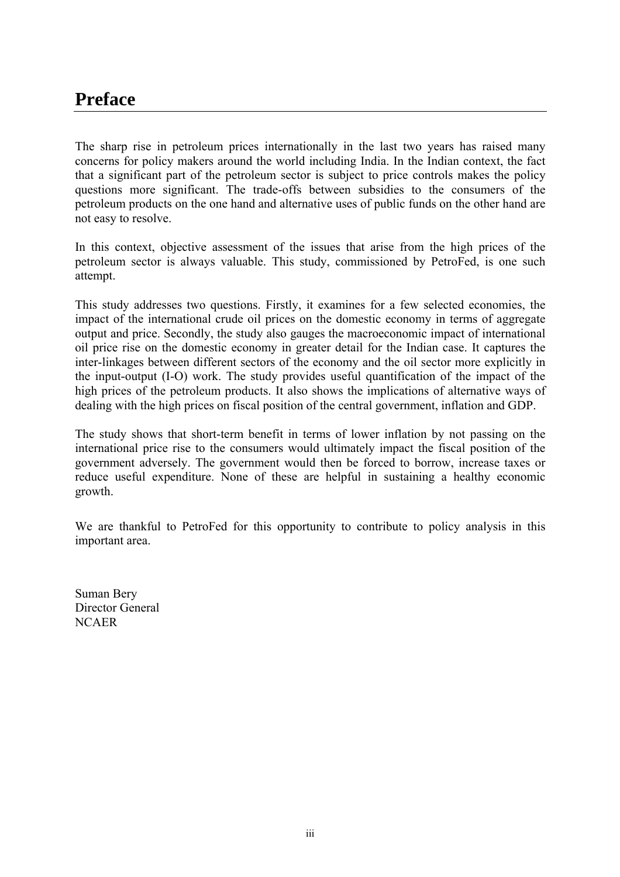# Preface

The sharp rise in petroleum prices internationally in the last two years has raised many concerns for policy makers around the world including India. In the Indian context, the fact that a significant part of the petroleum sector is subject to price controls makes the policy questions more significant. The trade-offs between subsidies to the consumers of the petroleum products on the one hand and alternative uses of public funds on the other hand are not easy to resolve.

In this context, objective assessment of the issues that arise from the high prices of the petroleum sector is always valuable. This study, commissioned by PetroFed, is one such attempt.

This study addresses two questions. Firstly, it examines for a few selected economies, the impact of the international crude oil prices on the domestic economy in terms of aggregate output and price. Secondly, the study also gauges the macroeconomic impact of international oil price rise on the domestic economy in greater detail for the Indian case. It captures the inter-linkages between different sectors of the economy and the oil sector more explicitly in the input-output (I-O) work. The study provides useful quantification of the impact of the high prices of the petroleum products. It also shows the implications of alternative ways of dealing with the high prices on fiscal position of the central government, inflation and GDP.

The study shows that short-term benefit in terms of lower inflation by not passing on the international price rise to the consumers would ultimately impact the fiscal position of the government adversely. The government would then be forced to borrow, increase taxes or reduce useful expenditure. None of these are helpful in sustaining a healthy economic growth.

We are thankful to PetroFed for this opportunity to contribute to policy analysis in this important area.

Suman Bery  
Director General  
NCAER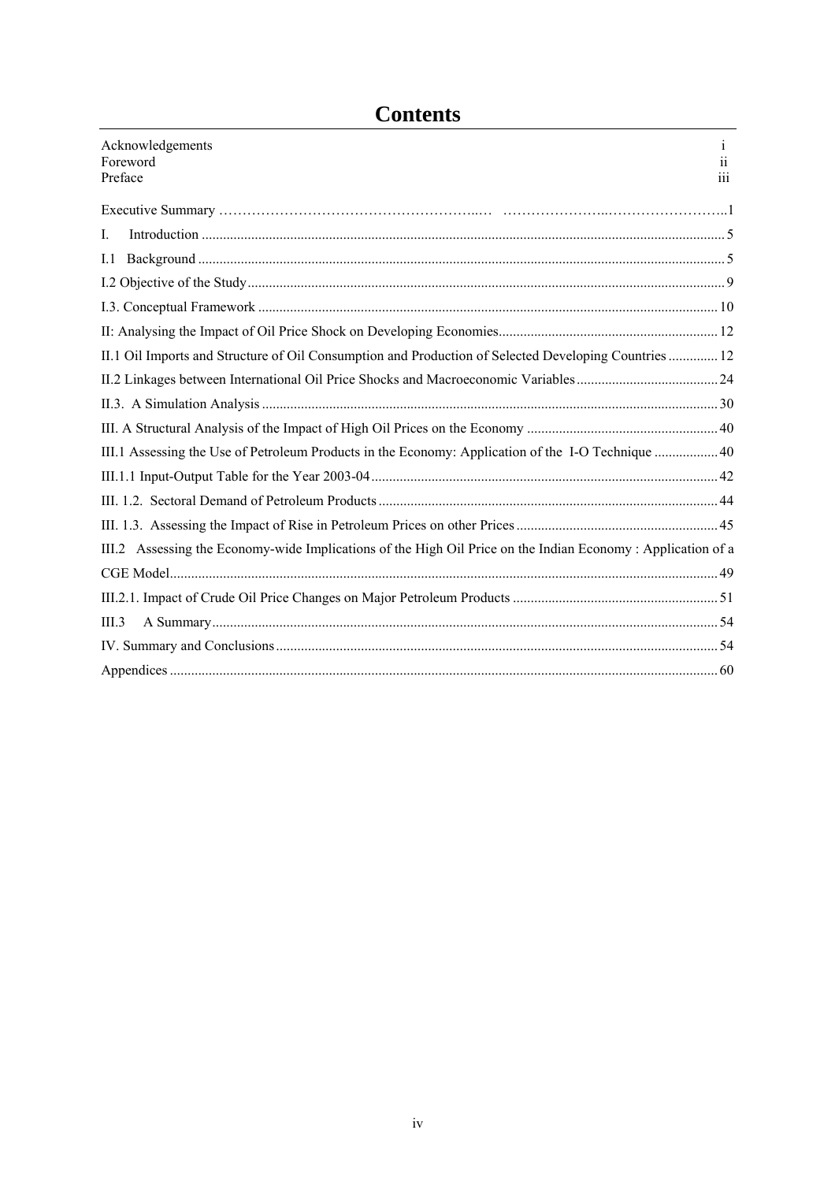# Contents

Acknowledgements ..... i
Foreword ..... ii
Preface ..... iii

Executive Summary ..... 1

I. Introduction ..... 5

I.1 Background ..... 5

I.2 Objective of the Study ..... 9

I.3. Conceptual Framework ..... 10

II: Analysing the Impact of Oil Price Shock on Developing Economies ..... 12

II.1 Oil Imports and Structure of Oil Consumption and Production of Selected Developing Countries ..... 12

II.2 Linkages between International Oil Price Shocks and Macroeconomic Variables ..... 24

II.3. A Simulation Analysis ..... 30

III. A Structural Analysis of the Impact of High Oil Prices on the Economy ..... 40

III.1 Assessing the Use of Petroleum Products in the Economy: Application of the I-O Technique ..... 40

III.1.1 Input-Output Table for the Year 2003-04 ..... 42

III. 1.2. Sectoral Demand of Petroleum Products ..... 44

III. 1.3. Assessing the Impact of Rise in Petroleum Prices on other Prices ..... 45

III.2 Assessing the Economy-wide Implications of the High Oil Price on the Indian Economy : Application of a CGE Model ..... 49

III.2.1. Impact of Crude Oil Price Changes on Major Petroleum Products ..... 51

III.3 A Summary ..... 54

IV. Summary and Conclusions ..... 54

Appendices ..... 60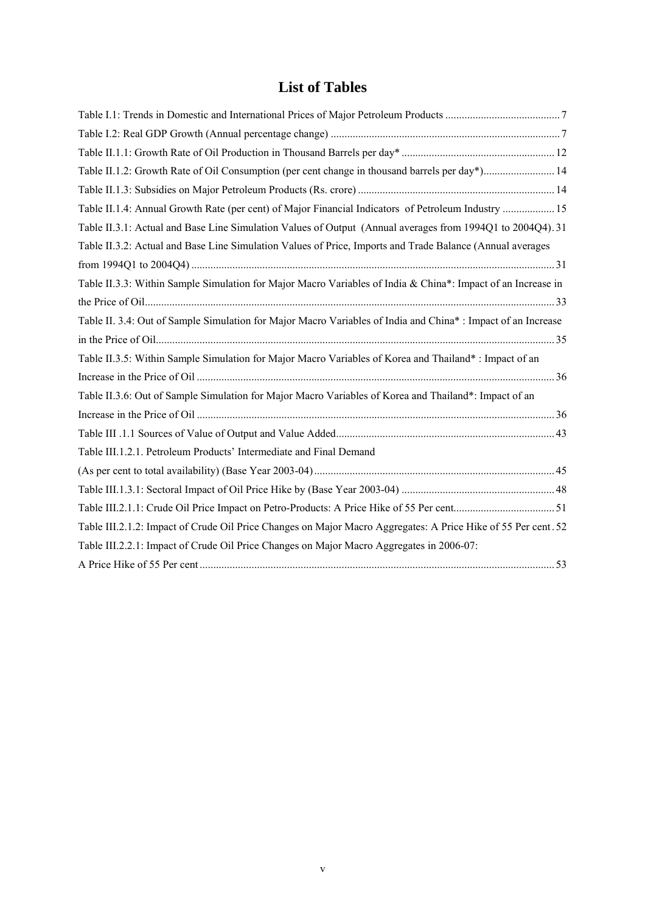# List of Tables

Table I.1: Trends in Domestic and International Prices of Major Petroleum Products ............................................ 7

Table I.2: Real GDP Growth (Annual percentage change) .................................................................................... 7

Table II.1.1: Growth Rate of Oil Production in Thousand Barrels per day* ......................................................... 12

Table II.1.2: Growth Rate of Oil Consumption (per cent change in thousand barrels per day*).......................... 14

Table II.1.3: Subsidies on Major Petroleum Products (Rs. crore) ........................................................................ 14

Table II.1.4: Annual Growth Rate (per cent) of Major Financial Indicators of Petroleum Industry ................... 15

Table II.3.1: Actual and Base Line Simulation Values of Output (Annual averages from 1994Q1 to 2004Q4). 31

Table II.3.2: Actual and Base Line Simulation Values of Price, Imports and Trade Balance (Annual averages from 1994Q1 to 2004Q4) ..................................................................................................................................... 31

Table II.3.3: Within Sample Simulation for Major Macro Variables of India & China*: Impact of an Increase in the Price of Oil...................................................................................................................................................... 33

Table II. 3.4: Out of Sample Simulation for Major Macro Variables of India and China* : Impact of an Increase in the Price of Oil.................................................................................................................................................. 35

Table II.3.5: Within Sample Simulation for Major Macro Variables of Korea and Thailand* : Impact of an Increase in the Price of Oil .................................................................................................................................. 36

Table II.3.6: Out of Sample Simulation for Major Macro Variables of Korea and Thailand*: Impact of an Increase in the Price of Oil .................................................................................................................................. 36

Table III .1.1 Sources of Value of Output and Value Added................................................................................ 43

Table III.1.2.1. Petroleum Products' Intermediate and Final Demand (As per cent to total availability) (Base Year 2003-04) ........................................................................................ 45

Table III.1.3.1: Sectoral Impact of Oil Price Hike by (Base Year 2003-04) ........................................................ 48

Table III.2.1.1: Crude Oil Price Impact on Petro-Products: A Price Hike of 55 Per cent..................................... 51

Table III.2.1.2: Impact of Crude Oil Price Changes on Major Macro Aggregates: A Price Hike of 55 Per cent . 52

Table III.2.2.1: Impact of Crude Oil Price Changes on Major Macro Aggregates in 2006-07: A Price Hike of 55 Per cent ................................................................................................................................. 53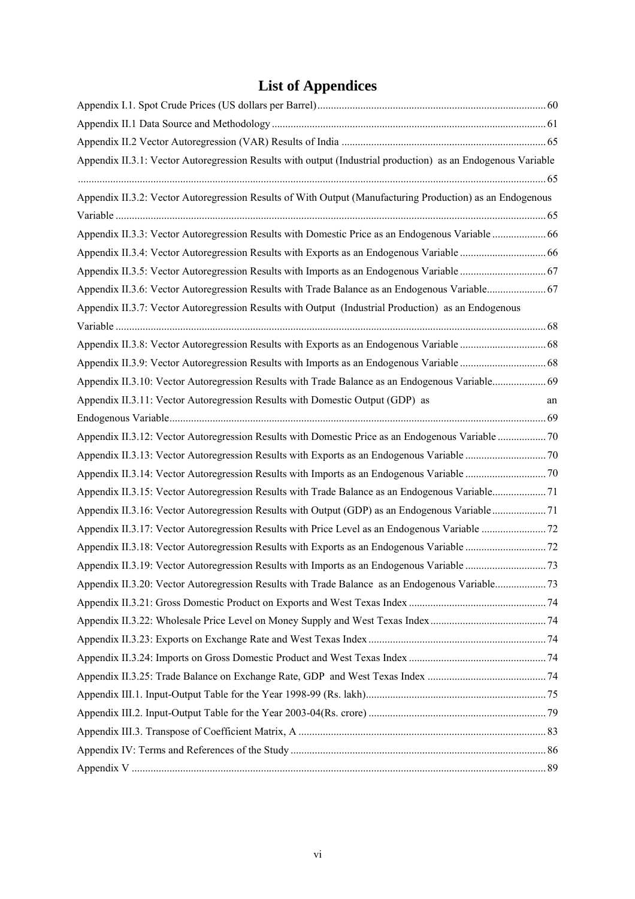# List of Appendices

Appendix I.1. Spot Crude Prices (US dollars per Barrel) ... 60

Appendix II.1 Data Source and Methodology ... 61

Appendix II.2 Vector Autoregression (VAR) Results of India ... 65

Appendix II.3.1: Vector Autoregression Results with output (Industrial production) as an Endogenous Variable ... 65

Appendix II.3.2: Vector Autoregression Results of With Output (Manufacturing Production) as an Endogenous Variable ... 65

Appendix II.3.3: Vector Autoregression Results with Domestic Price as an Endogenous Variable ... 66

Appendix II.3.4: Vector Autoregression Results with Exports as an Endogenous Variable ... 66

Appendix II.3.5: Vector Autoregression Results with Imports as an Endogenous Variable ... 67

Appendix II.3.6: Vector Autoregression Results with Trade Balance as an Endogenous Variable ... 67

Appendix II.3.7: Vector Autoregression Results with Output (Industrial Production) as an Endogenous Variable ... 68

Appendix II.3.8: Vector Autoregression Results with Exports as an Endogenous Variable ... 68

Appendix II.3.9: Vector Autoregression Results with Imports as an Endogenous Variable ... 68

Appendix II.3.10: Vector Autoregression Results with Trade Balance as an Endogenous Variable ... 69

Appendix II.3.11: Vector Autoregression Results with Domestic Output (GDP) as an Endogenous Variable ... 69

Appendix II.3.12: Vector Autoregression Results with Domestic Price as an Endogenous Variable ... 70

Appendix II.3.13: Vector Autoregression Results with Exports as an Endogenous Variable ... 70

Appendix II.3.14: Vector Autoregression Results with Imports as an Endogenous Variable ... 70

Appendix II.3.15: Vector Autoregression Results with Trade Balance as an Endogenous Variable ... 71

Appendix II.3.16: Vector Autoregression Results with Output (GDP) as an Endogenous Variable ... 71

Appendix II.3.17: Vector Autoregression Results with Price Level as an Endogenous Variable ... 72

Appendix II.3.18: Vector Autoregression Results with Exports as an Endogenous Variable ... 72

Appendix II.3.19: Vector Autoregression Results with Imports as an Endogenous Variable ... 73

Appendix II.3.20: Vector Autoregression Results with Trade Balance as an Endogenous Variable ... 73

Appendix II.3.21: Gross Domestic Product on Exports and West Texas Index ... 74

Appendix II.3.22: Wholesale Price Level on Money Supply and West Texas Index ... 74

Appendix II.3.23: Exports on Exchange Rate and West Texas Index ... 74

Appendix II.3.24: Imports on Gross Domestic Product and West Texas Index ... 74

Appendix II.3.25: Trade Balance on Exchange Rate, GDP and West Texas Index ... 74

Appendix III.1. Input-Output Table for the Year 1998-99 (Rs. lakh) ... 75

Appendix III.2. Input-Output Table for the Year 2003-04(Rs. crore) ... 79

Appendix III.3. Transpose of Coefficient Matrix, A ... 83

Appendix IV: Terms and References of the Study ... 86

Appendix V ... 89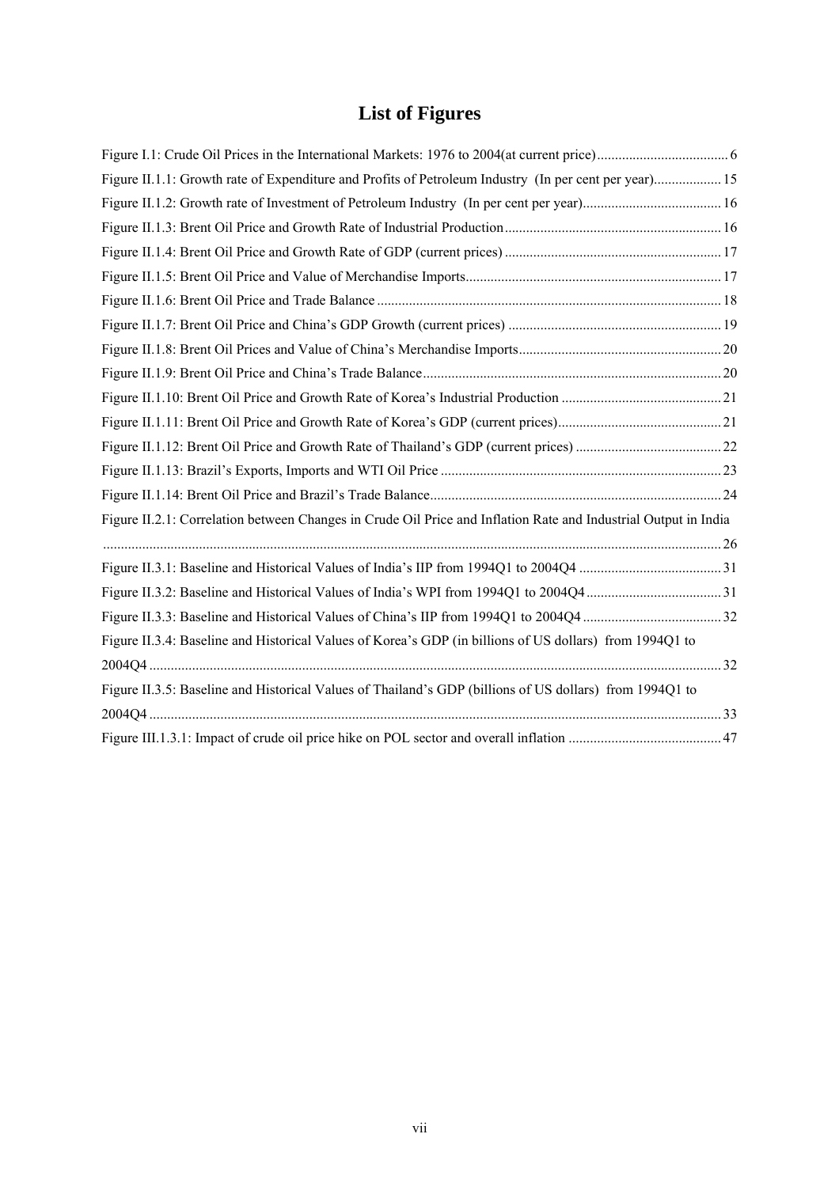# List of Figures

Figure I.1: Crude Oil Prices in the International Markets: 1976 to 2004(at current price) ..................................... 6

Figure II.1.1: Growth rate of Expenditure and Profits of Petroleum Industry (In per cent per year)................... 15

Figure II.1.2: Growth rate of Investment of Petroleum Industry (In per cent per year)....................................... 16

Figure II.1.3: Brent Oil Price and Growth Rate of Industrial Production ............................................................ 16

Figure II.1.4: Brent Oil Price and Growth Rate of GDP (current prices) ............................................................ 17

Figure II.1.5: Brent Oil Price and Value of Merchandise Imports....................................................................... 17

Figure II.1.6: Brent Oil Price and Trade Balance ................................................................................................ 18

Figure II.1.7: Brent Oil Price and China's GDP Growth (current prices) ........................................................... 19

Figure II.1.8: Brent Oil Prices and Value of China's Merchandise Imports......................................................... 20

Figure II.1.9: Brent Oil Price and China's Trade Balance................................................................................... 20

Figure II.1.10: Brent Oil Price and Growth Rate of Korea's Industrial Production ............................................ 21

Figure II.1.11: Brent Oil Price and Growth Rate of Korea's GDP (current prices)............................................. 21

Figure II.1.12: Brent Oil Price and Growth Rate of Thailand's GDP (current prices) ......................................... 22

Figure II.1.13: Brazil's Exports, Imports and WTI Oil Price .............................................................................. 23

Figure II.1.14: Brent Oil Price and Brazil's Trade Balance................................................................................. 24

Figure II.2.1: Correlation between Changes in Crude Oil Price and Inflation Rate and Industrial Output in India ........................................................................................................................................................... 26

Figure II.3.1: Baseline and Historical Values of India's IIP from 1994Q1 to 2004Q4 ........................................ 31

Figure II.3.2: Baseline and Historical Values of India's WPI from 1994Q1 to 2004Q4...................................... 31

Figure II.3.3: Baseline and Historical Values of China's IIP from 1994Q1 to 2004Q4 ....................................... 32

Figure II.3.4: Baseline and Historical Values of Korea's GDP (in billions of US dollars) from 1994Q1 to 2004Q4 ............................................................................................................................................... 32

Figure II.3.5: Baseline and Historical Values of Thailand's GDP (billions of US dollars) from 1994Q1 to 2004Q4 ............................................................................................................................................... 33

Figure III.1.3.1: Impact of crude oil price hike on POL sector and overall inflation ........................................... 47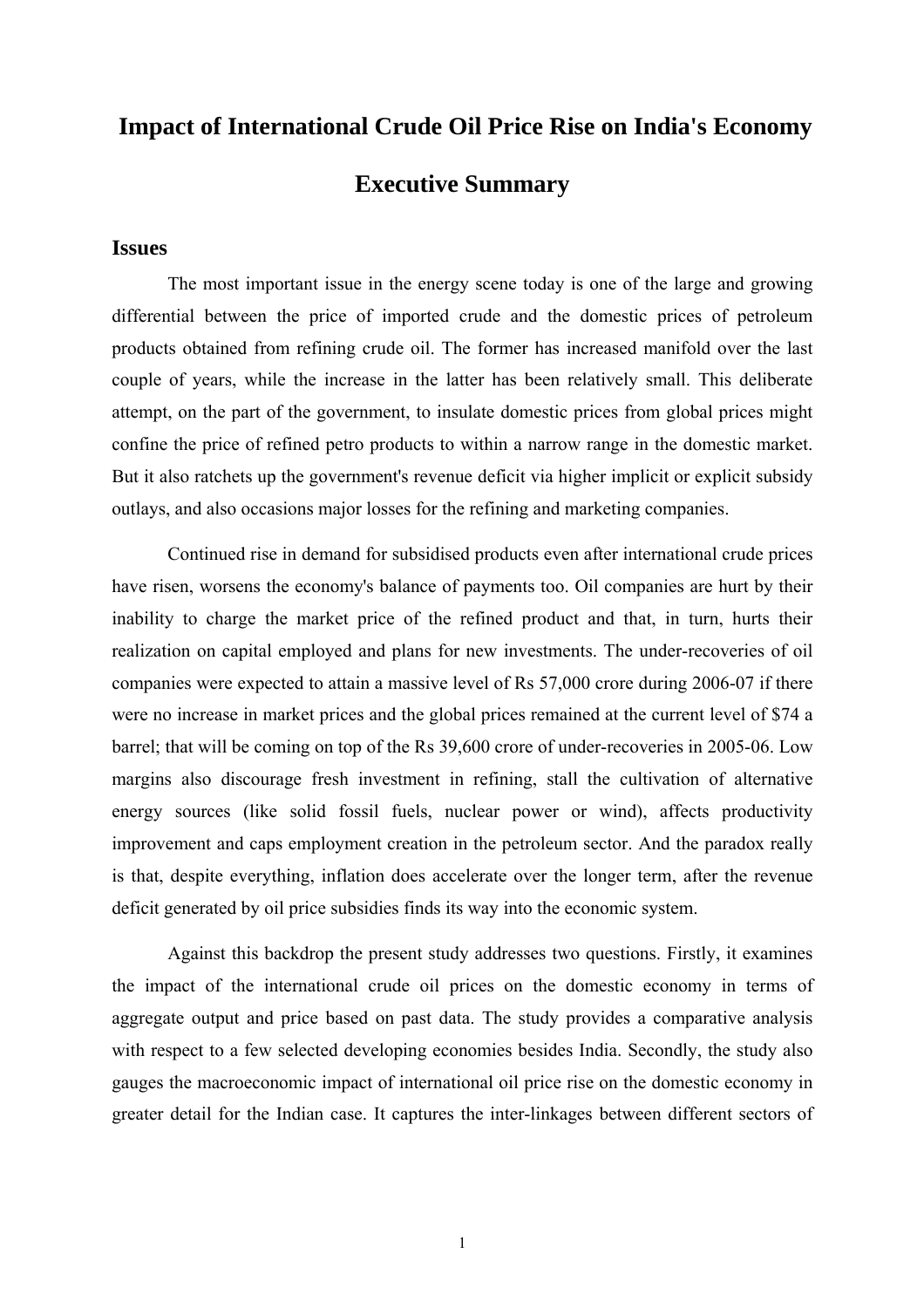# Impact of International Crude Oil Price Rise on India's Economy

## Executive Summary

### Issues

The most important issue in the energy scene today is one of the large and growing differential between the price of imported crude and the domestic prices of petroleum products obtained from refining crude oil. The former has increased manifold over the last couple of years, while the increase in the latter has been relatively small. This deliberate attempt, on the part of the government, to insulate domestic prices from global prices might confine the price of refined petro products to within a narrow range in the domestic market. But it also ratchets up the government's revenue deficit via higher implicit or explicit subsidy outlays, and also occasions major losses for the refining and marketing companies.

Continued rise in demand for subsidised products even after international crude prices have risen, worsens the economy's balance of payments too. Oil companies are hurt by their inability to charge the market price of the refined product and that, in turn, hurts their realization on capital employed and plans for new investments. The under-recoveries of oil companies were expected to attain a massive level of Rs 57,000 crore during 2006-07 if there were no increase in market prices and the global prices remained at the current level of $74 a barrel; that will be coming on top of the Rs 39,600 crore of under-recoveries in 2005-06. Low margins also discourage fresh investment in refining, stall the cultivation of alternative energy sources (like solid fossil fuels, nuclear power or wind), affects productivity improvement and caps employment creation in the petroleum sector. And the paradox really is that, despite everything, inflation does accelerate over the longer term, after the revenue deficit generated by oil price subsidies finds its way into the economic system.

Against this backdrop the present study addresses two questions. Firstly, it examines the impact of the international crude oil prices on the domestic economy in terms of aggregate output and price based on past data. The study provides a comparative analysis with respect to a few selected developing economies besides India. Secondly, the study also gauges the macroeconomic impact of international oil price rise on the domestic economy in greater detail for the Indian case. It captures the inter-linkages between different sectors of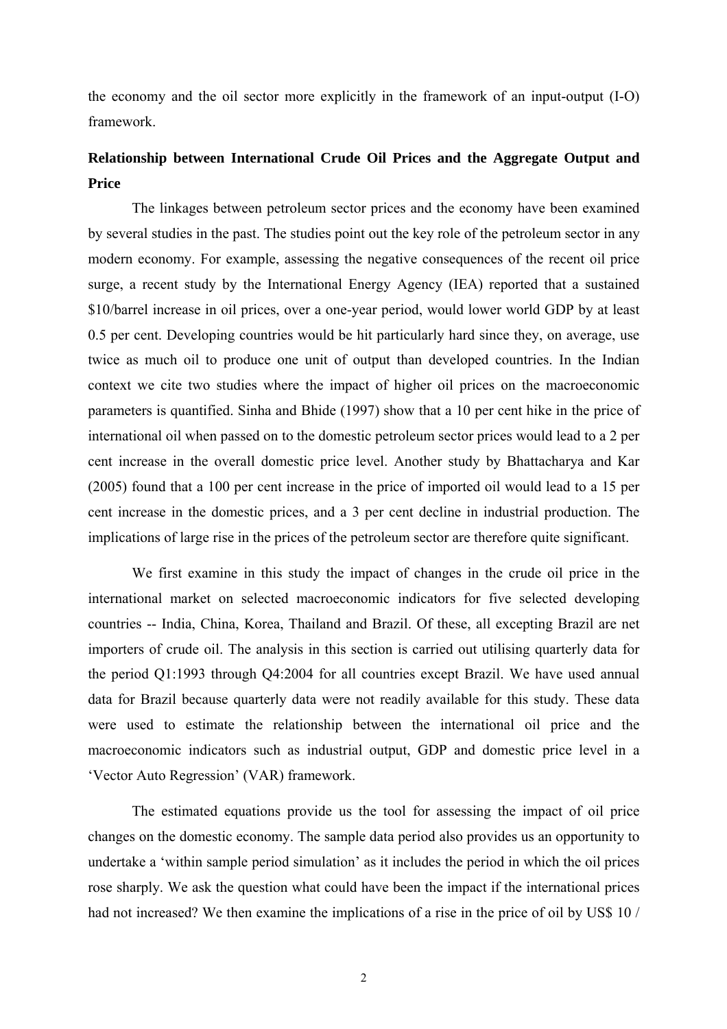the economy and the oil sector more explicitly in the framework of an input-output (I-O) framework.

## Relationship between International Crude Oil Prices and the Aggregate Output and Price

The linkages between petroleum sector prices and the economy have been examined by several studies in the past. The studies point out the key role of the petroleum sector in any modern economy. For example, assessing the negative consequences of the recent oil price surge, a recent study by the International Energy Agency (IEA) reported that a sustained $10/barrel increase in oil prices, over a one-year period, would lower world GDP by at least 0.5 per cent. Developing countries would be hit particularly hard since they, on average, use twice as much oil to produce one unit of output than developed countries. In the Indian context we cite two studies where the impact of higher oil prices on the macroeconomic parameters is quantified. Sinha and Bhide (1997) show that a 10 per cent hike in the price of international oil when passed on to the domestic petroleum sector prices would lead to a 2 per cent increase in the overall domestic price level. Another study by Bhattacharya and Kar (2005) found that a 100 per cent increase in the price of imported oil would lead to a 15 per cent increase in the domestic prices, and a 3 per cent decline in industrial production. The implications of large rise in the prices of the petroleum sector are therefore quite significant.

We first examine in this study the impact of changes in the crude oil price in the international market on selected macroeconomic indicators for five selected developing countries -- India, China, Korea, Thailand and Brazil. Of these, all excepting Brazil are net importers of crude oil. The analysis in this section is carried out utilising quarterly data for the period Q1:1993 through Q4:2004 for all countries except Brazil. We have used annual data for Brazil because quarterly data were not readily available for this study. These data were used to estimate the relationship between the international oil price and the macroeconomic indicators such as industrial output, GDP and domestic price level in a 'Vector Auto Regression' (VAR) framework.

The estimated equations provide us the tool for assessing the impact of oil price changes on the domestic economy. The sample data period also provides us an opportunity to undertake a 'within sample period simulation' as it includes the period in which the oil prices rose sharply. We ask the question what could have been the impact if the international prices had not increased? We then examine the implications of a rise in the price of oil by US$ 10 /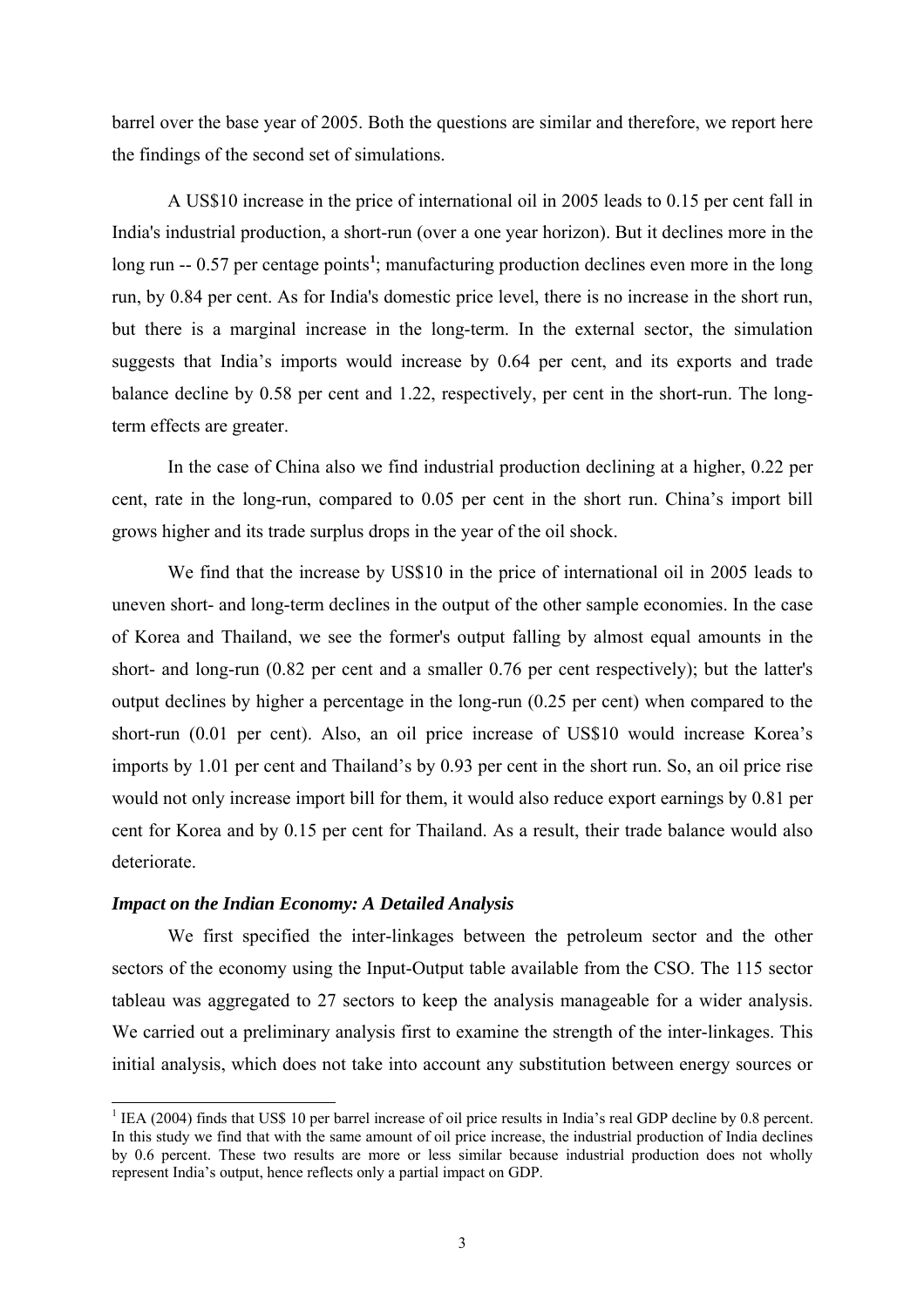barrel over the base year of 2005. Both the questions are similar and therefore, we report here the findings of the second set of simulations.

A US$10 increase in the price of international oil in 2005 leads to 0.15 per cent fall in India's industrial production, a short-run (over a one year horizon). But it declines more in the long run -- 0.57 per centage points[1]; manufacturing production declines even more in the long run, by 0.84 per cent. As for India's domestic price level, there is no increase in the short run, but there is a marginal increase in the long-term. In the external sector, the simulation suggests that India's imports would increase by 0.64 per cent, and its exports and trade balance decline by 0.58 per cent and 1.22, respectively, per cent in the short-run. The long-term effects are greater.

In the case of China also we find industrial production declining at a higher, 0.22 per cent, rate in the long-run, compared to 0.05 per cent in the short run. China's import bill grows higher and its trade surplus drops in the year of the oil shock.

We find that the increase by US$10 in the price of international oil in 2005 leads to uneven short- and long-term declines in the output of the other sample economies. In the case of Korea and Thailand, we see the former's output falling by almost equal amounts in the short- and long-run (0.82 per cent and a smaller 0.76 per cent respectively); but the latter's output declines by higher a percentage in the long-run (0.25 per cent) when compared to the short-run (0.01 per cent). Also, an oil price increase of US$10 would increase Korea's imports by 1.01 per cent and Thailand's by 0.93 per cent in the short run. So, an oil price rise would not only increase import bill for them, it would also reduce export earnings by 0.81 per cent for Korea and by 0.15 per cent for Thailand. As a result, their trade balance would also deteriorate.

***Impact on the Indian Economy: A Detailed Analysis***

We first specified the inter-linkages between the petroleum sector and the other sectors of the economy using the Input-Output table available from the CSO. The 115 sector tableau was aggregated to 27 sectors to keep the analysis manageable for a wider analysis. We carried out a preliminary analysis first to examine the strength of the inter-linkages. This initial analysis, which does not take into account any substitution between energy sources or

[1] IEA (2004) finds that US$ 10 per barrel increase of oil price results in India's real GDP decline by 0.8 percent. In this study we find that with the same amount of oil price increase, the industrial production of India declines by 0.6 percent. These two results are more or less similar because industrial production does not wholly represent India's output, hence reflects only a partial impact on GDP.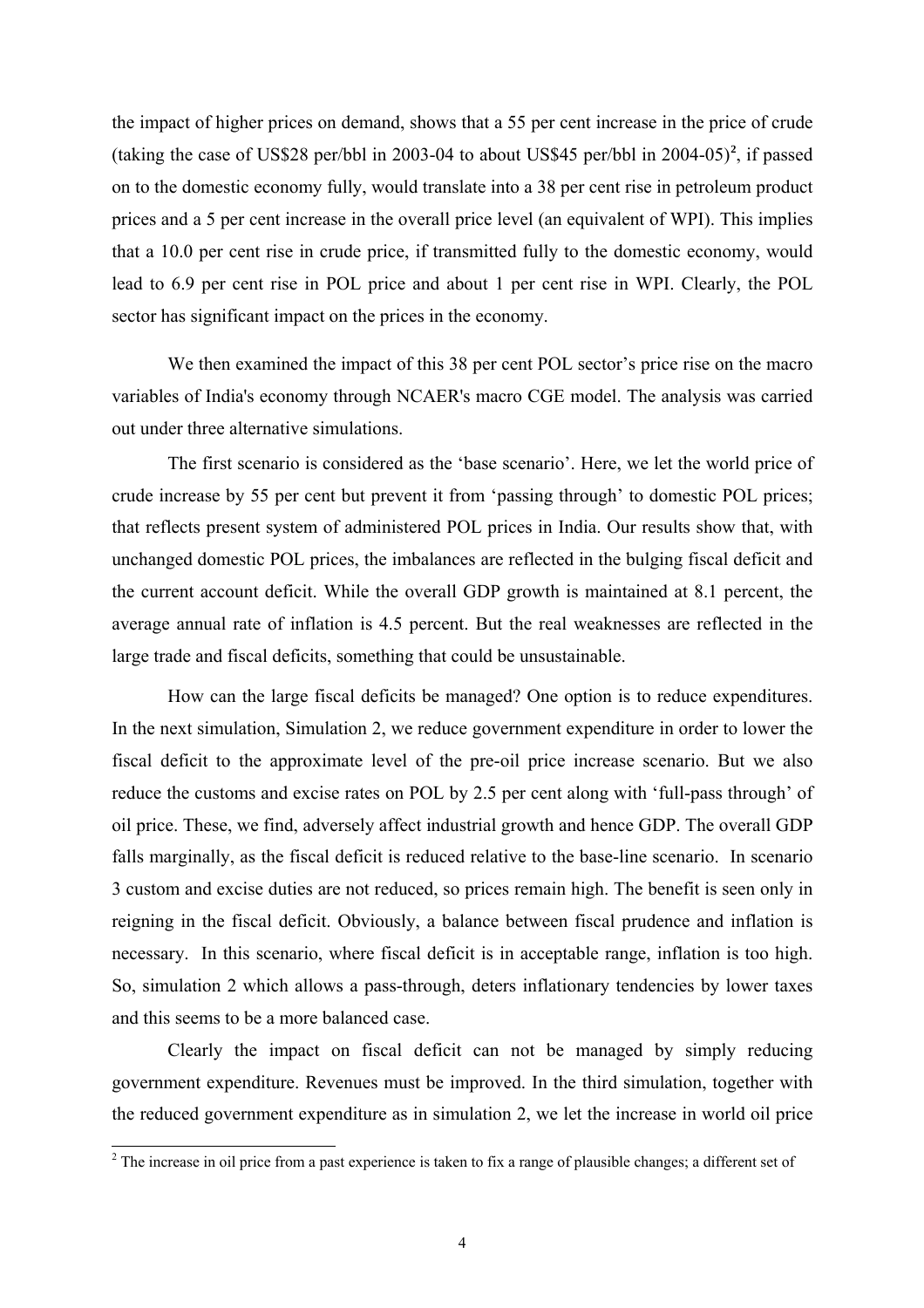the impact of higher prices on demand, shows that a 55 per cent increase in the price of crude (taking the case of US$28 per/bbl in 2003-04 to about US$45 per/bbl in 2004-05)[2], if passed on to the domestic economy fully, would translate into a 38 per cent rise in petroleum product prices and a 5 per cent increase in the overall price level (an equivalent of WPI). This implies that a 10.0 per cent rise in crude price, if transmitted fully to the domestic economy, would lead to 6.9 per cent rise in POL price and about 1 per cent rise in WPI. Clearly, the POL sector has significant impact on the prices in the economy.

We then examined the impact of this 38 per cent POL sector's price rise on the macro variables of India's economy through NCAER's macro CGE model. The analysis was carried out under three alternative simulations.

The first scenario is considered as the 'base scenario'. Here, we let the world price of crude increase by 55 per cent but prevent it from 'passing through' to domestic POL prices; that reflects present system of administered POL prices in India. Our results show that, with unchanged domestic POL prices, the imbalances are reflected in the bulging fiscal deficit and the current account deficit. While the overall GDP growth is maintained at 8.1 percent, the average annual rate of inflation is 4.5 percent. But the real weaknesses are reflected in the large trade and fiscal deficits, something that could be unsustainable.

How can the large fiscal deficits be managed? One option is to reduce expenditures. In the next simulation, Simulation 2, we reduce government expenditure in order to lower the fiscal deficit to the approximate level of the pre-oil price increase scenario. But we also reduce the customs and excise rates on POL by 2.5 per cent along with 'full-pass through' of oil price. These, we find, adversely affect industrial growth and hence GDP. The overall GDP falls marginally, as the fiscal deficit is reduced relative to the base-line scenario. In scenario 3 custom and excise duties are not reduced, so prices remain high. The benefit is seen only in reigning in the fiscal deficit. Obviously, a balance between fiscal prudence and inflation is necessary. In this scenario, where fiscal deficit is in acceptable range, inflation is too high. So, simulation 2 which allows a pass-through, deters inflationary tendencies by lower taxes and this seems to be a more balanced case.

Clearly the impact on fiscal deficit can not be managed by simply reducing government expenditure. Revenues must be improved. In the third simulation, together with the reduced government expenditure as in simulation 2, we let the increase in world oil price

[2] The increase in oil price from a past experience is taken to fix a range of plausible changes; a different set of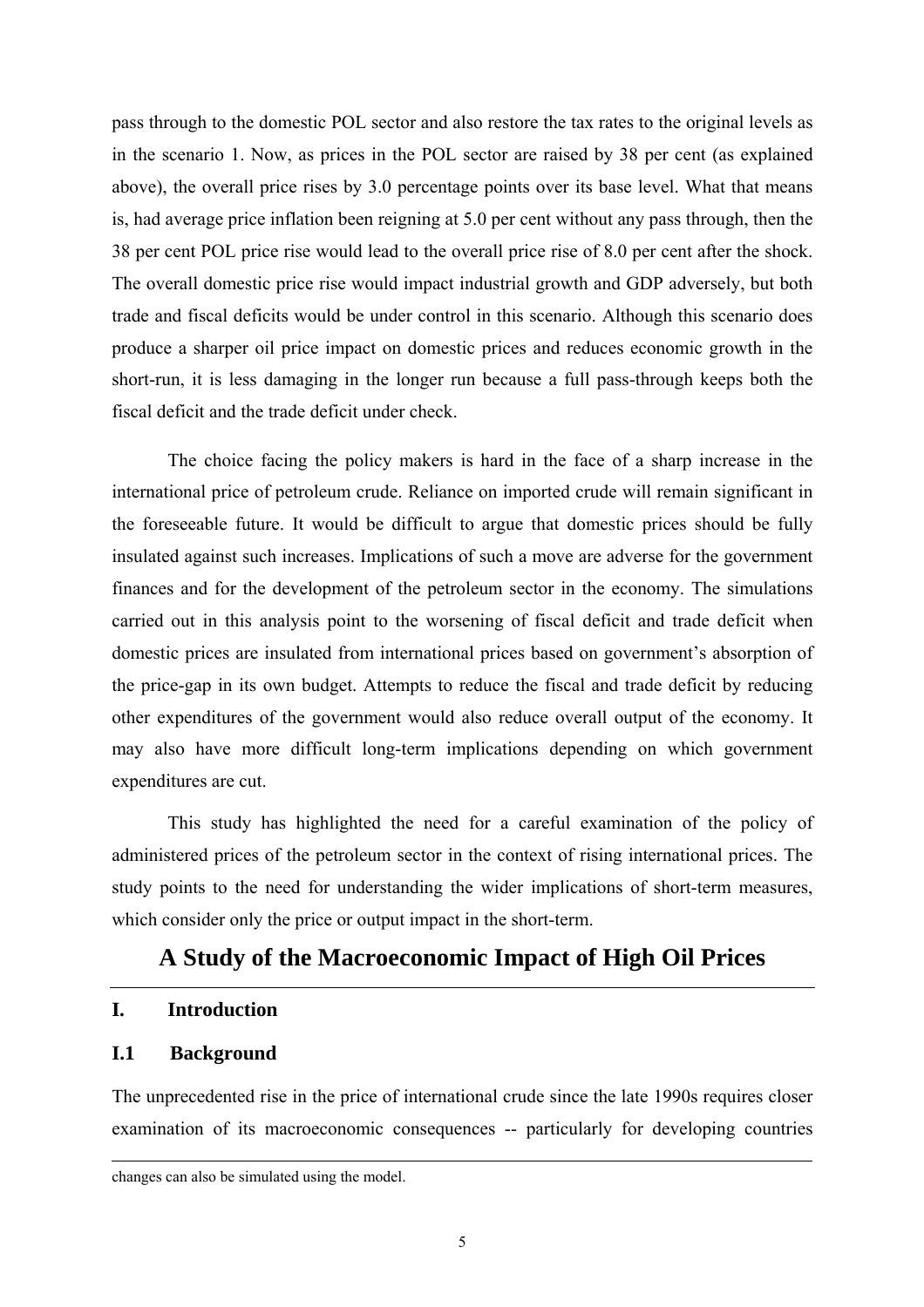pass through to the domestic POL sector and also restore the tax rates to the original levels as in the scenario 1. Now, as prices in the POL sector are raised by 38 per cent (as explained above), the overall price rises by 3.0 percentage points over its base level. What that means is, had average price inflation been reigning at 5.0 per cent without any pass through, then the 38 per cent POL price rise would lead to the overall price rise of 8.0 per cent after the shock. The overall domestic price rise would impact industrial growth and GDP adversely, but both trade and fiscal deficits would be under control in this scenario. Although this scenario does produce a sharper oil price impact on domestic prices and reduces economic growth in the short-run, it is less damaging in the longer run because a full pass-through keeps both the fiscal deficit and the trade deficit under check.

The choice facing the policy makers is hard in the face of a sharp increase in the international price of petroleum crude. Reliance on imported crude will remain significant in the foreseeable future. It would be difficult to argue that domestic prices should be fully insulated against such increases. Implications of such a move are adverse for the government finances and for the development of the petroleum sector in the economy. The simulations carried out in this analysis point to the worsening of fiscal deficit and trade deficit when domestic prices are insulated from international prices based on government's absorption of the price-gap in its own budget. Attempts to reduce the fiscal and trade deficit by reducing other expenditures of the government would also reduce overall output of the economy. It may also have more difficult long-term implications depending on which government expenditures are cut.

This study has highlighted the need for a careful examination of the policy of administered prices of the petroleum sector in the context of rising international prices. The study points to the need for understanding the wider implications of short-term measures, which consider only the price or output impact in the short-term.

# A Study of the Macroeconomic Impact of High Oil Prices

## I. Introduction

### I.1 Background

The unprecedented rise in the price of international crude since the late 1990s requires closer examination of its macroeconomic consequences -- particularly for developing countries

changes can also be simulated using the model.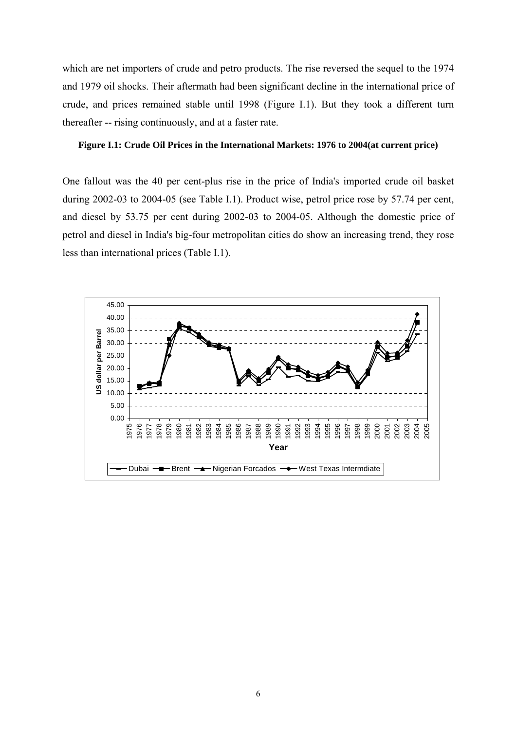which are net importers of crude and petro products. The rise reversed the sequel to the 1974 and 1979 oil shocks. Their aftermath had been significant decline in the international price of crude, and prices remained stable until 1998 (Figure I.1). But they took a different turn thereafter -- rising continuously, and at a faster rate.

**Figure I.1: Crude Oil Prices in the International Markets: 1976 to 2004(at current price)**

One fallout was the 40 per cent-plus rise in the price of India's imported crude oil basket during 2002-03 to 2004-05 (see Table I.1). Product wise, petrol price rose by 57.74 per cent, and diesel by 53.75 per cent during 2002-03 to 2004-05. Although the domestic price of petrol and diesel in India's big-four metropolitan cities do show an increasing trend, they rose less than international prices (Table I.1).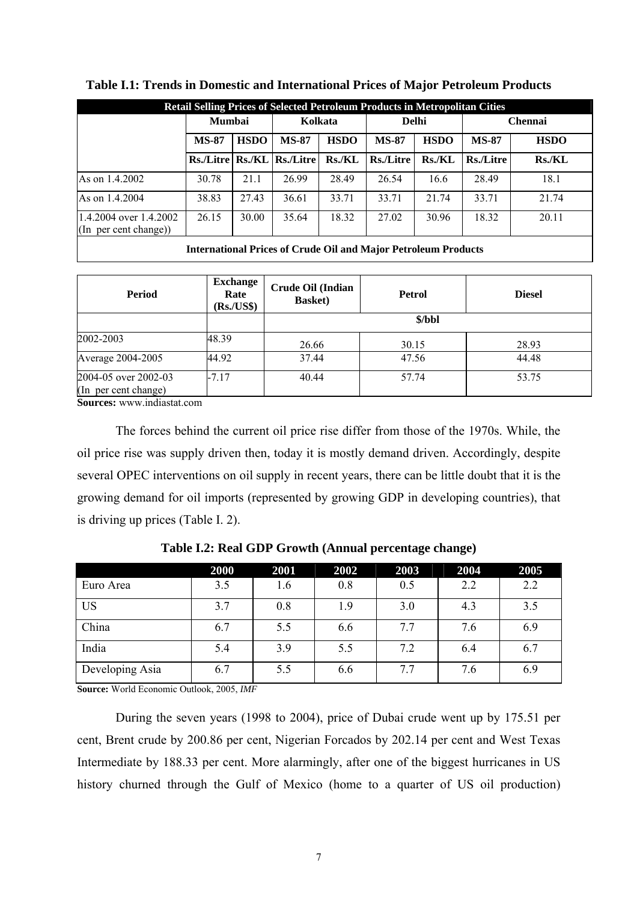**Table I.1: Trends in Domestic and International Prices of Major Petroleum Products**

| Retail Selling Prices of Selected Petroleum Products in Metropolitan Cities | | | | | | | | |
|---|---|---|---|---|---|---|---|---|
| | Mumbai | | Kolkata | | Delhi | | Chennai | |
| | MS-87 | HSDO | MS-87 | HSDO | MS-87 | HSDO | MS-87 | HSDO |
| | Rs./Litre | Rs./KL | Rs./Litre | Rs./KL | Rs./Litre | Rs./KL | Rs./Litre | Rs./KL |
| As on 1.4.2002 | 30.78 | 21.1 | 26.99 | 28.49 | 26.54 | 16.6 | 28.49 | 18.1 |
| As on 1.4.2004 | 38.83 | 27.43 | 36.61 | 33.71 | 33.71 | 21.74 | 33.71 | 21.74 |
| 1.4.2004 over 1.4.2002 (In per cent change)) | 26.15 | 30.00 | 35.64 | 18.32 | 27.02 | 30.96 | 18.32 | 20.11 |

**International Prices of Crude Oil and Major Petroleum Products**

| Period | Exchange Rate (Rs./US$) | Crude Oil (Indian Basket) | Petrol | Diesel |
|---|---|---|---|---|
| | | $/bbl | | |
| 2002-2003 | 48.39 | 26.66 | 30.15 | 28.93 |
| Average 2004-2005 | 44.92 | 37.44 | 47.56 | 44.48 |
| 2004-05 over 2002-03 (In per cent change) | -7.17 | 40.44 | 57.74 | 53.75 |

**Sources:** www.indiastat.com

The forces behind the current oil price rise differ from those of the 1970s. While, the oil price rise was supply driven then, today it is mostly demand driven. Accordingly, despite several OPEC interventions on oil supply in recent years, there can be little doubt that it is the growing demand for oil imports (represented by growing GDP in developing countries), that is driving up prices (Table I. 2).

**Table I.2: Real GDP Growth (Annual percentage change)**

| | 2000 | 2001 | 2002 | 2003 | 2004 | 2005 |
|---|---|---|---|---|---|---|
| Euro Area | 3.5 | 1.6 | 0.8 | 0.5 | 2.2 | 2.2 |
| US | 3.7 | 0.8 | 1.9 | 3.0 | 4.3 | 3.5 |
| China | 6.7 | 5.5 | 6.6 | 7.7 | 7.6 | 6.9 |
| India | 5.4 | 3.9 | 5.5 | 7.2 | 6.4 | 6.7 |
| Developing Asia | 6.7 | 5.5 | 6.6 | 7.7 | 7.6 | 6.9 |

**Source:** World Economic Outlook, 2005, *IMF*

During the seven years (1998 to 2004), price of Dubai crude went up by 175.51 per cent, Brent crude by 200.86 per cent, Nigerian Forcados by 202.14 per cent and West Texas Intermediate by 188.33 per cent. More alarmingly, after one of the biggest hurricanes in US history churned through the Gulf of Mexico (home to a quarter of US oil production)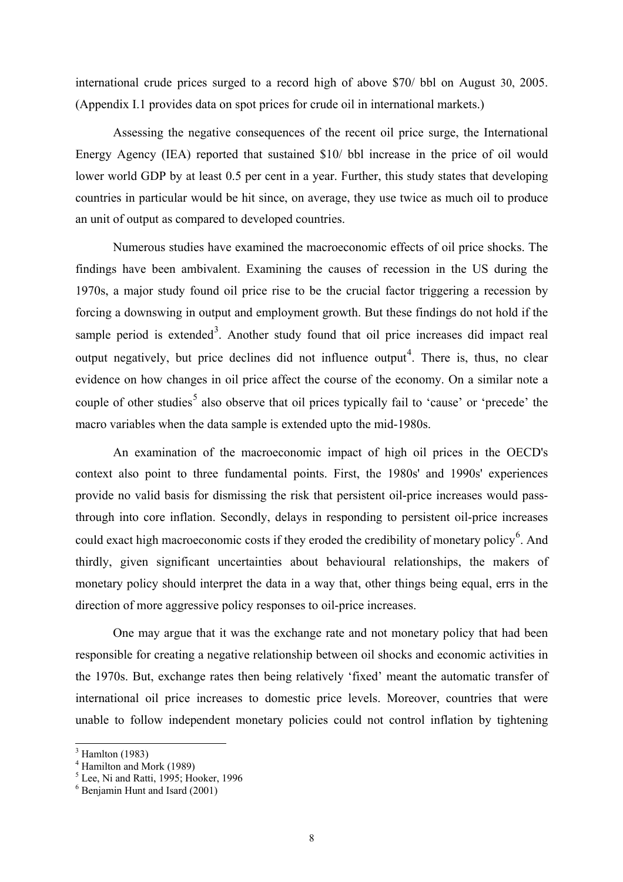international crude prices surged to a record high of above $70/ bbl on August 30, 2005. (Appendix I.1 provides data on spot prices for crude oil in international markets.)

Assessing the negative consequences of the recent oil price surge, the International Energy Agency (IEA) reported that sustained $10/ bbl increase in the price of oil would lower world GDP by at least 0.5 per cent in a year. Further, this study states that developing countries in particular would be hit since, on average, they use twice as much oil to produce an unit of output as compared to developed countries.

Numerous studies have examined the macroeconomic effects of oil price shocks. The findings have been ambivalent. Examining the causes of recession in the US during the 1970s, a major study found oil price rise to be the crucial factor triggering a recession by forcing a downswing in output and employment growth. But these findings do not hold if the sample period is extended[3]. Another study found that oil price increases did impact real output negatively, but price declines did not influence output[4]. There is, thus, no clear evidence on how changes in oil price affect the course of the economy. On a similar note a couple of other studies[5] also observe that oil prices typically fail to 'cause' or 'precede' the macro variables when the data sample is extended upto the mid-1980s.

An examination of the macroeconomic impact of high oil prices in the OECD's context also point to three fundamental points. First, the 1980s' and 1990s' experiences provide no valid basis for dismissing the risk that persistent oil-price increases would pass-through into core inflation. Secondly, delays in responding to persistent oil-price increases could exact high macroeconomic costs if they eroded the credibility of monetary policy[6]. And thirdly, given significant uncertainties about behavioural relationships, the makers of monetary policy should interpret the data in a way that, other things being equal, errs in the direction of more aggressive policy responses to oil-price increases.

One may argue that it was the exchange rate and not monetary policy that had been responsible for creating a negative relationship between oil shocks and economic activities in the 1970s. But, exchange rates then being relatively 'fixed' meant the automatic transfer of international oil price increases to domestic price levels. Moreover, countries that were unable to follow independent monetary policies could not control inflation by tightening

---

[3] Hamlton (1983)

[4] Hamilton and Mork (1989)

[5] Lee, Ni and Ratti, 1995; Hooker, 1996

[6] Benjamin Hunt and Isard (2001)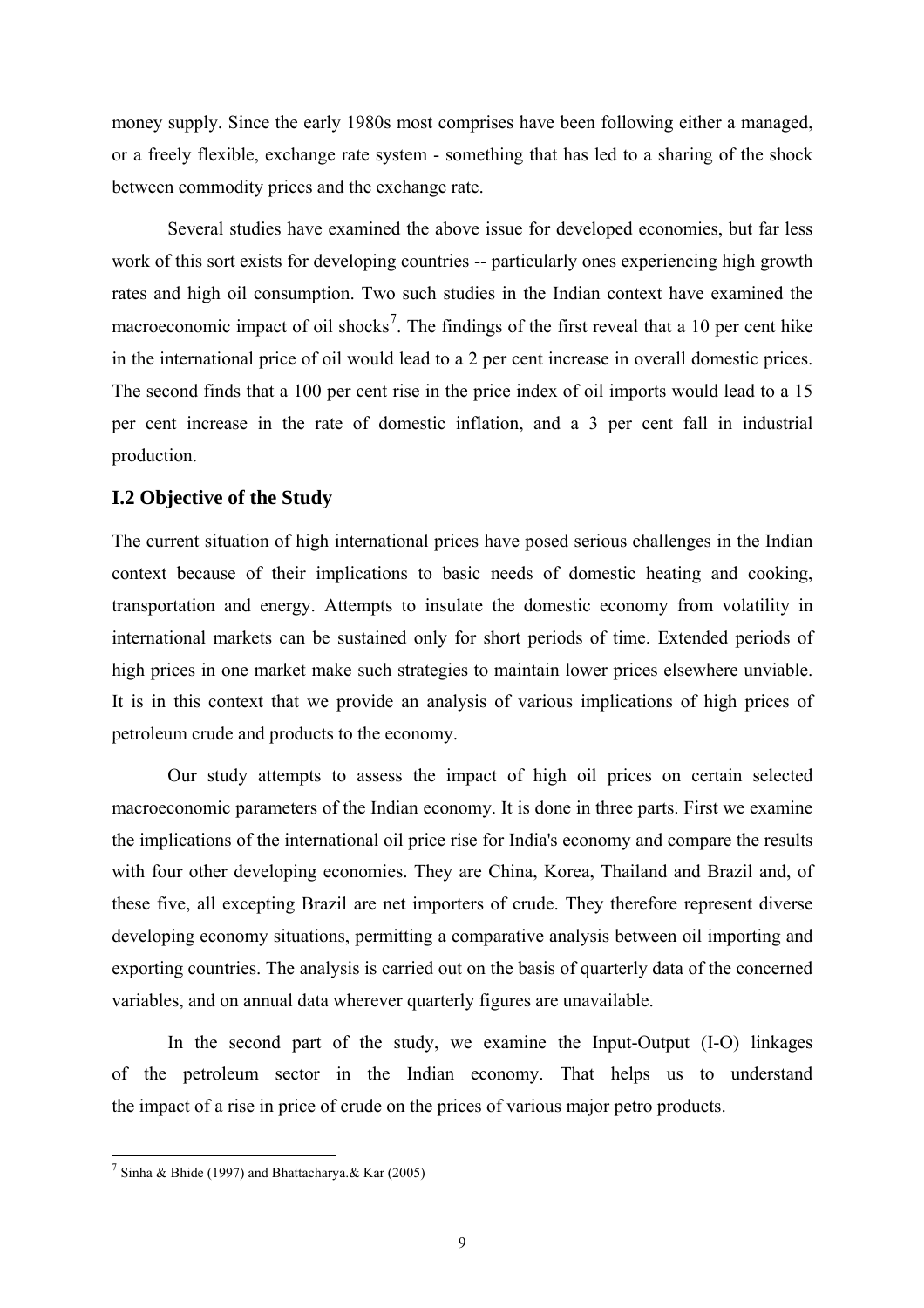money supply. Since the early 1980s most comprises have been following either a managed, or a freely flexible, exchange rate system - something that has led to a sharing of the shock between commodity prices and the exchange rate.

Several studies have examined the above issue for developed economies, but far less work of this sort exists for developing countries -- particularly ones experiencing high growth rates and high oil consumption. Two such studies in the Indian context have examined the macroeconomic impact of oil shocks[7]. The findings of the first reveal that a 10 per cent hike in the international price of oil would lead to a 2 per cent increase in overall domestic prices. The second finds that a 100 per cent rise in the price index of oil imports would lead to a 15 per cent increase in the rate of domestic inflation, and a 3 per cent fall in industrial production.

### I.2 Objective of the Study

The current situation of high international prices have posed serious challenges in the Indian context because of their implications to basic needs of domestic heating and cooking, transportation and energy. Attempts to insulate the domestic economy from volatility in international markets can be sustained only for short periods of time. Extended periods of high prices in one market make such strategies to maintain lower prices elsewhere unviable. It is in this context that we provide an analysis of various implications of high prices of petroleum crude and products to the economy.

Our study attempts to assess the impact of high oil prices on certain selected macroeconomic parameters of the Indian economy. It is done in three parts. First we examine the implications of the international oil price rise for India's economy and compare the results with four other developing economies. They are China, Korea, Thailand and Brazil and, of these five, all excepting Brazil are net importers of crude. They therefore represent diverse developing economy situations, permitting a comparative analysis between oil importing and exporting countries. The analysis is carried out on the basis of quarterly data of the concerned variables, and on annual data wherever quarterly figures are unavailable.

In the second part of the study, we examine the Input-Output (I-O) linkages of the petroleum sector in the Indian economy. That helps us to understand the impact of a rise in price of crude on the prices of various major petro products.

---

[7] Sinha & Bhide (1997) and Bhattacharya.& Kar (2005)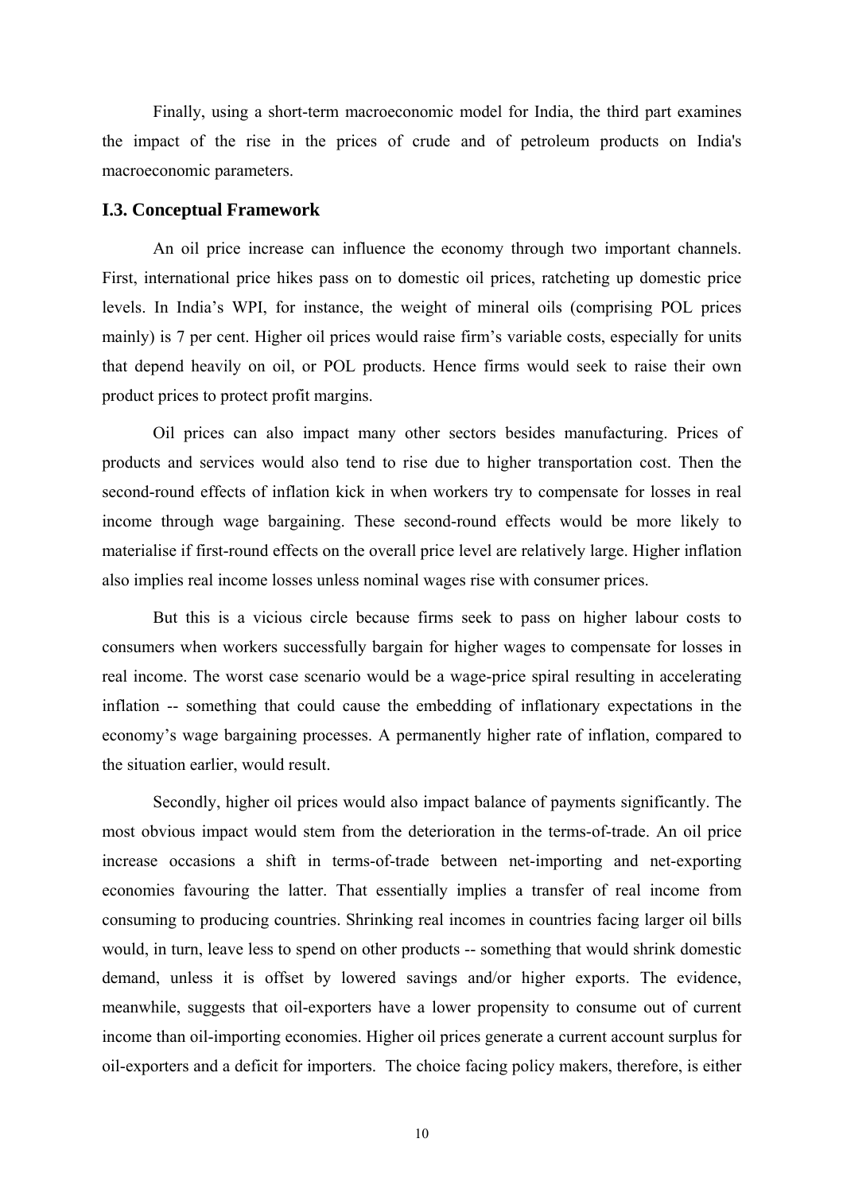Finally, using a short-term macroeconomic model for India, the third part examines the impact of the rise in the prices of crude and of petroleum products on India's macroeconomic parameters.

### I.3. Conceptual Framework

An oil price increase can influence the economy through two important channels. First, international price hikes pass on to domestic oil prices, ratcheting up domestic price levels. In India's WPI, for instance, the weight of mineral oils (comprising POL prices mainly) is 7 per cent. Higher oil prices would raise firm's variable costs, especially for units that depend heavily on oil, or POL products. Hence firms would seek to raise their own product prices to protect profit margins.

Oil prices can also impact many other sectors besides manufacturing. Prices of products and services would also tend to rise due to higher transportation cost. Then the second-round effects of inflation kick in when workers try to compensate for losses in real income through wage bargaining. These second-round effects would be more likely to materialise if first-round effects on the overall price level are relatively large. Higher inflation also implies real income losses unless nominal wages rise with consumer prices.

But this is a vicious circle because firms seek to pass on higher labour costs to consumers when workers successfully bargain for higher wages to compensate for losses in real income. The worst case scenario would be a wage-price spiral resulting in accelerating inflation -- something that could cause the embedding of inflationary expectations in the economy's wage bargaining processes. A permanently higher rate of inflation, compared to the situation earlier, would result.

Secondly, higher oil prices would also impact balance of payments significantly. The most obvious impact would stem from the deterioration in the terms-of-trade. An oil price increase occasions a shift in terms-of-trade between net-importing and net-exporting economies favouring the latter. That essentially implies a transfer of real income from consuming to producing countries. Shrinking real incomes in countries facing larger oil bills would, in turn, leave less to spend on other products -- something that would shrink domestic demand, unless it is offset by lowered savings and/or higher exports. The evidence, meanwhile, suggests that oil-exporters have a lower propensity to consume out of current income than oil-importing economies. Higher oil prices generate a current account surplus for oil-exporters and a deficit for importers. The choice facing policy makers, therefore, is either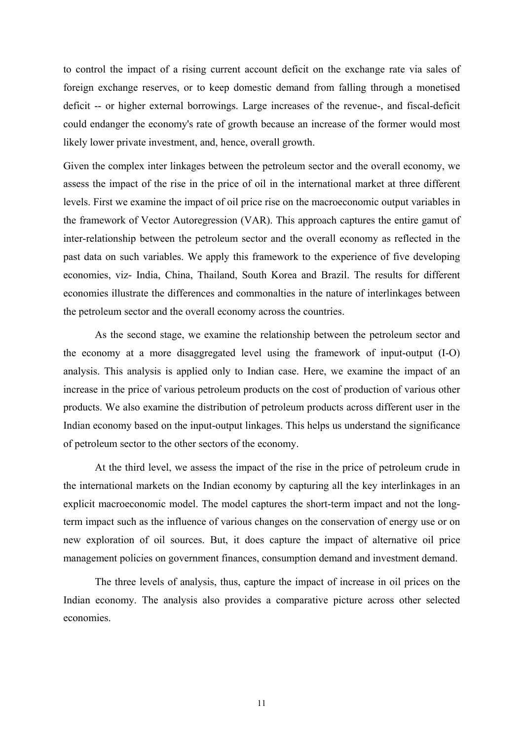to control the impact of a rising current account deficit on the exchange rate via sales of foreign exchange reserves, or to keep domestic demand from falling through a monetised deficit -- or higher external borrowings. Large increases of the revenue-, and fiscal-deficit could endanger the economy's rate of growth because an increase of the former would most likely lower private investment, and, hence, overall growth.

Given the complex inter linkages between the petroleum sector and the overall economy, we assess the impact of the rise in the price of oil in the international market at three different levels. First we examine the impact of oil price rise on the macroeconomic output variables in the framework of Vector Autoregression (VAR). This approach captures the entire gamut of inter-relationship between the petroleum sector and the overall economy as reflected in the past data on such variables. We apply this framework to the experience of five developing economies, viz- India, China, Thailand, South Korea and Brazil. The results for different economies illustrate the differences and commonalties in the nature of interlinkages between the petroleum sector and the overall economy across the countries.

As the second stage, we examine the relationship between the petroleum sector and the economy at a more disaggregated level using the framework of input-output (I-O) analysis. This analysis is applied only to Indian case. Here, we examine the impact of an increase in the price of various petroleum products on the cost of production of various other products. We also examine the distribution of petroleum products across different user in the Indian economy based on the input-output linkages. This helps us understand the significance of petroleum sector to the other sectors of the economy.

At the third level, we assess the impact of the rise in the price of petroleum crude in the international markets on the Indian economy by capturing all the key interlinkages in an explicit macroeconomic model. The model captures the short-term impact and not the long-term impact such as the influence of various changes on the conservation of energy use or on new exploration of oil sources. But, it does capture the impact of alternative oil price management policies on government finances, consumption demand and investment demand.

The three levels of analysis, thus, capture the impact of increase in oil prices on the Indian economy. The analysis also provides a comparative picture across other selected economies.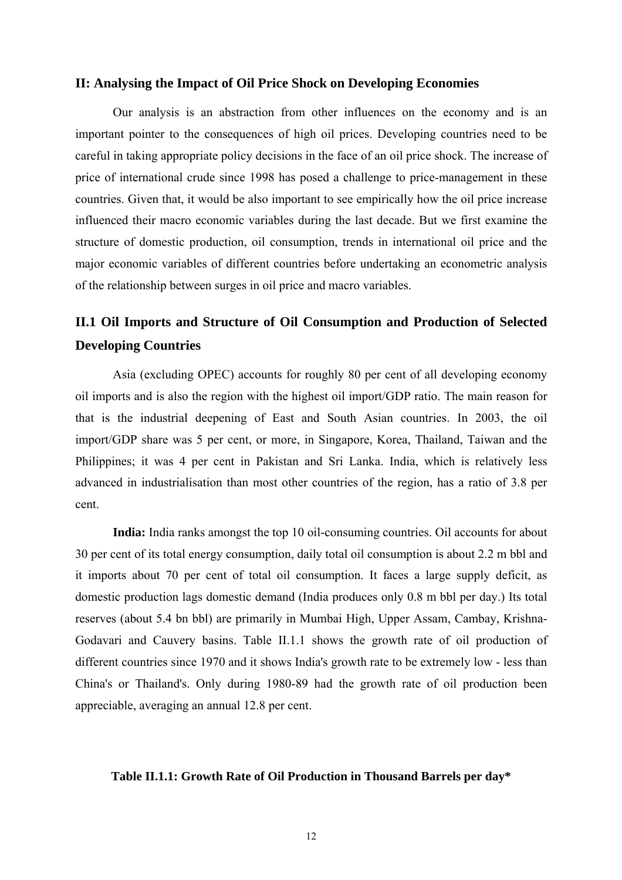## II: Analysing the Impact of Oil Price Shock on Developing Economies

Our analysis is an abstraction from other influences on the economy and is an important pointer to the consequences of high oil prices. Developing countries need to be careful in taking appropriate policy decisions in the face of an oil price shock. The increase of price of international crude since 1998 has posed a challenge to price-management in these countries. Given that, it would be also important to see empirically how the oil price increase influenced their macro economic variables during the last decade. But we first examine the structure of domestic production, oil consumption, trends in international oil price and the major economic variables of different countries before undertaking an econometric analysis of the relationship between surges in oil price and macro variables.

### II.1 Oil Imports and Structure of Oil Consumption and Production of Selected Developing Countries

Asia (excluding OPEC) accounts for roughly 80 per cent of all developing economy oil imports and is also the region with the highest oil import/GDP ratio. The main reason for that is the industrial deepening of East and South Asian countries. In 2003, the oil import/GDP share was 5 per cent, or more, in Singapore, Korea, Thailand, Taiwan and the Philippines; it was 4 per cent in Pakistan and Sri Lanka. India, which is relatively less advanced in industrialisation than most other countries of the region, has a ratio of 3.8 per cent.

**India:** India ranks amongst the top 10 oil-consuming countries. Oil accounts for about 30 per cent of its total energy consumption, daily total oil consumption is about 2.2 m bbl and it imports about 70 per cent of total oil consumption. It faces a large supply deficit, as domestic production lags domestic demand (India produces only 0.8 m bbl per day.) Its total reserves (about 5.4 bn bbl) are primarily in Mumbai High, Upper Assam, Cambay, Krishna-Godavari and Cauvery basins. Table II.1.1 shows the growth rate of oil production of different countries since 1970 and it shows India's growth rate to be extremely low - less than China's or Thailand's. Only during 1980-89 had the growth rate of oil production been appreciable, averaging an annual 12.8 per cent.

**Table II.1.1: Growth Rate of Oil Production in Thousand Barrels per day***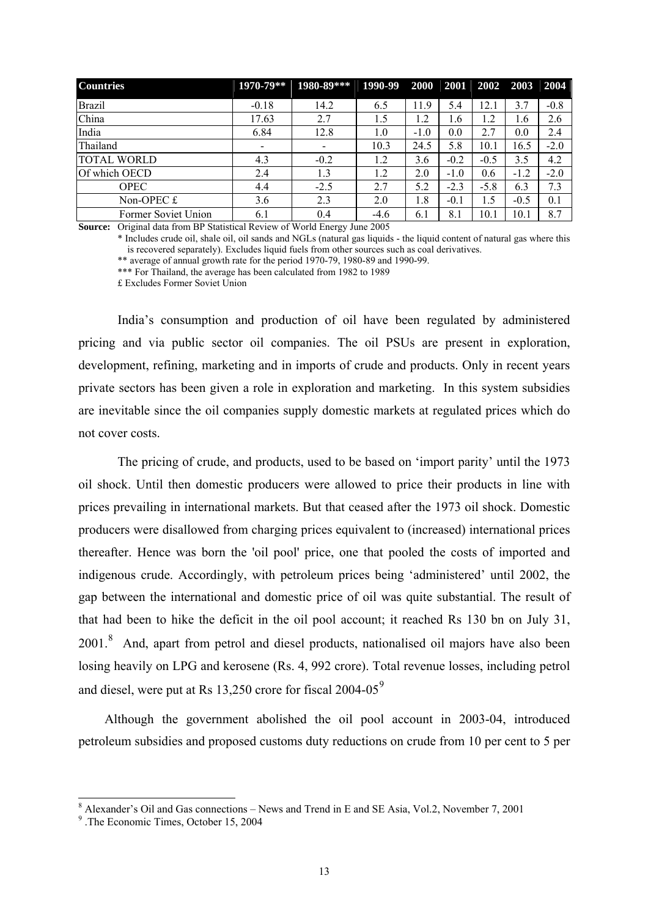| Countries | 1970-79** | 1980-89*** | 1990-99 | 2000 | 2001 | 2002 | 2003 | 2004 |
|---|---|---|---|---|---|---|---|---|
| Brazil | -0.18 | 14.2 | 6.5 | 11.9 | 5.4 | 12.1 | 3.7 | -0.8 |
| China | 17.63 | 2.7 | 1.5 | 1.2 | 1.6 | 1.2 | 1.6 | 2.6 |
| India | 6.84 | 12.8 | 1.0 | -1.0 | 0.0 | 2.7 | 0.0 | 2.4 |
| Thailand | - | - | 10.3 | 24.5 | 5.8 | 10.1 | 16.5 | -2.0 |
| TOTAL WORLD | 4.3 | -0.2 | 1.2 | 3.6 | -0.2 | -0.5 | 3.5 | 4.2 |
| Of which OECD | 2.4 | 1.3 | 1.2 | 2.0 | -1.0 | 0.6 | -1.2 | -2.0 |
| OPEC | 4.4 | -2.5 | 2.7 | 5.2 | -2.3 | -5.8 | 6.3 | 7.3 |
| Non-OPEC £ | 3.6 | 2.3 | 2.0 | 1.8 | -0.1 | 1.5 | -0.5 | 0.1 |
| Former Soviet Union | 6.1 | 0.4 | -4.6 | 6.1 | 8.1 | 10.1 | 10.1 | 8.7 |

**Source:** Original data from BP Statistical Review of World Energy June 2005

\* Includes crude oil, shale oil, oil sands and NGLs (natural gas liquids - the liquid content of natural gas where this is recovered separately). Excludes liquid fuels from other sources such as coal derivatives.

** average of annual growth rate for the period 1970-79, 1980-89 and 1990-99.

*** For Thailand, the average has been calculated from 1982 to 1989

£ Excludes Former Soviet Union

India's consumption and production of oil have been regulated by administered pricing and via public sector oil companies. The oil PSUs are present in exploration, development, refining, marketing and in imports of crude and products. Only in recent years private sectors has been given a role in exploration and marketing. In this system subsidies are inevitable since the oil companies supply domestic markets at regulated prices which do not cover costs.

The pricing of crude, and products, used to be based on 'import parity' until the 1973 oil shock. Until then domestic producers were allowed to price their products in line with prices prevailing in international markets. But that ceased after the 1973 oil shock. Domestic producers were disallowed from charging prices equivalent to (increased) international prices thereafter. Hence was born the 'oil pool' price, one that pooled the costs of imported and indigenous crude. Accordingly, with petroleum prices being 'administered' until 2002, the gap between the international and domestic price of oil was quite substantial. The result of that had been to hike the deficit in the oil pool account; it reached Rs 130 bn on July 31, 2001.[8] And, apart from petrol and diesel products, nationalised oil majors have also been losing heavily on LPG and kerosene (Rs. 4, 992 crore). Total revenue losses, including petrol and diesel, were put at Rs 13,250 crore for fiscal 2004-05[9]

Although the government abolished the oil pool account in 2003-04, introduced petroleum subsidies and proposed customs duty reductions on crude from 10 per cent to 5 per

---

[8] Alexander's Oil and Gas connections – News and Trend in E and SE Asia, Vol.2, November 7, 2001

[9] .The Economic Times, October 15, 2004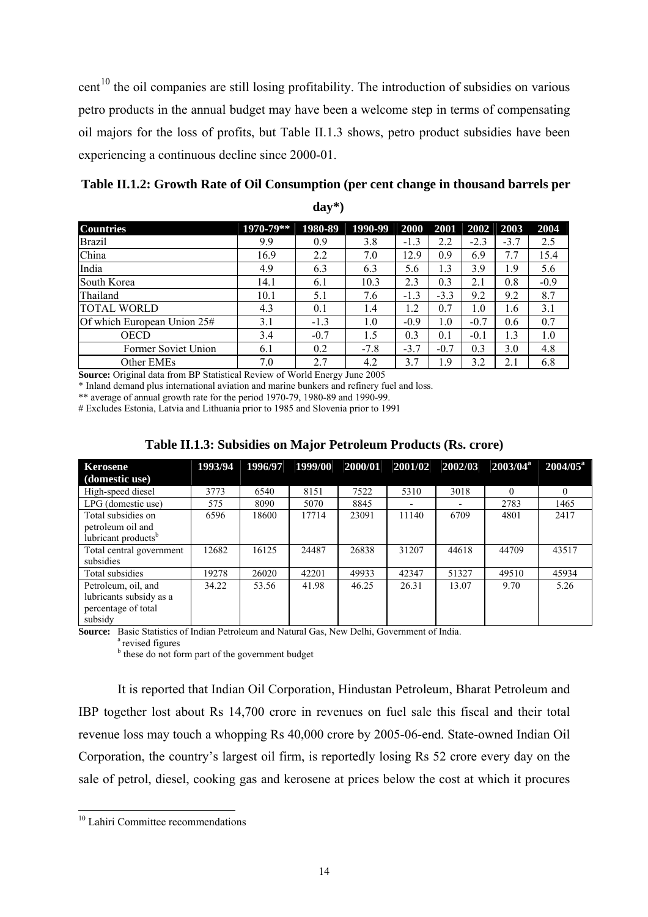cent[10] the oil companies are still losing profitability. The introduction of subsidies on various petro products in the annual budget may have been a welcome step in terms of compensating oil majors for the loss of profits, but Table II.1.3 shows, petro product subsidies have been experiencing a continuous decline since 2000-01.

**Table II.1.2: Growth Rate of Oil Consumption (per cent change in thousand barrels per day*)**

| Countries | 1970-79** | 1980-89 | 1990-99 | 2000 | 2001 | 2002 | 2003 | 2004 |
|---|---|---|---|---|---|---|---|---|
| Brazil | 9.9 | 0.9 | 3.8 | -1.3 | 2.2 | -2.3 | -3.7 | 2.5 |
| China | 16.9 | 2.2 | 7.0 | 12.9 | 0.9 | 6.9 | 7.7 | 15.4 |
| India | 4.9 | 6.3 | 6.3 | 5.6 | 1.3 | 3.9 | 1.9 | 5.6 |
| South Korea | 14.1 | 6.1 | 10.3 | 2.3 | 0.3 | 2.1 | 0.8 | -0.9 |
| Thailand | 10.1 | 5.1 | 7.6 | -1.3 | -3.3 | 9.2 | 9.2 | 8.7 |
| TOTAL WORLD | 4.3 | 0.1 | 1.4 | 1.2 | 0.7 | 1.0 | 1.6 | 3.1 |
| Of which European Union 25# | 3.1 | -1.3 | 1.0 | -0.9 | 1.0 | -0.7 | 0.6 | 0.7 |
| OECD | 3.4 | -0.7 | 1.5 | 0.3 | 0.1 | -0.1 | 1.3 | 1.0 |
| Former Soviet Union | 6.1 | 0.2 | -7.8 | -3.7 | -0.7 | 0.3 | 3.0 | 4.8 |
| Other EMEs | 7.0 | 2.7 | 4.2 | 3.7 | 1.9 | 3.2 | 2.1 | 6.8 |

**Source:** Original data from BP Statistical Review of World Energy June 2005

* Inland demand plus international aviation and marine bunkers and refinery fuel and loss.

** average of annual growth rate for the period 1970-79, 1980-89 and 1990-99.

# Excludes Estonia, Latvia and Lithuania prior to 1985 and Slovenia prior to 1991

**Table II.1.3: Subsidies on Major Petroleum Products (Rs. crore)**

| Kerosene (domestic use) | 1993/94 | 1996/97 | 1999/00 | 2000/01 | 2001/02 | 2002/03 | 2003/04[a] | 2004/05[a] |
|---|---|---|---|---|---|---|---|---|
| High-speed diesel | 3773 | 6540 | 8151 | 7522 | 5310 | 3018 | 0 | 0 |
| LPG (domestic use) | 575 | 8090 | 5070 | 8845 | - | - | 2783 | 1465 |
| Total subsidies on petroleum oil and lubricant products[b] | 6596 | 18600 | 17714 | 23091 | 11140 | 6709 | 4801 | 2417 |
| Total central government subsidies | 12682 | 16125 | 24487 | 26838 | 31207 | 44618 | 44709 | 43517 |
| Total subsidies | 19278 | 26020 | 42201 | 49933 | 42347 | 51327 | 49510 | 45934 |
| Petroleum, oil, and lubricants subsidy as a percentage of total subsidy | 34.22 | 53.56 | 41.98 | 46.25 | 26.31 | 13.07 | 9.70 | 5.26 |

**Source:** Basic Statistics of Indian Petroleum and Natural Gas, New Delhi, Government of India.

[a] revised figures

[b] these do not form part of the government budget

It is reported that Indian Oil Corporation, Hindustan Petroleum, Bharat Petroleum and IBP together lost about Rs 14,700 crore in revenues on fuel sale this fiscal and their total revenue loss may touch a whopping Rs 40,000 crore by 2005-06-end. State-owned Indian Oil Corporation, the country's largest oil firm, is reportedly losing Rs 52 crore every day on the sale of petrol, diesel, cooking gas and kerosene at prices below the cost at which it procures

[10] Lahiri Committee recommendations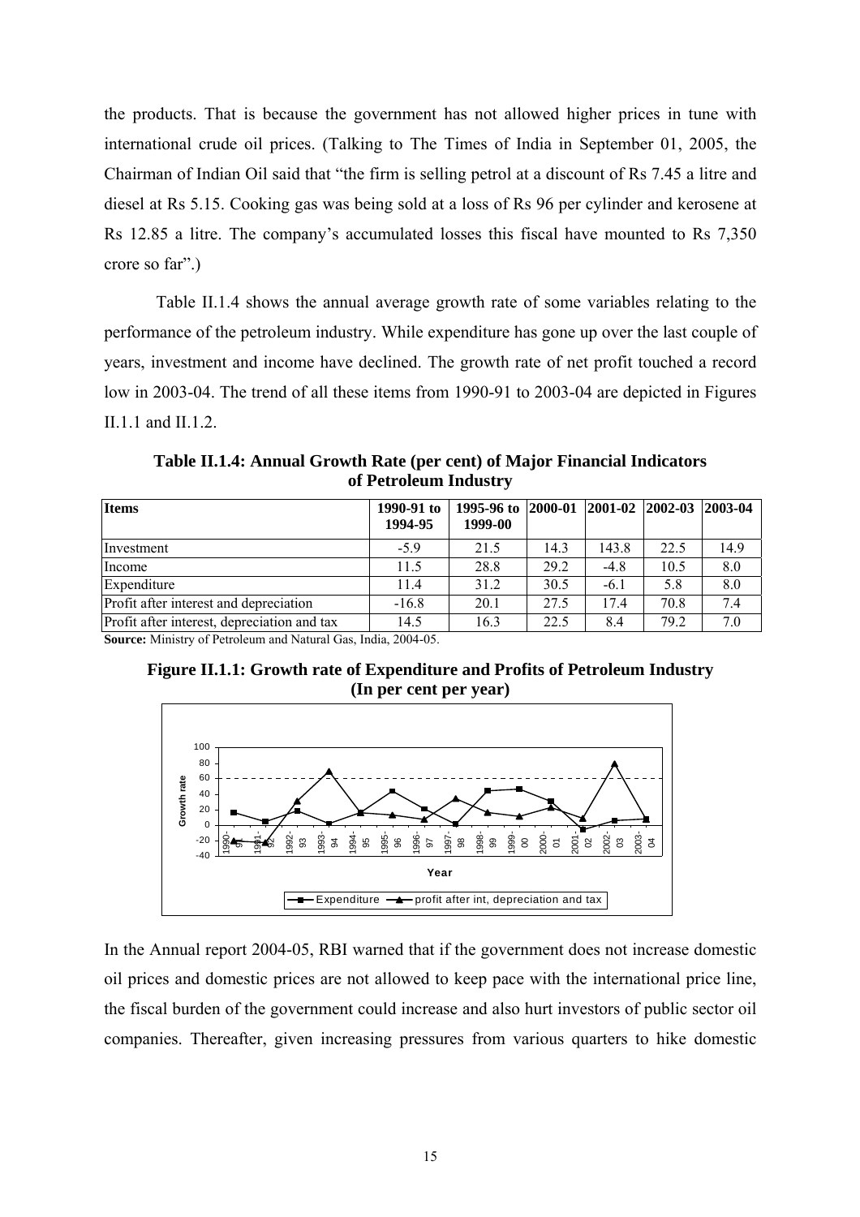the products. That is because the government has not allowed higher prices in tune with international crude oil prices. (Talking to The Times of India in September 01, 2005, the Chairman of Indian Oil said that "the firm is selling petrol at a discount of Rs 7.45 a litre and diesel at Rs 5.15. Cooking gas was being sold at a loss of Rs 96 per cylinder and kerosene at Rs 12.85 a litre. The company's accumulated losses this fiscal have mounted to Rs 7,350 crore so far".)

Table II.1.4 shows the annual average growth rate of some variables relating to the performance of the petroleum industry. While expenditure has gone up over the last couple of years, investment and income have declined. The growth rate of net profit touched a record low in 2003-04. The trend of all these items from 1990-91 to 2003-04 are depicted in Figures II.1.1 and II.1.2.

**Table II.1.4: Annual Growth Rate (per cent) of Major Financial Indicators of Petroleum Industry**

| Items | 1990-91 to 1994-95 | 1995-96 to 1999-00 | 2000-01 | 2001-02 | 2002-03 | 2003-04 |
|---|---|---|---|---|---|---|
| Investment | -5.9 | 21.5 | 14.3 | 143.8 | 22.5 | 14.9 |
| Income | 11.5 | 28.8 | 29.2 | -4.8 | 10.5 | 8.0 |
| Expenditure | 11.4 | 31.2 | 30.5 | -6.1 | 5.8 | 8.0 |
| Profit after interest and depreciation | -16.8 | 20.1 | 27.5 | 17.4 | 70.8 | 7.4 |
| Profit after interest, depreciation and tax | 14.5 | 16.3 | 22.5 | 8.4 | 79.2 | 7.0 |

**Source:** Ministry of Petroleum and Natural Gas, India, 2004-05.

**Figure II.1.1: Growth rate of Expenditure and Profits of Petroleum Industry (In per cent per year)**

In the Annual report 2004-05, RBI warned that if the government does not increase domestic oil prices and domestic prices are not allowed to keep pace with the international price line, the fiscal burden of the government could increase and also hurt investors of public sector oil companies. Thereafter, given increasing pressures from various quarters to hike domestic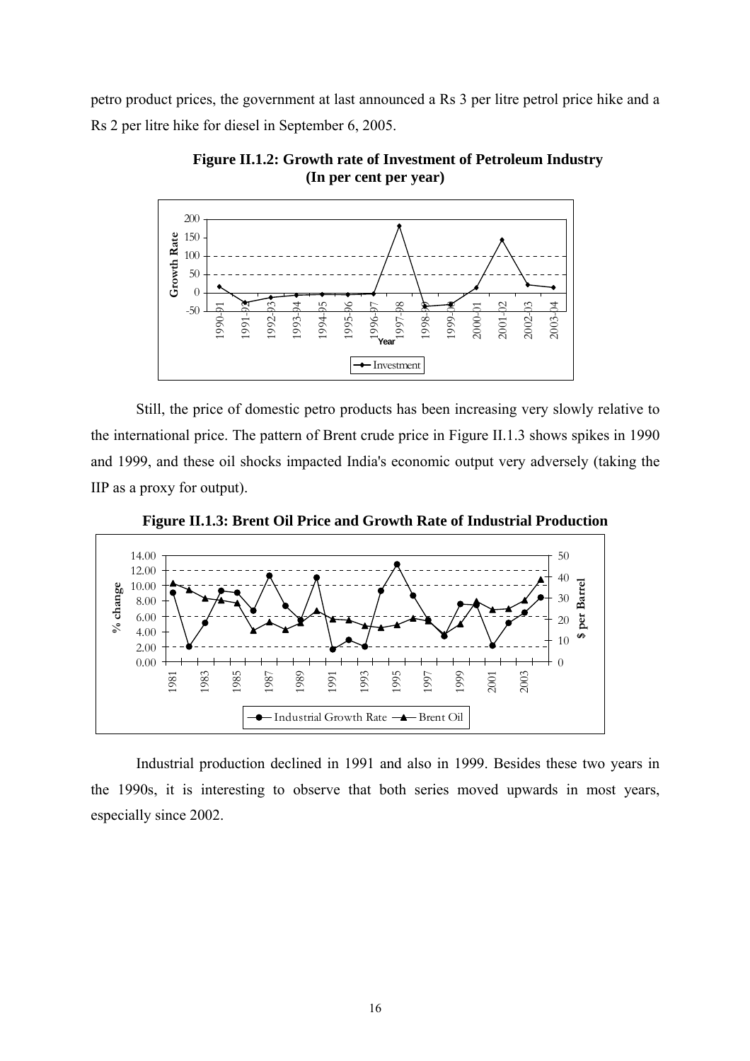petro product prices, the government at last announced a Rs 3 per litre petrol price hike and a Rs 2 per litre hike for diesel in September 6, 2005.

**Figure II.1.2: Growth rate of Investment of Petroleum Industry (In per cent per year)**

Still, the price of domestic petro products has been increasing very slowly relative to the international price. The pattern of Brent crude price in Figure II.1.3 shows spikes in 1990 and 1999, and these oil shocks impacted India's economic output very adversely (taking the IIP as a proxy for output).

**Figure II.1.3: Brent Oil Price and Growth Rate of Industrial Production**

Industrial production declined in 1991 and also in 1999. Besides these two years in the 1990s, it is interesting to observe that both series moved upwards in most years, especially since 2002.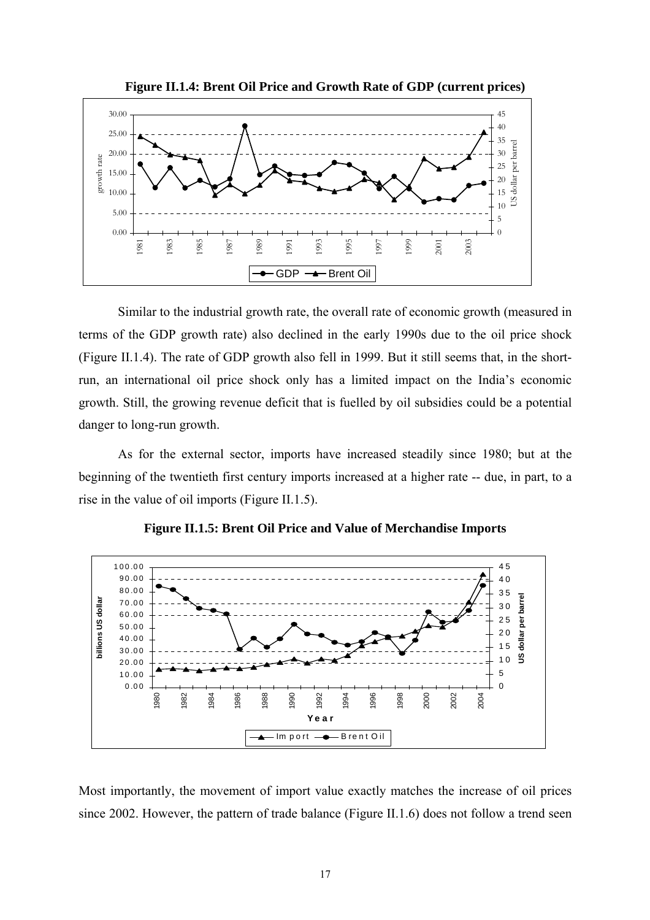**Figure II.1.4: Brent Oil Price and Growth Rate of GDP (current prices)**

Similar to the industrial growth rate, the overall rate of economic growth (measured in terms of the GDP growth rate) also declined in the early 1990s due to the oil price shock (Figure II.1.4). The rate of GDP growth also fell in 1999. But it still seems that, in the short-run, an international oil price shock only has a limited impact on the India's economic growth. Still, the growing revenue deficit that is fuelled by oil subsidies could be a potential danger to long-run growth.

As for the external sector, imports have increased steadily since 1980; but at the beginning of the twentieth first century imports increased at a higher rate -- due, in part, to a rise in the value of oil imports (Figure II.1.5).

**Figure II.1.5: Brent Oil Price and Value of Merchandise Imports**

Most importantly, the movement of import value exactly matches the increase of oil prices since 2002. However, the pattern of trade balance (Figure II.1.6) does not follow a trend seen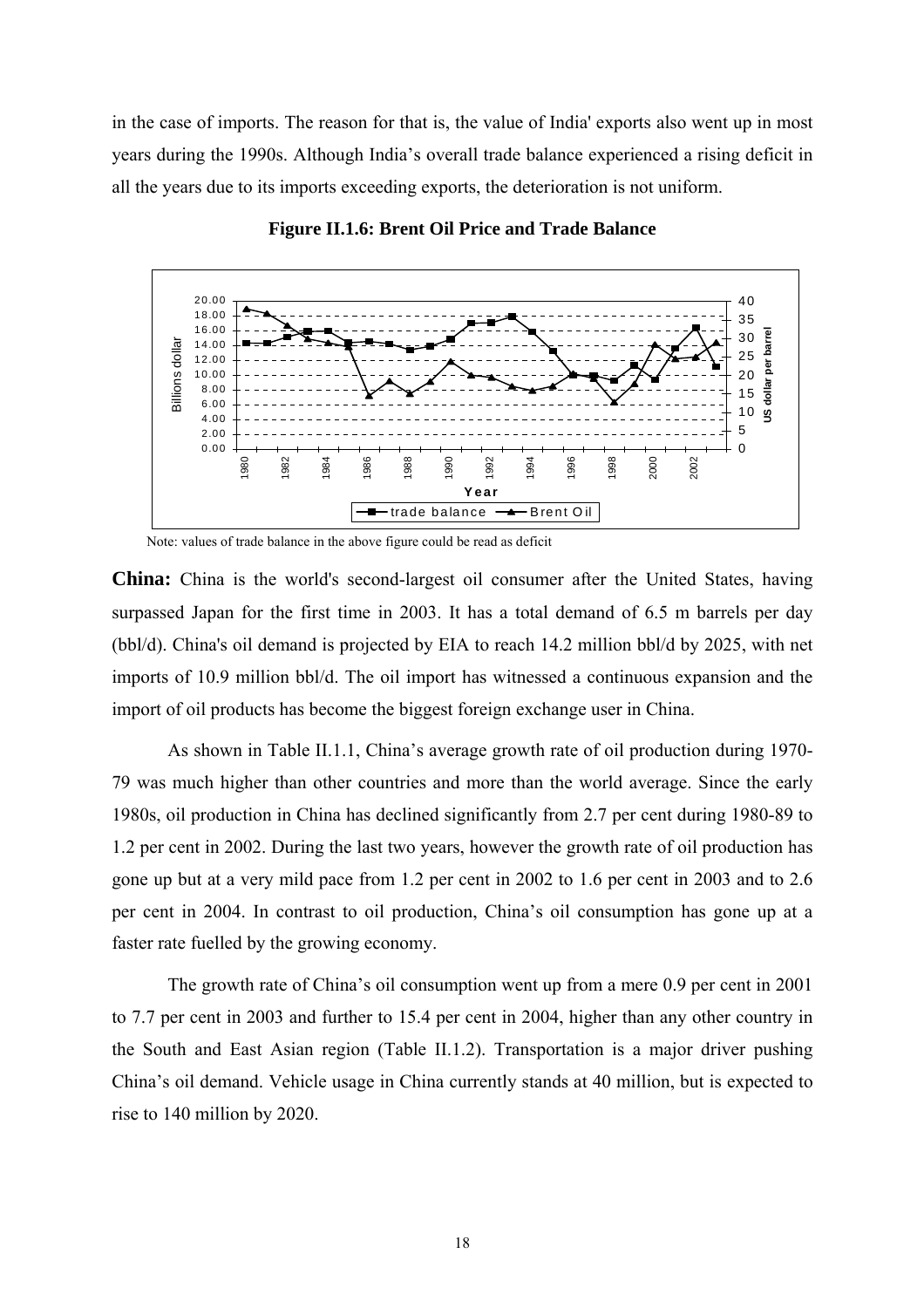in the case of imports. The reason for that is, the value of India' exports also went up in most years during the 1990s. Although India's overall trade balance experienced a rising deficit in all the years due to its imports exceeding exports, the deterioration is not uniform.

**Figure II.1.6: Brent Oil Price and Trade Balance**

Note: values of trade balance in the above figure could be read as deficit

**China:** China is the world's second-largest oil consumer after the United States, having surpassed Japan for the first time in 2003. It has a total demand of 6.5 m barrels per day (bbl/d). China's oil demand is projected by EIA to reach 14.2 million bbl/d by 2025, with net imports of 10.9 million bbl/d. The oil import has witnessed a continuous expansion and the import of oil products has become the biggest foreign exchange user in China.

As shown in Table II.1.1, China's average growth rate of oil production during 1970-79 was much higher than other countries and more than the world average. Since the early 1980s, oil production in China has declined significantly from 2.7 per cent during 1980-89 to 1.2 per cent in 2002. During the last two years, however the growth rate of oil production has gone up but at a very mild pace from 1.2 per cent in 2002 to 1.6 per cent in 2003 and to 2.6 per cent in 2004. In contrast to oil production, China's oil consumption has gone up at a faster rate fuelled by the growing economy.

The growth rate of China's oil consumption went up from a mere 0.9 per cent in 2001 to 7.7 per cent in 2003 and further to 15.4 per cent in 2004, higher than any other country in the South and East Asian region (Table II.1.2). Transportation is a major driver pushing China's oil demand. Vehicle usage in China currently stands at 40 million, but is expected to rise to 140 million by 2020.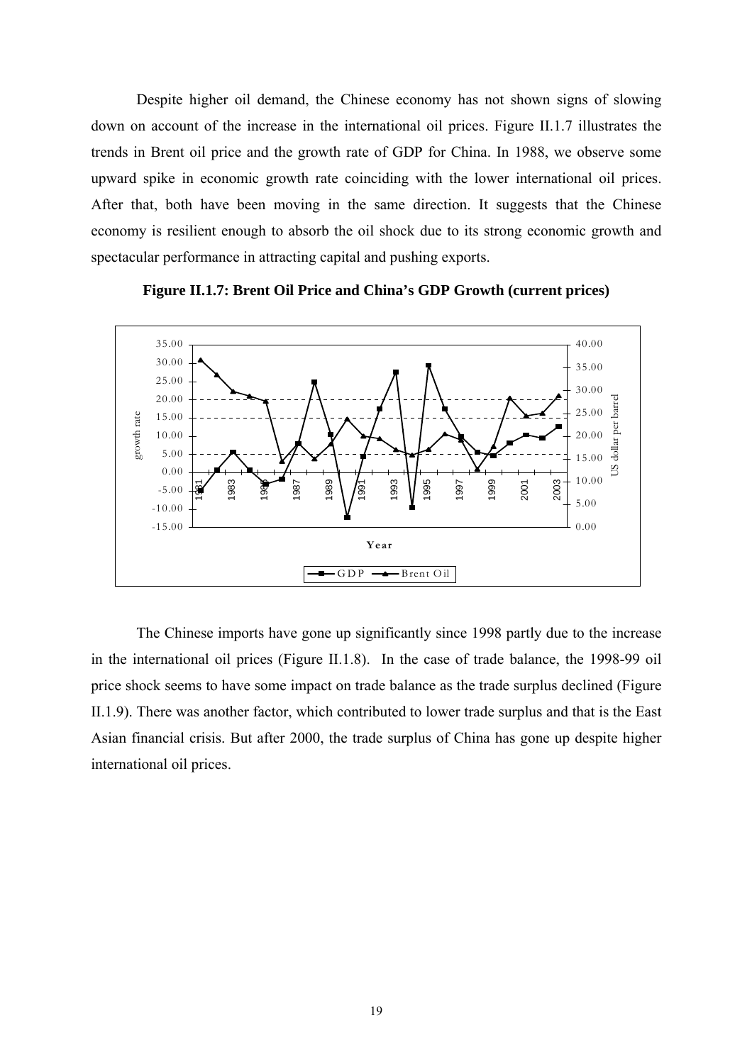Despite higher oil demand, the Chinese economy has not shown signs of slowing down on account of the increase in the international oil prices. Figure II.1.7 illustrates the trends in Brent oil price and the growth rate of GDP for China. In 1988, we observe some upward spike in economic growth rate coinciding with the lower international oil prices. After that, both have been moving in the same direction. It suggests that the Chinese economy is resilient enough to absorb the oil shock due to its strong economic growth and spectacular performance in attracting capital and pushing exports.

**Figure II.1.7: Brent Oil Price and China's GDP Growth (current prices)**

The Chinese imports have gone up significantly since 1998 partly due to the increase in the international oil prices (Figure II.1.8). In the case of trade balance, the 1998-99 oil price shock seems to have some impact on trade balance as the trade surplus declined (Figure II.1.9). There was another factor, which contributed to lower trade surplus and that is the East Asian financial crisis. But after 2000, the trade surplus of China has gone up despite higher international oil prices.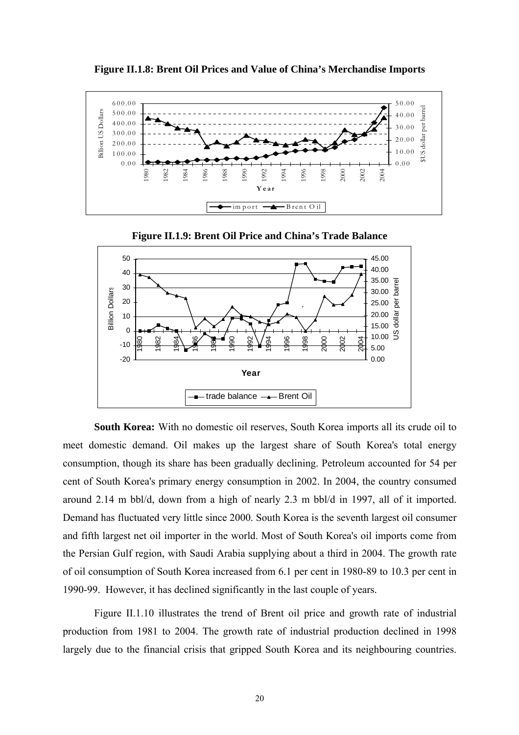**Figure II.1.8: Brent Oil Prices and Value of China's Merchandise Imports**

**Figure II.1.9: Brent Oil Price and China's Trade Balance**

**South Korea:** With no domestic oil reserves, South Korea imports all its crude oil to meet domestic demand. Oil makes up the largest share of South Korea's total energy consumption, though its share has been gradually declining. Petroleum accounted for 54 per cent of South Korea's primary energy consumption in 2002. In 2004, the country consumed around 2.14 m bbl/d, down from a high of nearly 2.3 m bbl/d in 1997, all of it imported. Demand has fluctuated very little since 2000. South Korea is the seventh largest oil consumer and fifth largest net oil importer in the world. Most of South Korea's oil imports come from the Persian Gulf region, with Saudi Arabia supplying about a third in 2004. The growth rate of oil consumption of South Korea increased from 6.1 per cent in 1980-89 to 10.3 per cent in 1990-99. However, it has declined significantly in the last couple of years.

Figure II.1.10 illustrates the trend of Brent oil price and growth rate of industrial production from 1981 to 2004. The growth rate of industrial production declined in 1998 largely due to the financial crisis that gripped South Korea and its neighbouring countries.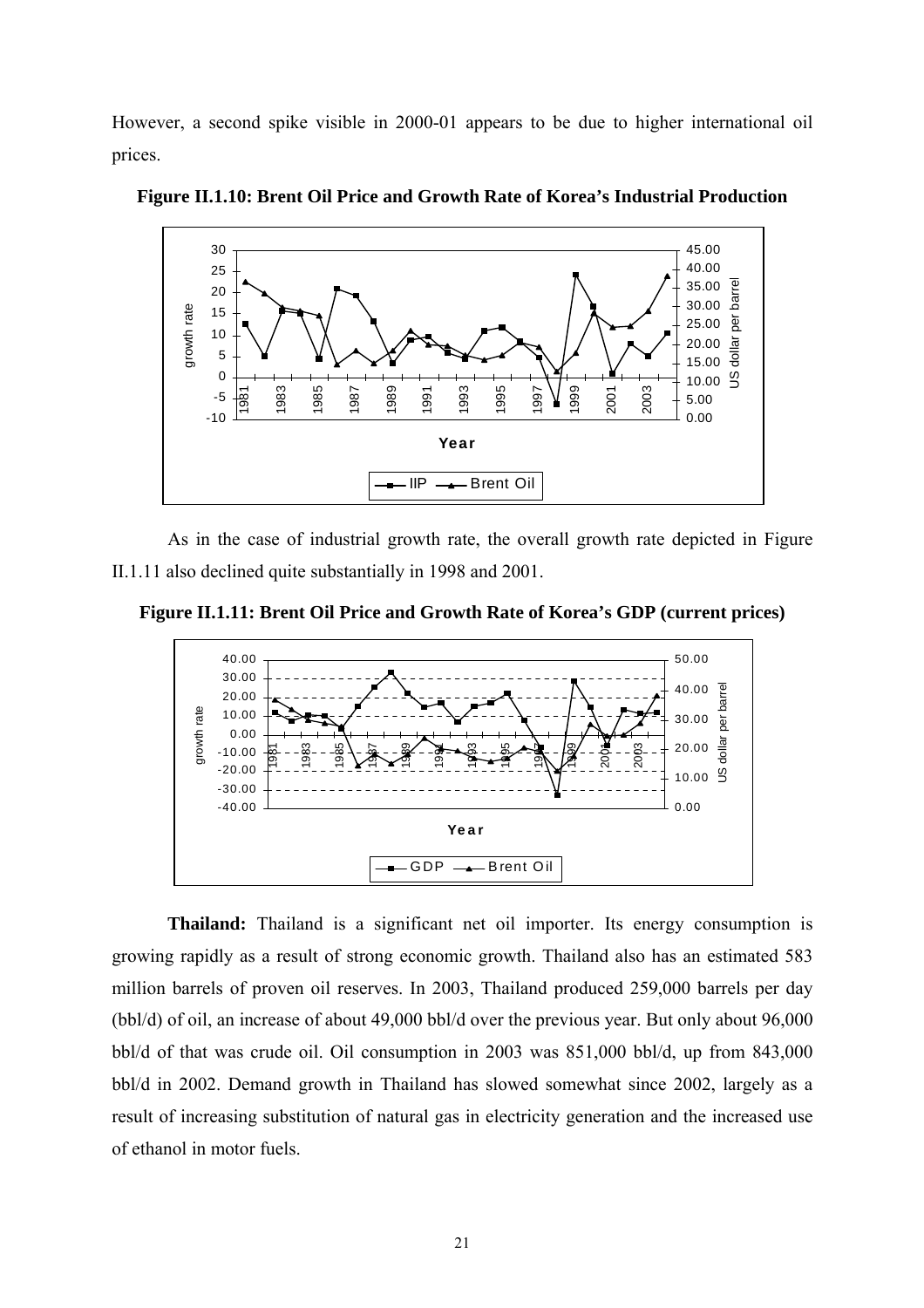However, a second spike visible in 2000-01 appears to be due to higher international oil prices.

**Figure II.1.10: Brent Oil Price and Growth Rate of Korea's Industrial Production**

As in the case of industrial growth rate, the overall growth rate depicted in Figure II.1.11 also declined quite substantially in 1998 and 2001.

**Figure II.1.11: Brent Oil Price and Growth Rate of Korea's GDP (current prices)**

**Thailand:** Thailand is a significant net oil importer. Its energy consumption is growing rapidly as a result of strong economic growth. Thailand also has an estimated 583 million barrels of proven oil reserves. In 2003, Thailand produced 259,000 barrels per day (bbl/d) of oil, an increase of about 49,000 bbl/d over the previous year. But only about 96,000 bbl/d of that was crude oil. Oil consumption in 2003 was 851,000 bbl/d, up from 843,000 bbl/d in 2002. Demand growth in Thailand has slowed somewhat since 2002, largely as a result of increasing substitution of natural gas in electricity generation and the increased use of ethanol in motor fuels.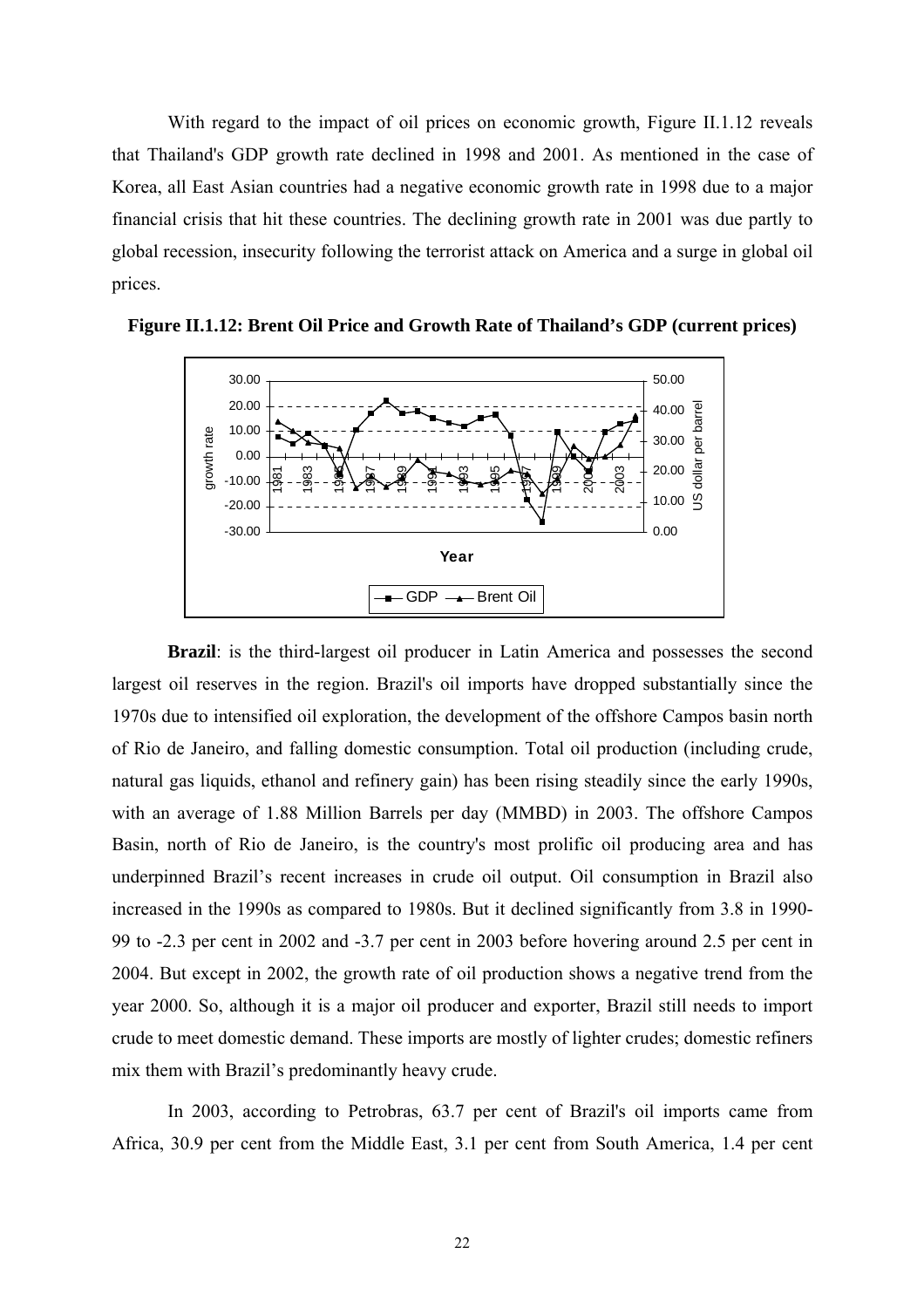With regard to the impact of oil prices on economic growth, Figure II.1.12 reveals that Thailand's GDP growth rate declined in 1998 and 2001. As mentioned in the case of Korea, all East Asian countries had a negative economic growth rate in 1998 due to a major financial crisis that hit these countries. The declining growth rate in 2001 was due partly to global recession, insecurity following the terrorist attack on America and a surge in global oil prices.

**Figure II.1.12: Brent Oil Price and Growth Rate of Thailand's GDP (current prices)**

**Brazil**: is the third-largest oil producer in Latin America and possesses the second largest oil reserves in the region. Brazil's oil imports have dropped substantially since the 1970s due to intensified oil exploration, the development of the offshore Campos basin north of Rio de Janeiro, and falling domestic consumption. Total oil production (including crude, natural gas liquids, ethanol and refinery gain) has been rising steadily since the early 1990s, with an average of 1.88 Million Barrels per day (MMBD) in 2003. The offshore Campos Basin, north of Rio de Janeiro, is the country's most prolific oil producing area and has underpinned Brazil's recent increases in crude oil output. Oil consumption in Brazil also increased in the 1990s as compared to 1980s. But it declined significantly from 3.8 in 1990-99 to -2.3 per cent in 2002 and -3.7 per cent in 2003 before hovering around 2.5 per cent in 2004. But except in 2002, the growth rate of oil production shows a negative trend from the year 2000. So, although it is a major oil producer and exporter, Brazil still needs to import crude to meet domestic demand. These imports are mostly of lighter crudes; domestic refiners mix them with Brazil's predominantly heavy crude.

In 2003, according to Petrobras, 63.7 per cent of Brazil's oil imports came from Africa, 30.9 per cent from the Middle East, 3.1 per cent from South America, 1.4 per cent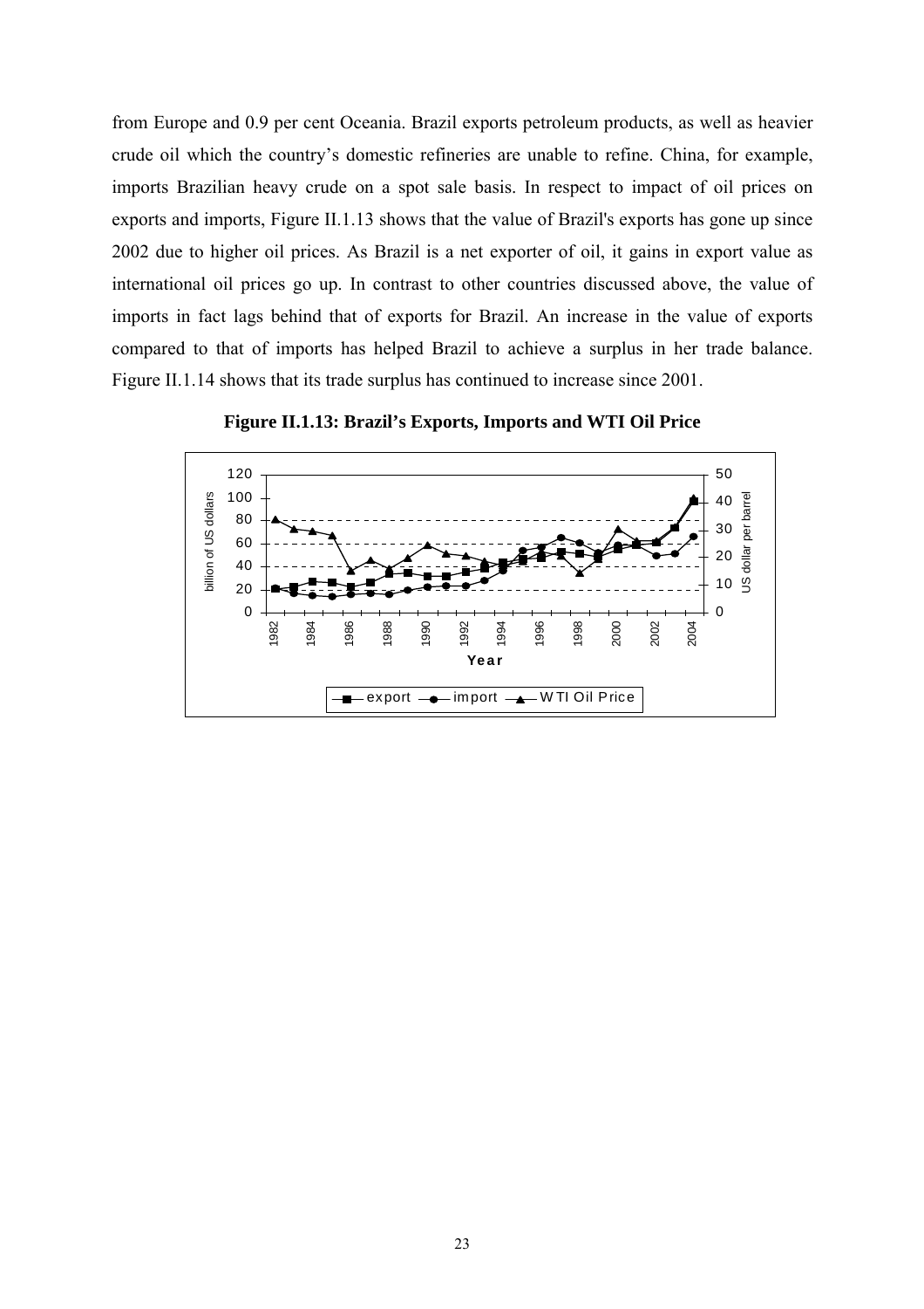from Europe and 0.9 per cent Oceania. Brazil exports petroleum products, as well as heavier crude oil which the country's domestic refineries are unable to refine. China, for example, imports Brazilian heavy crude on a spot sale basis. In respect to impact of oil prices on exports and imports, Figure II.1.13 shows that the value of Brazil's exports has gone up since 2002 due to higher oil prices. As Brazil is a net exporter of oil, it gains in export value as international oil prices go up. In contrast to other countries discussed above, the value of imports in fact lags behind that of exports for Brazil. An increase in the value of exports compared to that of imports has helped Brazil to achieve a surplus in her trade balance. Figure II.1.14 shows that its trade surplus has continued to increase since 2001.

**Figure II.1.13: Brazil's Exports, Imports and WTI Oil Price**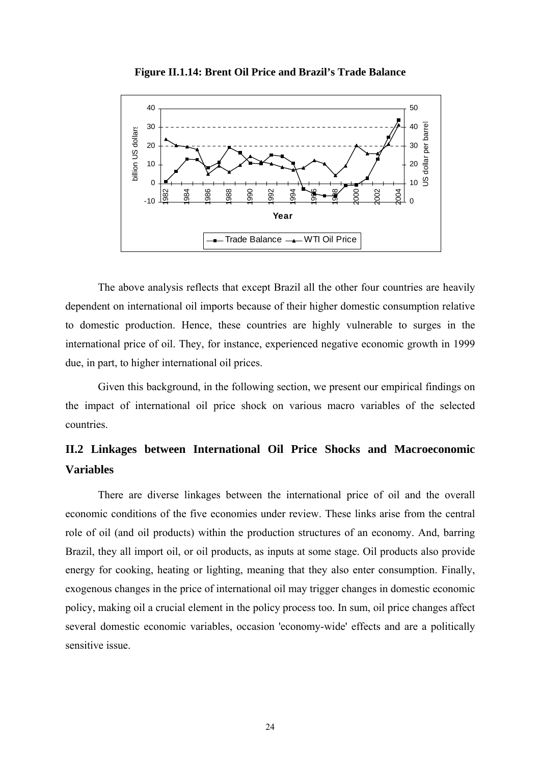**Figure II.1.14: Brent Oil Price and Brazil's Trade Balance**

The above analysis reflects that except Brazil all the other four countries are heavily dependent on international oil imports because of their higher domestic consumption relative to domestic production. Hence, these countries are highly vulnerable to surges in the international price of oil. They, for instance, experienced negative economic growth in 1999 due, in part, to higher international oil prices.

Given this background, in the following section, we present our empirical findings on the impact of international oil price shock on various macro variables of the selected countries.

## II.2 Linkages between International Oil Price Shocks and Macroeconomic Variables

There are diverse linkages between the international price of oil and the overall economic conditions of the five economies under review. These links arise from the central role of oil (and oil products) within the production structures of an economy. And, barring Brazil, they all import oil, or oil products, as inputs at some stage. Oil products also provide energy for cooking, heating or lighting, meaning that they also enter consumption. Finally, exogenous changes in the price of international oil may trigger changes in domestic economic policy, making oil a crucial element in the policy process too. In sum, oil price changes affect several domestic economic variables, occasion 'economy-wide' effects and are a politically sensitive issue.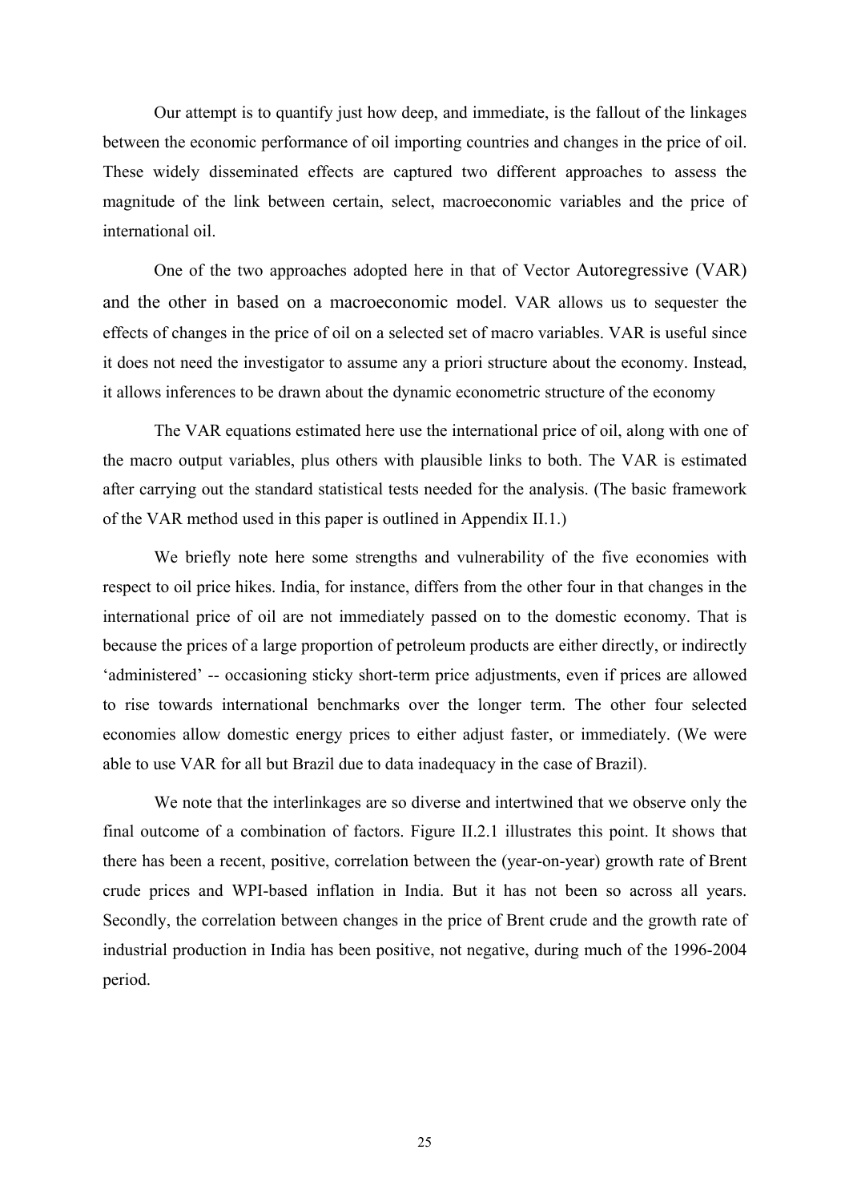Our attempt is to quantify just how deep, and immediate, is the fallout of the linkages between the economic performance of oil importing countries and changes in the price of oil. These widely disseminated effects are captured two different approaches to assess the magnitude of the link between certain, select, macroeconomic variables and the price of international oil.

One of the two approaches adopted here in that of Vector Autoregressive (VAR) and the other in based on a macroeconomic model. VAR allows us to sequester the effects of changes in the price of oil on a selected set of macro variables. VAR is useful since it does not need the investigator to assume any a priori structure about the economy. Instead, it allows inferences to be drawn about the dynamic econometric structure of the economy

The VAR equations estimated here use the international price of oil, along with one of the macro output variables, plus others with plausible links to both. The VAR is estimated after carrying out the standard statistical tests needed for the analysis. (The basic framework of the VAR method used in this paper is outlined in Appendix II.1.)

We briefly note here some strengths and vulnerability of the five economies with respect to oil price hikes. India, for instance, differs from the other four in that changes in the international price of oil are not immediately passed on to the domestic economy. That is because the prices of a large proportion of petroleum products are either directly, or indirectly 'administered' -- occasioning sticky short-term price adjustments, even if prices are allowed to rise towards international benchmarks over the longer term. The other four selected economies allow domestic energy prices to either adjust faster, or immediately. (We were able to use VAR for all but Brazil due to data inadequacy in the case of Brazil).

We note that the interlinkages are so diverse and intertwined that we observe only the final outcome of a combination of factors. Figure II.2.1 illustrates this point. It shows that there has been a recent, positive, correlation between the (year-on-year) growth rate of Brent crude prices and WPI-based inflation in India. But it has not been so across all years. Secondly, the correlation between changes in the price of Brent crude and the growth rate of industrial production in India has been positive, not negative, during much of the 1996-2004 period.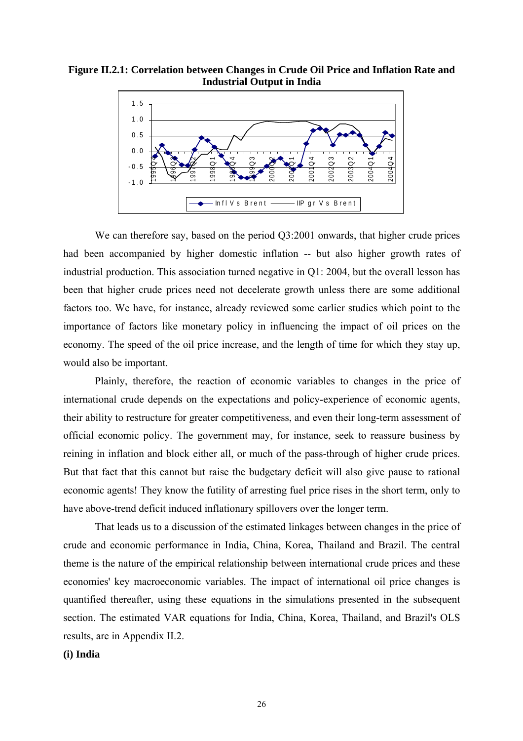**Figure II.2.1: Correlation between Changes in Crude Oil Price and Inflation Rate and Industrial Output in India**

We can therefore say, based on the period Q3:2001 onwards, that higher crude prices had been accompanied by higher domestic inflation -- but also higher growth rates of industrial production. This association turned negative in Q1: 2004, but the overall lesson has been that higher crude prices need not decelerate growth unless there are some additional factors too. We have, for instance, already reviewed some earlier studies which point to the importance of factors like monetary policy in influencing the impact of oil prices on the economy. The speed of the oil price increase, and the length of time for which they stay up, would also be important.

Plainly, therefore, the reaction of economic variables to changes in the price of international crude depends on the expectations and policy-experience of economic agents, their ability to restructure for greater competitiveness, and even their long-term assessment of official economic policy. The government may, for instance, seek to reassure business by reining in inflation and block either all, or much of the pass-through of higher crude prices. But that fact that this cannot but raise the budgetary deficit will also give pause to rational economic agents! They know the futility of arresting fuel price rises in the short term, only to have above-trend deficit induced inflationary spillovers over the longer term.

That leads us to a discussion of the estimated linkages between changes in the price of crude and economic performance in India, China, Korea, Thailand and Brazil. The central theme is the nature of the empirical relationship between international crude prices and these economies' key macroeconomic variables. The impact of international oil price changes is quantified thereafter, using these equations in the simulations presented in the subsequent section. The estimated VAR equations for India, China, Korea, Thailand, and Brazil's OLS results, are in Appendix II.2.

**(i) India**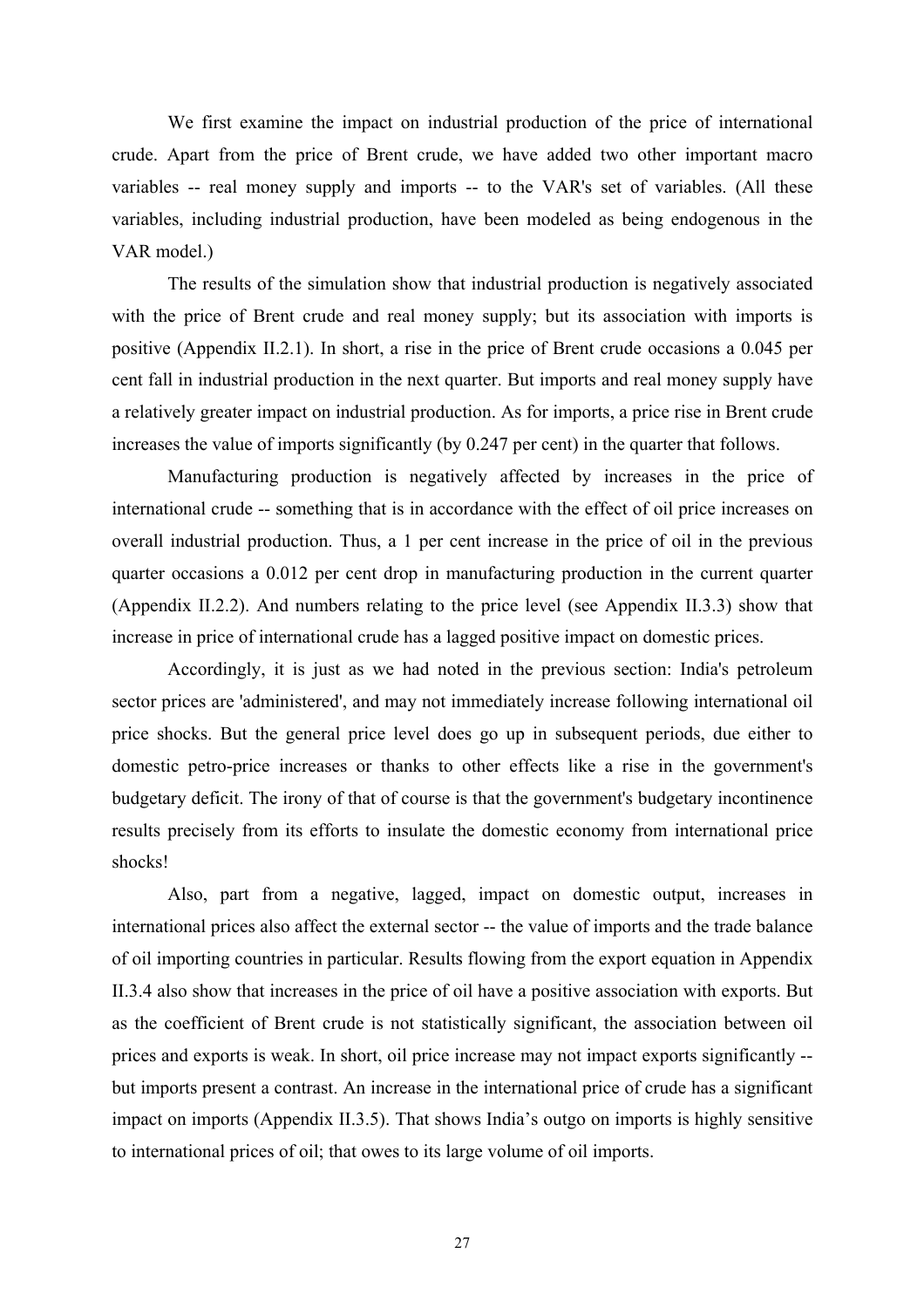We first examine the impact on industrial production of the price of international crude. Apart from the price of Brent crude, we have added two other important macro variables -- real money supply and imports -- to the VAR's set of variables. (All these variables, including industrial production, have been modeled as being endogenous in the VAR model.)

The results of the simulation show that industrial production is negatively associated with the price of Brent crude and real money supply; but its association with imports is positive (Appendix II.2.1). In short, a rise in the price of Brent crude occasions a 0.045 per cent fall in industrial production in the next quarter. But imports and real money supply have a relatively greater impact on industrial production. As for imports, a price rise in Brent crude increases the value of imports significantly (by 0.247 per cent) in the quarter that follows.

Manufacturing production is negatively affected by increases in the price of international crude -- something that is in accordance with the effect of oil price increases on overall industrial production. Thus, a 1 per cent increase in the price of oil in the previous quarter occasions a 0.012 per cent drop in manufacturing production in the current quarter (Appendix II.2.2). And numbers relating to the price level (see Appendix II.3.3) show that increase in price of international crude has a lagged positive impact on domestic prices.

Accordingly, it is just as we had noted in the previous section: India's petroleum sector prices are 'administered', and may not immediately increase following international oil price shocks. But the general price level does go up in subsequent periods, due either to domestic petro-price increases or thanks to other effects like a rise in the government's budgetary deficit. The irony of that of course is that the government's budgetary incontinence results precisely from its efforts to insulate the domestic economy from international price shocks!

Also, part from a negative, lagged, impact on domestic output, increases in international prices also affect the external sector -- the value of imports and the trade balance of oil importing countries in particular. Results flowing from the export equation in Appendix II.3.4 also show that increases in the price of oil have a positive association with exports. But as the coefficient of Brent crude is not statistically significant, the association between oil prices and exports is weak. In short, oil price increase may not impact exports significantly -- but imports present a contrast. An increase in the international price of crude has a significant impact on imports (Appendix II.3.5). That shows India's outgo on imports is highly sensitive to international prices of oil; that owes to its large volume of oil imports.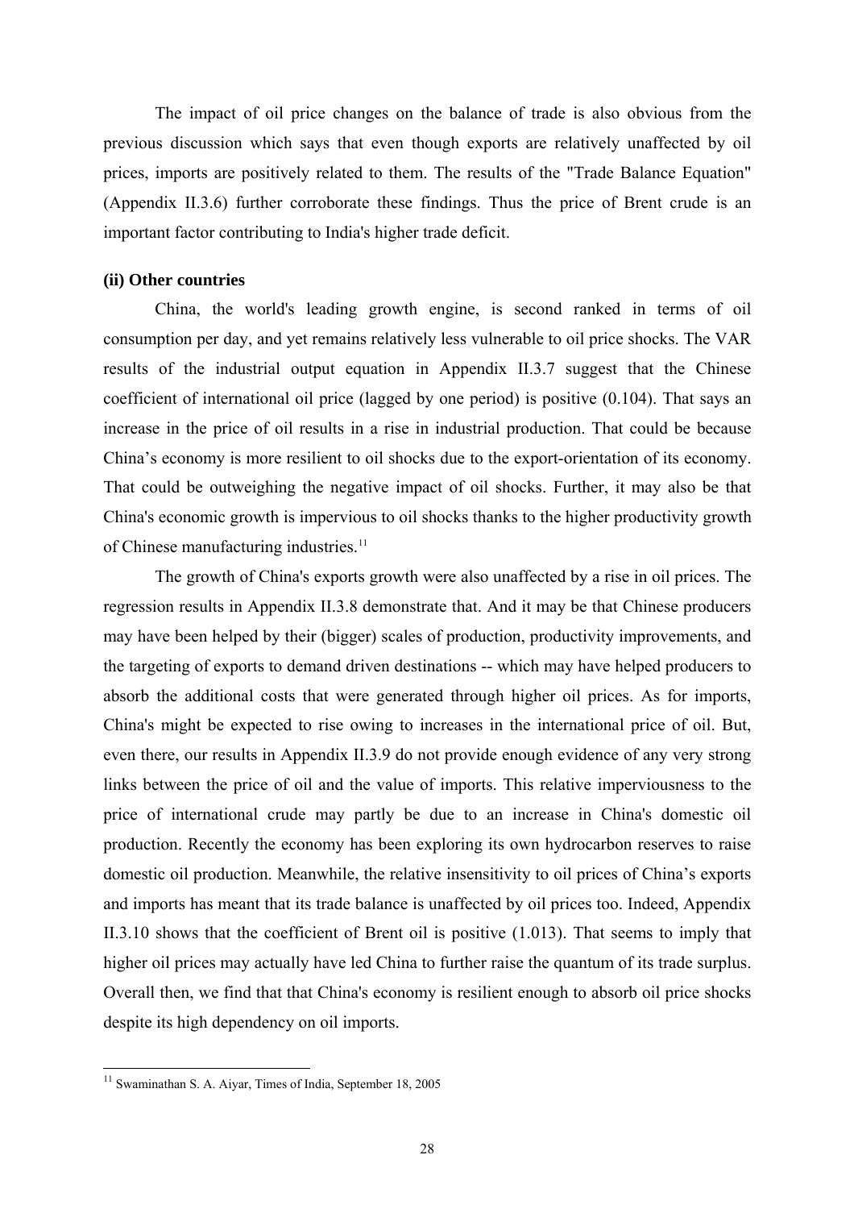The impact of oil price changes on the balance of trade is also obvious from the previous discussion which says that even though exports are relatively unaffected by oil prices, imports are positively related to them. The results of the "Trade Balance Equation" (Appendix II.3.6) further corroborate these findings. Thus the price of Brent crude is an important factor contributing to India's higher trade deficit.

**(ii) Other countries**

China, the world's leading growth engine, is second ranked in terms of oil consumption per day, and yet remains relatively less vulnerable to oil price shocks. The VAR results of the industrial output equation in Appendix II.3.7 suggest that the Chinese coefficient of international oil price (lagged by one period) is positive (0.104). That says an increase in the price of oil results in a rise in industrial production. That could be because China's economy is more resilient to oil shocks due to the export-orientation of its economy. That could be outweighing the negative impact of oil shocks. Further, it may also be that China's economic growth is impervious to oil shocks thanks to the higher productivity growth of Chinese manufacturing industries.[11]

The growth of China's exports growth were also unaffected by a rise in oil prices. The regression results in Appendix II.3.8 demonstrate that. And it may be that Chinese producers may have been helped by their (bigger) scales of production, productivity improvements, and the targeting of exports to demand driven destinations -- which may have helped producers to absorb the additional costs that were generated through higher oil prices. As for imports, China's might be expected to rise owing to increases in the international price of oil. But, even there, our results in Appendix II.3.9 do not provide enough evidence of any very strong links between the price of oil and the value of imports. This relative imperviousness to the price of international crude may partly be due to an increase in China's domestic oil production. Recently the economy has been exploring its own hydrocarbon reserves to raise domestic oil production. Meanwhile, the relative insensitivity to oil prices of China's exports and imports has meant that its trade balance is unaffected by oil prices too. Indeed, Appendix II.3.10 shows that the coefficient of Brent oil is positive (1.013). That seems to imply that higher oil prices may actually have led China to further raise the quantum of its trade surplus. Overall then, we find that that China's economy is resilient enough to absorb oil price shocks despite its high dependency on oil imports.

---

[11] Swaminathan S. A. Aiyar, Times of India, September 18, 2005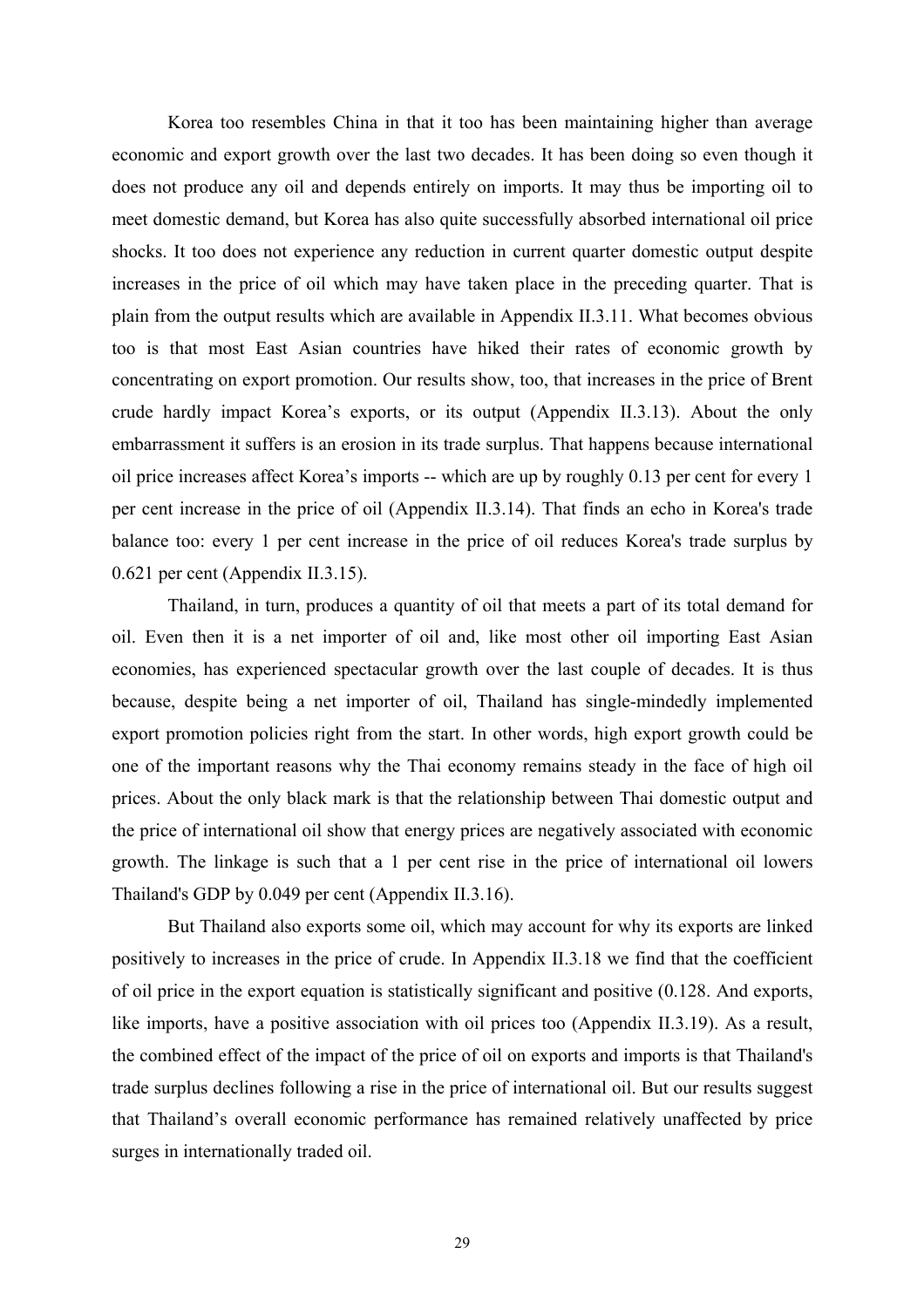Korea too resembles China in that it too has been maintaining higher than average economic and export growth over the last two decades. It has been doing so even though it does not produce any oil and depends entirely on imports. It may thus be importing oil to meet domestic demand, but Korea has also quite successfully absorbed international oil price shocks. It too does not experience any reduction in current quarter domestic output despite increases in the price of oil which may have taken place in the preceding quarter. That is plain from the output results which are available in Appendix II.3.11. What becomes obvious too is that most East Asian countries have hiked their rates of economic growth by concentrating on export promotion. Our results show, too, that increases in the price of Brent crude hardly impact Korea's exports, or its output (Appendix II.3.13). About the only embarrassment it suffers is an erosion in its trade surplus. That happens because international oil price increases affect Korea's imports -- which are up by roughly 0.13 per cent for every 1 per cent increase in the price of oil (Appendix II.3.14). That finds an echo in Korea's trade balance too: every 1 per cent increase in the price of oil reduces Korea's trade surplus by 0.621 per cent (Appendix II.3.15).

Thailand, in turn, produces a quantity of oil that meets a part of its total demand for oil. Even then it is a net importer of oil and, like most other oil importing East Asian economies, has experienced spectacular growth over the last couple of decades. It is thus because, despite being a net importer of oil, Thailand has single-mindedly implemented export promotion policies right from the start. In other words, high export growth could be one of the important reasons why the Thai economy remains steady in the face of high oil prices. About the only black mark is that the relationship between Thai domestic output and the price of international oil show that energy prices are negatively associated with economic growth. The linkage is such that a 1 per cent rise in the price of international oil lowers Thailand's GDP by 0.049 per cent (Appendix II.3.16).

But Thailand also exports some oil, which may account for why its exports are linked positively to increases in the price of crude. In Appendix II.3.18 we find that the coefficient of oil price in the export equation is statistically significant and positive (0.128. And exports, like imports, have a positive association with oil prices too (Appendix II.3.19). As a result, the combined effect of the impact of the price of oil on exports and imports is that Thailand's trade surplus declines following a rise in the price of international oil. But our results suggest that Thailand's overall economic performance has remained relatively unaffected by price surges in internationally traded oil.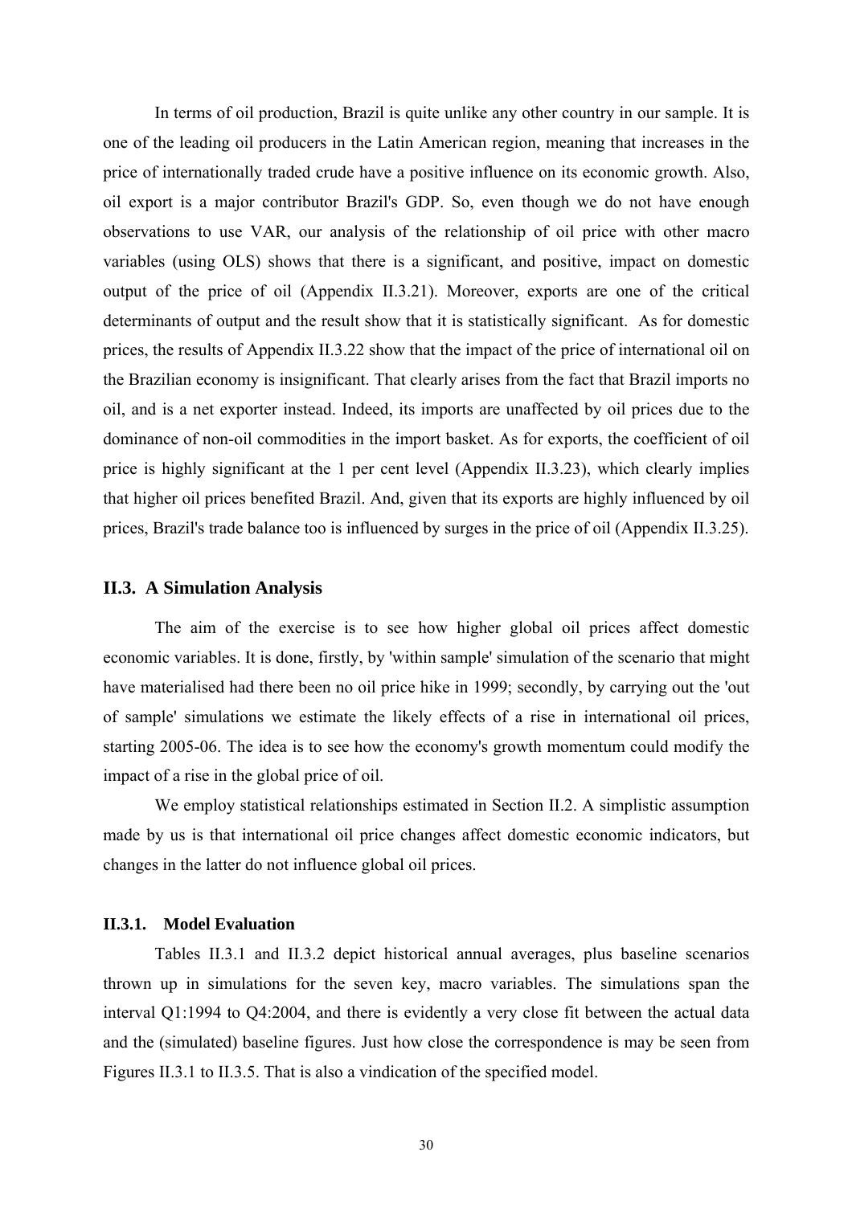In terms of oil production, Brazil is quite unlike any other country in our sample. It is one of the leading oil producers in the Latin American region, meaning that increases in the price of internationally traded crude have a positive influence on its economic growth. Also, oil export is a major contributor Brazil's GDP. So, even though we do not have enough observations to use VAR, our analysis of the relationship of oil price with other macro variables (using OLS) shows that there is a significant, and positive, impact on domestic output of the price of oil (Appendix II.3.21). Moreover, exports are one of the critical determinants of output and the result show that it is statistically significant. As for domestic prices, the results of Appendix II.3.22 show that the impact of the price of international oil on the Brazilian economy is insignificant. That clearly arises from the fact that Brazil imports no oil, and is a net exporter instead. Indeed, its imports are unaffected by oil prices due to the dominance of non-oil commodities in the import basket. As for exports, the coefficient of oil price is highly significant at the 1 per cent level (Appendix II.3.23), which clearly implies that higher oil prices benefited Brazil. And, given that its exports are highly influenced by oil prices, Brazil's trade balance too is influenced by surges in the price of oil (Appendix II.3.25).

## II.3. A Simulation Analysis

The aim of the exercise is to see how higher global oil prices affect domestic economic variables. It is done, firstly, by 'within sample' simulation of the scenario that might have materialised had there been no oil price hike in 1999; secondly, by carrying out the 'out of sample' simulations we estimate the likely effects of a rise in international oil prices, starting 2005-06. The idea is to see how the economy's growth momentum could modify the impact of a rise in the global price of oil.

We employ statistical relationships estimated in Section II.2. A simplistic assumption made by us is that international oil price changes affect domestic economic indicators, but changes in the latter do not influence global oil prices.

### II.3.1. Model Evaluation

Tables II.3.1 and II.3.2 depict historical annual averages, plus baseline scenarios thrown up in simulations for the seven key, macro variables. The simulations span the interval Q1:1994 to Q4:2004, and there is evidently a very close fit between the actual data and the (simulated) baseline figures. Just how close the correspondence is may be seen from Figures II.3.1 to II.3.5. That is also a vindication of the specified model.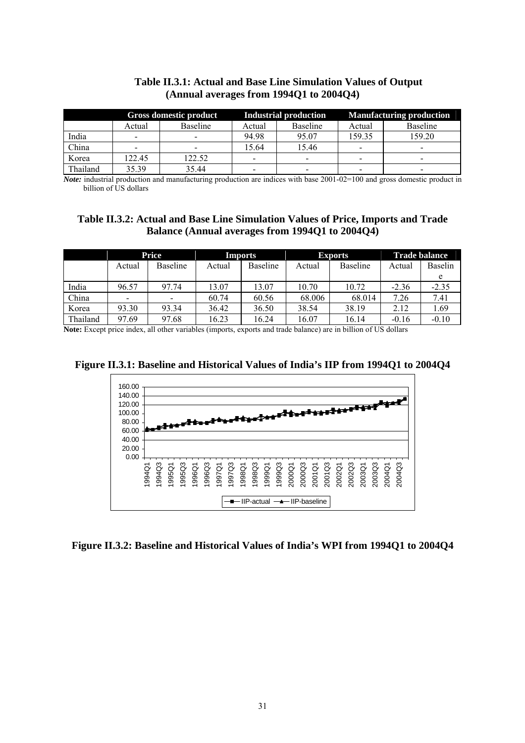**Table II.3.1: Actual and Base Line Simulation Values of Output (Annual averages from 1994Q1 to 2004Q4)**

| | Gross domestic product | | Industrial production | | Manufacturing production | |
|---|---|---|---|---|---|---|
| | Actual | Baseline | Actual | Baseline | Actual | Baseline |
| India | - | - | 94.98 | 95.07 | 159.35 | 159.20 |
| China | - | - | 15.64 | 15.46 | - | - |
| Korea | 122.45 | 122.52 | - | - | - | - |
| Thailand | 35.39 | 35.44 | - | - | - | - |

***Note:*** industrial production and manufacturing production are indices with base 2001-02=100 and gross domestic product in billion of US dollars

**Table II.3.2: Actual and Base Line Simulation Values of Price, Imports and Trade Balance (Annual averages from 1994Q1 to 2004Q4)**

| | Price | | Imports | | Exports | | Trade balance | |
|---|---|---|---|---|---|---|---|---|
| | Actual | Baseline | Actual | Baseline | Actual | Baseline | Actual | Baseline |
| India | 96.57 | 97.74 | 13.07 | 13.07 | 10.70 | 10.72 | -2.36 | -2.35 |
| China | - | - | 60.74 | 60.56 | 68.006 | 68.014 | 7.26 | 7.41 |
| Korea | 93.30 | 93.34 | 36.42 | 36.50 | 38.54 | 38.19 | 2.12 | 1.69 |
| Thailand | 97.69 | 97.68 | 16.23 | 16.24 | 16.07 | 16.14 | -0.16 | -0.10 |

**Note:** Except price index, all other variables (imports, exports and trade balance) are in billion of US dollars

**Figure II.3.1: Baseline and Historical Values of India's IIP from 1994Q1 to 2004Q4**

**Figure II.3.2: Baseline and Historical Values of India's WPI from 1994Q1 to 2004Q4**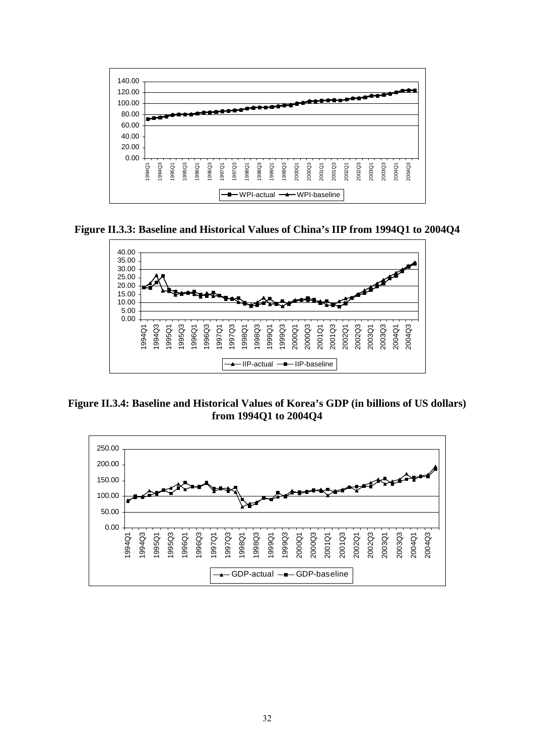**Figure II.3.3: Baseline and Historical Values of China's IIP from 1994Q1 to 2004Q4**

**Figure II.3.4: Baseline and Historical Values of Korea's GDP (in billions of US dollars) from 1994Q1 to 2004Q4**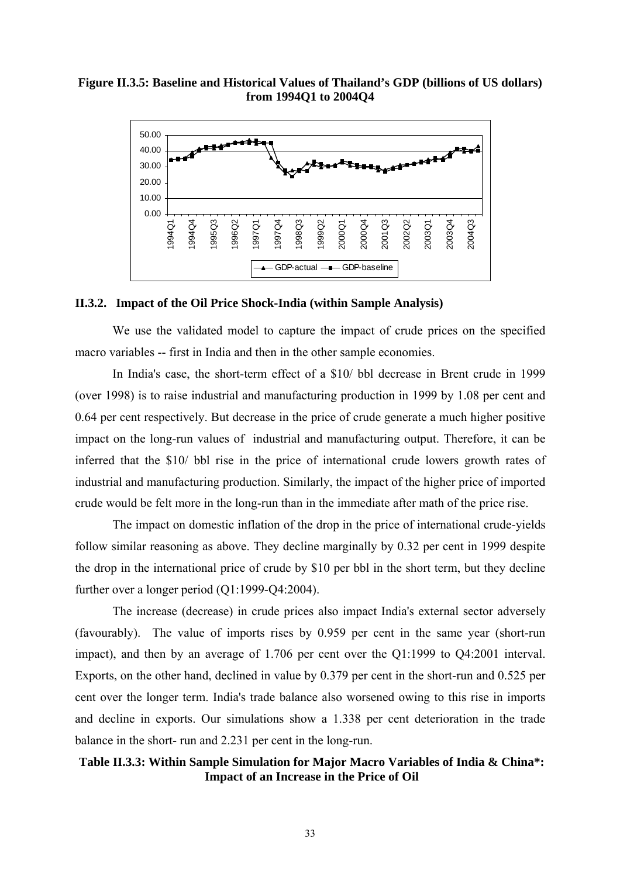**Figure II.3.5: Baseline and Historical Values of Thailand's GDP (billions of US dollars) from 1994Q1 to 2004Q4**

### II.3.2. Impact of the Oil Price Shock-India (within Sample Analysis)

We use the validated model to capture the impact of crude prices on the specified macro variables -- first in India and then in the other sample economies.

In India's case, the short-term effect of a \$10/ bbl decrease in Brent crude in 1999 (over 1998) is to raise industrial and manufacturing production in 1999 by 1.08 per cent and 0.64 per cent respectively. But decrease in the price of crude generate a much higher positive impact on the long-run values of industrial and manufacturing output. Therefore, it can be inferred that the \$10/ bbl rise in the price of international crude lowers growth rates of industrial and manufacturing production. Similarly, the impact of the higher price of imported crude would be felt more in the long-run than in the immediate after math of the price rise.

The impact on domestic inflation of the drop in the price of international crude-yields follow similar reasoning as above. They decline marginally by 0.32 per cent in 1999 despite the drop in the international price of crude by \$10 per bbl in the short term, but they decline further over a longer period (Q1:1999-Q4:2004).

The increase (decrease) in crude prices also impact India's external sector adversely (favourably). The value of imports rises by 0.959 per cent in the same year (short-run impact), and then by an average of 1.706 per cent over the Q1:1999 to Q4:2001 interval. Exports, on the other hand, declined in value by 0.379 per cent in the short-run and 0.525 per cent over the longer term. India's trade balance also worsened owing to this rise in imports and decline in exports. Our simulations show a 1.338 per cent deterioration in the trade balance in the short- run and 2.231 per cent in the long-run.

**Table II.3.3: Within Sample Simulation for Major Macro Variables of India & China*: Impact of an Increase in the Price of Oil**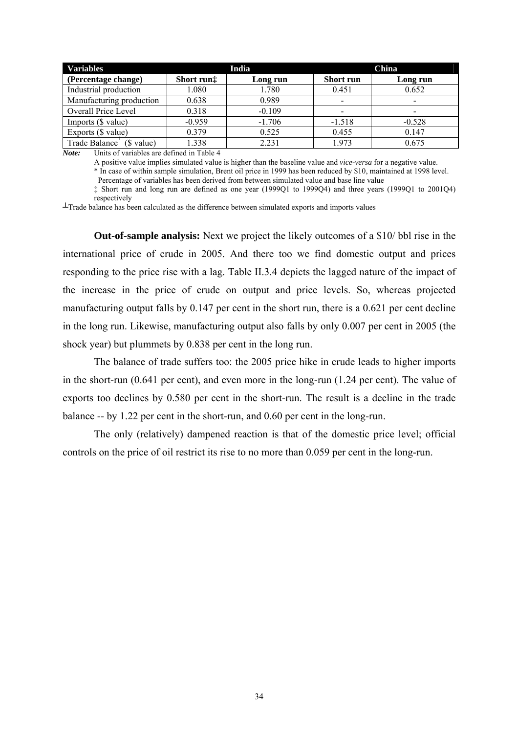| Variables | India | | China | |
|---|---|---|---|---|
| (Percentage change) | Short run‡ | Long run | Short run | Long run |
| Industrial production | 1.080 | 1.780 | 0.451 | 0.652 |
| Manufacturing production | 0.638 | 0.989 | - | - |
| Overall Price Level | 0.318 | -0.109 | - | - |
| Imports ($ value) | -0.959 | -1.706 | -1.518 | -0.528 |
| Exports ($ value) | 0.379 | 0.525 | 0.455 | 0.147 |
| Trade Balance┴ ($ value) | 1.338 | 2.231 | 1.973 | 0.675 |

***Note:*** Units of variables are defined in Table 4

A positive value implies simulated value is higher than the baseline value and *vice-versa* for a negative value.

* In case of within sample simulation, Brent oil price in 1999 has been reduced by $10, maintained at 1998 level. Percentage of variables has been derived from between simulated value and base line value

‡ Short run and long run are defined as one year (1999Q1 to 1999Q4) and three years (1999Q1 to 2001Q4) respectively

┴Trade balance has been calculated as the difference between simulated exports and imports values

**Out-of-sample analysis:** Next we project the likely outcomes of a $10/ bbl rise in the international price of crude in 2005. And there too we find domestic output and prices responding to the price rise with a lag. Table II.3.4 depicts the lagged nature of the impact of the increase in the price of crude on output and price levels. So, whereas projected manufacturing output falls by 0.147 per cent in the short run, there is a 0.621 per cent decline in the long run. Likewise, manufacturing output also falls by only 0.007 per cent in 2005 (the shock year) but plummets by 0.838 per cent in the long run.

The balance of trade suffers too: the 2005 price hike in crude leads to higher imports in the short-run (0.641 per cent), and even more in the long-run (1.24 per cent). The value of exports too declines by 0.580 per cent in the short-run. The result is a decline in the trade balance -- by 1.22 per cent in the short-run, and 0.60 per cent in the long-run.

The only (relatively) dampened reaction is that of the domestic price level; official controls on the price of oil restrict its rise to no more than 0.059 per cent in the long-run.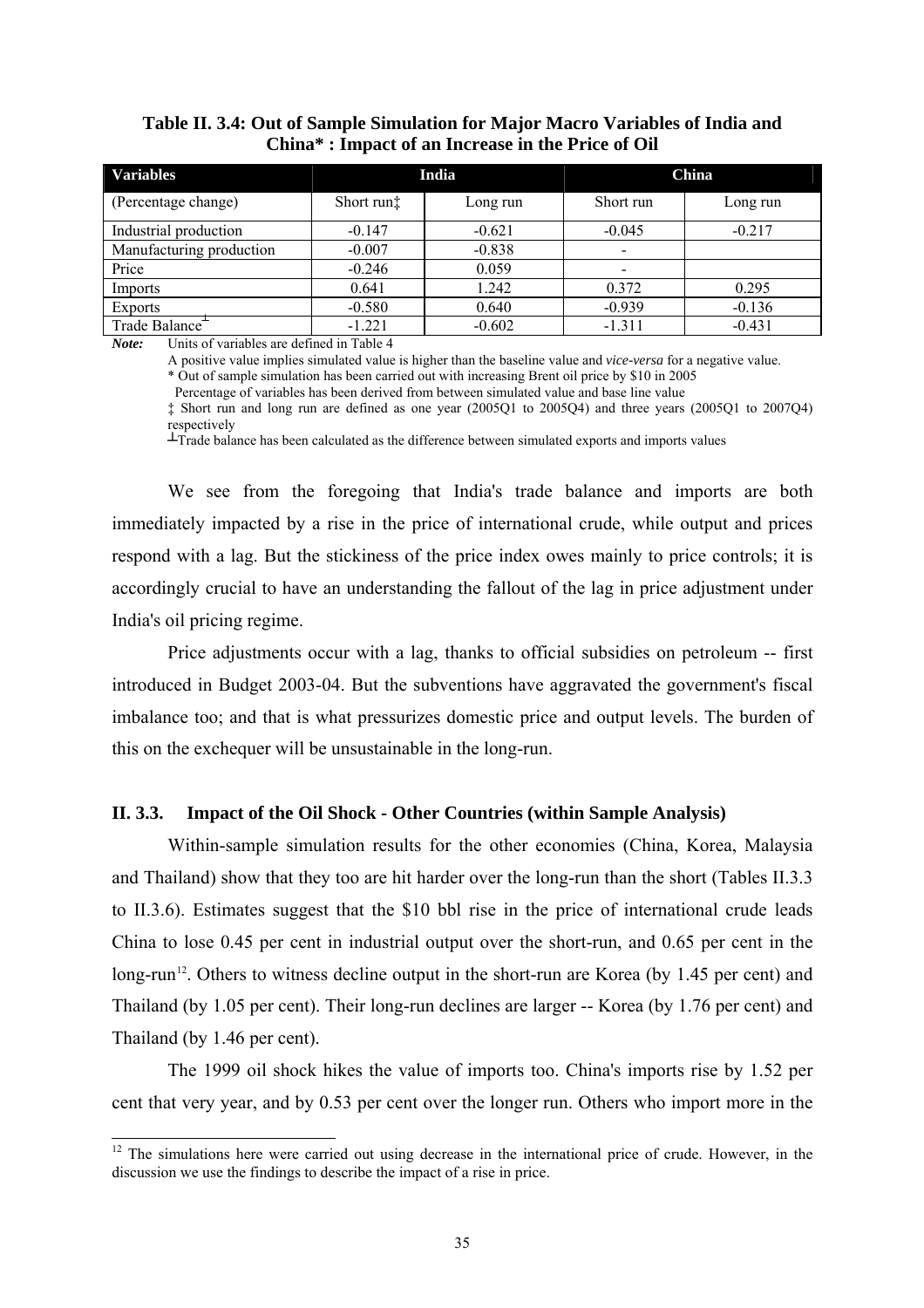**Table II. 3.4: Out of Sample Simulation for Major Macro Variables of India and China* : Impact of an Increase in the Price of Oil**

| Variables | India | | China | |
|---|---|---|---|---|
| (Percentage change) | Short run‡ | Long run | Short run | Long run |
| Industrial production | -0.147 | -0.621 | -0.045 | -0.217 |
| Manufacturing production | -0.007 | -0.838 | - | |
| Price | -0.246 | 0.059 | - | |
| Imports | 0.641 | 1.242 | 0.372 | 0.295 |
| Exports | -0.580 | 0.640 | -0.939 | -0.136 |
| Trade Balance┴ | -1.221 | -0.602 | -1.311 | -0.431 |

***Note:*** Units of variables are defined in Table 4

A positive value implies simulated value is higher than the baseline value and *vice-versa* for a negative value.

\* Out of sample simulation has been carried out with increasing Brent oil price by $10 in 2005

Percentage of variables has been derived from between simulated value and base line value

‡ Short run and long run are defined as one year (2005Q1 to 2005Q4) and three years (2005Q1 to 2007Q4) respectively

┴Trade balance has been calculated as the difference between simulated exports and imports values

We see from the foregoing that India's trade balance and imports are both immediately impacted by a rise in the price of international crude, while output and prices respond with a lag. But the stickiness of the price index owes mainly to price controls; it is accordingly crucial to have an understanding the fallout of the lag in price adjustment under India's oil pricing regime.

Price adjustments occur with a lag, thanks to official subsidies on petroleum -- first introduced in Budget 2003-04. But the subventions have aggravated the government's fiscal imbalance too; and that is what pressurizes domestic price and output levels. The burden of this on the exchequer will be unsustainable in the long-run.

### II. 3.3. Impact of the Oil Shock - Other Countries (within Sample Analysis)

Within-sample simulation results for the other economies (China, Korea, Malaysia and Thailand) show that they too are hit harder over the long-run than the short (Tables II.3.3 to II.3.6). Estimates suggest that the $10 bbl rise in the price of international crude leads China to lose 0.45 per cent in industrial output over the short-run, and 0.65 per cent in the long-run[12]. Others to witness decline output in the short-run are Korea (by 1.45 per cent) and Thailand (by 1.05 per cent). Their long-run declines are larger -- Korea (by 1.76 per cent) and Thailand (by 1.46 per cent).

The 1999 oil shock hikes the value of imports too. China's imports rise by 1.52 per cent that very year, and by 0.53 per cent over the longer run. Others who import more in the

[12] The simulations here were carried out using decrease in the international price of crude. However, in the discussion we use the findings to describe the impact of a rise in price.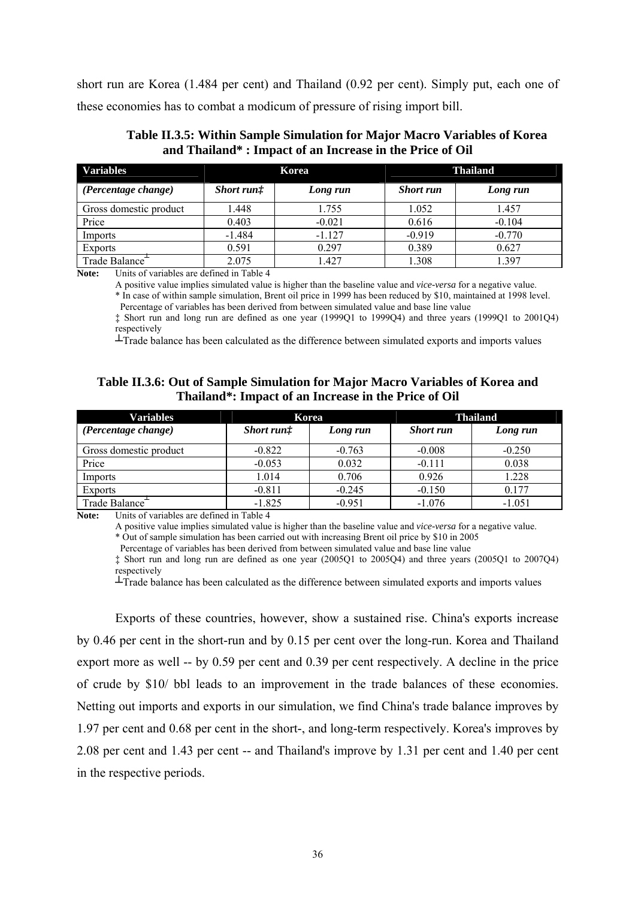short run are Korea (1.484 per cent) and Thailand (0.92 per cent). Simply put, each one of these economies has to combat a modicum of pressure of rising import bill.

**Table II.3.5: Within Sample Simulation for Major Macro Variables of Korea and Thailand* : Impact of an Increase in the Price of Oil**

| Variables | Korea | | Thailand | |
|---|---|---|---|---|
| *(Percentage change)* | *Short run‡* | *Long run* | *Short run* | *Long run* |
| Gross domestic product | 1.448 | 1.755 | 1.052 | 1.457 |
| Price | 0.403 | -0.021 | 0.616 | -0.104 |
| Imports | -1.484 | -1.127 | -0.919 | -0.770 |
| Exports | 0.591 | 0.297 | 0.389 | 0.627 |
| Trade Balance┴ | 2.075 | 1.427 | 1.308 | 1.397 |

**Note:** Units of variables are defined in Table 4
A positive value implies simulated value is higher than the baseline value and *vice-versa* for a negative value.
* In case of within sample simulation, Brent oil price in 1999 has been reduced by $10, maintained at 1998 level.
Percentage of variables has been derived from between simulated value and base line value
‡ Short run and long run are defined as one year (1999Q1 to 1999Q4) and three years (1999Q1 to 2001Q4) respectively
┴Trade balance has been calculated as the difference between simulated exports and imports values

**Table II.3.6: Out of Sample Simulation for Major Macro Variables of Korea and Thailand*: Impact of an Increase in the Price of Oil**

| Variables | Korea | | Thailand | |
|---|---|---|---|---|
| *(Percentage change)* | *Short run‡* | *Long run* | *Short run* | *Long run* |
| Gross domestic product | -0.822 | -0.763 | -0.008 | -0.250 |
| Price | -0.053 | 0.032 | -0.111 | 0.038 |
| Imports | 1.014 | 0.706 | 0.926 | 1.228 |
| Exports | -0.811 | -0.245 | -0.150 | 0.177 |
| Trade Balance┴ | -1.825 | -0.951 | -1.076 | -1.051 |

**Note:** Units of variables are defined in Table 4
A positive value implies simulated value is higher than the baseline value and *vice-versa* for a negative value.
* Out of sample simulation has been carried out with increasing Brent oil price by $10 in 2005
Percentage of variables has been derived from between simulated value and base line value
‡ Short run and long run are defined as one year (2005Q1 to 2005Q4) and three years (2005Q1 to 2007Q4) respectively
┴Trade balance has been calculated as the difference between simulated exports and imports values

Exports of these countries, however, show a sustained rise. China's exports increase by 0.46 per cent in the short-run and by 0.15 per cent over the long-run. Korea and Thailand export more as well -- by 0.59 per cent and 0.39 per cent respectively. A decline in the price of crude by $10/ bbl leads to an improvement in the trade balances of these economies. Netting out imports and exports in our simulation, we find China's trade balance improves by 1.97 per cent and 0.68 per cent in the short-, and long-term respectively. Korea's improves by 2.08 per cent and 1.43 per cent -- and Thailand's improve by 1.31 per cent and 1.40 per cent in the respective periods.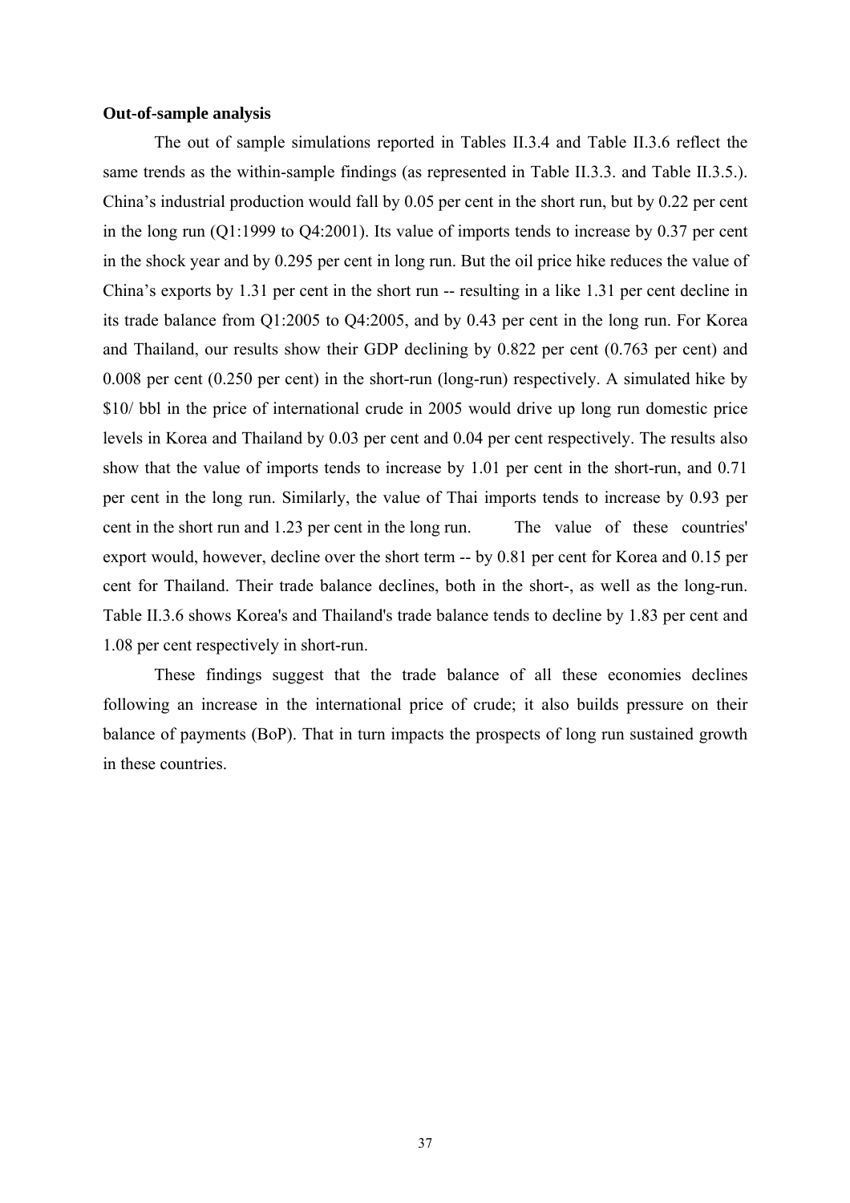**Out-of-sample analysis**

The out of sample simulations reported in Tables II.3.4 and Table II.3.6 reflect the same trends as the within-sample findings (as represented in Table II.3.3. and Table II.3.5.). China's industrial production would fall by 0.05 per cent in the short run, but by 0.22 per cent in the long run (Q1:1999 to Q4:2001). Its value of imports tends to increase by 0.37 per cent in the shock year and by 0.295 per cent in long run. But the oil price hike reduces the value of China's exports by 1.31 per cent in the short run -- resulting in a like 1.31 per cent decline in its trade balance from Q1:2005 to Q4:2005, and by 0.43 per cent in the long run. For Korea and Thailand, our results show their GDP declining by 0.822 per cent (0.763 per cent) and 0.008 per cent (0.250 per cent) in the short-run (long-run) respectively. A simulated hike by $10/ bbl in the price of international crude in 2005 would drive up long run domestic price levels in Korea and Thailand by 0.03 per cent and 0.04 per cent respectively. The results also show that the value of imports tends to increase by 1.01 per cent in the short-run, and 0.71 per cent in the long run. Similarly, the value of Thai imports tends to increase by 0.93 per cent in the short run and 1.23 per cent in the long run. The value of these countries' export would, however, decline over the short term -- by 0.81 per cent for Korea and 0.15 per cent for Thailand. Their trade balance declines, both in the short-, as well as the long-run. Table II.3.6 shows Korea's and Thailand's trade balance tends to decline by 1.83 per cent and 1.08 per cent respectively in short-run.

These findings suggest that the trade balance of all these economies declines following an increase in the international price of crude; it also builds pressure on their balance of payments (BoP). That in turn impacts the prospects of long run sustained growth in these countries.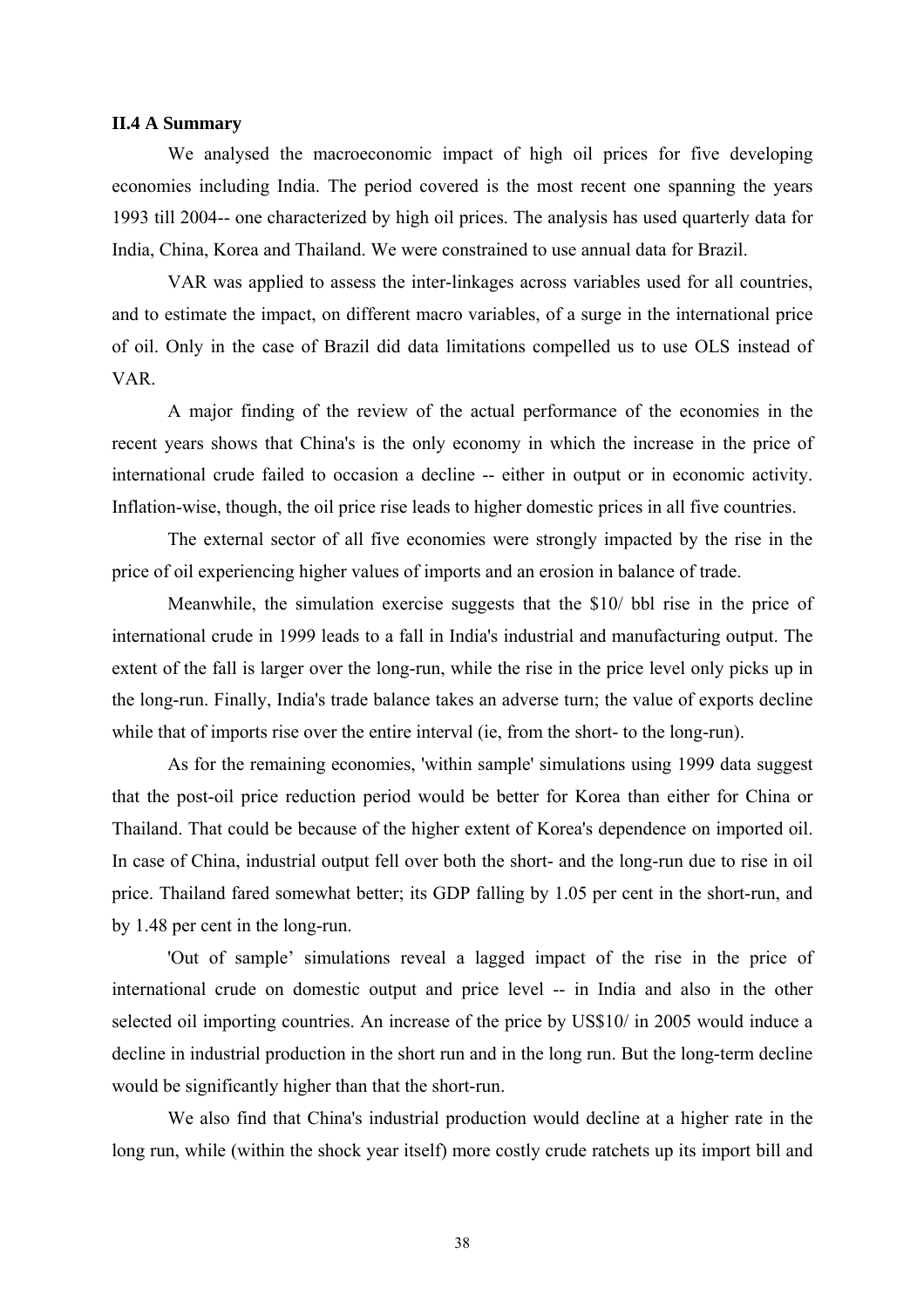**II.4 A Summary**

We analysed the macroeconomic impact of high oil prices for five developing economies including India. The period covered is the most recent one spanning the years 1993 till 2004-- one characterized by high oil prices. The analysis has used quarterly data for India, China, Korea and Thailand. We were constrained to use annual data for Brazil.

VAR was applied to assess the inter-linkages across variables used for all countries, and to estimate the impact, on different macro variables, of a surge in the international price of oil. Only in the case of Brazil did data limitations compelled us to use OLS instead of VAR.

A major finding of the review of the actual performance of the economies in the recent years shows that China's is the only economy in which the increase in the price of international crude failed to occasion a decline -- either in output or in economic activity. Inflation-wise, though, the oil price rise leads to higher domestic prices in all five countries.

The external sector of all five economies were strongly impacted by the rise in the price of oil experiencing higher values of imports and an erosion in balance of trade.

Meanwhile, the simulation exercise suggests that the $10/ bbl rise in the price of international crude in 1999 leads to a fall in India's industrial and manufacturing output. The extent of the fall is larger over the long-run, while the rise in the price level only picks up in the long-run. Finally, India's trade balance takes an adverse turn; the value of exports decline while that of imports rise over the entire interval (ie, from the short- to the long-run).

As for the remaining economies, 'within sample' simulations using 1999 data suggest that the post-oil price reduction period would be better for Korea than either for China or Thailand. That could be because of the higher extent of Korea's dependence on imported oil. In case of China, industrial output fell over both the short- and the long-run due to rise in oil price. Thailand fared somewhat better; its GDP falling by 1.05 per cent in the short-run, and by 1.48 per cent in the long-run.

'Out of sample' simulations reveal a lagged impact of the rise in the price of international crude on domestic output and price level -- in India and also in the other selected oil importing countries. An increase of the price by US$10/ in 2005 would induce a decline in industrial production in the short run and in the long run. But the long-term decline would be significantly higher than that the short-run.

We also find that China's industrial production would decline at a higher rate in the long run, while (within the shock year itself) more costly crude ratchets up its import bill and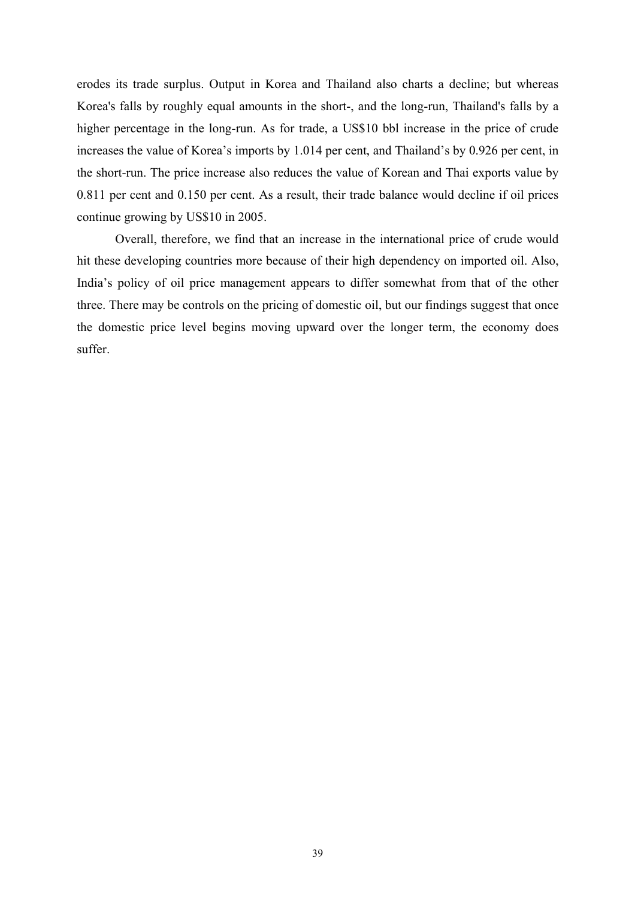erodes its trade surplus. Output in Korea and Thailand also charts a decline; but whereas Korea's falls by roughly equal amounts in the short-, and the long-run, Thailand's falls by a higher percentage in the long-run. As for trade, a US$10 bbl increase in the price of crude increases the value of Korea's imports by 1.014 per cent, and Thailand's by 0.926 per cent, in the short-run. The price increase also reduces the value of Korean and Thai exports value by 0.811 per cent and 0.150 per cent. As a result, their trade balance would decline if oil prices continue growing by US$10 in 2005.

Overall, therefore, we find that an increase in the international price of crude would hit these developing countries more because of their high dependency on imported oil. Also, India's policy of oil price management appears to differ somewhat from that of the other three. There may be controls on the pricing of domestic oil, but our findings suggest that once the domestic price level begins moving upward over the longer term, the economy does suffer.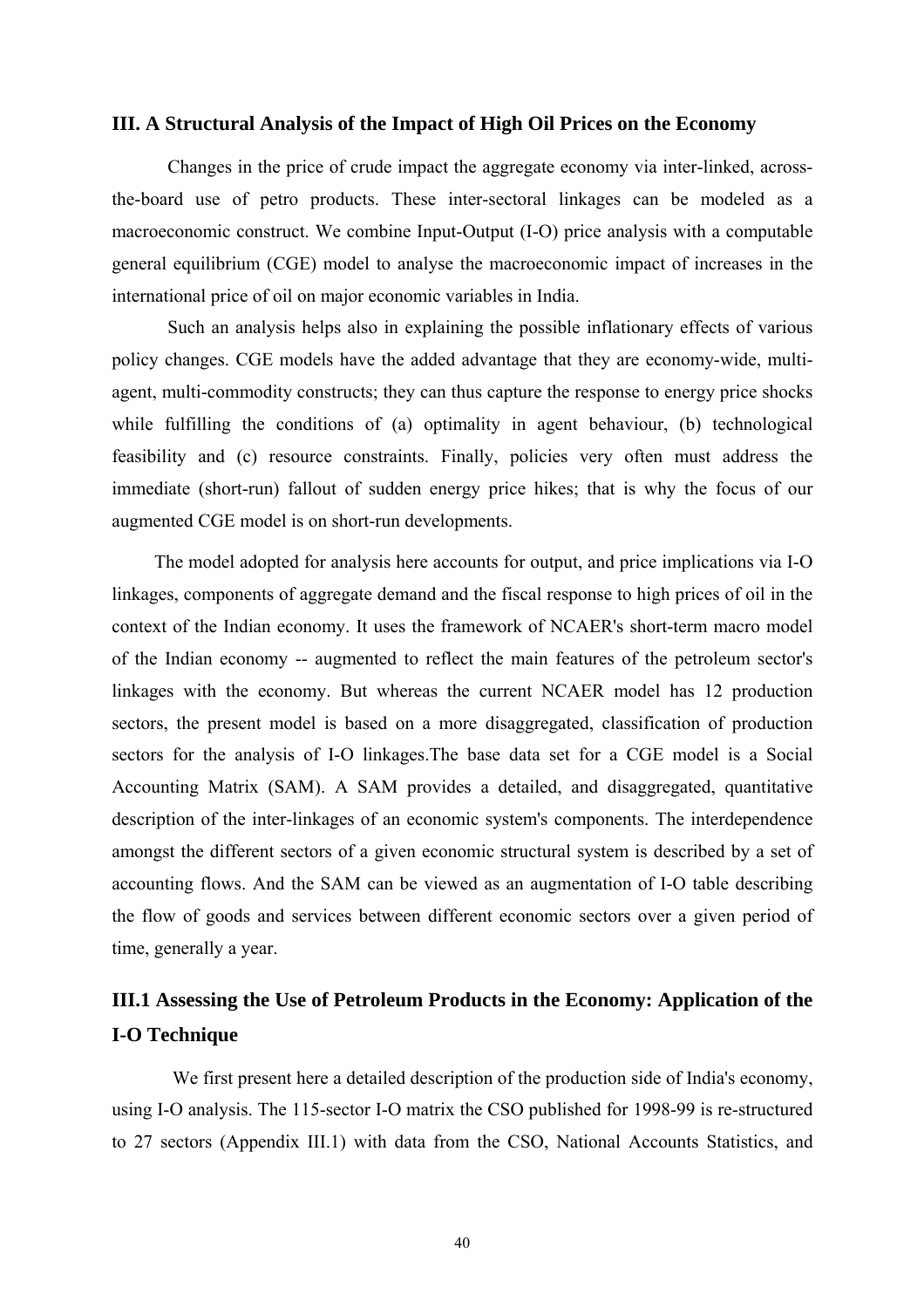## III. A Structural Analysis of the Impact of High Oil Prices on the Economy

Changes in the price of crude impact the aggregate economy via inter-linked, across-the-board use of petro products. These inter-sectoral linkages can be modeled as a macroeconomic construct. We combine Input-Output (I-O) price analysis with a computable general equilibrium (CGE) model to analyse the macroeconomic impact of increases in the international price of oil on major economic variables in India.

Such an analysis helps also in explaining the possible inflationary effects of various policy changes. CGE models have the added advantage that they are economy-wide, multi-agent, multi-commodity constructs; they can thus capture the response to energy price shocks while fulfilling the conditions of (a) optimality in agent behaviour, (b) technological feasibility and (c) resource constraints. Finally, policies very often must address the immediate (short-run) fallout of sudden energy price hikes; that is why the focus of our augmented CGE model is on short-run developments.

The model adopted for analysis here accounts for output, and price implications via I-O linkages, components of aggregate demand and the fiscal response to high prices of oil in the context of the Indian economy. It uses the framework of NCAER's short-term macro model of the Indian economy -- augmented to reflect the main features of the petroleum sector's linkages with the economy. But whereas the current NCAER model has 12 production sectors, the present model is based on a more disaggregated, classification of production sectors for the analysis of I-O linkages.The base data set for a CGE model is a Social Accounting Matrix (SAM). A SAM provides a detailed, and disaggregated, quantitative description of the inter-linkages of an economic system's components. The interdependence amongst the different sectors of a given economic structural system is described by a set of accounting flows. And the SAM can be viewed as an augmentation of I-O table describing the flow of goods and services between different economic sectors over a given period of time, generally a year.

### III.1 Assessing the Use of Petroleum Products in the Economy: Application of the I-O Technique

We first present here a detailed description of the production side of India's economy, using I-O analysis. The 115-sector I-O matrix the CSO published for 1998-99 is re-structured to 27 sectors (Appendix III.1) with data from the CSO, National Accounts Statistics, and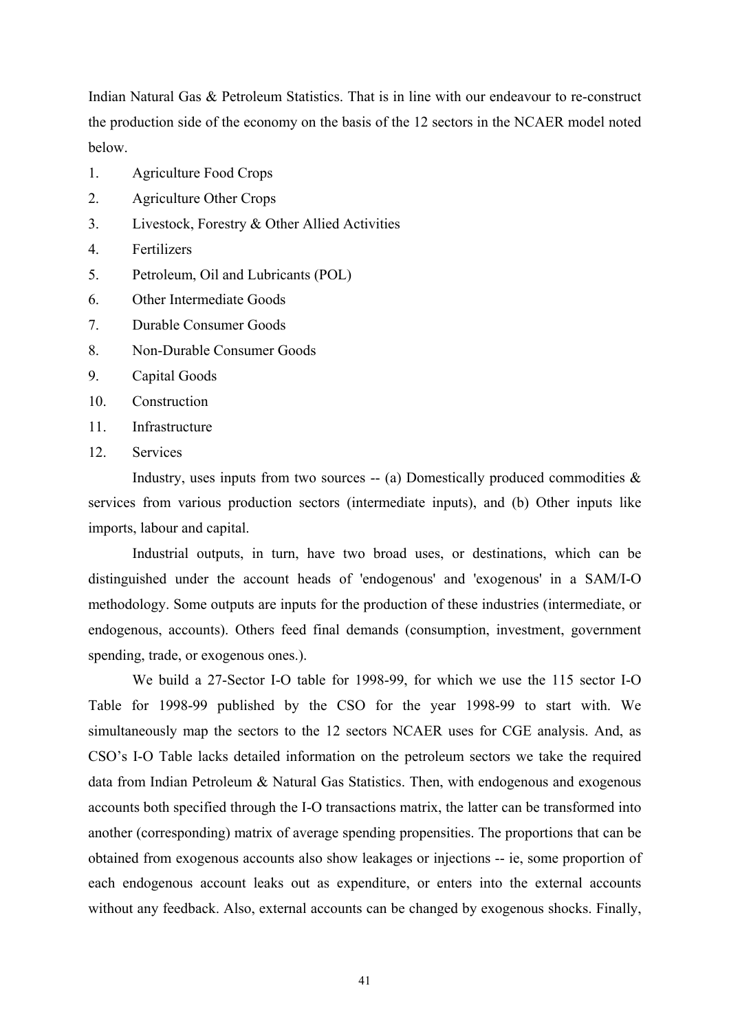Indian Natural Gas & Petroleum Statistics. That is in line with our endeavour to re-construct the production side of the economy on the basis of the 12 sectors in the NCAER model noted below.

1. Agriculture Food Crops
2. Agriculture Other Crops
3. Livestock, Forestry & Other Allied Activities
4. Fertilizers
5. Petroleum, Oil and Lubricants (POL)
6. Other Intermediate Goods
7. Durable Consumer Goods
8. Non-Durable Consumer Goods
9. Capital Goods
10. Construction
11. Infrastructure
12. Services

Industry, uses inputs from two sources -- (a) Domestically produced commodities & services from various production sectors (intermediate inputs), and (b) Other inputs like imports, labour and capital.

Industrial outputs, in turn, have two broad uses, or destinations, which can be distinguished under the account heads of 'endogenous' and 'exogenous' in a SAM/I-O methodology. Some outputs are inputs for the production of these industries (intermediate, or endogenous, accounts). Others feed final demands (consumption, investment, government spending, trade, or exogenous ones.).

We build a 27-Sector I-O table for 1998-99, for which we use the 115 sector I-O Table for 1998-99 published by the CSO for the year 1998-99 to start with. We simultaneously map the sectors to the 12 sectors NCAER uses for CGE analysis. And, as CSO's I-O Table lacks detailed information on the petroleum sectors we take the required data from Indian Petroleum & Natural Gas Statistics. Then, with endogenous and exogenous accounts both specified through the I-O transactions matrix, the latter can be transformed into another (corresponding) matrix of average spending propensities. The proportions that can be obtained from exogenous accounts also show leakages or injections -- ie, some proportion of each endogenous account leaks out as expenditure, or enters into the external accounts without any feedback. Also, external accounts can be changed by exogenous shocks. Finally,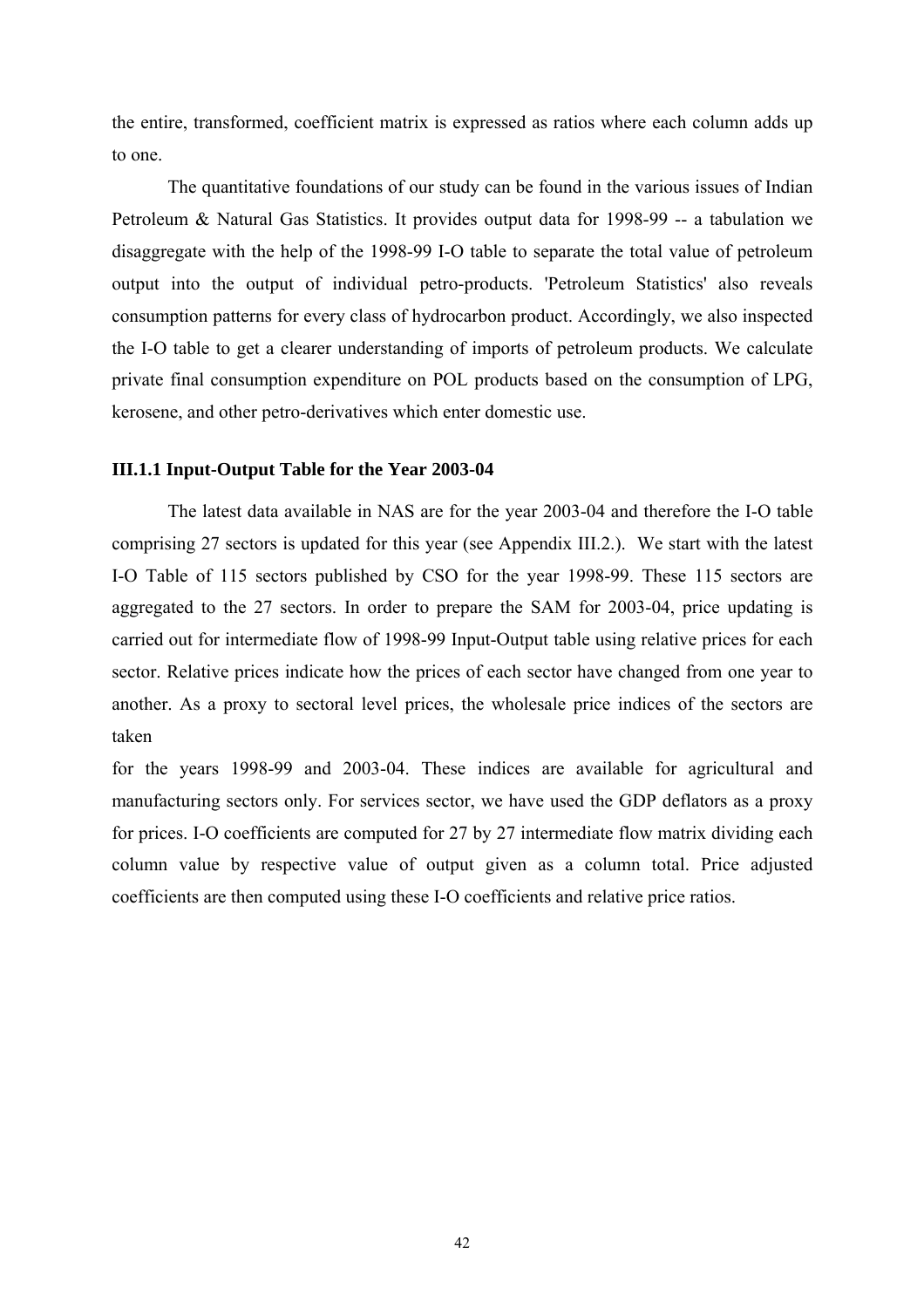the entire, transformed, coefficient matrix is expressed as ratios where each column adds up to one.

The quantitative foundations of our study can be found in the various issues of Indian Petroleum & Natural Gas Statistics. It provides output data for 1998-99 -- a tabulation we disaggregate with the help of the 1998-99 I-O table to separate the total value of petroleum output into the output of individual petro-products. 'Petroleum Statistics' also reveals consumption patterns for every class of hydrocarbon product. Accordingly, we also inspected the I-O table to get a clearer understanding of imports of petroleum products. We calculate private final consumption expenditure on POL products based on the consumption of LPG, kerosene, and other petro-derivatives which enter domestic use.

### III.1.1 Input-Output Table for the Year 2003-04

The latest data available in NAS are for the year 2003-04 and therefore the I-O table comprising 27 sectors is updated for this year (see Appendix III.2.). We start with the latest I-O Table of 115 sectors published by CSO for the year 1998-99. These 115 sectors are aggregated to the 27 sectors. In order to prepare the SAM for 2003-04, price updating is carried out for intermediate flow of 1998-99 Input-Output table using relative prices for each sector. Relative prices indicate how the prices of each sector have changed from one year to another. As a proxy to sectoral level prices, the wholesale price indices of the sectors are taken

for the years 1998-99 and 2003-04. These indices are available for agricultural and manufacturing sectors only. For services sector, we have used the GDP deflators as a proxy for prices. I-O coefficients are computed for 27 by 27 intermediate flow matrix dividing each column value by respective value of output given as a column total. Price adjusted coefficients are then computed using these I-O coefficients and relative price ratios.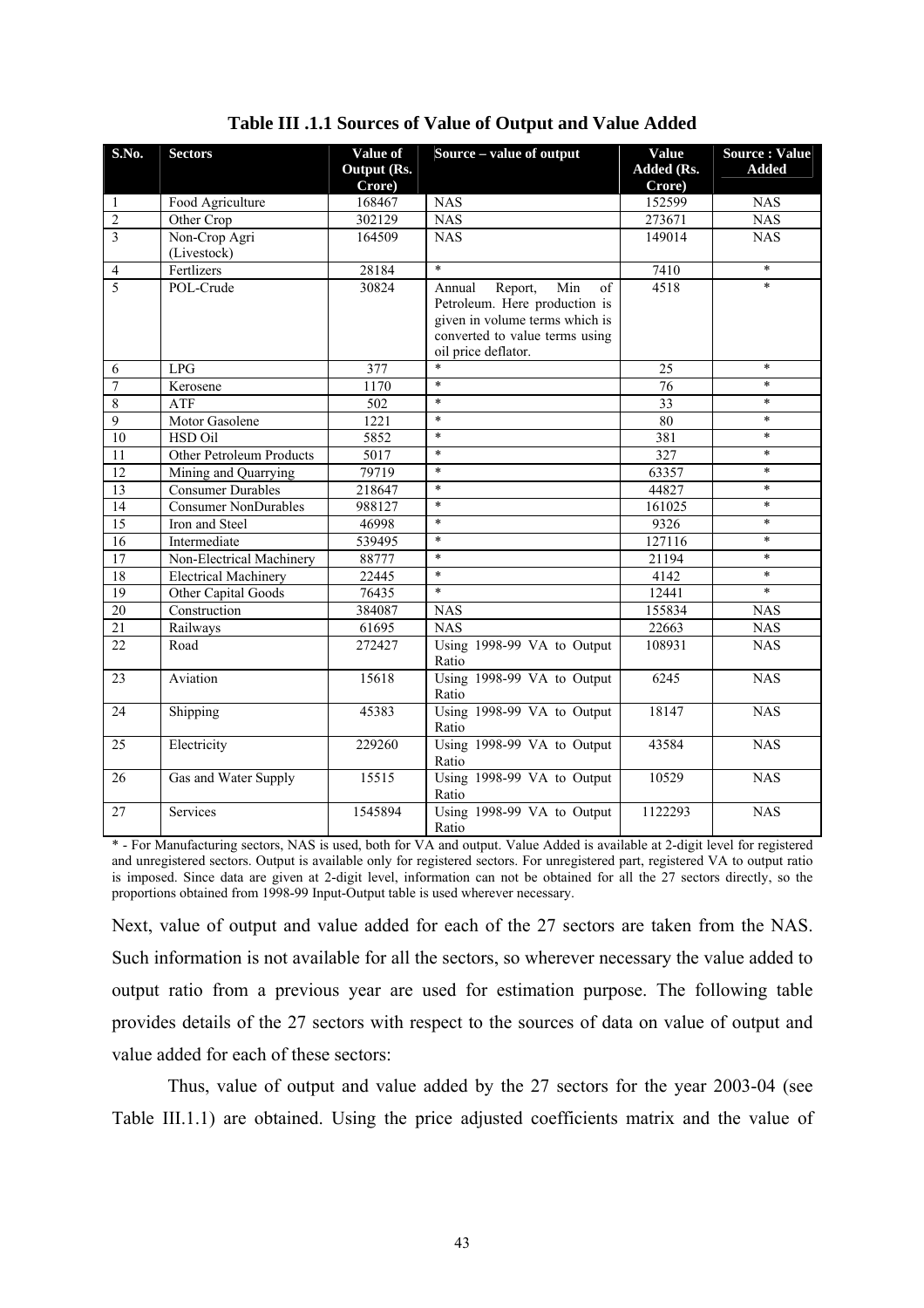**Table III .1.1 Sources of Value of Output and Value Added**

| S.No. | Sectors | Value of Output (Rs. Crore) | Source – value of output | Value Added (Rs. Crore) | Source : Value Added |
|---|---|---|---|---|---|
| 1 | Food Agriculture | 168467 | NAS | 152599 | NAS |
| 2 | Other Crop | 302129 | NAS | 273671 | NAS |
| 3 | Non-Crop Agri (Livestock) | 164509 | NAS | 149014 | NAS |
| 4 | Fertlizers | 28184 | * | 7410 | * |
| 5 | POL-Crude | 30824 | Annual Report, Min of Petroleum. Here production is given in volume terms which is converted to value terms using oil price deflator. | 4518 | * |
| 6 | LPG | 377 | * | 25 | * |
| 7 | Kerosene | 1170 | * | 76 | * |
| 8 | ATF | 502 | * | 33 | * |
| 9 | Motor Gasolene | 1221 | * | 80 | * |
| 10 | HSD Oil | 5852 | * | 381 | * |
| 11 | Other Petroleum Products | 5017 | * | 327 | * |
| 12 | Mining and Quarrying | 79719 | * | 63357 | * |
| 13 | Consumer Durables | 218647 | * | 44827 | * |
| 14 | Consumer NonDurables | 988127 | * | 161025 | * |
| 15 | Iron and Steel | 46998 | * | 9326 | * |
| 16 | Intermediate | 539495 | * | 127116 | * |
| 17 | Non-Electrical Machinery | 88777 | * | 21194 | * |
| 18 | Electrical Machinery | 22445 | * | 4142 | * |
| 19 | Other Capital Goods | 76435 | * | 12441 | * |
| 20 | Construction | 384087 | NAS | 155834 | NAS |
| 21 | Railways | 61695 | NAS | 22663 | NAS |
| 22 | Road | 272427 | Using 1998-99 VA to Output Ratio | 108931 | NAS |
| 23 | Aviation | 15618 | Using 1998-99 VA to Output Ratio | 6245 | NAS |
| 24 | Shipping | 45383 | Using 1998-99 VA to Output Ratio | 18147 | NAS |
| 25 | Electricity | 229260 | Using 1998-99 VA to Output Ratio | 43584 | NAS |
| 26 | Gas and Water Supply | 15515 | Using 1998-99 VA to Output Ratio | 10529 | NAS |
| 27 | Services | 1545894 | Using 1998-99 VA to Output Ratio | 1122293 | NAS |

\* - For Manufacturing sectors, NAS is used, both for VA and output. Value Added is available at 2-digit level for registered and unregistered sectors. Output is available only for registered sectors. For unregistered part, registered VA to output ratio is imposed. Since data are given at 2-digit level, information can not be obtained for all the 27 sectors directly, so the proportions obtained from 1998-99 Input-Output table is used wherever necessary.

Next, value of output and value added for each of the 27 sectors are taken from the NAS. Such information is not available for all the sectors, so wherever necessary the value added to output ratio from a previous year are used for estimation purpose. The following table provides details of the 27 sectors with respect to the sources of data on value of output and value added for each of these sectors:

Thus, value of output and value added by the 27 sectors for the year 2003-04 (see Table III.1.1) are obtained. Using the price adjusted coefficients matrix and the value of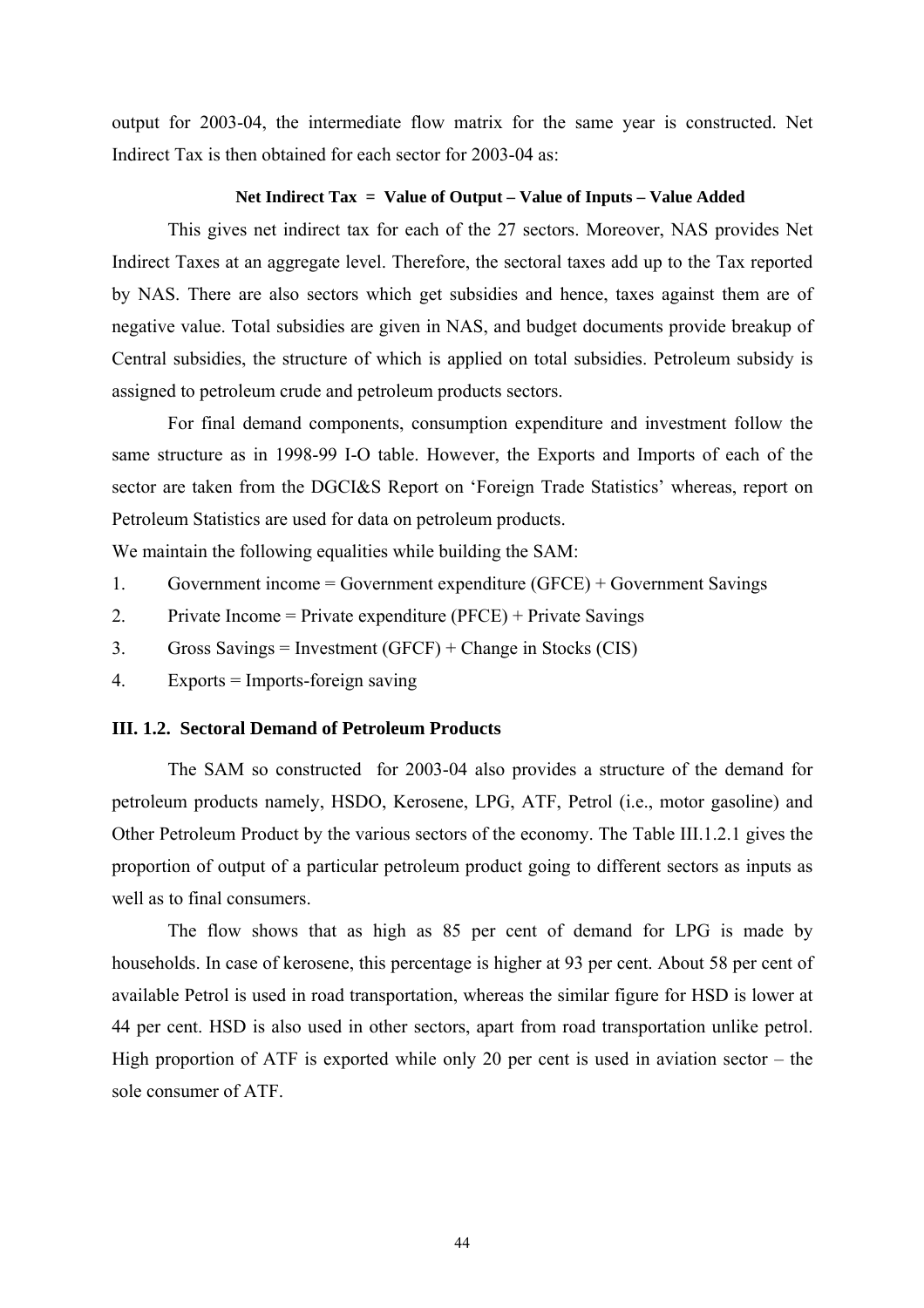output for 2003-04, the intermediate flow matrix for the same year is constructed. Net Indirect Tax is then obtained for each sector for 2003-04 as:

**Net Indirect Tax = Value of Output – Value of Inputs – Value Added**

This gives net indirect tax for each of the 27 sectors. Moreover, NAS provides Net Indirect Taxes at an aggregate level. Therefore, the sectoral taxes add up to the Tax reported by NAS. There are also sectors which get subsidies and hence, taxes against them are of negative value. Total subsidies are given in NAS, and budget documents provide breakup of Central subsidies, the structure of which is applied on total subsidies. Petroleum subsidy is assigned to petroleum crude and petroleum products sectors.

For final demand components, consumption expenditure and investment follow the same structure as in 1998-99 I-O table. However, the Exports and Imports of each of the sector are taken from the DGCI&S Report on 'Foreign Trade Statistics' whereas, report on Petroleum Statistics are used for data on petroleum products.

We maintain the following equalities while building the SAM:

1. Government income = Government expenditure (GFCE) + Government Savings
2. Private Income = Private expenditure (PFCE) + Private Savings
3. Gross Savings = Investment (GFCF) + Change in Stocks (CIS)
4. Exports = Imports-foreign saving

### III. 1.2. Sectoral Demand of Petroleum Products

The SAM so constructed for 2003-04 also provides a structure of the demand for petroleum products namely, HSDO, Kerosene, LPG, ATF, Petrol (i.e., motor gasoline) and Other Petroleum Product by the various sectors of the economy. The Table III.1.2.1 gives the proportion of output of a particular petroleum product going to different sectors as inputs as well as to final consumers.

The flow shows that as high as 85 per cent of demand for LPG is made by households. In case of kerosene, this percentage is higher at 93 per cent. About 58 per cent of available Petrol is used in road transportation, whereas the similar figure for HSD is lower at 44 per cent. HSD is also used in other sectors, apart from road transportation unlike petrol. High proportion of ATF is exported while only 20 per cent is used in aviation sector – the sole consumer of ATF.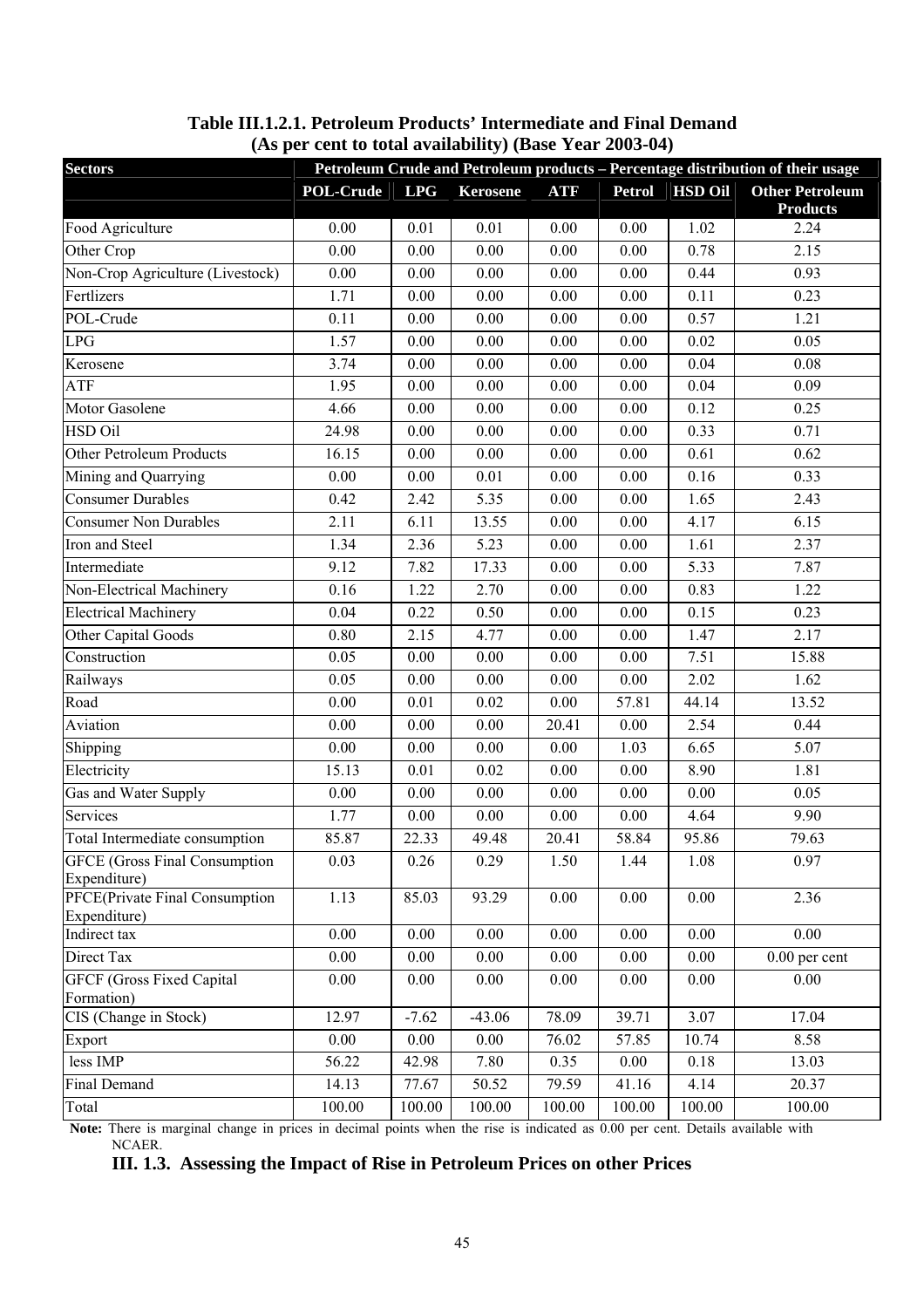**Table III.1.2.1. Petroleum Products' Intermediate and Final Demand (As per cent to total availability) (Base Year 2003-04)**

| Sectors | Petroleum Crude and Petroleum products – Percentage distribution of their usage | | | | | | |
|---|---|---|---|---|---|---|---|
| | POL-Crude | LPG | Kerosene | ATF | Petrol | HSD Oil | Other Petroleum Products |
| Food Agriculture | 0.00 | 0.01 | 0.01 | 0.00 | 0.00 | 1.02 | 2.24 |
| Other Crop | 0.00 | 0.00 | 0.00 | 0.00 | 0.00 | 0.78 | 2.15 |
| Non-Crop Agriculture (Livestock) | 0.00 | 0.00 | 0.00 | 0.00 | 0.00 | 0.44 | 0.93 |
| Fertlizers | 1.71 | 0.00 | 0.00 | 0.00 | 0.00 | 0.11 | 0.23 |
| POL-Crude | 0.11 | 0.00 | 0.00 | 0.00 | 0.00 | 0.57 | 1.21 |
| LPG | 1.57 | 0.00 | 0.00 | 0.00 | 0.00 | 0.02 | 0.05 |
| Kerosene | 3.74 | 0.00 | 0.00 | 0.00 | 0.00 | 0.04 | 0.08 |
| ATF | 1.95 | 0.00 | 0.00 | 0.00 | 0.00 | 0.04 | 0.09 |
| Motor Gasolene | 4.66 | 0.00 | 0.00 | 0.00 | 0.00 | 0.12 | 0.25 |
| HSD Oil | 24.98 | 0.00 | 0.00 | 0.00 | 0.00 | 0.33 | 0.71 |
| Other Petroleum Products | 16.15 | 0.00 | 0.00 | 0.00 | 0.00 | 0.61 | 0.62 |
| Mining and Quarrying | 0.00 | 0.00 | 0.01 | 0.00 | 0.00 | 0.16 | 0.33 |
| Consumer Durables | 0.42 | 2.42 | 5.35 | 0.00 | 0.00 | 1.65 | 2.43 |
| Consumer Non Durables | 2.11 | 6.11 | 13.55 | 0.00 | 0.00 | 4.17 | 6.15 |
| Iron and Steel | 1.34 | 2.36 | 5.23 | 0.00 | 0.00 | 1.61 | 2.37 |
| Intermediate | 9.12 | 7.82 | 17.33 | 0.00 | 0.00 | 5.33 | 7.87 |
| Non-Electrical Machinery | 0.16 | 1.22 | 2.70 | 0.00 | 0.00 | 0.83 | 1.22 |
| Electrical Machinery | 0.04 | 0.22 | 0.50 | 0.00 | 0.00 | 0.15 | 0.23 |
| Other Capital Goods | 0.80 | 2.15 | 4.77 | 0.00 | 0.00 | 1.47 | 2.17 |
| Construction | 0.05 | 0.00 | 0.00 | 0.00 | 0.00 | 7.51 | 15.88 |
| Railways | 0.05 | 0.00 | 0.00 | 0.00 | 0.00 | 2.02 | 1.62 |
| Road | 0.00 | 0.01 | 0.02 | 0.00 | 57.81 | 44.14 | 13.52 |
| Aviation | 0.00 | 0.00 | 0.00 | 20.41 | 0.00 | 2.54 | 0.44 |
| Shipping | 0.00 | 0.00 | 0.00 | 0.00 | 1.03 | 6.65 | 5.07 |
| Electricity | 15.13 | 0.01 | 0.02 | 0.00 | 0.00 | 8.90 | 1.81 |
| Gas and Water Supply | 0.00 | 0.00 | 0.00 | 0.00 | 0.00 | 0.00 | 0.05 |
| Services | 1.77 | 0.00 | 0.00 | 0.00 | 0.00 | 4.64 | 9.90 |
| Total Intermediate consumption | 85.87 | 22.33 | 49.48 | 20.41 | 58.84 | 95.86 | 79.63 |
| GFCE (Gross Final Consumption Expenditure) | 0.03 | 0.26 | 0.29 | 1.50 | 1.44 | 1.08 | 0.97 |
| PFCE(Private Final Consumption Expenditure) | 1.13 | 85.03 | 93.29 | 0.00 | 0.00 | 0.00 | 2.36 |
| Indirect tax | 0.00 | 0.00 | 0.00 | 0.00 | 0.00 | 0.00 | 0.00 |
| Direct Tax | 0.00 | 0.00 | 0.00 | 0.00 | 0.00 | 0.00 | 0.00 per cent |
| GFCF (Gross Fixed Capital Formation) | 0.00 | 0.00 | 0.00 | 0.00 | 0.00 | 0.00 | 0.00 |
| CIS (Change in Stock) | 12.97 | -7.62 | -43.06 | 78.09 | 39.71 | 3.07 | 17.04 |
| Export | 0.00 | 0.00 | 0.00 | 76.02 | 57.85 | 10.74 | 8.58 |
| less IMP | 56.22 | 42.98 | 7.80 | 0.35 | 0.00 | 0.18 | 13.03 |
| Final Demand | 14.13 | 77.67 | 50.52 | 79.59 | 41.16 | 4.14 | 20.37 |
| Total | 100.00 | 100.00 | 100.00 | 100.00 | 100.00 | 100.00 | 100.00 |

**Note:** There is marginal change in prices in decimal points when the rise is indicated as 0.00 per cent. Details available with NCAER.

### III. 1.3. Assessing the Impact of Rise in Petroleum Prices on other Prices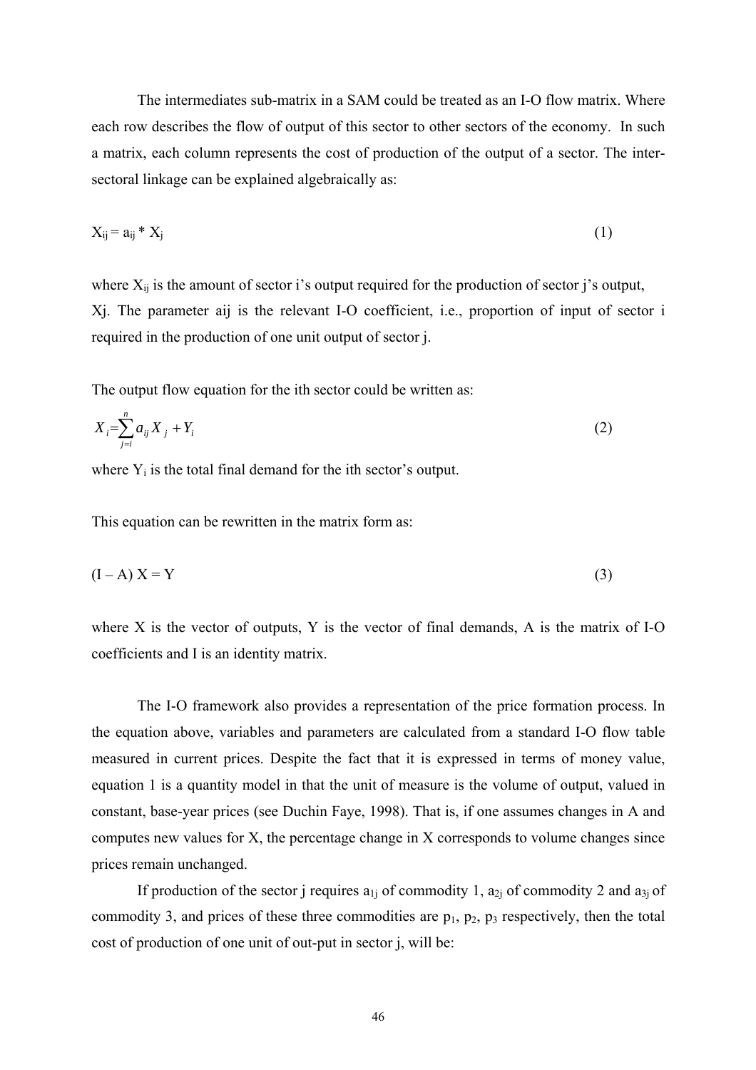The intermediates sub-matrix in a SAM could be treated as an I-O flow matrix. Where each row describes the flow of output of this sector to other sectors of the economy. In such a matrix, each column represents the cost of production of the output of a sector. The inter-sectoral linkage can be explained algebraically as:

$$X_{ij} = a_{ij} * X_j \qquad (1)$$

where $X_{ij}$ is the amount of sector i's output required for the production of sector j's output, Xj. The parameter aij is the relevant I-O coefficient, i.e., proportion of input of sector i required in the production of one unit output of sector j.

The output flow equation for the ith sector could be written as:

$$X_i = \sum_{j=i}^{n} a_{ij} X_j + Y_i \qquad (2)$$

where $Y_i$ is the total final demand for the ith sector's output.

This equation can be rewritten in the matrix form as:

$$(I - A)\, X = Y \qquad (3)$$

where X is the vector of outputs, Y is the vector of final demands, A is the matrix of I-O coefficients and I is an identity matrix.

The I-O framework also provides a representation of the price formation process. In the equation above, variables and parameters are calculated from a standard I-O flow table measured in current prices. Despite the fact that it is expressed in terms of money value, equation 1 is a quantity model in that the unit of measure is the volume of output, valued in constant, base-year prices (see Duchin Faye, 1998). That is, if one assumes changes in A and computes new values for X, the percentage change in X corresponds to volume changes since prices remain unchanged.

If production of the sector j requires $a_{1j}$ of commodity 1, $a_{2j}$ of commodity 2 and $a_{3j}$ of commodity 3, and prices of these three commodities are $p_1$, $p_2$, $p_3$ respectively, then the total cost of production of one unit of out-put in sector j, will be: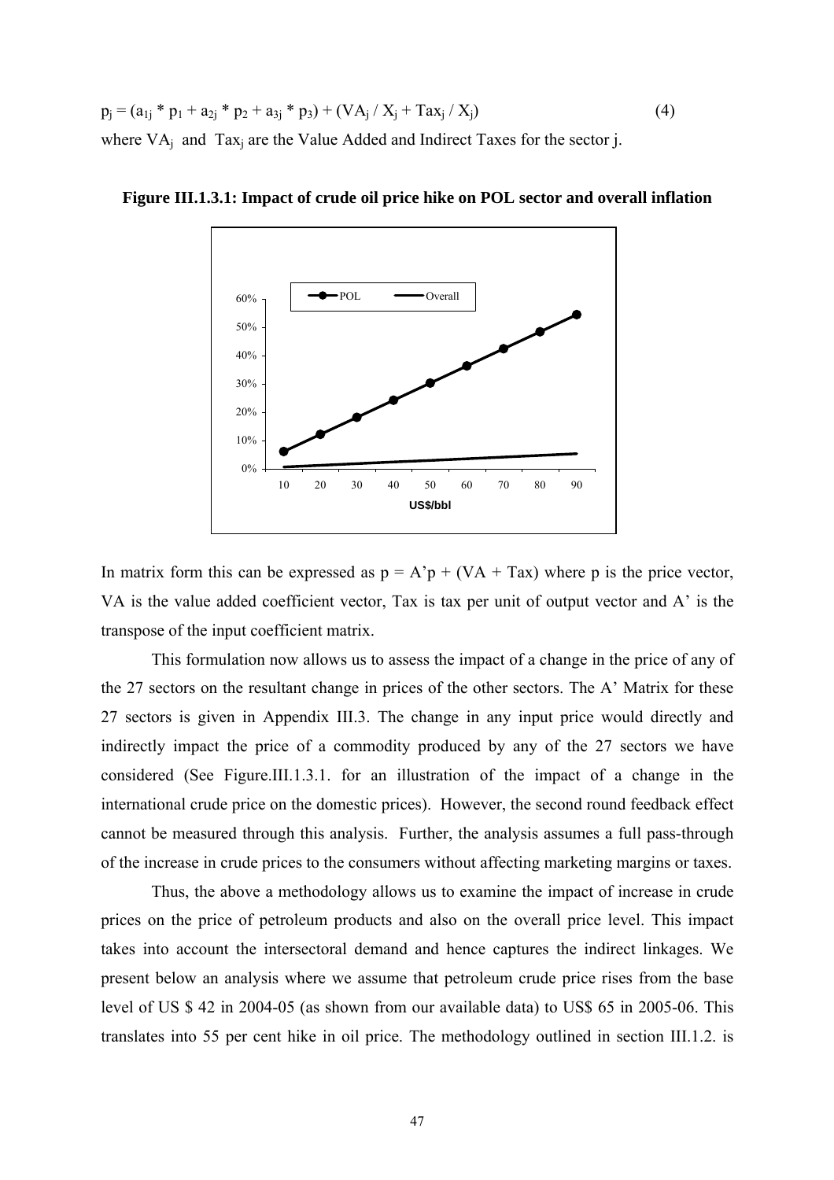$$p_j = (a_{1j} * p_1 + a_{2j} * p_2 + a_{3j} * p_3) + (VA_j / X_j + Tax_j / X_j) \quad (4)$$

where $VA_j$ and $Tax_j$ are the Value Added and Indirect Taxes for the sector j.

**Figure III.1.3.1: Impact of crude oil price hike on POL sector and overall inflation**

In matrix form this can be expressed as $p = A'p + (VA + Tax)$ where p is the price vector, VA is the value added coefficient vector, Tax is tax per unit of output vector and A' is the transpose of the input coefficient matrix.

This formulation now allows us to assess the impact of a change in the price of any of the 27 sectors on the resultant change in prices of the other sectors. The A' Matrix for these 27 sectors is given in Appendix III.3. The change in any input price would directly and indirectly impact the price of a commodity produced by any of the 27 sectors we have considered (See Figure.III.1.3.1. for an illustration of the impact of a change in the international crude price on the domestic prices). However, the second round feedback effect cannot be measured through this analysis. Further, the analysis assumes a full pass-through of the increase in crude prices to the consumers without affecting marketing margins or taxes.

Thus, the above a methodology allows us to examine the impact of increase in crude prices on the price of petroleum products and also on the overall price level. This impact takes into account the intersectoral demand and hence captures the indirect linkages. We present below an analysis where we assume that petroleum crude price rises from the base level of US $ 42 in 2004-05 (as shown from our available data) to US$ 65 in 2005-06. This translates into 55 per cent hike in oil price. The methodology outlined in section III.1.2. is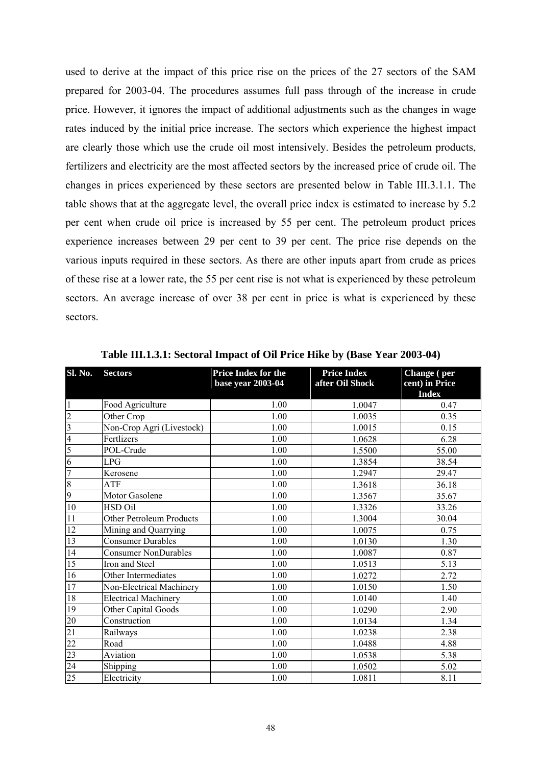used to derive at the impact of this price rise on the prices of the 27 sectors of the SAM prepared for 2003-04. The procedures assumes full pass through of the increase in crude price. However, it ignores the impact of additional adjustments such as the changes in wage rates induced by the initial price increase. The sectors which experience the highest impact are clearly those which use the crude oil most intensively. Besides the petroleum products, fertilizers and electricity are the most affected sectors by the increased price of crude oil. The changes in prices experienced by these sectors are presented below in Table III.3.1.1. The table shows that at the aggregate level, the overall price index is estimated to increase by 5.2 per cent when crude oil price is increased by 55 per cent. The petroleum product prices experience increases between 29 per cent to 39 per cent. The price rise depends on the various inputs required in these sectors. As there are other inputs apart from crude as prices of these rise at a lower rate, the 55 per cent rise is not what is experienced by these petroleum sectors. An average increase of over 38 per cent in price is what is experienced by these sectors.

**Table III.1.3.1: Sectoral Impact of Oil Price Hike by (Base Year 2003-04)**

| Sl. No. | Sectors | Price Index for the base year 2003-04 | Price Index after Oil Shock | Change ( per cent) in Price Index |
|---|---|---|---|---|
| 1 | Food Agriculture | 1.00 | 1.0047 | 0.47 |
| 2 | Other Crop | 1.00 | 1.0035 | 0.35 |
| 3 | Non-Crop Agri (Livestock) | 1.00 | 1.0015 | 0.15 |
| 4 | Fertlizers | 1.00 | 1.0628 | 6.28 |
| 5 | POL-Crude | 1.00 | 1.5500 | 55.00 |
| 6 | LPG | 1.00 | 1.3854 | 38.54 |
| 7 | Kerosene | 1.00 | 1.2947 | 29.47 |
| 8 | ATF | 1.00 | 1.3618 | 36.18 |
| 9 | Motor Gasolene | 1.00 | 1.3567 | 35.67 |
| 10 | HSD Oil | 1.00 | 1.3326 | 33.26 |
| 11 | Other Petroleum Products | 1.00 | 1.3004 | 30.04 |
| 12 | Mining and Quarrying | 1.00 | 1.0075 | 0.75 |
| 13 | Consumer Durables | 1.00 | 1.0130 | 1.30 |
| 14 | Consumer NonDurables | 1.00 | 1.0087 | 0.87 |
| 15 | Iron and Steel | 1.00 | 1.0513 | 5.13 |
| 16 | Other Intermediates | 1.00 | 1.0272 | 2.72 |
| 17 | Non-Electrical Machinery | 1.00 | 1.0150 | 1.50 |
| 18 | Electrical Machinery | 1.00 | 1.0140 | 1.40 |
| 19 | Other Capital Goods | 1.00 | 1.0290 | 2.90 |
| 20 | Construction | 1.00 | 1.0134 | 1.34 |
| 21 | Railways | 1.00 | 1.0238 | 2.38 |
| 22 | Road | 1.00 | 1.0488 | 4.88 |
| 23 | Aviation | 1.00 | 1.0538 | 5.38 |
| 24 | Shipping | 1.00 | 1.0502 | 5.02 |
| 25 | Electricity | 1.00 | 1.0811 | 8.11 |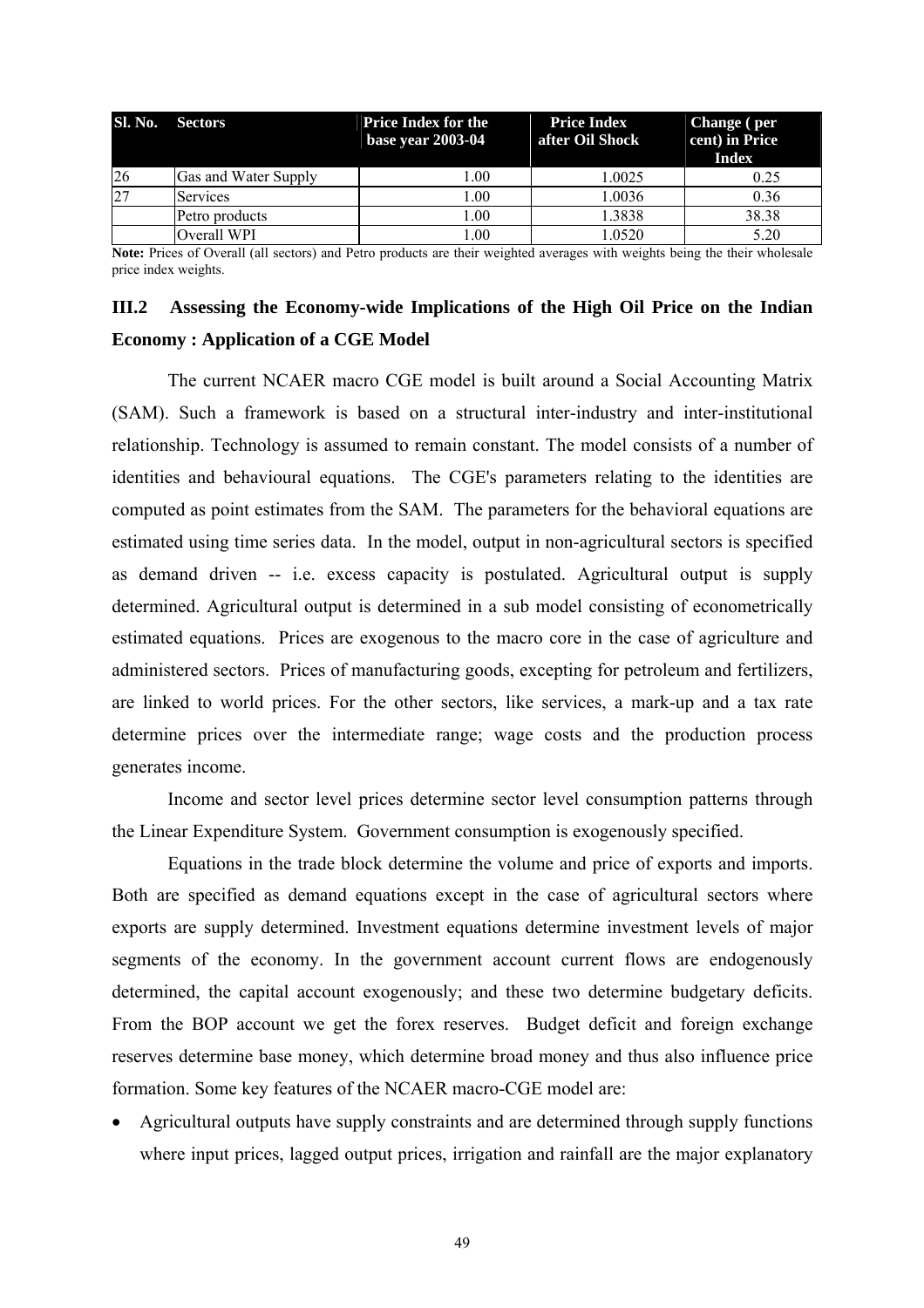| Sl. No. | Sectors | Price Index for the base year 2003-04 | Price Index after Oil Shock | Change ( per cent) in Price Index |
|---|---|---|---|---|
| 26 | Gas and Water Supply | 1.00 | 1.0025 | 0.25 |
| 27 | Services | 1.00 | 1.0036 | 0.36 |
| | Petro products | 1.00 | 1.3838 | 38.38 |
| | Overall WPI | 1.00 | 1.0520 | 5.20 |

**Note:** Prices of Overall (all sectors) and Petro products are their weighted averages with weights being the their wholesale price index weights.

## III.2 Assessing the Economy-wide Implications of the High Oil Price on the Indian Economy : Application of a CGE Model

The current NCAER macro CGE model is built around a Social Accounting Matrix (SAM). Such a framework is based on a structural inter-industry and inter-institutional relationship. Technology is assumed to remain constant. The model consists of a number of identities and behavioural equations. The CGE's parameters relating to the identities are computed as point estimates from the SAM. The parameters for the behavioral equations are estimated using time series data. In the model, output in non-agricultural sectors is specified as demand driven -- i.e. excess capacity is postulated. Agricultural output is supply determined. Agricultural output is determined in a sub model consisting of econometrically estimated equations. Prices are exogenous to the macro core in the case of agriculture and administered sectors. Prices of manufacturing goods, excepting for petroleum and fertilizers, are linked to world prices. For the other sectors, like services, a mark-up and a tax rate determine prices over the intermediate range; wage costs and the production process generates income.

Income and sector level prices determine sector level consumption patterns through the Linear Expenditure System. Government consumption is exogenously specified.

Equations in the trade block determine the volume and price of exports and imports. Both are specified as demand equations except in the case of agricultural sectors where exports are supply determined. Investment equations determine investment levels of major segments of the economy. In the government account current flows are endogenously determined, the capital account exogenously; and these two determine budgetary deficits. From the BOP account we get the forex reserves. Budget deficit and foreign exchange reserves determine base money, which determine broad money and thus also influence price formation. Some key features of the NCAER macro-CGE model are:

- Agricultural outputs have supply constraints and are determined through supply functions where input prices, lagged output prices, irrigation and rainfall are the major explanatory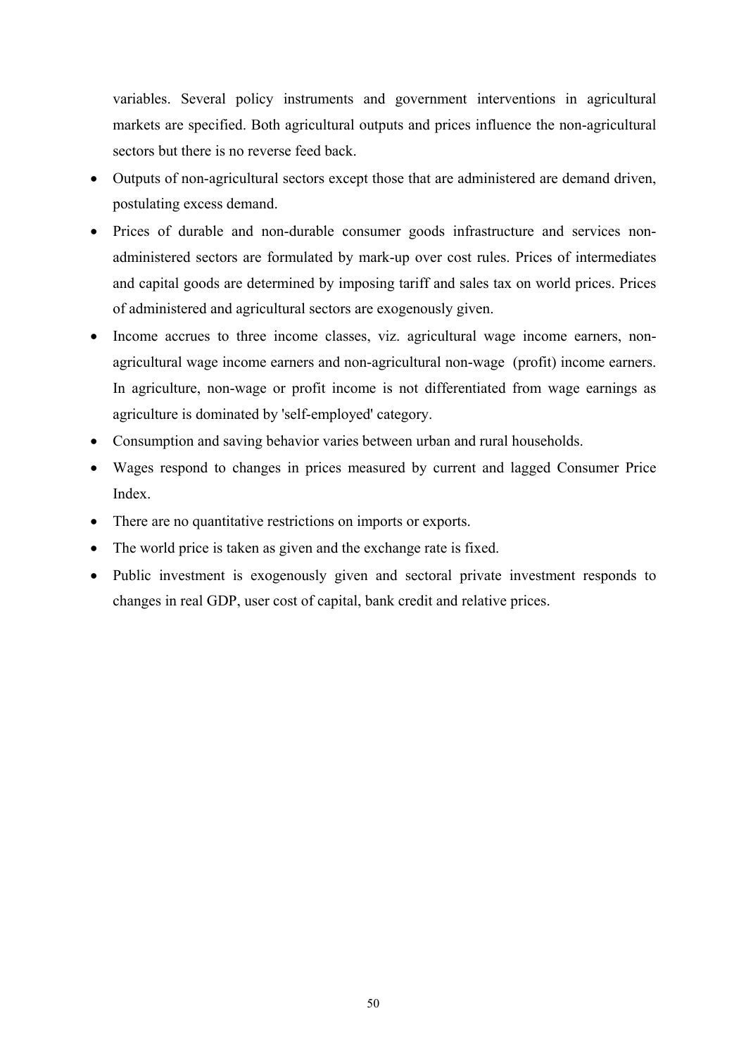variables. Several policy instruments and government interventions in agricultural markets are specified. Both agricultural outputs and prices influence the non-agricultural sectors but there is no reverse feed back.

- Outputs of non-agricultural sectors except those that are administered are demand driven, postulating excess demand.
- Prices of durable and non-durable consumer goods infrastructure and services non-administered sectors are formulated by mark-up over cost rules. Prices of intermediates and capital goods are determined by imposing tariff and sales tax on world prices. Prices of administered and agricultural sectors are exogenously given.
- Income accrues to three income classes, viz. agricultural wage income earners, non-agricultural wage income earners and non-agricultural non-wage (profit) income earners. In agriculture, non-wage or profit income is not differentiated from wage earnings as agriculture is dominated by 'self-employed' category.
- Consumption and saving behavior varies between urban and rural households.
- Wages respond to changes in prices measured by current and lagged Consumer Price Index.
- There are no quantitative restrictions on imports or exports.
- The world price is taken as given and the exchange rate is fixed.
- Public investment is exogenously given and sectoral private investment responds to changes in real GDP, user cost of capital, bank credit and relative prices.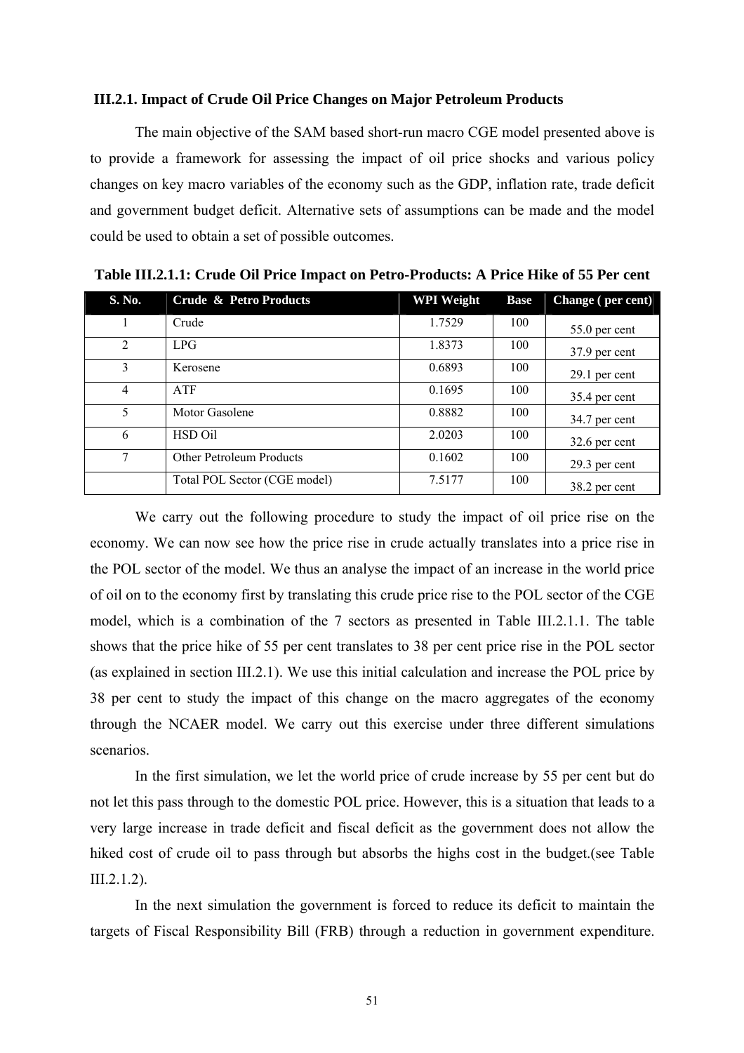### III.2.1. Impact of Crude Oil Price Changes on Major Petroleum Products

The main objective of the SAM based short-run macro CGE model presented above is to provide a framework for assessing the impact of oil price shocks and various policy changes on key macro variables of the economy such as the GDP, inflation rate, trade deficit and government budget deficit. Alternative sets of assumptions can be made and the model could be used to obtain a set of possible outcomes.

**Table III.2.1.1: Crude Oil Price Impact on Petro-Products: A Price Hike of 55 Per cent**

| S. No. | Crude & Petro Products | WPI Weight | Base | Change ( per cent) |
|---|---|---|---|---|
| 1 | Crude | 1.7529 | 100 | 55.0 per cent |
| 2 | LPG | 1.8373 | 100 | 37.9 per cent |
| 3 | Kerosene | 0.6893 | 100 | 29.1 per cent |
| 4 | ATF | 0.1695 | 100 | 35.4 per cent |
| 5 | Motor Gasolene | 0.8882 | 100 | 34.7 per cent |
| 6 | HSD Oil | 2.0203 | 100 | 32.6 per cent |
| 7 | Other Petroleum Products | 0.1602 | 100 | 29.3 per cent |
| | Total POL Sector (CGE model) | 7.5177 | 100 | 38.2 per cent |

We carry out the following procedure to study the impact of oil price rise on the economy. We can now see how the price rise in crude actually translates into a price rise in the POL sector of the model. We thus an analyse the impact of an increase in the world price of oil on to the economy first by translating this crude price rise to the POL sector of the CGE model, which is a combination of the 7 sectors as presented in Table III.2.1.1. The table shows that the price hike of 55 per cent translates to 38 per cent price rise in the POL sector (as explained in section III.2.1). We use this initial calculation and increase the POL price by 38 per cent to study the impact of this change on the macro aggregates of the economy through the NCAER model. We carry out this exercise under three different simulations scenarios.

In the first simulation, we let the world price of crude increase by 55 per cent but do not let this pass through to the domestic POL price. However, this is a situation that leads to a very large increase in trade deficit and fiscal deficit as the government does not allow the hiked cost of crude oil to pass through but absorbs the highs cost in the budget.(see Table III.2.1.2).

In the next simulation the government is forced to reduce its deficit to maintain the targets of Fiscal Responsibility Bill (FRB) through a reduction in government expenditure.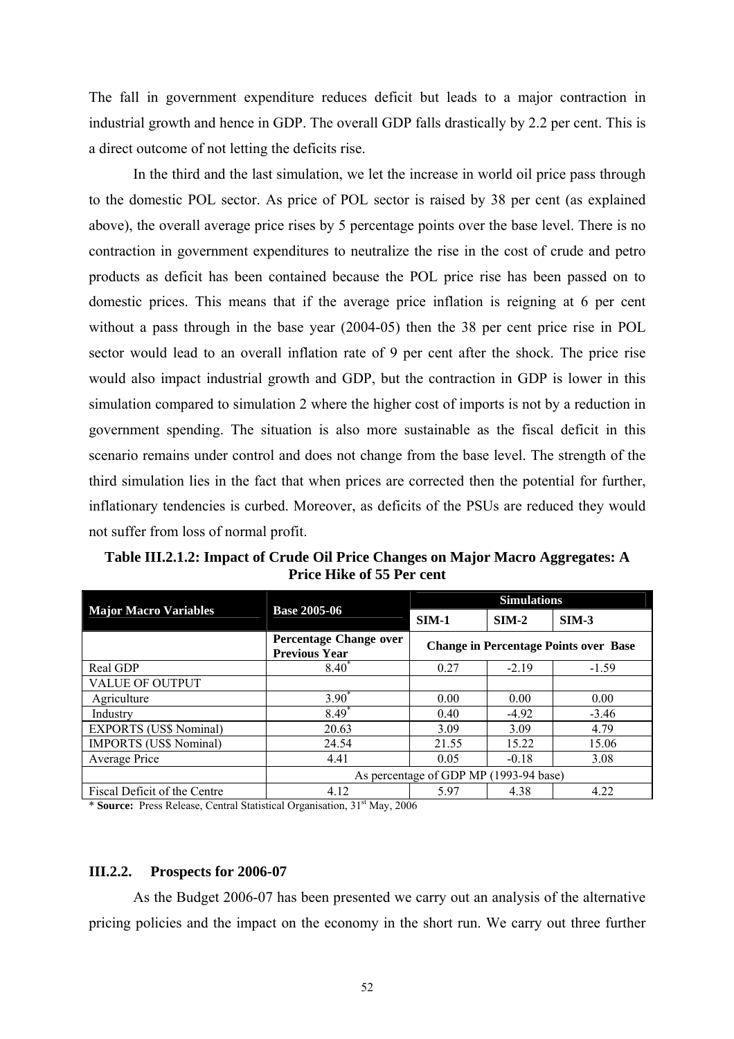The fall in government expenditure reduces deficit but leads to a major contraction in industrial growth and hence in GDP. The overall GDP falls drastically by 2.2 per cent. This is a direct outcome of not letting the deficits rise.

In the third and the last simulation, we let the increase in world oil price pass through to the domestic POL sector. As price of POL sector is raised by 38 per cent (as explained above), the overall average price rises by 5 percentage points over the base level. There is no contraction in government expenditures to neutralize the rise in the cost of crude and petro products as deficit has been contained because the POL price rise has been passed on to domestic prices. This means that if the average price inflation is reigning at 6 per cent without a pass through in the base year (2004-05) then the 38 per cent price rise in POL sector would lead to an overall inflation rate of 9 per cent after the shock. The price rise would also impact industrial growth and GDP, but the contraction in GDP is lower in this simulation compared to simulation 2 where the higher cost of imports is not by a reduction in government spending. The situation is also more sustainable as the fiscal deficit in this scenario remains under control and does not change from the base level. The strength of the third simulation lies in the fact that when prices are corrected then the potential for further, inflationary tendencies is curbed. Moreover, as deficits of the PSUs are reduced they would not suffer from loss of normal profit.

**Table III.2.1.2: Impact of Crude Oil Price Changes on Major Macro Aggregates: A Price Hike of 55 Per cent**

| Major Macro Variables | Base 2005-06 | Simulations | | |
|---|---|---|---|---|
| | | SIM-1 | SIM-2 | SIM-3 |
| | **Percentage Change over Previous Year** | **Change in Percentage Points over Base** | | |
| Real GDP | 8.40* | 0.27 | -2.19 | -1.59 |
| VALUE OF OUTPUT | | | | |
| Agriculture | 3.90* | 0.00 | 0.00 | 0.00 |
| Industry | 8.49* | 0.40 | -4.92 | -3.46 |
| EXPORTS (US$ Nominal) | 20.63 | 3.09 | 3.09 | 4.79 |
| IMPORTS (US$ Nominal) | 24.54 | 21.55 | 15.22 | 15.06 |
| Average Price | 4.41 | 0.05 | -0.18 | 3.08 |
| | As percentage of GDP MP (1993-94 base) | | | |
| Fiscal Deficit of the Centre | 4.12 | 5.97 | 4.38 | 4.22 |

\* **Source:** Press Release, Central Statistical Organisation, 31st May, 2006

### III.2.2. Prospects for 2006-07

As the Budget 2006-07 has been presented we carry out an analysis of the alternative pricing policies and the impact on the economy in the short run. We carry out three further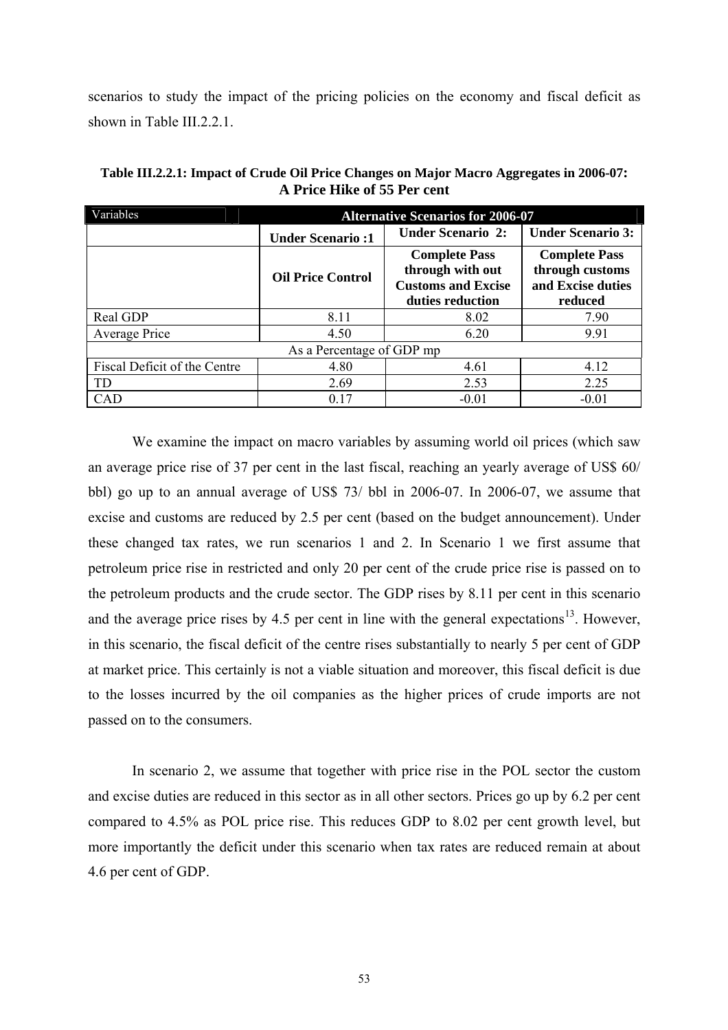scenarios to study the impact of the pricing policies on the economy and fiscal deficit as shown in Table III.2.2.1.

**Table III.2.2.1: Impact of Crude Oil Price Changes on Major Macro Aggregates in 2006-07: A Price Hike of 55 Per cent**

| Variables | Alternative Scenarios for 2006-07 | | |
|---|---|---|---|
| | **Under Scenario :1** | **Under Scenario 2:** | **Under Scenario 3:** |
| | **Oil Price Control** | **Complete Pass through with out Customs and Excise duties reduction** | **Complete Pass through customs and Excise duties reduced** |
| Real GDP | 8.11 | 8.02 | 7.90 |
| Average Price | 4.50 | 6.20 | 9.91 |
| As a Percentage of GDP mp | | | |
| Fiscal Deficit of the Centre | 4.80 | 4.61 | 4.12 |
| TD | 2.69 | 2.53 | 2.25 |
| CAD | 0.17 | -0.01 | -0.01 |

We examine the impact on macro variables by assuming world oil prices (which saw an average price rise of 37 per cent in the last fiscal, reaching an yearly average of US$ 60/ bbl) go up to an annual average of US$ 73/ bbl in 2006-07. In 2006-07, we assume that excise and customs are reduced by 2.5 per cent (based on the budget announcement). Under these changed tax rates, we run scenarios 1 and 2. In Scenario 1 we first assume that petroleum price rise in restricted and only 20 per cent of the crude price rise is passed on to the petroleum products and the crude sector. The GDP rises by 8.11 per cent in this scenario and the average price rises by 4.5 per cent in line with the general expectations[13]. However, in this scenario, the fiscal deficit of the centre rises substantially to nearly 5 per cent of GDP at market price. This certainly is not a viable situation and moreover, this fiscal deficit is due to the losses incurred by the oil companies as the higher prices of crude imports are not passed on to the consumers.

In scenario 2, we assume that together with price rise in the POL sector the custom and excise duties are reduced in this sector as in all other sectors. Prices go up by 6.2 per cent compared to 4.5% as POL price rise. This reduces GDP to 8.02 per cent growth level, but more importantly the deficit under this scenario when tax rates are reduced remain at about 4.6 per cent of GDP.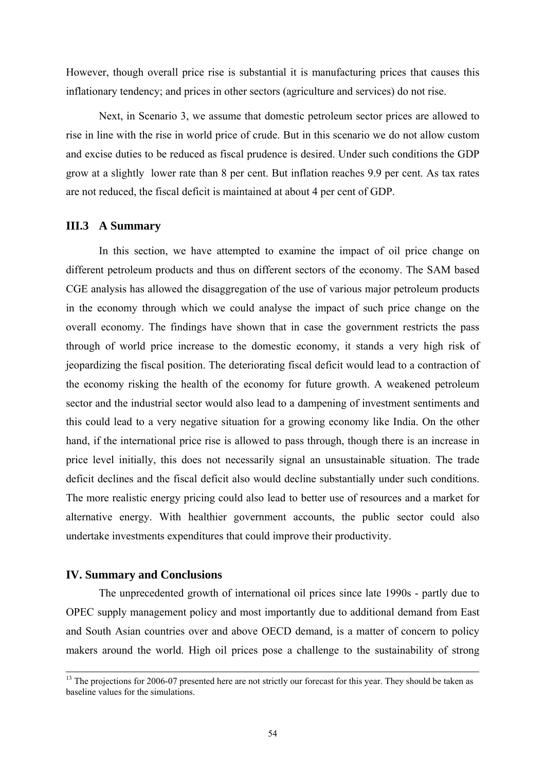However, though overall price rise is substantial it is manufacturing prices that causes this inflationary tendency; and prices in other sectors (agriculture and services) do not rise.

Next, in Scenario 3, we assume that domestic petroleum sector prices are allowed to rise in line with the rise in world price of crude. But in this scenario we do not allow custom and excise duties to be reduced as fiscal prudence is desired. Under such conditions the GDP grow at a slightly lower rate than 8 per cent. But inflation reaches 9.9 per cent. As tax rates are not reduced, the fiscal deficit is maintained at about 4 per cent of GDP.

### III.3 A Summary

In this section, we have attempted to examine the impact of oil price change on different petroleum products and thus on different sectors of the economy. The SAM based CGE analysis has allowed the disaggregation of the use of various major petroleum products in the economy through which we could analyse the impact of such price change on the overall economy. The findings have shown that in case the government restricts the pass through of world price increase to the domestic economy, it stands a very high risk of jeopardizing the fiscal position. The deteriorating fiscal deficit would lead to a contraction of the economy risking the health of the economy for future growth. A weakened petroleum sector and the industrial sector would also lead to a dampening of investment sentiments and this could lead to a very negative situation for a growing economy like India. On the other hand, if the international price rise is allowed to pass through, though there is an increase in price level initially, this does not necessarily signal an unsustainable situation. The trade deficit declines and the fiscal deficit also would decline substantially under such conditions. The more realistic energy pricing could also lead to better use of resources and a market for alternative energy. With healthier government accounts, the public sector could also undertake investments expenditures that could improve their productivity.

## IV. Summary and Conclusions

The unprecedented growth of international oil prices since late 1990s - partly due to OPEC supply management policy and most importantly due to additional demand from East and South Asian countries over and above OECD demand, is a matter of concern to policy makers around the world. High oil prices pose a challenge to the sustainability of strong

---

[13] The projections for 2006-07 presented here are not strictly our forecast for this year. They should be taken as baseline values for the simulations.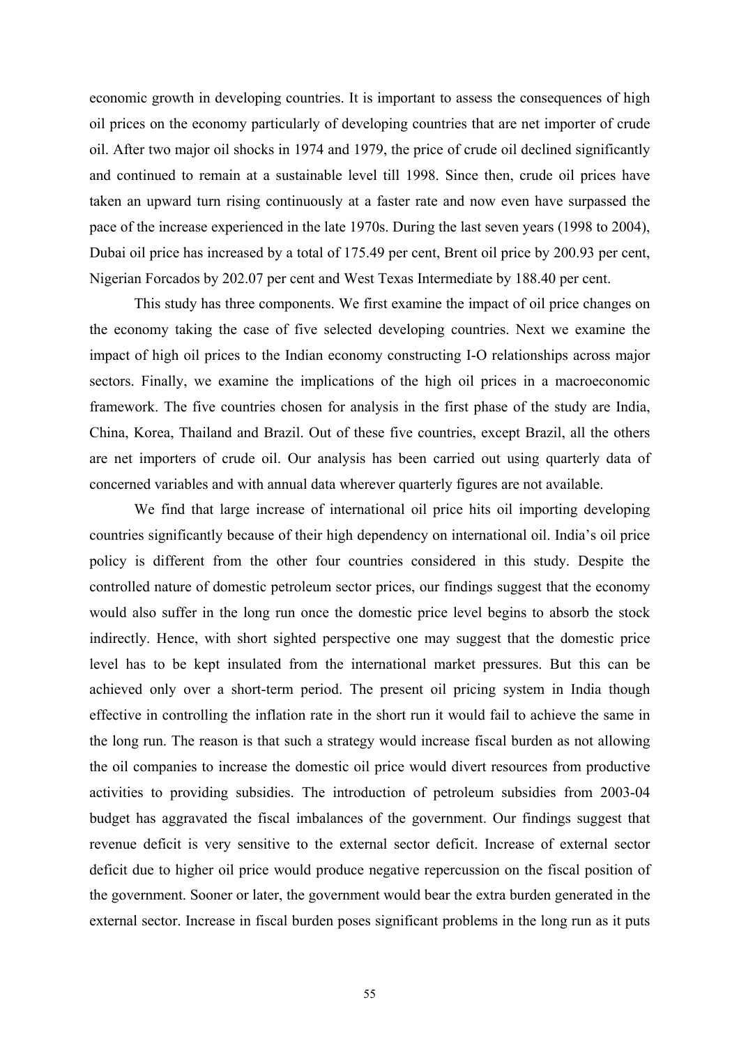economic growth in developing countries. It is important to assess the consequences of high oil prices on the economy particularly of developing countries that are net importer of crude oil. After two major oil shocks in 1974 and 1979, the price of crude oil declined significantly and continued to remain at a sustainable level till 1998. Since then, crude oil prices have taken an upward turn rising continuously at a faster rate and now even have surpassed the pace of the increase experienced in the late 1970s. During the last seven years (1998 to 2004), Dubai oil price has increased by a total of 175.49 per cent, Brent oil price by 200.93 per cent, Nigerian Forcados by 202.07 per cent and West Texas Intermediate by 188.40 per cent.

This study has three components. We first examine the impact of oil price changes on the economy taking the case of five selected developing countries. Next we examine the impact of high oil prices to the Indian economy constructing I-O relationships across major sectors. Finally, we examine the implications of the high oil prices in a macroeconomic framework. The five countries chosen for analysis in the first phase of the study are India, China, Korea, Thailand and Brazil. Out of these five countries, except Brazil, all the others are net importers of crude oil. Our analysis has been carried out using quarterly data of concerned variables and with annual data wherever quarterly figures are not available.

We find that large increase of international oil price hits oil importing developing countries significantly because of their high dependency on international oil. India's oil price policy is different from the other four countries considered in this study. Despite the controlled nature of domestic petroleum sector prices, our findings suggest that the economy would also suffer in the long run once the domestic price level begins to absorb the stock indirectly. Hence, with short sighted perspective one may suggest that the domestic price level has to be kept insulated from the international market pressures. But this can be achieved only over a short-term period. The present oil pricing system in India though effective in controlling the inflation rate in the short run it would fail to achieve the same in the long run. The reason is that such a strategy would increase fiscal burden as not allowing the oil companies to increase the domestic oil price would divert resources from productive activities to providing subsidies. The introduction of petroleum subsidies from 2003-04 budget has aggravated the fiscal imbalances of the government. Our findings suggest that revenue deficit is very sensitive to the external sector deficit. Increase of external sector deficit due to higher oil price would produce negative repercussion on the fiscal position of the government. Sooner or later, the government would bear the extra burden generated in the external sector. Increase in fiscal burden poses significant problems in the long run as it puts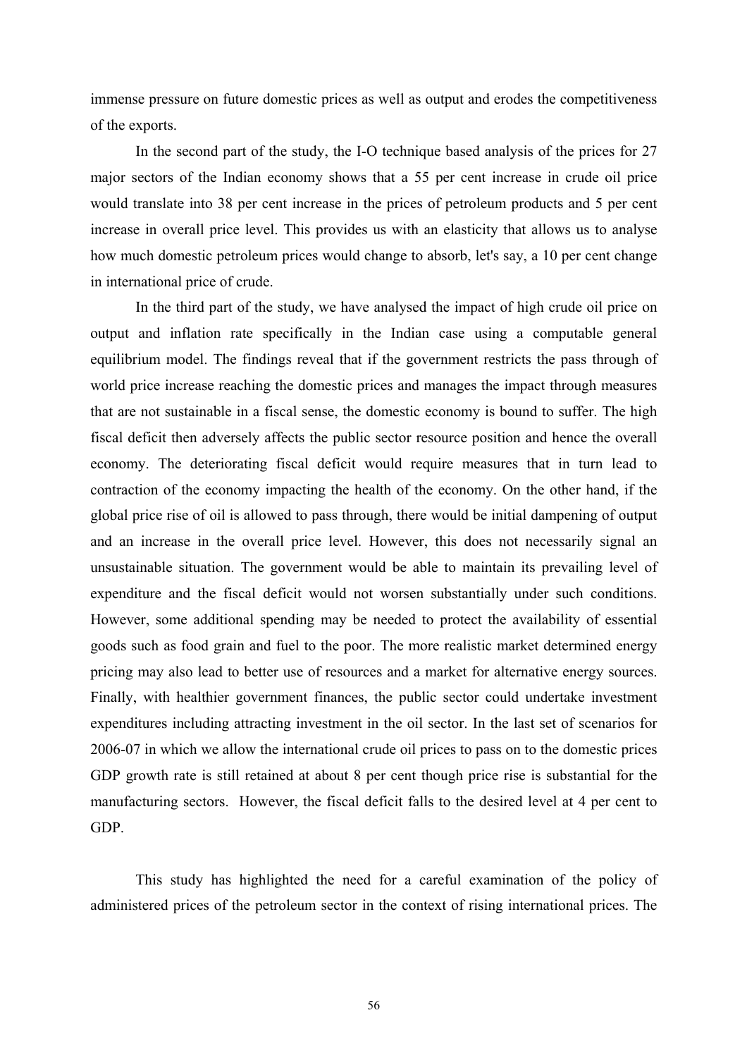immense pressure on future domestic prices as well as output and erodes the competitiveness of the exports.

In the second part of the study, the I-O technique based analysis of the prices for 27 major sectors of the Indian economy shows that a 55 per cent increase in crude oil price would translate into 38 per cent increase in the prices of petroleum products and 5 per cent increase in overall price level. This provides us with an elasticity that allows us to analyse how much domestic petroleum prices would change to absorb, let's say, a 10 per cent change in international price of crude.

In the third part of the study, we have analysed the impact of high crude oil price on output and inflation rate specifically in the Indian case using a computable general equilibrium model. The findings reveal that if the government restricts the pass through of world price increase reaching the domestic prices and manages the impact through measures that are not sustainable in a fiscal sense, the domestic economy is bound to suffer. The high fiscal deficit then adversely affects the public sector resource position and hence the overall economy. The deteriorating fiscal deficit would require measures that in turn lead to contraction of the economy impacting the health of the economy. On the other hand, if the global price rise of oil is allowed to pass through, there would be initial dampening of output and an increase in the overall price level. However, this does not necessarily signal an unsustainable situation. The government would be able to maintain its prevailing level of expenditure and the fiscal deficit would not worsen substantially under such conditions. However, some additional spending may be needed to protect the availability of essential goods such as food grain and fuel to the poor. The more realistic market determined energy pricing may also lead to better use of resources and a market for alternative energy sources. Finally, with healthier government finances, the public sector could undertake investment expenditures including attracting investment in the oil sector. In the last set of scenarios for 2006-07 in which we allow the international crude oil prices to pass on to the domestic prices GDP growth rate is still retained at about 8 per cent though price rise is substantial for the manufacturing sectors. However, the fiscal deficit falls to the desired level at 4 per cent to GDP.

This study has highlighted the need for a careful examination of the policy of administered prices of the petroleum sector in the context of rising international prices. The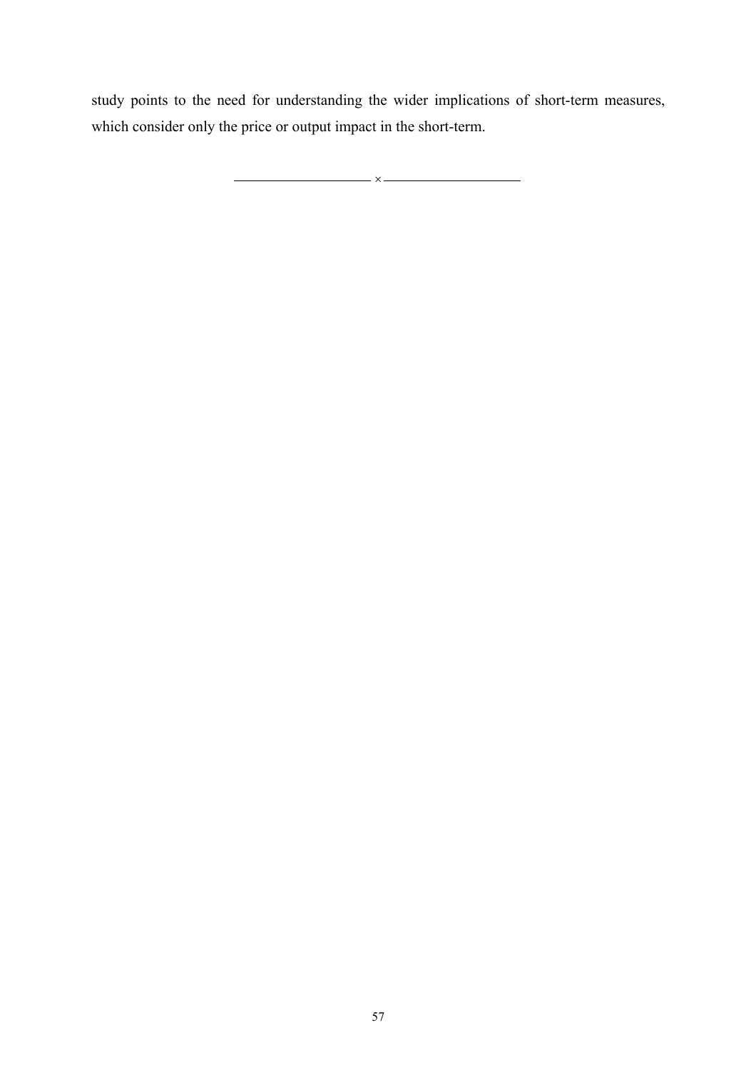study points to the need for understanding the wider implications of short-term measures, which consider only the price or output impact in the short-term.

———————— × ————————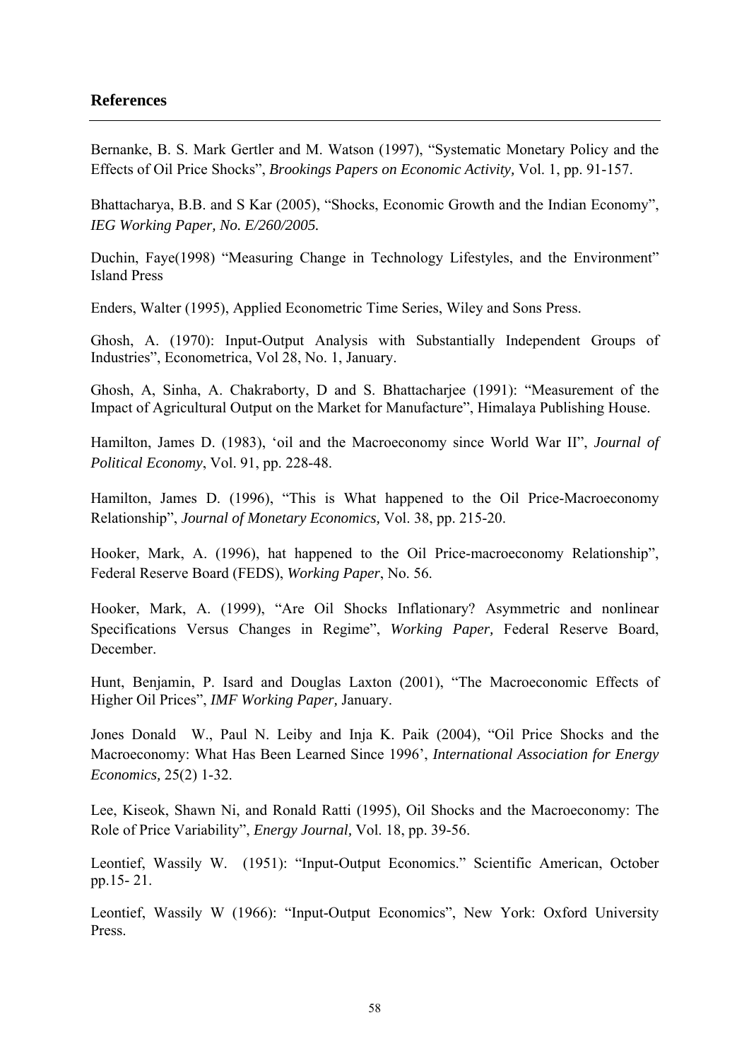## References

Bernanke, B. S. Mark Gertler and M. Watson (1997), "Systematic Monetary Policy and the Effects of Oil Price Shocks", *Brookings Papers on Economic Activity,* Vol. 1, pp. 91-157.

Bhattacharya, B.B. and S Kar (2005), "Shocks, Economic Growth and the Indian Economy", *IEG Working Paper, No. E/260/2005.*

Duchin, Faye(1998) "Measuring Change in Technology Lifestyles, and the Environment" Island Press

Enders, Walter (1995), Applied Econometric Time Series, Wiley and Sons Press.

Ghosh, A. (1970): Input-Output Analysis with Substantially Independent Groups of Industries", Econometrica, Vol 28, No. 1, January.

Ghosh, A, Sinha, A. Chakraborty, D and S. Bhattacharjee (1991): "Measurement of the Impact of Agricultural Output on the Market for Manufacture", Himalaya Publishing House.

Hamilton, James D. (1983), 'oil and the Macroeconomy since World War II", *Journal of Political Economy*, Vol. 91, pp. 228-48.

Hamilton, James D. (1996), "This is What happened to the Oil Price-Macroeconomy Relationship", *Journal of Monetary Economics,* Vol. 38, pp. 215-20.

Hooker, Mark, A. (1996), hat happened to the Oil Price-macroeconomy Relationship", Federal Reserve Board (FEDS), *Working Paper*, No. 56.

Hooker, Mark, A. (1999), "Are Oil Shocks Inflationary? Asymmetric and nonlinear Specifications Versus Changes in Regime", *Working Paper,* Federal Reserve Board, December.

Hunt, Benjamin, P. Isard and Douglas Laxton (2001), "The Macroeconomic Effects of Higher Oil Prices", *IMF Working Paper,* January.

Jones Donald W., Paul N. Leiby and Inja K. Paik (2004), "Oil Price Shocks and the Macroeconomy: What Has Been Learned Since 1996', *International Association for Energy Economics,* 25(2) 1-32.

Lee, Kiseok, Shawn Ni, and Ronald Ratti (1995), Oil Shocks and the Macroeconomy: The Role of Price Variability", *Energy Journal,* Vol. 18, pp. 39-56.

Leontief, Wassily W. (1951): "Input-Output Economics." Scientific American, October pp.15- 21.

Leontief, Wassily W (1966): "Input-Output Economics", New York: Oxford University Press.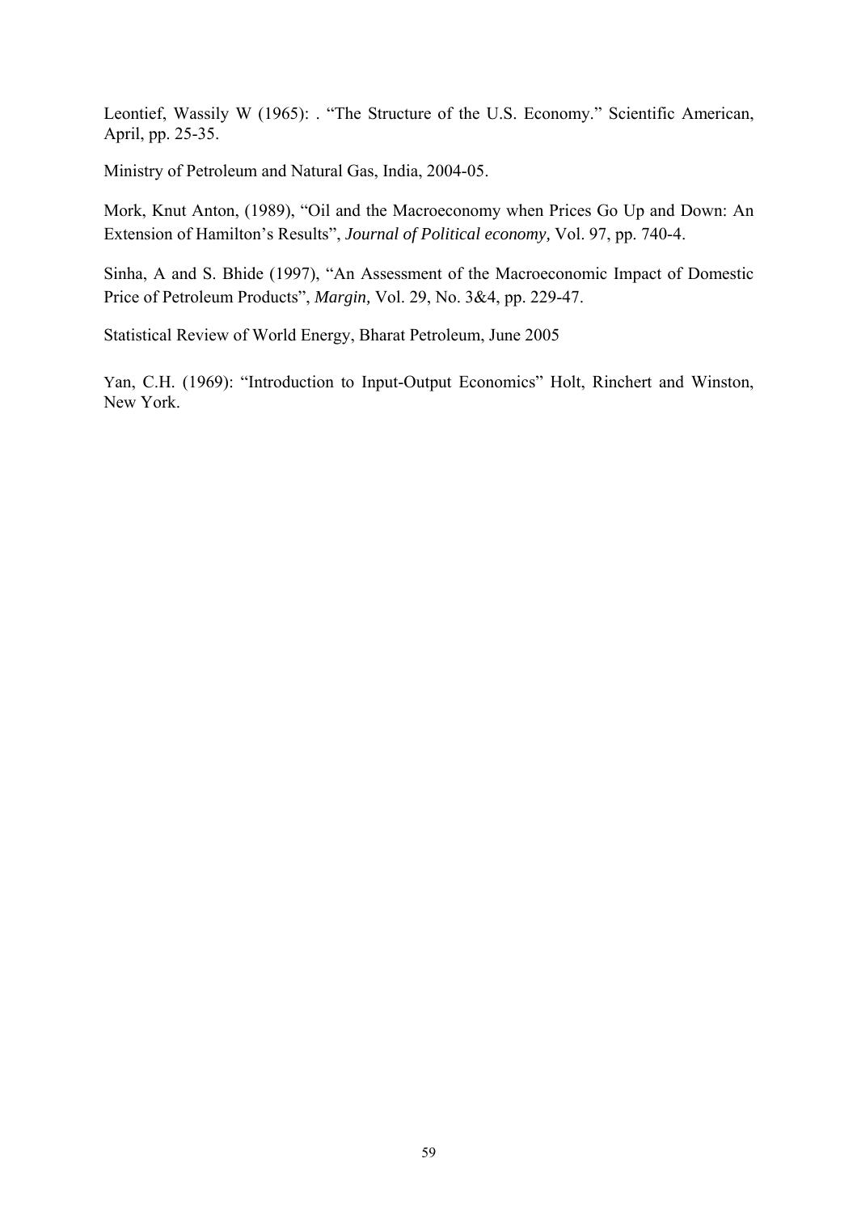Leontief, Wassily W (1965): . "The Structure of the U.S. Economy." Scientific American, April, pp. 25-35.

Ministry of Petroleum and Natural Gas, India, 2004-05.

Mork, Knut Anton, (1989), "Oil and the Macroeconomy when Prices Go Up and Down: An Extension of Hamilton's Results", *Journal of Political economy,* Vol. 97, pp. 740-4.

Sinha, A and S. Bhide (1997), "An Assessment of the Macroeconomic Impact of Domestic Price of Petroleum Products", *Margin,* Vol. 29, No. 3&4, pp. 229-47.

Statistical Review of World Energy, Bharat Petroleum, June 2005

Yan, C.H. (1969): "Introduction to Input-Output Economics" Holt, Rinchert and Winston, New York.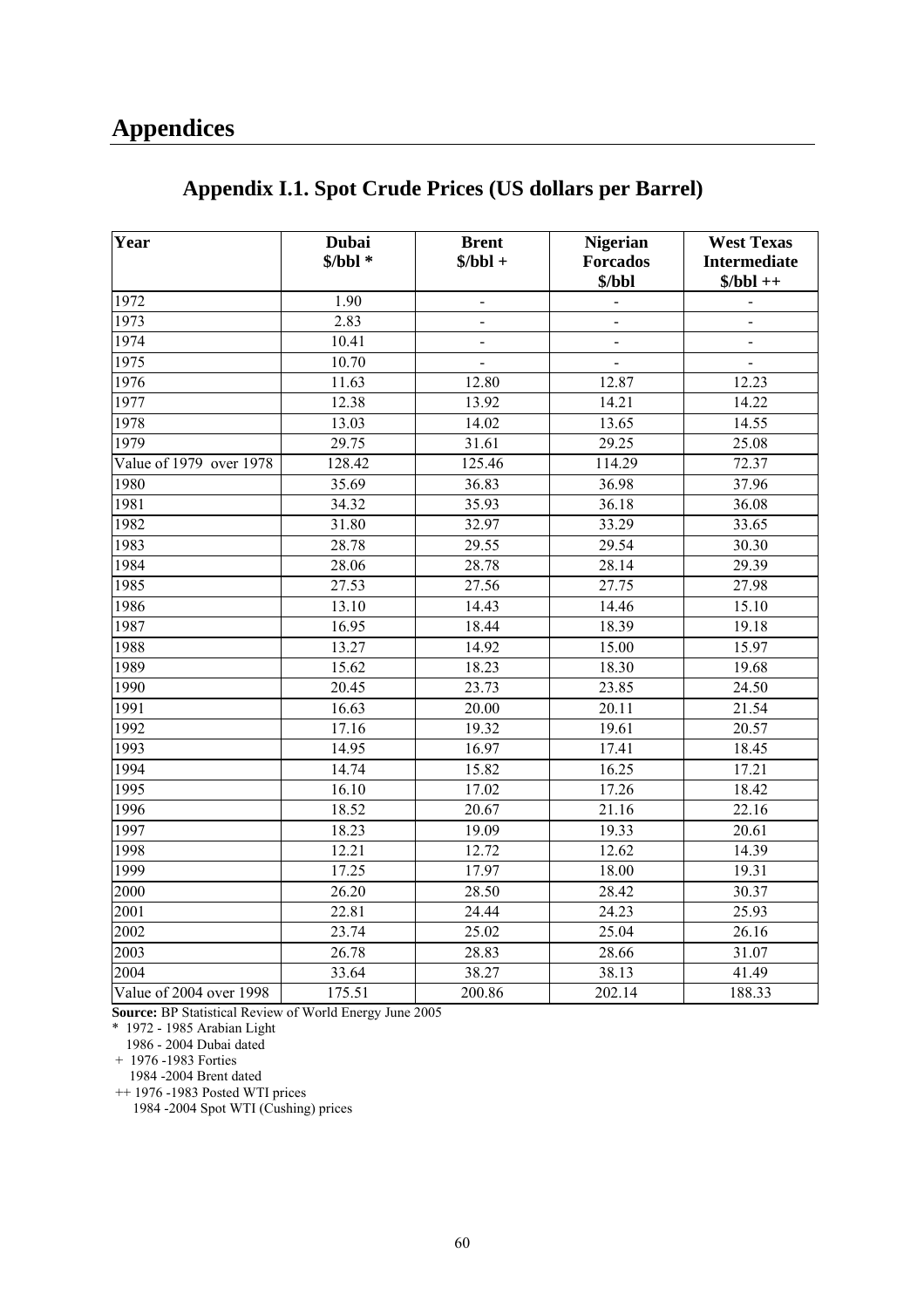# Appendices

## Appendix I.1. Spot Crude Prices (US dollars per Barrel)

| Year | Dubai $/bbl * | Brent $/bbl + | Nigerian Forcados $/bbl | West Texas Intermediate $/bbl ++ |
|---|---|---|---|---|
| 1972 | 1.90 | - | - | - |
| 1973 | 2.83 | - | - | - |
| 1974 | 10.41 | - | - | - |
| 1975 | 10.70 | - | - | - |
| 1976 | 11.63 | 12.80 | 12.87 | 12.23 |
| 1977 | 12.38 | 13.92 | 14.21 | 14.22 |
| 1978 | 13.03 | 14.02 | 13.65 | 14.55 |
| 1979 | 29.75 | 31.61 | 29.25 | 25.08 |
| Value of 1979 over 1978 | 128.42 | 125.46 | 114.29 | 72.37 |
| 1980 | 35.69 | 36.83 | 36.98 | 37.96 |
| 1981 | 34.32 | 35.93 | 36.18 | 36.08 |
| 1982 | 31.80 | 32.97 | 33.29 | 33.65 |
| 1983 | 28.78 | 29.55 | 29.54 | 30.30 |
| 1984 | 28.06 | 28.78 | 28.14 | 29.39 |
| 1985 | 27.53 | 27.56 | 27.75 | 27.98 |
| 1986 | 13.10 | 14.43 | 14.46 | 15.10 |
| 1987 | 16.95 | 18.44 | 18.39 | 19.18 |
| 1988 | 13.27 | 14.92 | 15.00 | 15.97 |
| 1989 | 15.62 | 18.23 | 18.30 | 19.68 |
| 1990 | 20.45 | 23.73 | 23.85 | 24.50 |
| 1991 | 16.63 | 20.00 | 20.11 | 21.54 |
| 1992 | 17.16 | 19.32 | 19.61 | 20.57 |
| 1993 | 14.95 | 16.97 | 17.41 | 18.45 |
| 1994 | 14.74 | 15.82 | 16.25 | 17.21 |
| 1995 | 16.10 | 17.02 | 17.26 | 18.42 |
| 1996 | 18.52 | 20.67 | 21.16 | 22.16 |
| 1997 | 18.23 | 19.09 | 19.33 | 20.61 |
| 1998 | 12.21 | 12.72 | 12.62 | 14.39 |
| 1999 | 17.25 | 17.97 | 18.00 | 19.31 |
| 2000 | 26.20 | 28.50 | 28.42 | 30.37 |
| 2001 | 22.81 | 24.44 | 24.23 | 25.93 |
| 2002 | 23.74 | 25.02 | 25.04 | 26.16 |
| 2003 | 26.78 | 28.83 | 28.66 | 31.07 |
| 2004 | 33.64 | 38.27 | 38.13 | 41.49 |
| Value of 2004 over 1998 | 175.51 | 200.86 | 202.14 | 188.33 |

**Source:** BP Statistical Review of World Energy June 2005

\* 1972 - 1985 Arabian Light
1986 - 2004 Dubai dated

+ 1976 -1983 Forties
1984 -2004 Brent dated

++ 1976 -1983 Posted WTI prices
1984 -2004 Spot WTI (Cushing) prices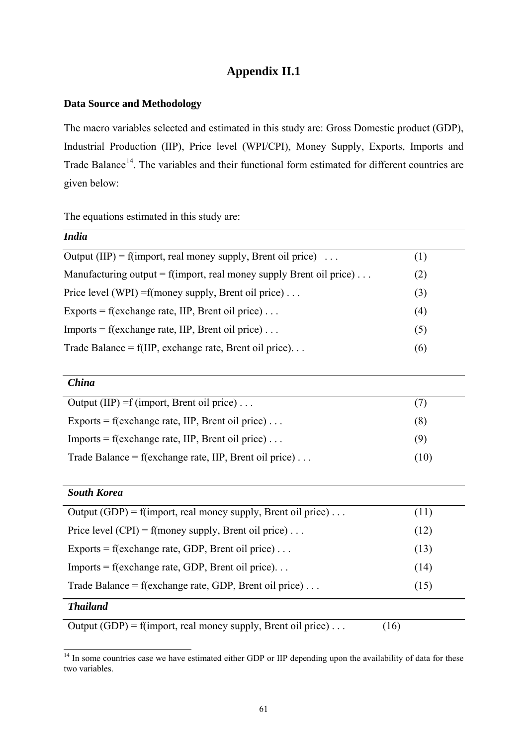# Appendix II.1

### Data Source and Methodology

The macro variables selected and estimated in this study are: Gross Domestic product (GDP), Industrial Production (IIP), Price level (WPI/CPI), Money Supply, Exports, Imports and Trade Balance[14]. The variables and their functional form estimated for different countries are given below:

The equations estimated in this study are:

| ***India*** | |
|---|---|
| Output (IIP) = f(import, real money supply, Brent oil price) . . . | (1) |
| Manufacturing output = f(import, real money supply Brent oil price) . . . | (2) |
| Price level (WPI) =f(money supply, Brent oil price) . . . | (3) |
| Exports = f(exchange rate, IIP, Brent oil price) . . . | (4) |
| Imports = f(exchange rate, IIP, Brent oil price) . . . | (5) |
| Trade Balance = f(IIP, exchange rate, Brent oil price). . . | (6) |

| ***China*** | |
|---|---|
| Output (IIP) =f (import, Brent oil price) . . . | (7) |
| Exports = f(exchange rate, IIP, Brent oil price) . . . | (8) |
| Imports = f(exchange rate, IIP, Brent oil price) . . . | (9) |
| Trade Balance = f(exchange rate, IIP, Brent oil price) . . . | (10) |

| ***South Korea*** | |
|---|---|
| Output (GDP) = f(import, real money supply, Brent oil price) . . . | (11) |
| Price level (CPI) = f(money supply, Brent oil price) . . . | (12) |
| Exports = f(exchange rate, GDP, Brent oil price) . . . | (13) |
| Imports = f(exchange rate, GDP, Brent oil price). . . | (14) |
| Trade Balance = f(exchange rate, GDP, Brent oil price) . . . | (15) |

| ***Thailand*** | |
|---|---|
| Output (GDP) = f(import, real money supply, Brent oil price) . . . | (16) |

[14] In some countries case we have estimated either GDP or IIP depending upon the availability of data for these two variables.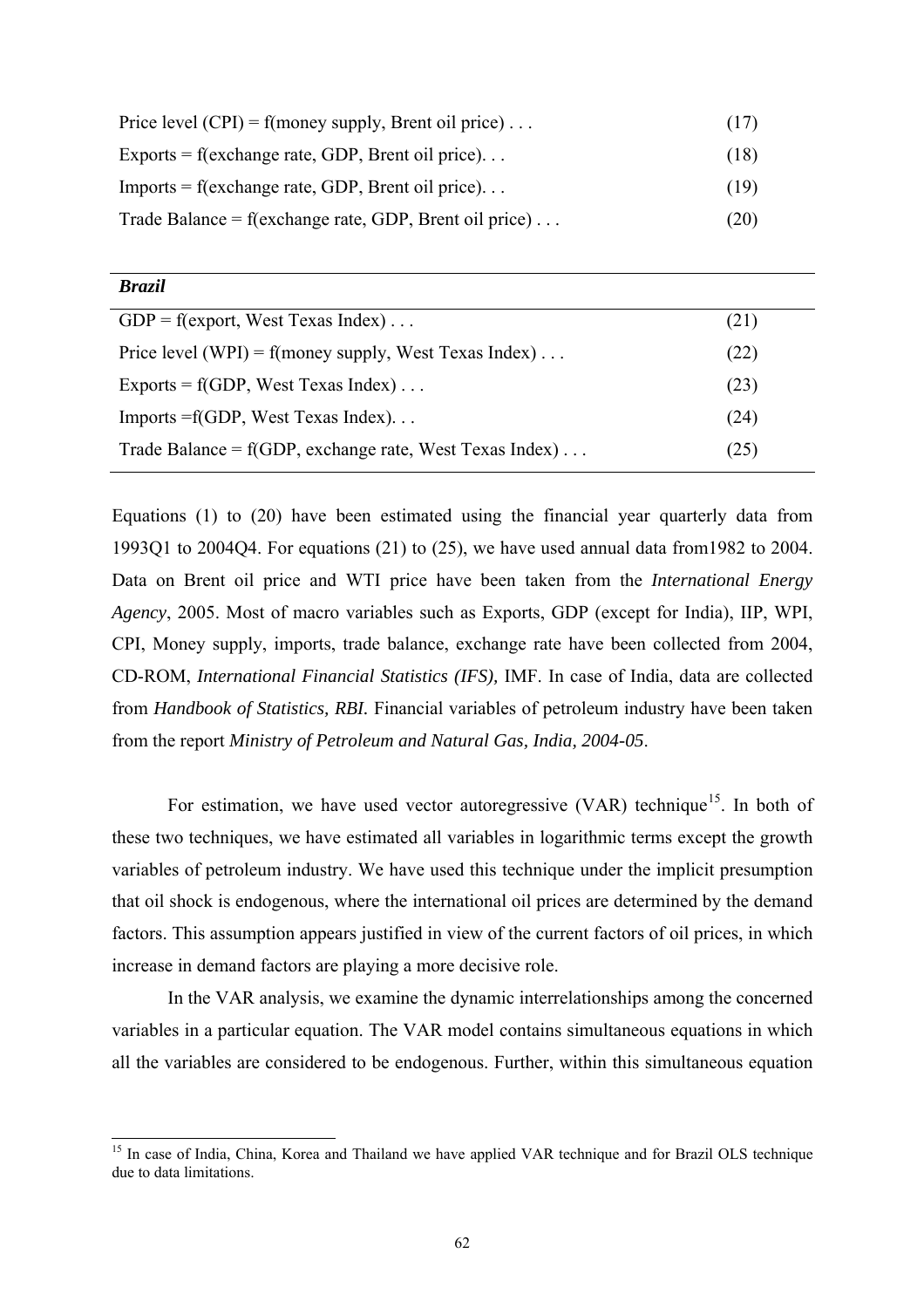| | |
|---|---|
| Price level (CPI) = f(money supply, Brent oil price) . . . | (17) |
| Exports = f(exchange rate, GDP, Brent oil price). . . | (18) |
| Imports = f(exchange rate, GDP, Brent oil price). . . | (19) |
| Trade Balance = f(exchange rate, GDP, Brent oil price) . . . | (20) |

| ***Brazil*** | |
|---|---|
| GDP = f(export, West Texas Index) . . . | (21) |
| Price level (WPI) = f(money supply, West Texas Index) . . . | (22) |
| Exports = f(GDP, West Texas Index) . . . | (23) |
| Imports =f(GDP, West Texas Index). . . | (24) |
| Trade Balance = f(GDP, exchange rate, West Texas Index) . . . | (25) |

Equations (1) to (20) have been estimated using the financial year quarterly data from 1993Q1 to 2004Q4. For equations (21) to (25), we have used annual data from1982 to 2004. Data on Brent oil price and WTI price have been taken from the *International Energy Agency*, 2005. Most of macro variables such as Exports, GDP (except for India), IIP, WPI, CPI, Money supply, imports, trade balance, exchange rate have been collected from 2004, CD-ROM, *International Financial Statistics (IFS),* IMF. In case of India, data are collected from *Handbook of Statistics, RBI.* Financial variables of petroleum industry have been taken from the report *Ministry of Petroleum and Natural Gas, India, 2004-05*.

For estimation, we have used vector autoregressive (VAR) technique[15]. In both of these two techniques, we have estimated all variables in logarithmic terms except the growth variables of petroleum industry. We have used this technique under the implicit presumption that oil shock is endogenous, where the international oil prices are determined by the demand factors. This assumption appears justified in view of the current factors of oil prices, in which increase in demand factors are playing a more decisive role.

In the VAR analysis, we examine the dynamic interrelationships among the concerned variables in a particular equation. The VAR model contains simultaneous equations in which all the variables are considered to be endogenous. Further, within this simultaneous equation

[15] In case of India, China, Korea and Thailand we have applied VAR technique and for Brazil OLS technique due to data limitations.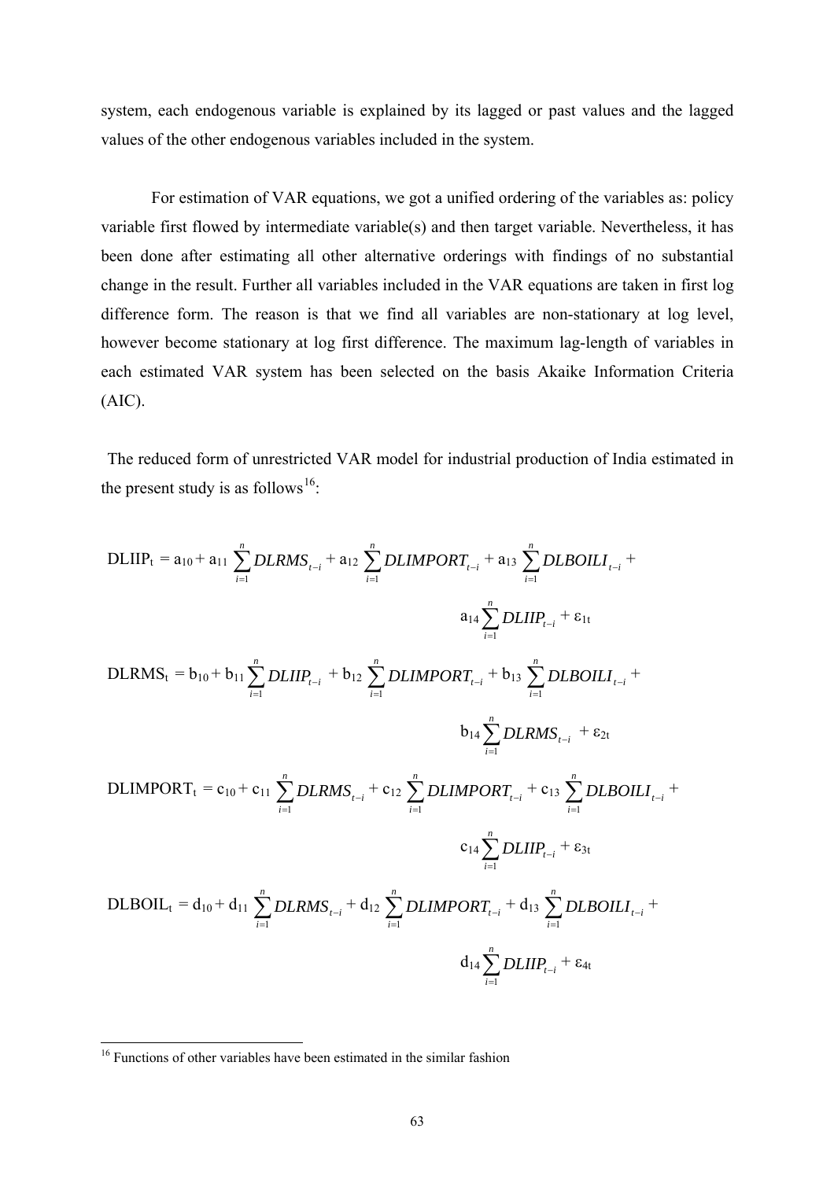system, each endogenous variable is explained by its lagged or past values and the lagged values of the other endogenous variables included in the system.

For estimation of VAR equations, we got a unified ordering of the variables as: policy variable first flowed by intermediate variable(s) and then target variable. Nevertheless, it has been done after estimating all other alternative orderings with findings of no substantial change in the result. Further all variables included in the VAR equations are taken in first log difference form. The reason is that we find all variables are non-stationary at log level, however become stationary at log first difference. The maximum lag-length of variables in each estimated VAR system has been selected on the basis Akaike Information Criteria (AIC).

The reduced form of unrestricted VAR model for industrial production of India estimated in the present study is as follows[16]:

$$DLIIP_t = a_{10} + a_{11} \sum_{i=1}^{n} DLRMS_{t-i} + a_{12} \sum_{i=1}^{n} DLIMPORT_{t-i} + a_{13} \sum_{i=1}^{n} DLBOILI_{t-i} + a_{14} \sum_{i=1}^{n} DLIIP_{t-i} + \varepsilon_{1t}$$

$$DLRMS_t = b_{10} + b_{11} \sum_{i=1}^{n} DLIIP_{t-i} + b_{12} \sum_{i=1}^{n} DLIMPORT_{t-i} + b_{13} \sum_{i=1}^{n} DLBOILI_{t-i} + b_{14} \sum_{i=1}^{n} DLRMS_{t-i} + \varepsilon_{2t}$$

$$DLIMPORT_t = c_{10} + c_{11} \sum_{i=1}^{n} DLRMS_{t-i} + c_{12} \sum_{i=1}^{n} DLIMPORT_{t-i} + c_{13} \sum_{i=1}^{n} DLBOILI_{t-i} + c_{14} \sum_{i=1}^{n} DLIIP_{t-i} + \varepsilon_{3t}$$

$$DLBOIL_t = d_{10} + d_{11} \sum_{i=1}^{n} DLRMS_{t-i} + d_{12} \sum_{i=1}^{n} DLIMPORT_{t-i} + d_{13} \sum_{i=1}^{n} DLBOILI_{t-i} + d_{14} \sum_{i=1}^{n} DLIIP_{t-i} + \varepsilon_{4t}$$

---

[16] Functions of other variables have been estimated in the similar fashion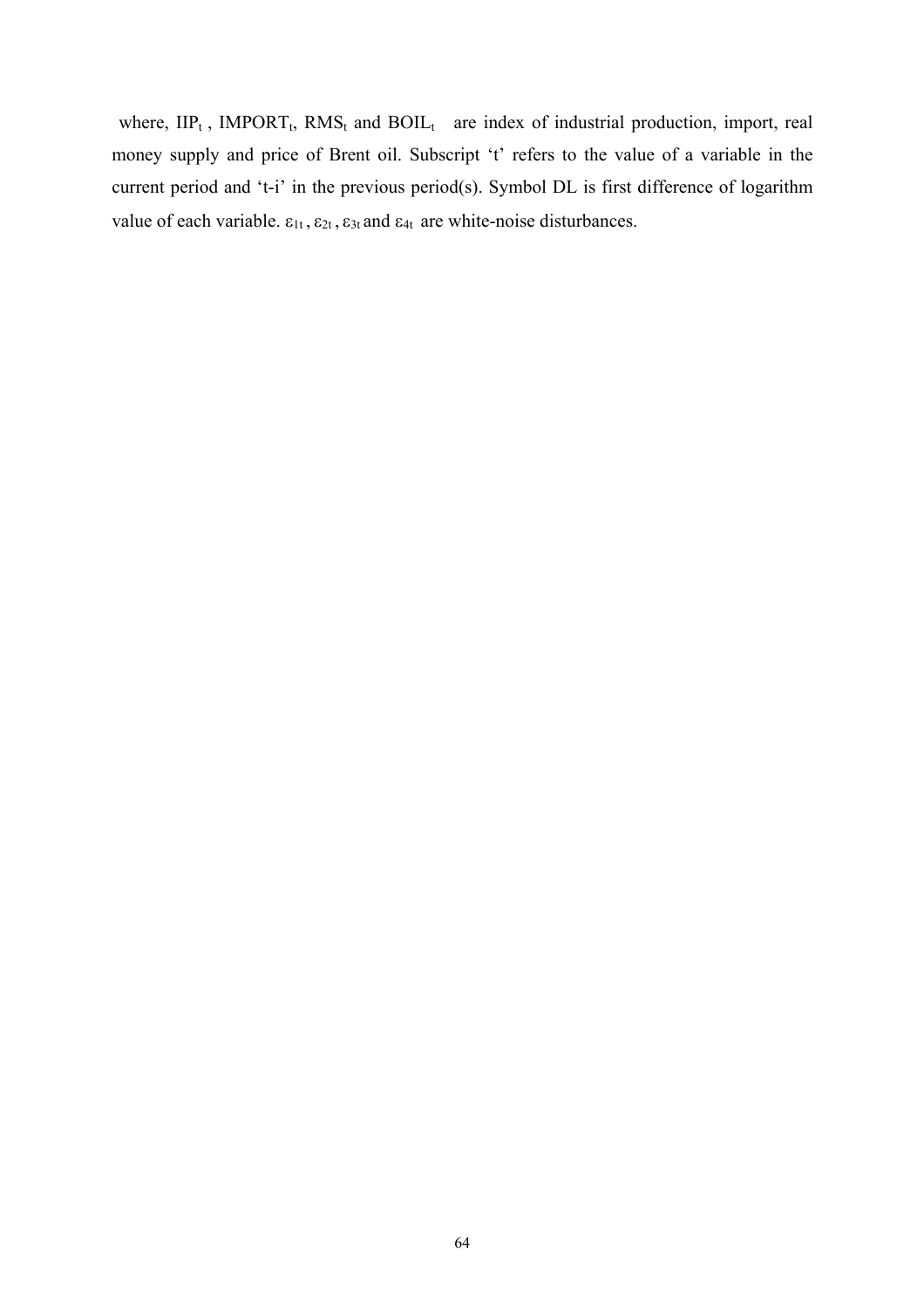where, $IIP_t$ , $IMPORT_t$, $RMS_t$ and $BOIL_t$ are index of industrial production, import, real money supply and price of Brent oil. Subscript 't' refers to the value of a variable in the current period and 't-i' in the previous period(s). Symbol DL is first difference of logarithm value of each variable. $\varepsilon_{1t}$ , $\varepsilon_{2t}$ , $\varepsilon_{3t}$ and $\varepsilon_{4t}$ are white-noise disturbances.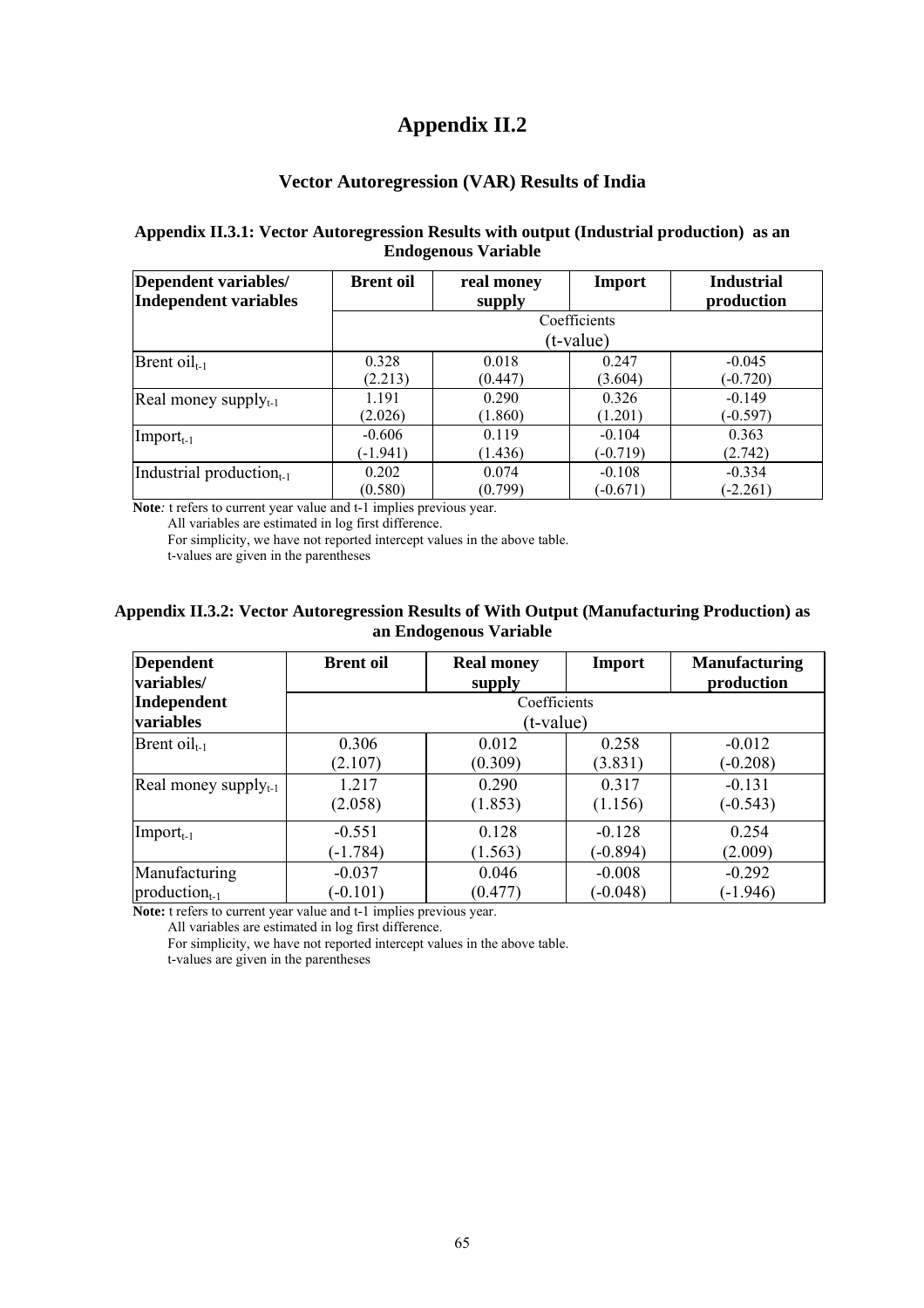# Appendix II.2

## Vector Autoregression (VAR) Results of India

### Appendix II.3.1: Vector Autoregression Results with output (Industrial production) as an Endogenous Variable

| Dependent variables/ Independent variables | Brent oil | real money supply | Import | Industrial production |
|---|---|---|---|---|
| | Coefficients (t-value) | | | |
| Brent oil$_{t-1}$ | 0.328 (2.213) | 0.018 (0.447) | 0.247 (3.604) | -0.045 (-0.720) |
| Real money supply$_{t-1}$ | 1.191 (2.026) | 0.290 (1.860) | 0.326 (1.201) | -0.149 (-0.597) |
| Import$_{t-1}$ | -0.606 (-1.941) | 0.119 (1.436) | -0.104 (-0.719) | 0.363 (2.742) |
| Industrial production$_{t-1}$ | 0.202 (0.580) | 0.074 (0.799) | -0.108 (-0.671) | -0.334 (-2.261) |

**Note***:* t refers to current year value and t-1 implies previous year.
All variables are estimated in log first difference.
For simplicity, we have not reported intercept values in the above table.
t-values are given in the parentheses

### Appendix II.3.2: Vector Autoregression Results of With Output (Manufacturing Production) as an Endogenous Variable

| Dependent variables/ Independent variables | Brent oil | Real money supply | Import | Manufacturing production |
|---|---|---|---|---|
| | Coefficients (t-value) | | | |
| Brent oil$_{t-1}$ | 0.306 (2.107) | 0.012 (0.309) | 0.258 (3.831) | -0.012 (-0.208) |
| Real money supply$_{t-1}$ | 1.217 (2.058) | 0.290 (1.853) | 0.317 (1.156) | -0.131 (-0.543) |
| Import$_{t-1}$ | -0.551 (-1.784) | 0.128 (1.563) | -0.128 (-0.894) | 0.254 (2.009) |
| Manufacturing production$_{t-1}$ | -0.037 (-0.101) | 0.046 (0.477) | -0.008 (-0.048) | -0.292 (-1.946) |

**Note:** t refers to current year value and t-1 implies previous year.
All variables are estimated in log first difference.
For simplicity, we have not reported intercept values in the above table.
t-values are given in the parentheses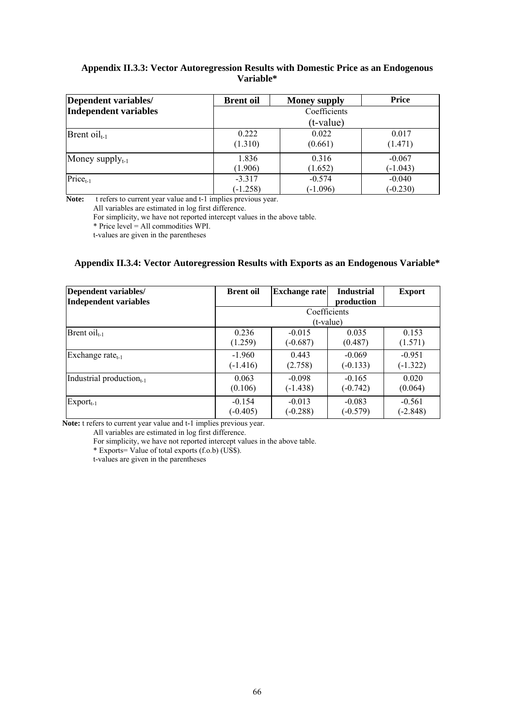### Appendix II.3.3: Vector Autoregression Results with Domestic Price as an Endogenous Variable*

| Dependent variables/ Independent variables | Brent oil | Money supply | Price |
|---|---|---|---|
| | Coefficients (t-value) | | |
| Brent oil$_{t-1}$ | 0.222 (1.310) | 0.022 (0.661) | 0.017 (1.471) |
| Money supply$_{t-1}$ | 1.836 (1.906) | 0.316 (1.652) | -0.067 (-1.043) |
| Price$_{t-1}$ | -3.317 (-1.258) | -0.574 (-1.096) | -0.040 (-0.230) |

**Note:** t refers to current year value and t-1 implies previous year.
All variables are estimated in log first difference.
For simplicity, we have not reported intercept values in the above table.
* Price level = All commodities WPI.
t-values are given in the parentheses

### Appendix II.3.4: Vector Autoregression Results with Exports as an Endogenous Variable*

| Dependent variables/ Independent variables | Brent oil | Exchange rate | Industrial production | Export |
|---|---|---|---|---|
| | Coefficients (t-value) | | | |
| Brent oil$_{t-1}$ | 0.236 (1.259) | -0.015 (-0.687) | 0.035 (0.487) | 0.153 (1.571) |
| Exchange rate$_{t-1}$ | -1.960 (-1.416) | 0.443 (2.758) | -0.069 (-0.133) | -0.951 (-1.322) |
| Industrial production$_{t-1}$ | 0.063 (0.106) | -0.098 (-1.438) | -0.165 (-0.742) | 0.020 (0.064) |
| Export$_{t-1}$ | -0.154 (-0.405) | -0.013 (-0.288) | -0.083 (-0.579) | -0.561 (-2.848) |

**Note:** t refers to current year value and t-1 implies previous year.
All variables are estimated in log first difference.
For simplicity, we have not reported intercept values in the above table.
* Exports= Value of total exports (f.o.b) (US$).
t-values are given in the parentheses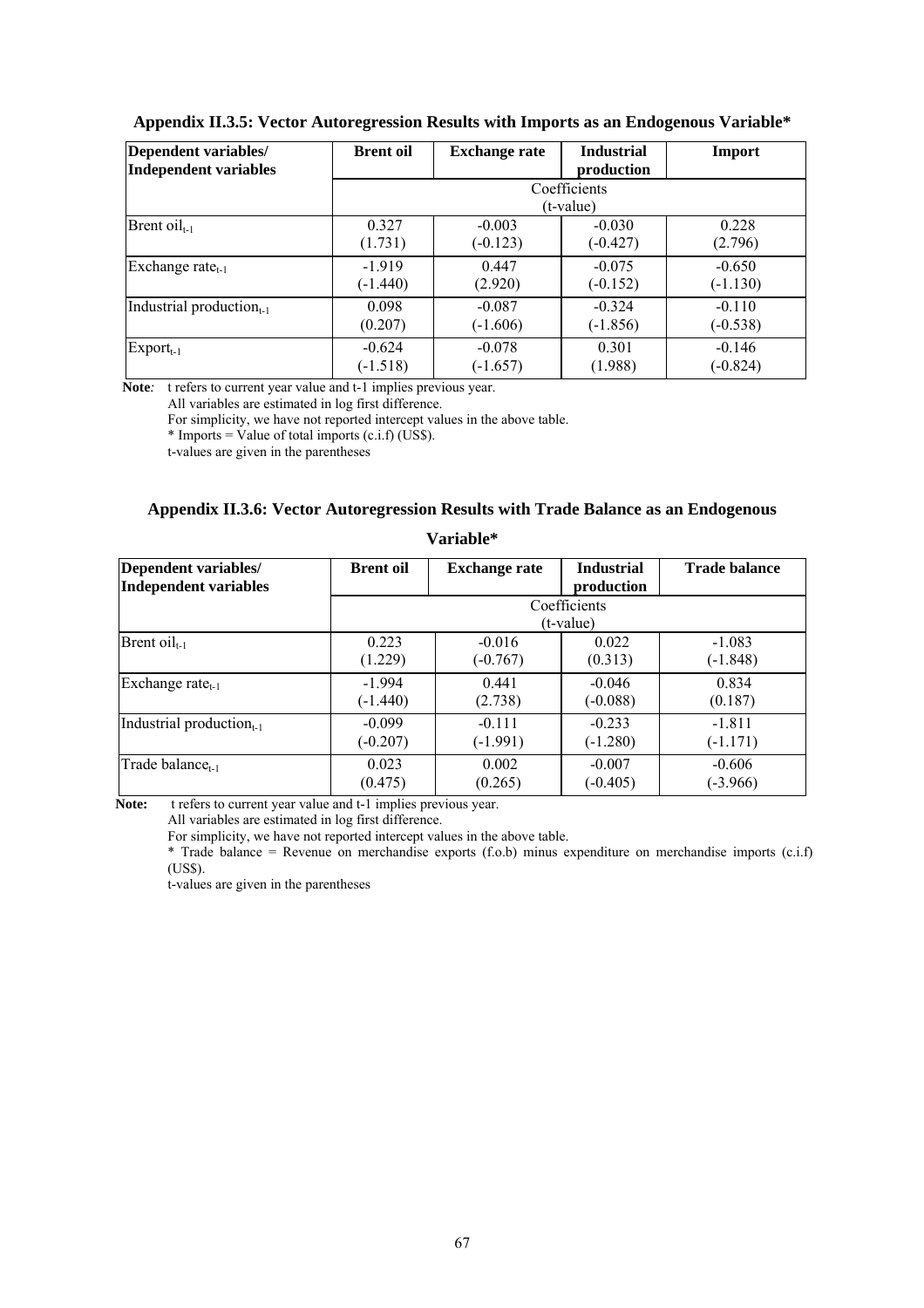**Appendix II.3.5: Vector Autoregression Results with Imports as an Endogenous Variable***

| Dependent variables/ Independent variables | Brent oil | Exchange rate | Industrial production | Import |
|---|---|---|---|---|
| | Coefficients (t-value) | | | |
| Brent $oil_{t-1}$ | 0.327 (1.731) | -0.003 (-0.123) | -0.030 (-0.427) | 0.228 (2.796) |
| Exchange $rate_{t-1}$ | -1.919 (-1.440) | 0.447 (2.920) | -0.075 (-0.152) | -0.650 (-1.130) |
| Industrial $production_{t-1}$ | 0.098 (0.207) | -0.087 (-1.606) | -0.324 (-1.856) | -0.110 (-0.538) |
| $Export_{t-1}$ | -0.624 (-1.518) | -0.078 (-1.657) | 0.301 (1.988) | -0.146 (-0.824) |

**Note***:* t refers to current year value and t-1 implies previous year.
All variables are estimated in log first difference.
For simplicity, we have not reported intercept values in the above table.
* Imports = Value of total imports (c.i.f) (US$).
t-values are given in the parentheses

**Appendix II.3.6: Vector Autoregression Results with Trade Balance as an Endogenous Variable***

| Dependent variables/ Independent variables | Brent oil | Exchange rate | Industrial production | Trade balance |
|---|---|---|---|---|
| | Coefficients (t-value) | | | |
| Brent $oil_{t-1}$ | 0.223 (1.229) | -0.016 (-0.767) | 0.022 (0.313) | -1.083 (-1.848) |
| Exchange $rate_{t-1}$ | -1.994 (-1.440) | 0.441 (2.738) | -0.046 (-0.088) | 0.834 (0.187) |
| Industrial $production_{t-1}$ | -0.099 (-0.207) | -0.111 (-1.991) | -0.233 (-1.280) | -1.811 (-1.171) |
| Trade $balance_{t-1}$ | 0.023 (0.475) | 0.002 (0.265) | -0.007 (-0.405) | -0.606 (-3.966) |

**Note:** t refers to current year value and t-1 implies previous year.
All variables are estimated in log first difference.
For simplicity, we have not reported intercept values in the above table.
* Trade balance = Revenue on merchandise exports (f.o.b) minus expenditure on merchandise imports (c.i.f) (US$).
t-values are given in the parentheses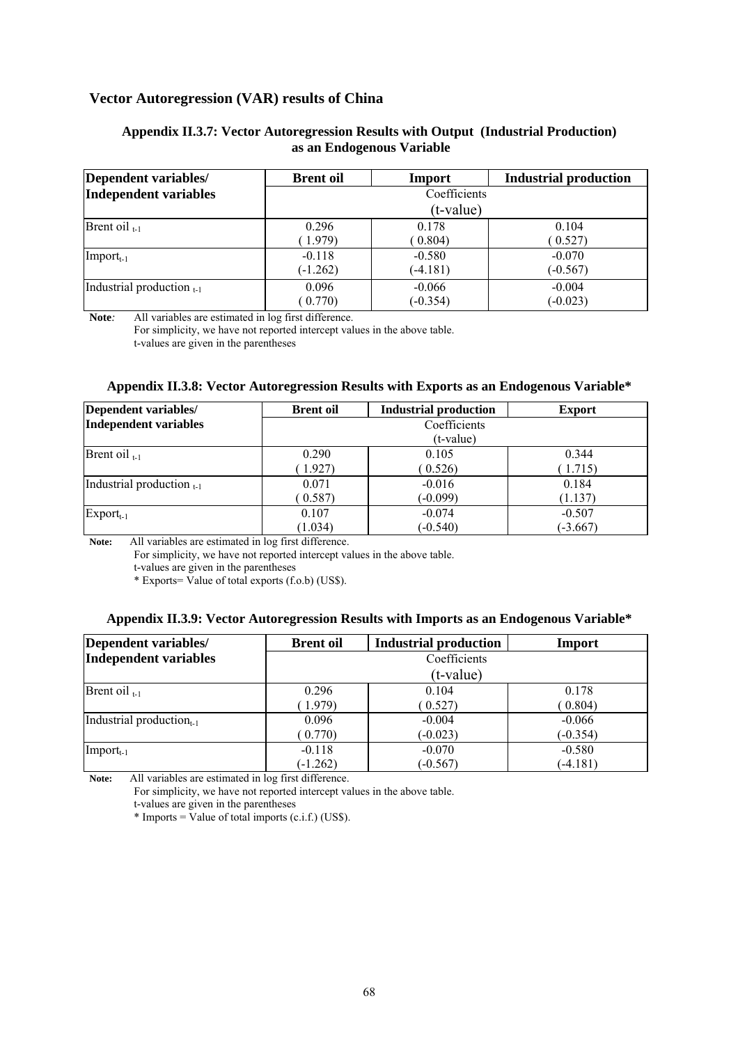## Vector Autoregression (VAR) results of China

### Appendix II.3.7: Vector Autoregression Results with Output (Industrial Production) as an Endogenous Variable

| **Dependent variables/ Independent variables** | **Brent oil** | **Import** | **Industrial production** |
|---|---|---|---|
| | Coefficients (t-value) | | |
| Brent oil $_{t-1}$ | 0.296 (1.979) | 0.178 (0.804) | 0.104 (0.527) |
| Import$_{t-1}$ | -0.118 (-1.262) | -0.580 (-4.181) | -0.070 (-0.567) |
| Industrial production $_{t-1}$ | 0.096 (0.770) | -0.066 (-0.354) | -0.004 (-0.023) |

**Note**: All variables are estimated in log first difference.
For simplicity, we have not reported intercept values in the above table.
t-values are given in the parentheses

### Appendix II.3.8: Vector Autoregression Results with Exports as an Endogenous Variable*

| **Dependent variables/ Independent variables** | **Brent oil** | **Industrial production** | **Export** |
|---|---|---|---|
| | Coefficients (t-value) | | |
| Brent oil $_{t-1}$ | 0.290 (1.927) | 0.105 (0.526) | 0.344 (1.715) |
| Industrial production $_{t-1}$ | 0.071 (0.587) | -0.016 (-0.099) | 0.184 (1.137) |
| Export$_{t-1}$ | 0.107 (1.034) | -0.074 (-0.540) | -0.507 (-3.667) |

**Note:** All variables are estimated in log first difference.
For simplicity, we have not reported intercept values in the above table.
t-values are given in the parentheses
* Exports= Value of total exports (f.o.b) (US$).

### Appendix II.3.9: Vector Autoregression Results with Imports as an Endogenous Variable*

| **Dependent variables/ Independent variables** | **Brent oil** | **Industrial production** | **Import** |
|---|---|---|---|
| | Coefficients (t-value) | | |
| Brent oil $_{t-1}$ | 0.296 (1.979) | 0.104 (0.527) | 0.178 (0.804) |
| Industrial production$_{t-1}$ | 0.096 (0.770) | -0.004 (-0.023) | -0.066 (-0.354) |
| Import$_{t-1}$ | -0.118 (-1.262) | -0.070 (-0.567) | -0.580 (-4.181) |

**Note:** All variables are estimated in log first difference.
For simplicity, we have not reported intercept values in the above table.
t-values are given in the parentheses
* Imports = Value of total imports (c.i.f.) (US$).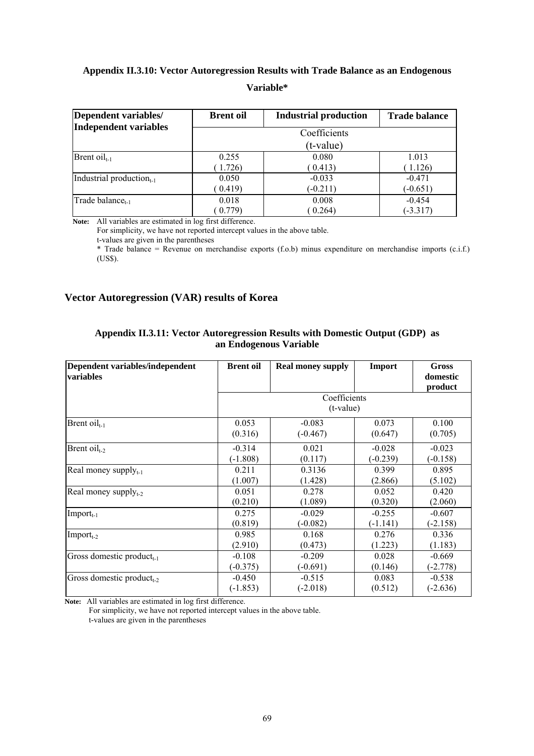**Appendix II.3.10: Vector Autoregression Results with Trade Balance as an Endogenous Variable***

| Dependent variables/ Independent variables | Brent oil | Industrial production | Trade balance |
|---|---|---|---|
| | Coefficients (t-value) | | |
| Brent $oil_{t-1}$ | 0.255 ( 1.726) | 0.080 ( 0.413) | 1.013 ( 1.126) |
| Industrial $production_{t-1}$ | 0.050 ( 0.419) | -0.033 (-0.211) | -0.471 (-0.651) |
| Trade $balance_{t-1}$ | 0.018 ( 0.779) | 0.008 ( 0.264) | -0.454 (-3.317) |

**Note:** All variables are estimated in log first difference.
For simplicity, we have not reported intercept values in the above table.
t-values are given in the parentheses
* Trade balance = Revenue on merchandise exports (f.o.b) minus expenditure on merchandise imports (c.i.f.) (US$).

## Vector Autoregression (VAR) results of Korea

**Appendix II.3.11: Vector Autoregression Results with Domestic Output (GDP) as an Endogenous Variable**

| Dependent variables/independent variables | Brent oil | Real money supply | Import | Gross domestic product |
|---|---|---|---|---|
| | Coefficients (t-value) | | | |
| Brent $oil_{t-1}$ | 0.053 (0.316) | -0.083 (-0.467) | 0.073 (0.647) | 0.100 (0.705) |
| Brent $oil_{t-2}$ | -0.314 (-1.808) | 0.021 (0.117) | -0.028 (-0.239) | -0.023 (-0.158) |
| Real money $supply_{t-1}$ | 0.211 (1.007) | 0.3136 (1.428) | 0.399 (2.866) | 0.895 (5.102) |
| Real money $supply_{t-2}$ | 0.051 (0.210) | 0.278 (1.089) | 0.052 (0.320) | 0.420 (2.060) |
| $Import_{t-1}$ | 0.275 (0.819) | -0.029 (-0.082) | -0.255 (-1.141) | -0.607 (-2.158) |
| $Import_{t-2}$ | 0.985 (2.910) | 0.168 (0.473) | 0.276 (1.223) | 0.336 (1.183) |
| Gross domestic $product_{t-1}$ | -0.108 (-0.375) | -0.209 (-0.691) | 0.028 (0.146) | -0.669 (-2.778) |
| Gross domestic $product_{t-2}$ | -0.450 (-1.853) | -0.515 (-2.018) | 0.083 (0.512) | -0.538 (-2.636) |

**Note:** All variables are estimated in log first difference.
For simplicity, we have not reported intercept values in the above table.
t-values are given in the parentheses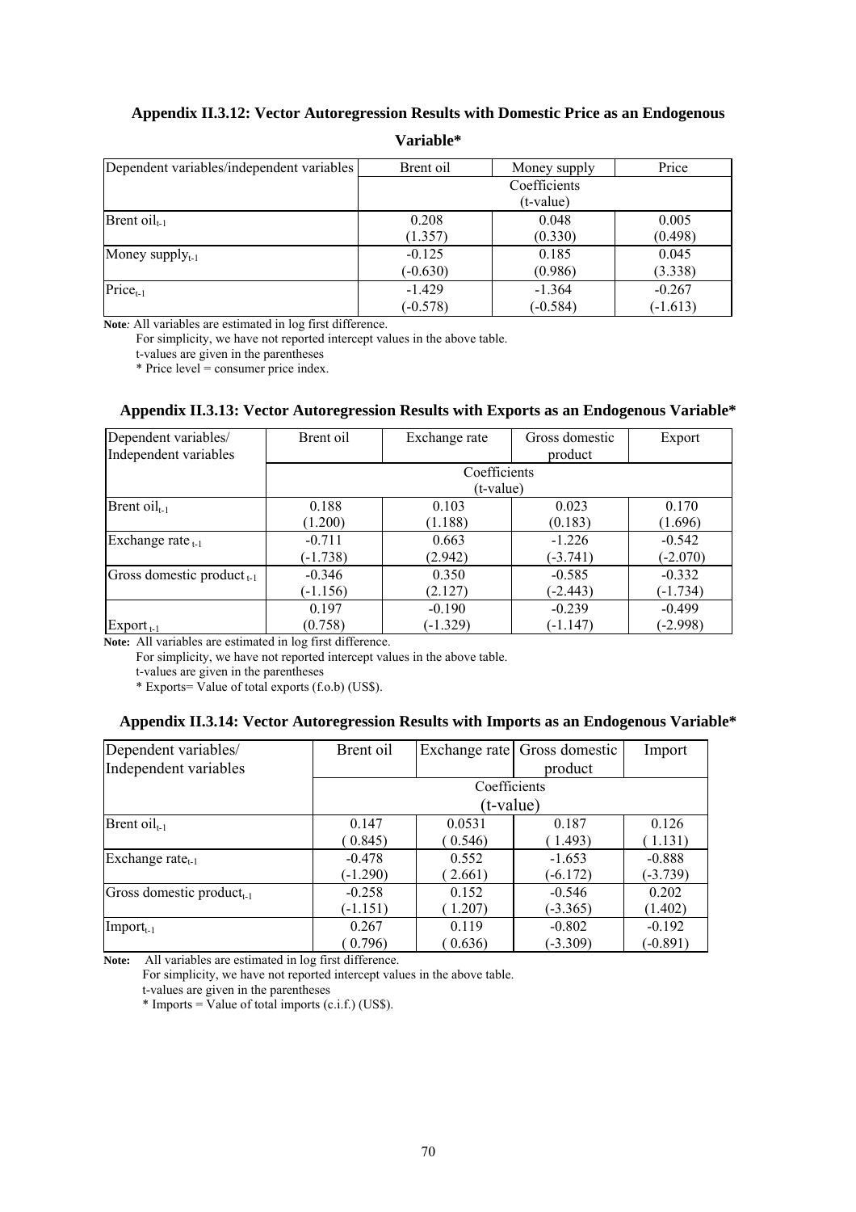### Appendix II.3.12: Vector Autoregression Results with Domestic Price as an Endogenous Variable*

| Dependent variables/independent variables | Brent oil | Money supply | Price |
|---|---|---|---|
| | Coefficients (t-value) | | |
| Brent $oil_{t-1}$ | 0.208 (1.357) | 0.048 (0.330) | 0.005 (0.498) |
| Money $supply_{t-1}$ | -0.125 (-0.630) | 0.185 (0.986) | 0.045 (3.338) |
| $Price_{t-1}$ | -1.429 (-0.578) | -1.364 (-0.584) | -0.267 (-1.613) |

**Note**: All variables are estimated in log first difference.
For simplicity, we have not reported intercept values in the above table.
t-values are given in the parentheses
* Price level = consumer price index.

### Appendix II.3.13: Vector Autoregression Results with Exports as an Endogenous Variable*

| Dependent variables/ Independent variables | Brent oil | Exchange rate | Gross domestic product | Export |
|---|---|---|---|---|
| | Coefficients (t-value) | | | |
| Brent $oil_{t-1}$ | 0.188 (1.200) | 0.103 (1.188) | 0.023 (0.183) | 0.170 (1.696) |
| Exchange rate $_{t-1}$ | -0.711 (-1.738) | 0.663 (2.942) | -1.226 (-3.741) | -0.542 (-2.070) |
| Gross domestic product $_{t-1}$ | -0.346 (-1.156) | 0.350 (2.127) | -0.585 (-2.443) | -0.332 (-1.734) |
| Export $_{t-1}$ | 0.197 (0.758) | -0.190 (-1.329) | -0.239 (-1.147) | -0.499 (-2.998) |

**Note:** All variables are estimated in log first difference.
For simplicity, we have not reported intercept values in the above table.
t-values are given in the parentheses
* Exports= Value of total exports (f.o.b) (US$).

### Appendix II.3.14: Vector Autoregression Results with Imports as an Endogenous Variable*

| Dependent variables/ Independent variables | Brent oil | Exchange rate | Gross domestic product | Import |
|---|---|---|---|---|
| | Coefficients (t-value) | | | |
| Brent $oil_{t-1}$ | 0.147 ( 0.845) | 0.0531 ( 0.546) | 0.187 ( 1.493) | 0.126 ( 1.131) |
| Exchange $rate_{t-1}$ | -0.478 (-1.290) | 0.552 ( 2.661) | -1.653 (-6.172) | -0.888 (-3.739) |
| Gross domestic $product_{t-1}$ | -0.258 (-1.151) | 0.152 ( 1.207) | -0.546 (-3.365) | 0.202 (1.402) |
| $Import_{t-1}$ | 0.267 ( 0.796) | 0.119 ( 0.636) | -0.802 (-3.309) | -0.192 (-0.891) |

**Note:** All variables are estimated in log first difference.
For simplicity, we have not reported intercept values in the above table.
t-values are given in the parentheses
* Imports = Value of total imports (c.i.f.) (US$).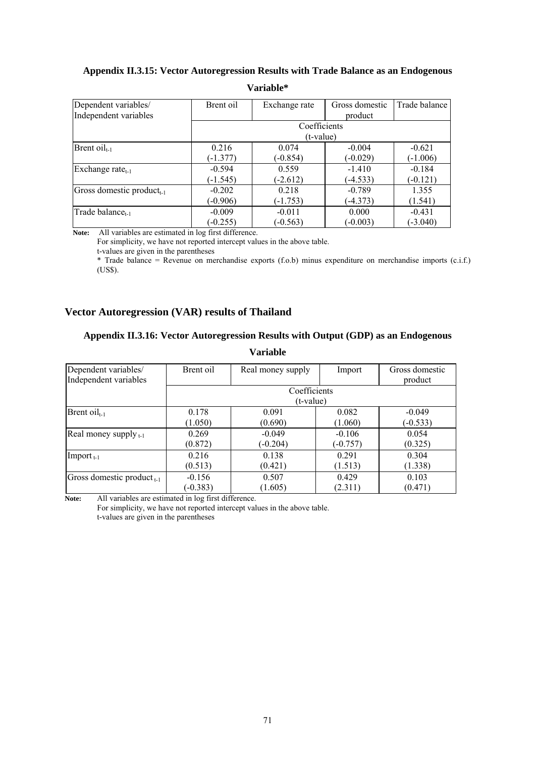### Appendix II.3.15: Vector Autoregression Results with Trade Balance as an Endogenous Variable*

| Dependent variables/ Independent variables | Brent oil | Exchange rate | Gross domestic product | Trade balance |
|---|---|---|---|---|
| | Coefficients (t-value) | | | |
| Brent oil$_{t-1}$ | 0.216 (-1.377) | 0.074 (-0.854) | -0.004 (-0.029) | -0.621 (-1.006) |
| Exchange rate$_{t-1}$ | -0.594 (-1.545) | 0.559 (-2.612) | -1.410 (-4.533) | -0.184 (-0.121) |
| Gross domestic product$_{t-1}$ | -0.202 (-0.906) | 0.218 (-1.753) | -0.789 (-4.373) | 1.355 (1.541) |
| Trade balance$_{t-1}$ | -0.009 (-0.255) | -0.011 (-0.563) | 0.000 (-0.003) | -0.431 (-3.040) |

**Note:** All variables are estimated in log first difference.
For simplicity, we have not reported intercept values in the above table.
t-values are given in the parentheses
* Trade balance = Revenue on merchandise exports (f.o.b) minus expenditure on merchandise imports (c.i.f.) (US$).

## Vector Autoregression (VAR) results of Thailand

### Appendix II.3.16: Vector Autoregression Results with Output (GDP) as an Endogenous Variable

| Dependent variables/ Independent variables | Brent oil | Real money supply | Import | Gross domestic product |
|---|---|---|---|---|
| | Coefficients (t-value) | | | |
| Brent oil$_{t-1}$ | 0.178 (1.050) | 0.091 (0.690) | 0.082 (1.060) | -0.049 (-0.533) |
| Real money supply$_{t-1}$ | 0.269 (0.872) | -0.049 (-0.204) | -0.106 (-0.757) | 0.054 (0.325) |
| Import$_{t-1}$ | 0.216 (0.513) | 0.138 (0.421) | 0.291 (1.513) | 0.304 (1.338) |
| Gross domestic product$_{t-1}$ | -0.156 (-0.383) | 0.507 (1.605) | 0.429 (2.311) | 0.103 (0.471) |

**Note:** All variables are estimated in log first difference.
For simplicity, we have not reported intercept values in the above table.
t-values are given in the parentheses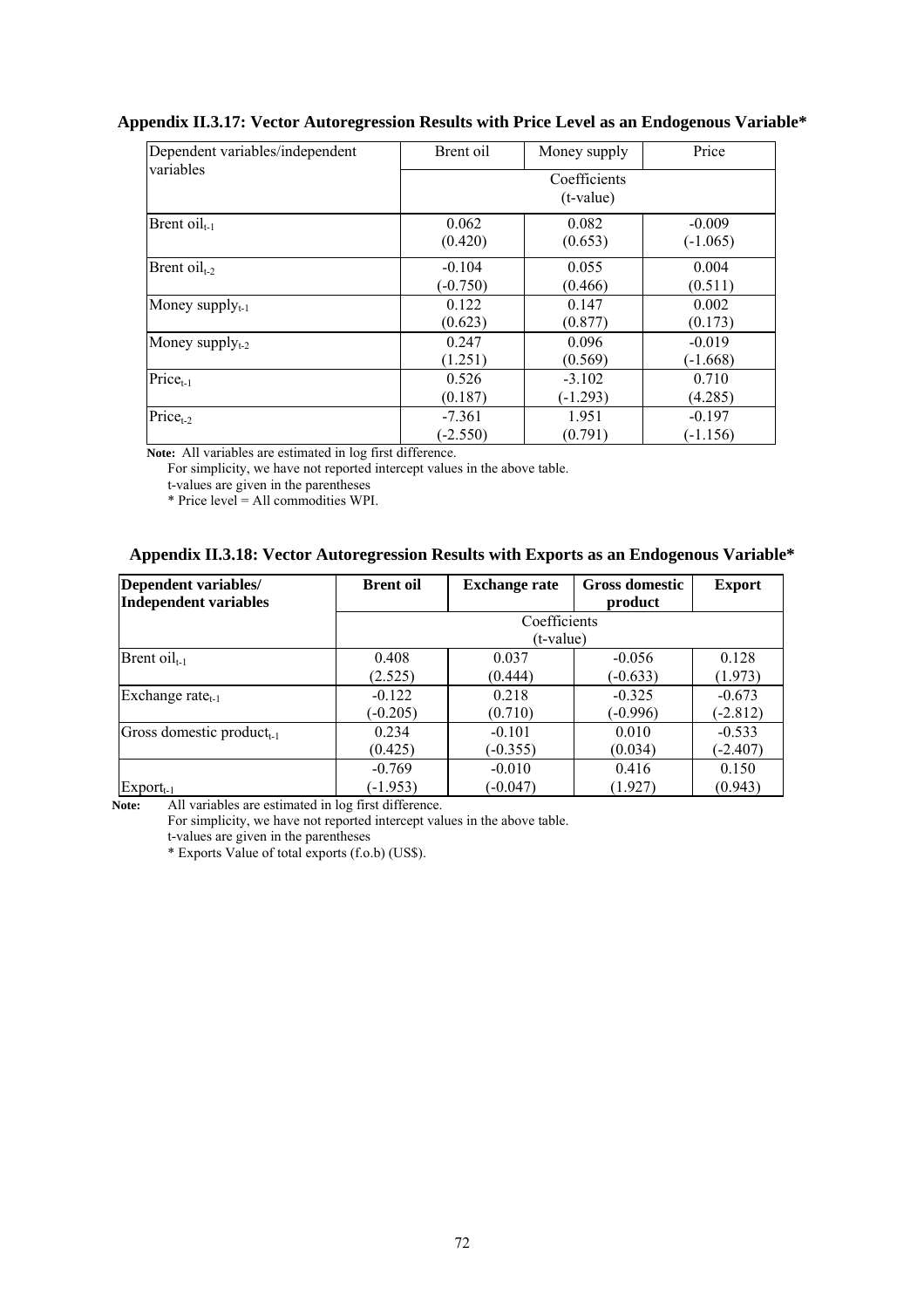### Appendix II.3.17: Vector Autoregression Results with Price Level as an Endogenous Variable*

| Dependent variables/independent variables | Brent oil | Money supply | Price |
|---|---|---|---|
| | Coefficients (t-value) | | |
| Brent $oil_{t-1}$ | 0.062 (0.420) | 0.082 (0.653) | -0.009 (-1.065) |
| Brent $oil_{t-2}$ | -0.104 (-0.750) | 0.055 (0.466) | 0.004 (0.511) |
| Money $supply_{t-1}$ | 0.122 (0.623) | 0.147 (0.877) | 0.002 (0.173) |
| Money $supply_{t-2}$ | 0.247 (1.251) | 0.096 (0.569) | -0.019 (-1.668) |
| $Price_{t-1}$ | 0.526 (0.187) | -3.102 (-1.293) | 0.710 (4.285) |
| $Price_{t-2}$ | -7.361 (-2.550) | 1.951 (0.791) | -0.197 (-1.156) |

**Note:** All variables are estimated in log first difference.
For simplicity, we have not reported intercept values in the above table.
t-values are given in the parentheses
* Price level = All commodities WPI.

### Appendix II.3.18: Vector Autoregression Results with Exports as an Endogenous Variable*

| **Dependent variables/ Independent variables** | **Brent oil** | **Exchange rate** | **Gross domestic product** | **Export** |
|---|---|---|---|---|
| | Coefficients (t-value) | | | |
| Brent $oil_{t-1}$ | 0.408 (2.525) | 0.037 (0.444) | -0.056 (-0.633) | 0.128 (1.973) |
| Exchange $rate_{t-1}$ | -0.122 (-0.205) | 0.218 (0.710) | -0.325 (-0.996) | -0.673 (-2.812) |
| Gross domestic $product_{t-1}$ | 0.234 (0.425) | -0.101 (-0.355) | 0.010 (0.034) | -0.533 (-2.407) |
| $Export_{t-1}$ | -0.769 (-1.953) | -0.010 (-0.047) | 0.416 (1.927) | 0.150 (0.943) |

**Note:** All variables are estimated in log first difference.
For simplicity, we have not reported intercept values in the above table.
t-values are given in the parentheses
* Exports Value of total exports (f.o.b) (US$).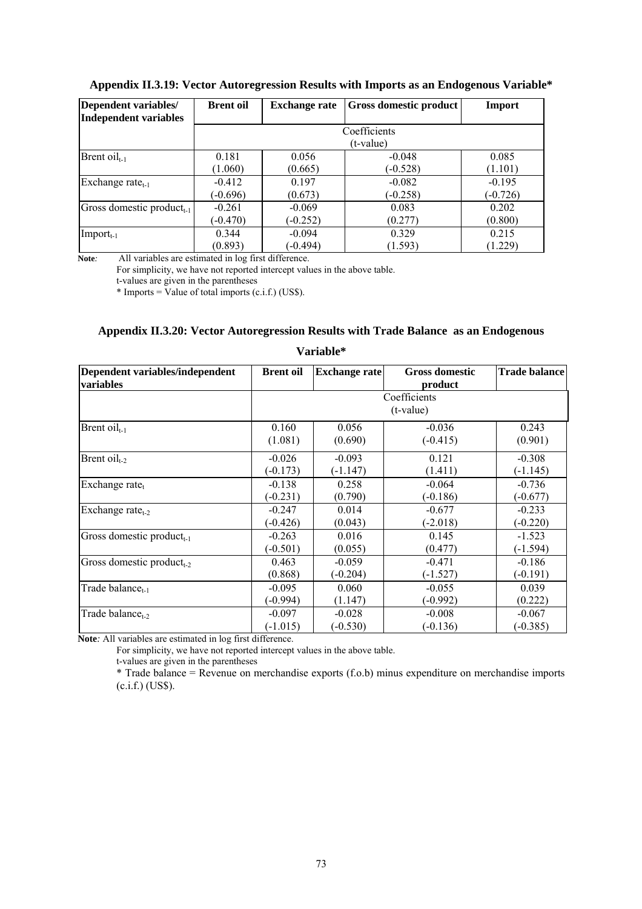**Appendix II.3.19: Vector Autoregression Results with Imports as an Endogenous Variable***

| Dependent variables/ Independent variables | Brent oil | Exchange rate | Gross domestic product | Import |
|---|---|---|---|---|
| | Coefficients (t-value) | | | |
| Brent oil$_{t-1}$ | 0.181 (1.060) | 0.056 (0.665) | -0.048 (-0.528) | 0.085 (1.101) |
| Exchange rate$_{t-1}$ | -0.412 (-0.696) | 0.197 (0.673) | -0.082 (-0.258) | -0.195 (-0.726) |
| Gross domestic product$_{t-1}$ | -0.261 (-0.470) | -0.069 (-0.252) | 0.083 (0.277) | 0.202 (0.800) |
| Import$_{t-1}$ | 0.344 (0.893) | -0.094 (-0.494) | 0.329 (1.593) | 0.215 (1.229) |

**Note***:* All variables are estimated in log first difference.
For simplicity, we have not reported intercept values in the above table.
t-values are given in the parentheses
* Imports = Value of total imports (c.i.f.) (US$).

**Appendix II.3.20: Vector Autoregression Results with Trade Balance as an Endogenous Variable***

| Dependent variables/independent variables | Brent oil | Exchange rate | Gross domestic product | Trade balance |
|---|---|---|---|---|
| | Coefficients (t-value) | | | |
| Brent oil$_{t-1}$ | 0.160 (1.081) | 0.056 (0.690) | -0.036 (-0.415) | 0.243 (0.901) |
| Brent oil$_{t-2}$ | -0.026 (-0.173) | -0.093 (-1.147) | 0.121 (1.411) | -0.308 (-1.145) |
| Exchange rate$_{t}$ | -0.138 (-0.231) | 0.258 (0.790) | -0.064 (-0.186) | -0.736 (-0.677) |
| Exchange rate$_{t-2}$ | -0.247 (-0.426) | 0.014 (0.043) | -0.677 (-2.018) | -0.233 (-0.220) |
| Gross domestic product$_{t-1}$ | -0.263 (-0.501) | 0.016 (0.055) | 0.145 (0.477) | -1.523 (-1.594) |
| Gross domestic product$_{t-2}$ | 0.463 (0.868) | -0.059 (-0.204) | -0.471 (-1.527) | -0.186 (-0.191) |
| Trade balance$_{t-1}$ | -0.095 (-0.994) | 0.060 (1.147) | -0.055 (-0.992) | 0.039 (0.222) |
| Trade balance$_{t-2}$ | -0.097 (-1.015) | -0.028 (-0.530) | -0.008 (-0.136) | -0.067 (-0.385) |

**Note***:* All variables are estimated in log first difference.
For simplicity, we have not reported intercept values in the above table.
t-values are given in the parentheses
* Trade balance = Revenue on merchandise exports (f.o.b) minus expenditure on merchandise imports (c.i.f.) (US$).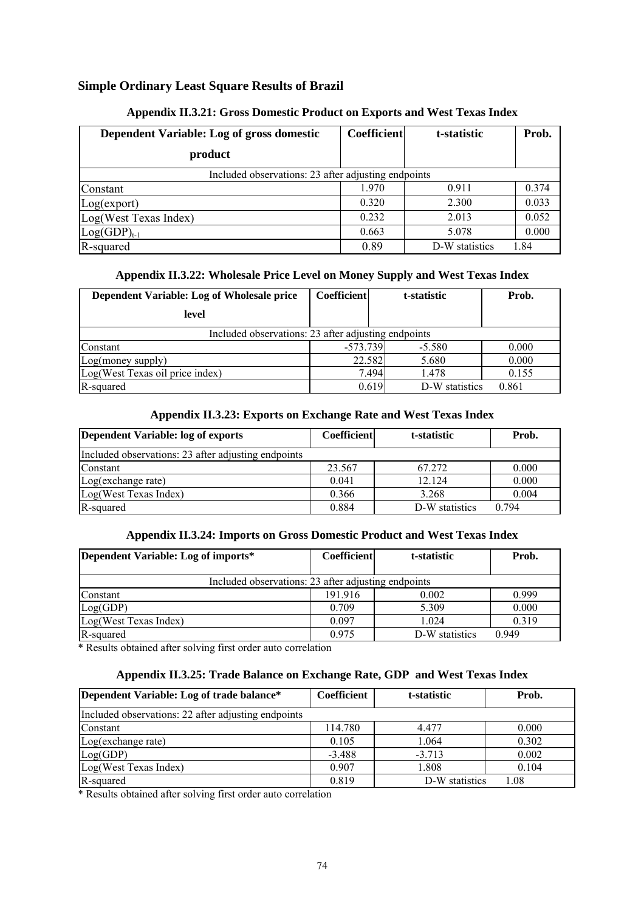## Simple Ordinary Least Square Results of Brazil

### Appendix II.3.21: Gross Domestic Product on Exports and West Texas Index

| Dependent Variable: Log of gross domestic product | Coefficient | t-statistic | Prob. |
|---|---|---|---|
| Included observations: 23 after adjusting endpoints | | | |
| Constant | 1.970 | 0.911 | 0.374 |
| Log(export) | 0.320 | 2.300 | 0.033 |
| Log(West Texas Index) | 0.232 | 2.013 | 0.052 |
| $Log(GDP)_{t-1}$ | 0.663 | 5.078 | 0.000 |
| R-squared | 0.89 | D-W statistics | 1.84 |

### Appendix II.3.22: Wholesale Price Level on Money Supply and West Texas Index

| Dependent Variable: Log of Wholesale price level | Coefficient | t-statistic | Prob. |
|---|---|---|---|
| Included observations: 23 after adjusting endpoints | | | |
| Constant | -573.739 | -5.580 | 0.000 |
| Log(money supply) | 22.582 | 5.680 | 0.000 |
| Log(West Texas oil price index) | 7.494 | 1.478 | 0.155 |
| R-squared | 0.619 | D-W statistics | 0.861 |

### Appendix II.3.23: Exports on Exchange Rate and West Texas Index

| Dependent Variable: log of exports | Coefficient | t-statistic | Prob. |
|---|---|---|---|
| Included observations: 23 after adjusting endpoints | | | |
| Constant | 23.567 | 67.272 | 0.000 |
| Log(exchange rate) | 0.041 | 12.124 | 0.000 |
| Log(West Texas Index) | 0.366 | 3.268 | 0.004 |
| R-squared | 0.884 | D-W statistics | 0.794 |

### Appendix II.3.24: Imports on Gross Domestic Product and West Texas Index

| Dependent Variable: Log of imports* | Coefficient | t-statistic | Prob. |
|---|---|---|---|
| Included observations: 23 after adjusting endpoints | | | |
| Constant | 191.916 | 0.002 | 0.999 |
| Log(GDP) | 0.709 | 5.309 | 0.000 |
| Log(West Texas Index) | 0.097 | 1.024 | 0.319 |
| R-squared | 0.975 | D-W statistics | 0.949 |

* Results obtained after solving first order auto correlation

### Appendix II.3.25: Trade Balance on Exchange Rate, GDP and West Texas Index

| Dependent Variable: Log of trade balance* | Coefficient | t-statistic | Prob. |
|---|---|---|---|
| Included observations: 22 after adjusting endpoints | | | |
| Constant | 114.780 | 4.477 | 0.000 |
| Log(exchange rate) | 0.105 | 1.064 | 0.302 |
| Log(GDP) | -3.488 | -3.713 | 0.002 |
| Log(West Texas Index) | 0.907 | 1.808 | 0.104 |
| R-squared | 0.819 | D-W statistics | 1.08 |

* Results obtained after solving first order auto correlation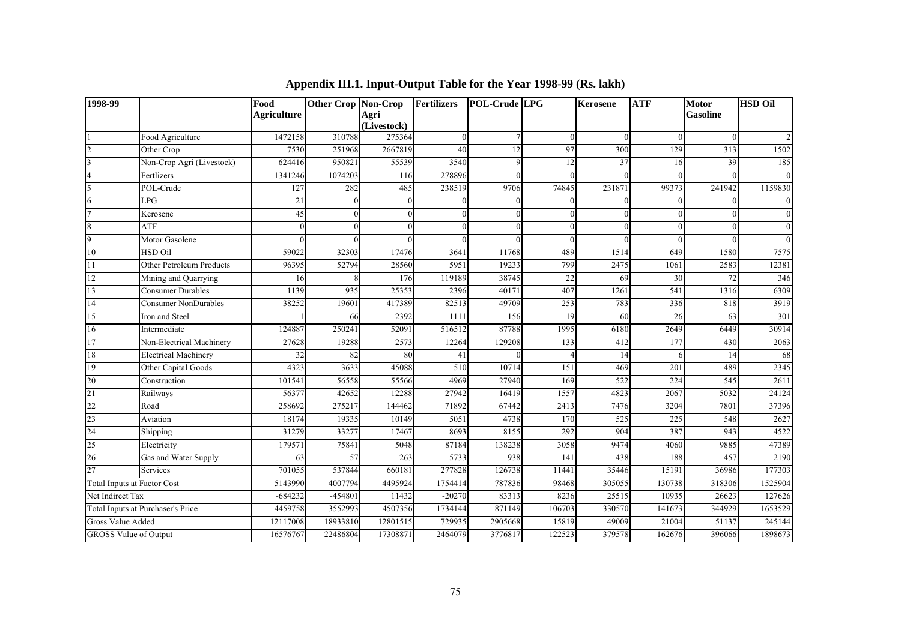# Appendix III.1. Input-Output Table for the Year 1998-99 (Rs. lakh)

| 1998-99 | | Food Agriculture | Other Crop | Non-Crop Agri (Livestock) | Fertilizers | POL-Crude | LPG | Kerosene | ATF | Motor Gasoline | HSD Oil |
|---|---|---|---|---|---|---|---|---|---|---|---|
| 1 | Food Agriculture | 1472158 | 310788 | 275364 | 0 | 7 | 0 | 0 | 0 | 0 | 2 |
| 2 | Other Crop | 7530 | 251968 | 2667819 | 40 | 12 | 97 | 300 | 129 | 313 | 1502 |
| 3 | Non-Crop Agri (Livestock) | 624416 | 950821 | 55539 | 3540 | 9 | 12 | 37 | 16 | 39 | 185 |
| 4 | Fertlizers | 1341246 | 1074203 | 116 | 278896 | 0 | 0 | 0 | 0 | 0 | 0 |
| 5 | POL-Crude | 127 | 282 | 485 | 238519 | 9706 | 74845 | 231871 | 99373 | 241942 | 1159830 |
| 6 | LPG | 21 | 0 | 0 | 0 | 0 | 0 | 0 | 0 | 0 | 0 |
| 7 | Kerosene | 45 | 0 | 0 | 0 | 0 | 0 | 0 | 0 | 0 | 0 |
| 8 | ATF | 0 | 0 | 0 | 0 | 0 | 0 | 0 | 0 | 0 | 0 |
| 9 | Motor Gasolene | 0 | 0 | 0 | 0 | 0 | 0 | 0 | 0 | 0 | 0 |
| 10 | HSD Oil | 59022 | 32303 | 17476 | 3641 | 11768 | 489 | 1514 | 649 | 1580 | 7575 |
| 11 | Other Petroleum Products | 96395 | 52794 | 28560 | 5951 | 19233 | 799 | 2475 | 1061 | 2583 | 12381 |
| 12 | Mining and Quarrying | 16 | 8 | 176 | 119189 | 38745 | 22 | 69 | 30 | 72 | 346 |
| 13 | Consumer Durables | 1139 | 935 | 25353 | 2396 | 40171 | 407 | 1261 | 541 | 1316 | 6309 |
| 14 | Consumer NonDurables | 38252 | 19601 | 417389 | 82513 | 49709 | 253 | 783 | 336 | 818 | 3919 |
| 15 | Iron and Steel | 1 | 66 | 2392 | 1111 | 156 | 19 | 60 | 26 | 63 | 301 |
| 16 | Intermediate | 124887 | 250241 | 52091 | 516512 | 87788 | 1995 | 6180 | 2649 | 6449 | 30914 |
| 17 | Non-Electrical Machinery | 27628 | 19288 | 2573 | 12264 | 129208 | 133 | 412 | 177 | 430 | 2063 |
| 18 | Electrical Machinery | 32 | 82 | 80 | 41 | 0 | 4 | 14 | 6 | 14 | 68 |
| 19 | Other Capital Goods | 4323 | 3633 | 45088 | 510 | 10714 | 151 | 469 | 201 | 489 | 2345 |
| 20 | Construction | 101541 | 56558 | 55566 | 4969 | 27940 | 169 | 522 | 224 | 545 | 2611 |
| 21 | Railways | 56377 | 42652 | 12288 | 27942 | 16419 | 1557 | 4823 | 2067 | 5032 | 24124 |
| 22 | Road | 258692 | 275217 | 144462 | 71892 | 67442 | 2413 | 7476 | 3204 | 7801 | 37396 |
| 23 | Aviation | 18174 | 19335 | 10149 | 5051 | 4738 | 170 | 525 | 225 | 548 | 2627 |
| 24 | Shipping | 31279 | 33277 | 17467 | 8693 | 8155 | 292 | 904 | 387 | 943 | 4522 |
| 25 | Electricity | 179571 | 75841 | 5048 | 87184 | 138238 | 3058 | 9474 | 4060 | 9885 | 47389 |
| 26 | Gas and Water Supply | 63 | 57 | 263 | 5733 | 938 | 141 | 438 | 188 | 457 | 2190 |
| 27 | Services | 701055 | 537844 | 660181 | 277828 | 126738 | 11441 | 35446 | 15191 | 36986 | 177303 |
| Total Inputs at Factor Cost | | 5143990 | 4007794 | 4495924 | 1754414 | 787836 | 98468 | 305055 | 130738 | 318306 | 1525904 |
| Net Indirect Tax | | -684232 | -454801 | 11432 | -20270 | 83313 | 8236 | 25515 | 10935 | 26623 | 127626 |
| Total Inputs at Purchaser's Price | | 4459758 | 3552993 | 4507356 | 1734144 | 871149 | 106703 | 330570 | 141673 | 344929 | 1653529 |
| Gross Value Added | | 12117008 | 18933810 | 12801515 | 729935 | 2905668 | 15819 | 49009 | 21004 | 51137 | 245144 |
| GROSS Value of Output | | 16576767 | 22486804 | 17308871 | 2464079 | 3776817 | 122523 | 379578 | 162676 | 396066 | 1898673 |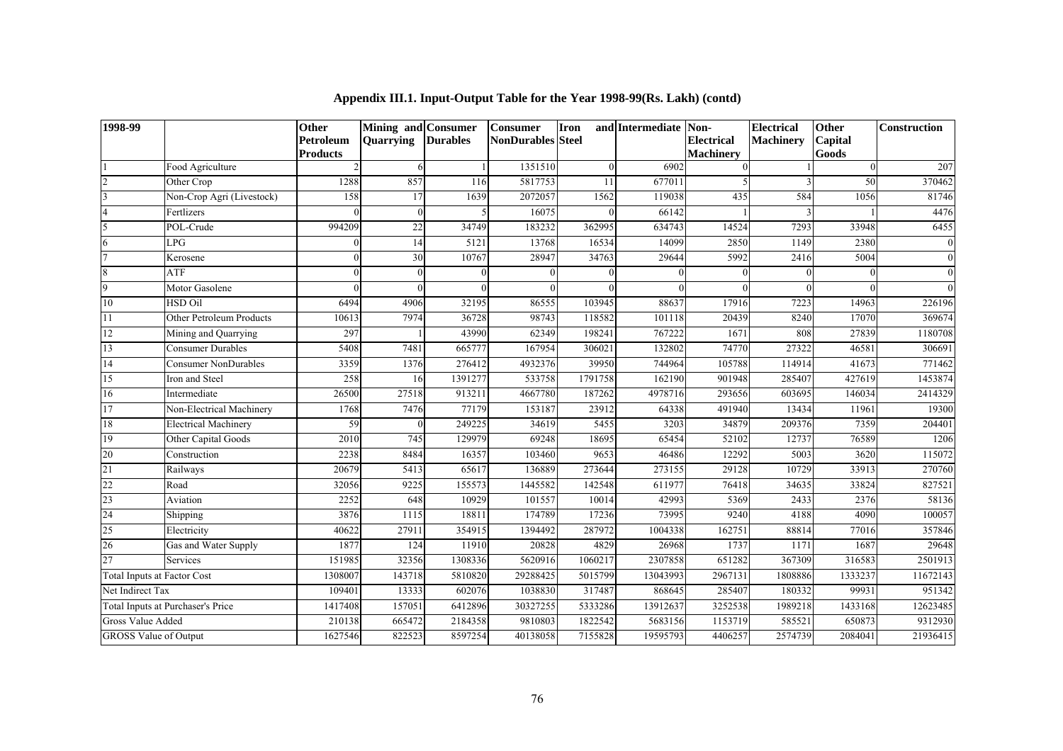## Appendix III.1. Input-Output Table for the Year 1998-99(Rs. Lakh) (contd)

| 1998-99 | | Other Petroleum Products | Mining and Quarrying | Consumer Durables | Consumer NonDurables | Iron and Steel | Intermediate | Non-Electrical Machinery | Electrical Machinery | Other Capital Goods | Construction |
|---|---|---|---|---|---|---|---|---|---|---|---|
| 1 | Food Agriculture | 2 | 6 | 1 | 1351510 | 0 | 6902 | 0 | 1 | 0 | 207 |
| 2 | Other Crop | 1288 | 857 | 116 | 5817753 | 11 | 677011 | 5 | 3 | 50 | 370462 |
| 3 | Non-Crop Agri (Livestock) | 158 | 17 | 1639 | 2072057 | 1562 | 119038 | 435 | 584 | 1056 | 81746 |
| 4 | Fertlizers | 0 | 0 | 5 | 16075 | 0 | 66142 | 1 | 3 | 1 | 4476 |
| 5 | POL-Crude | 994209 | 22 | 34749 | 183232 | 362995 | 634743 | 14524 | 7293 | 33948 | 6455 |
| 6 | LPG | 0 | 14 | 5121 | 13768 | 16534 | 14099 | 2850 | 1149 | 2380 | 0 |
| 7 | Kerosene | 0 | 30 | 10767 | 28947 | 34763 | 29644 | 5992 | 2416 | 5004 | 0 |
| 8 | ATF | 0 | 0 | 0 | 0 | 0 | 0 | 0 | 0 | 0 | 0 |
| 9 | Motor Gasolene | 0 | 0 | 0 | 0 | 0 | 0 | 0 | 0 | 0 | 0 |
| 10 | HSD Oil | 6494 | 4906 | 32195 | 86555 | 103945 | 88637 | 17916 | 7223 | 14963 | 226196 |
| 11 | Other Petroleum Products | 10613 | 7974 | 36728 | 98743 | 118582 | 101118 | 20439 | 8240 | 17070 | 369674 |
| 12 | Mining and Quarrying | 297 | 1 | 43990 | 62349 | 198241 | 767222 | 1671 | 808 | 27839 | 1180708 |
| 13 | Consumer Durables | 5408 | 7481 | 665777 | 167954 | 306021 | 132802 | 74770 | 27322 | 46581 | 306691 |
| 14 | Consumer NonDurables | 3359 | 1376 | 276412 | 4932376 | 39950 | 744964 | 105788 | 114914 | 41673 | 771462 |
| 15 | Iron and Steel | 258 | 16 | 1391277 | 533758 | 1791758 | 162190 | 901948 | 285407 | 427619 | 1453874 |
| 16 | Intermediate | 26500 | 27518 | 913211 | 4667780 | 187262 | 4978716 | 293656 | 603695 | 146034 | 2414329 |
| 17 | Non-Electrical Machinery | 1768 | 7476 | 77179 | 153187 | 23912 | 64338 | 491940 | 13434 | 11961 | 19300 |
| 18 | Electrical Machinery | 59 | 0 | 249225 | 34619 | 5455 | 3203 | 34879 | 209376 | 7359 | 204401 |
| 19 | Other Capital Goods | 2010 | 745 | 129979 | 69248 | 18695 | 65454 | 52102 | 12737 | 76589 | 1206 |
| 20 | Construction | 2238 | 8484 | 16357 | 103460 | 9653 | 46486 | 12292 | 5003 | 3620 | 115072 |
| 21 | Railways | 20679 | 5413 | 65617 | 136889 | 273644 | 273155 | 29128 | 10729 | 33913 | 270760 |
| 22 | Road | 32056 | 9225 | 155573 | 1445582 | 142548 | 611977 | 76418 | 34635 | 33824 | 827521 |
| 23 | Aviation | 2252 | 648 | 10929 | 101557 | 10014 | 42993 | 5369 | 2433 | 2376 | 58136 |
| 24 | Shipping | 3876 | 1115 | 18811 | 174789 | 17236 | 73995 | 9240 | 4188 | 4090 | 100057 |
| 25 | Electricity | 40622 | 27911 | 354915 | 1394492 | 287972 | 1004338 | 162751 | 88814 | 77016 | 357846 |
| 26 | Gas and Water Supply | 1877 | 124 | 11910 | 20828 | 4829 | 26968 | 1737 | 1171 | 1687 | 29648 |
| 27 | Services | 151985 | 32356 | 1308336 | 5620916 | 1060217 | 2307858 | 651282 | 367309 | 316583 | 2501913 |
| Total Inputs at Factor Cost | | 1308007 | 143718 | 5810820 | 29288425 | 5015799 | 13043993 | 2967131 | 1808886 | 1333237 | 11672143 |
| Net Indirect Tax | | 109401 | 13333 | 602076 | 1038830 | 317487 | 868645 | 285407 | 180332 | 99931 | 951342 |
| Total Inputs at Purchaser's Price | | 1417408 | 157051 | 6412896 | 30327255 | 5333286 | 13912637 | 3252538 | 1989218 | 1433168 | 12623485 |
| Gross Value Added | | 210138 | 665472 | 2184358 | 9810803 | 1822542 | 5683156 | 1153719 | 585521 | 650873 | 9312930 |
| GROSS Value of Output | | 1627546 | 822523 | 8597254 | 40138058 | 7155828 | 19595793 | 4406257 | 2574739 | 2084041 | 21936415 |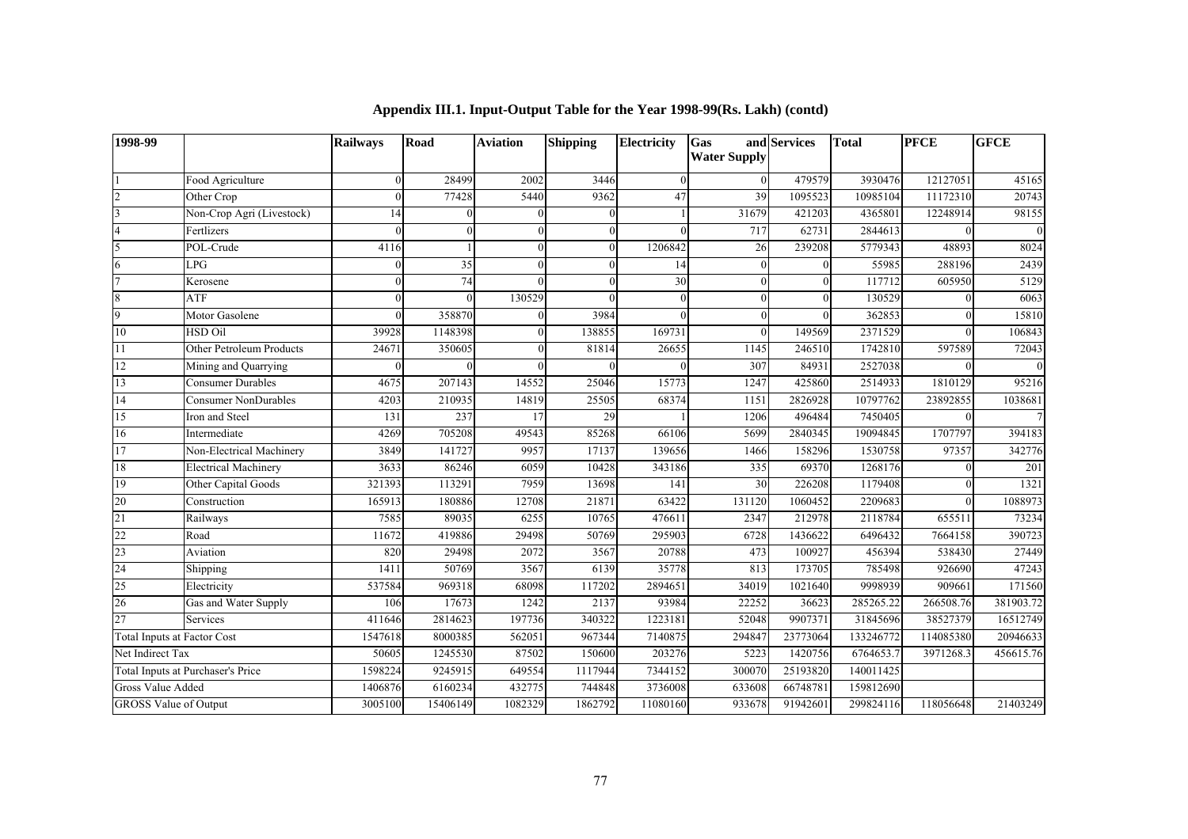# Appendix III.1. Input-Output Table for the Year 1998-99(Rs. Lakh) (contd)

| 1998-99 | | Railways | Road | Aviation | Shipping | Electricity | Gas and Water Supply | Services | Total | PFCE | GFCE |
|---|---|---|---|---|---|---|---|---|---|---|---|
| 1 | Food Agriculture | 0 | 28499 | 2002 | 3446 | 0 | 0 | 479579 | 3930476 | 12127051 | 45165 |
| 2 | Other Crop | 0 | 77428 | 5440 | 9362 | 47 | 39 | 1095523 | 10985104 | 11172310 | 20743 |
| 3 | Non-Crop Agri (Livestock) | 14 | 0 | 0 | 0 | 1 | 31679 | 421203 | 4365801 | 12248914 | 98155 |
| 4 | Fertlizers | 0 | 0 | 0 | 0 | 0 | 717 | 62731 | 2844613 | 0 | 0 |
| 5 | POL-Crude | 4116 | 1 | 0 | 0 | 1206842 | 26 | 239208 | 5779343 | 48893 | 8024 |
| 6 | LPG | 0 | 35 | 0 | 0 | 14 | 0 | 0 | 55985 | 288196 | 2439 |
| 7 | Kerosene | 0 | 74 | 0 | 0 | 30 | 0 | 0 | 117712 | 605950 | 5129 |
| 8 | ATF | 0 | 0 | 130529 | 0 | 0 | 0 | 0 | 130529 | 0 | 6063 |
| 9 | Motor Gasolene | 0 | 358870 | 0 | 3984 | 0 | 0 | 0 | 362853 | 0 | 15810 |
| 10 | HSD Oil | 39928 | 1148398 | 0 | 138855 | 169731 | 0 | 149569 | 2371529 | 0 | 106843 |
| 11 | Other Petroleum Products | 24671 | 350605 | 0 | 81814 | 26655 | 1145 | 246510 | 1742810 | 597589 | 72043 |
| 12 | Mining and Quarrying | 0 | 0 | 0 | 0 | 0 | 307 | 84931 | 2527038 | 0 | 0 |
| 13 | Consumer Durables | 4675 | 207143 | 14552 | 25046 | 15773 | 1247 | 425860 | 2514933 | 1810129 | 95216 |
| 14 | Consumer NonDurables | 4203 | 210935 | 14819 | 25505 | 68374 | 1151 | 2826928 | 10797762 | 23892855 | 1038681 |
| 15 | Iron and Steel | 131 | 237 | 17 | 29 | 1 | 1206 | 496484 | 7450405 | 0 | 7 |
| 16 | Intermediate | 4269 | 705208 | 49543 | 85268 | 66106 | 5699 | 2840345 | 19094845 | 1707797 | 394183 |
| 17 | Non-Electrical Machinery | 3849 | 141727 | 9957 | 17137 | 139656 | 1466 | 158296 | 1530758 | 97357 | 342776 |
| 18 | Electrical Machinery | 3633 | 86246 | 6059 | 10428 | 343186 | 335 | 69370 | 1268176 | 0 | 201 |
| 19 | Other Capital Goods | 321393 | 113291 | 7959 | 13698 | 141 | 30 | 226208 | 1179408 | 0 | 1321 |
| 20 | Construction | 165913 | 180886 | 12708 | 21871 | 63422 | 131120 | 1060452 | 2209683 | 0 | 1088973 |
| 21 | Railways | 7585 | 89035 | 6255 | 10765 | 476611 | 2347 | 212978 | 2118784 | 655511 | 73234 |
| 22 | Road | 11672 | 419886 | 29498 | 50769 | 295903 | 6728 | 1436622 | 6496432 | 7664158 | 390723 |
| 23 | Aviation | 820 | 29498 | 2072 | 3567 | 20788 | 473 | 100927 | 456394 | 538430 | 27449 |
| 24 | Shipping | 1411 | 50769 | 3567 | 6139 | 35778 | 813 | 173705 | 785498 | 926690 | 47243 |
| 25 | Electricity | 537584 | 969318 | 68098 | 117202 | 2894651 | 34019 | 1021640 | 9998939 | 909661 | 171560 |
| 26 | Gas and Water Supply | 106 | 17673 | 1242 | 2137 | 93984 | 22252 | 36623 | 285265.22 | 266508.76 | 381903.72 |
| 27 | Services | 411646 | 2814623 | 197736 | 340322 | 1223181 | 52048 | 9907371 | 31845696 | 38527379 | 16512749 |
| Total Inputs at Factor Cost | | 1547618 | 8000385 | 562051 | 967344 | 7140875 | 294847 | 23773064 | 133246772 | 114085380 | 20946633 |
| Net Indirect Tax | | 50605 | 1245530 | 87502 | 150600 | 203276 | 5223 | 1420756 | 6764653.7 | 3971268.3 | 456615.76 |
| Total Inputs at Purchaser's Price | | 1598224 | 9245915 | 649554 | 1117944 | 7344152 | 300070 | 25193820 | 140011425 | | |
| Gross Value Added | | 1406876 | 6160234 | 432775 | 744848 | 3736008 | 633608 | 66748781 | 159812690 | | |
| GROSS Value of Output | | 3005100 | 15406149 | 1082329 | 1862792 | 11080160 | 933678 | 91942601 | 299824116 | 118056648 | 21403249 |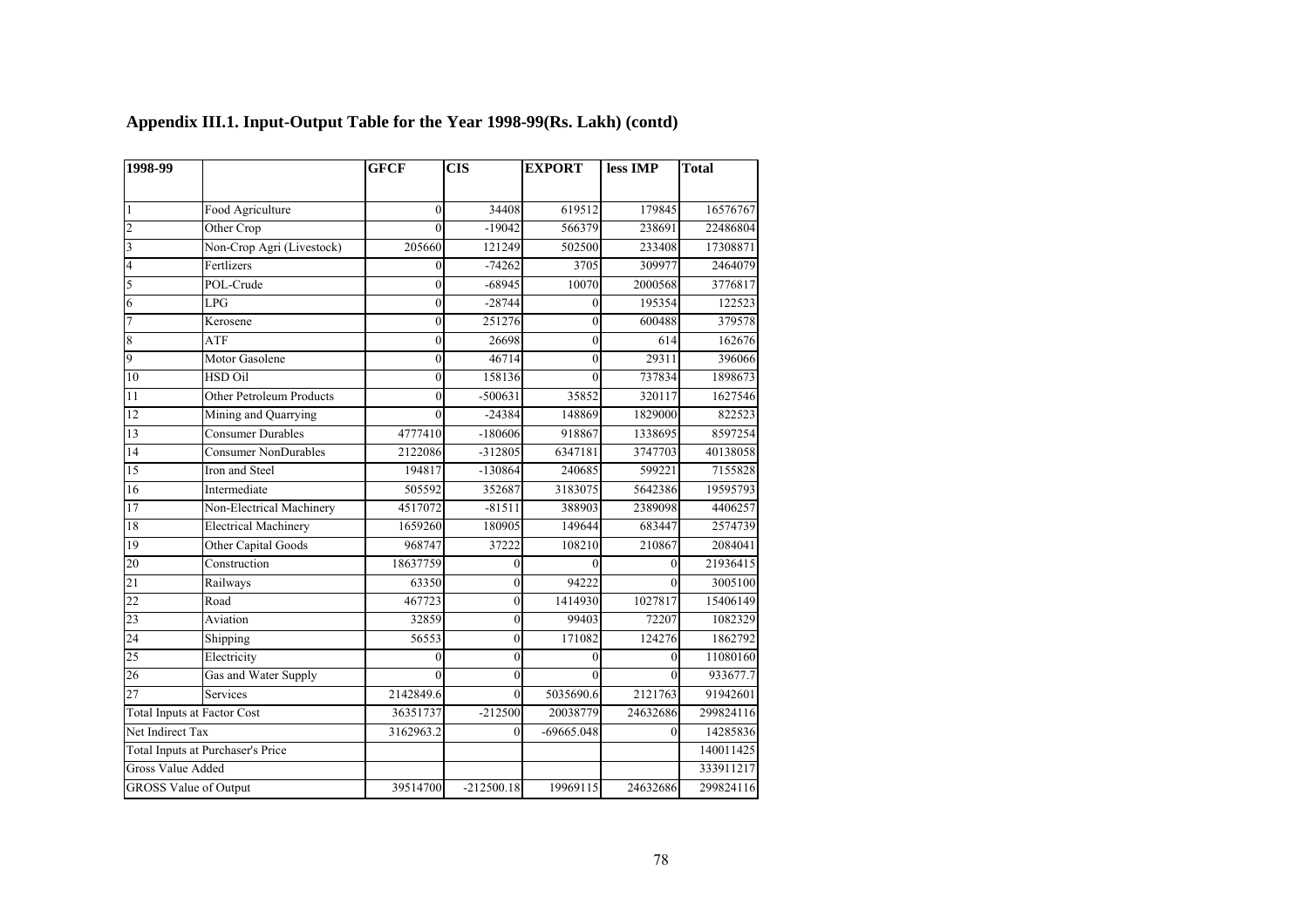## Appendix III.1. Input-Output Table for the Year 1998-99(Rs. Lakh) (contd)

| 1998-99 | | GFCF | CIS | EXPORT | less IMP | Total |
|---|---|---|---|---|---|---|
| 1 | Food Agriculture | 0 | 34408 | 619512 | 179845 | 16576767 |
| 2 | Other Crop | 0 | -19042 | 566379 | 238691 | 22486804 |
| 3 | Non-Crop Agri (Livestock) | 205660 | 121249 | 502500 | 233408 | 17308871 |
| 4 | Fertlizers | 0 | -74262 | 3705 | 309977 | 2464079 |
| 5 | POL-Crude | 0 | -68945 | 10070 | 2000568 | 3776817 |
| 6 | LPG | 0 | -28744 | 0 | 195354 | 122523 |
| 7 | Kerosene | 0 | 251276 | 0 | 600488 | 379578 |
| 8 | ATF | 0 | 26698 | 0 | 614 | 162676 |
| 9 | Motor Gasolene | 0 | 46714 | 0 | 29311 | 396066 |
| 10 | HSD Oil | 0 | 158136 | 0 | 737834 | 1898673 |
| 11 | Other Petroleum Products | 0 | -500631 | 35852 | 320117 | 1627546 |
| 12 | Mining and Quarrying | 0 | -24384 | 148869 | 1829000 | 822523 |
| 13 | Consumer Durables | 4777410 | -180606 | 918867 | 1338695 | 8597254 |
| 14 | Consumer NonDurables | 2122086 | -312805 | 6347181 | 3747703 | 40138058 |
| 15 | Iron and Steel | 194817 | -130864 | 240685 | 599221 | 7155828 |
| 16 | Intermediate | 505592 | 352687 | 3183075 | 5642386 | 19595793 |
| 17 | Non-Electrical Machinery | 4517072 | -81511 | 388903 | 2389098 | 4406257 |
| 18 | Electrical Machinery | 1659260 | 180905 | 149644 | 683447 | 2574739 |
| 19 | Other Capital Goods | 968747 | 37222 | 108210 | 210867 | 2084041 |
| 20 | Construction | 18637759 | 0 | 0 | 0 | 21936415 |
| 21 | Railways | 63350 | 0 | 94222 | 0 | 3005100 |
| 22 | Road | 467723 | 0 | 1414930 | 1027817 | 15406149 |
| 23 | Aviation | 32859 | 0 | 99403 | 72207 | 1082329 |
| 24 | Shipping | 56553 | 0 | 171082 | 124276 | 1862792 |
| 25 | Electricity | 0 | 0 | 0 | 0 | 11080160 |
| 26 | Gas and Water Supply | 0 | 0 | 0 | 0 | 933677.7 |
| 27 | Services | 2142849.6 | 0 | 5035690.6 | 2121763 | 91942601 |
| Total Inputs at Factor Cost | | 36351737 | -212500 | 20038779 | 24632686 | 299824116 |
| Net Indirect Tax | | 3162963.2 | 0 | -69665.048 | 0 | 14285836 |
| Total Inputs at Purchaser's Price | | | | | | 140011425 |
| Gross Value Added | | | | | | 333911217 |
| GROSS Value of Output | | 39514700 | -212500.18 | 19969115 | 24632686 | 299824116 |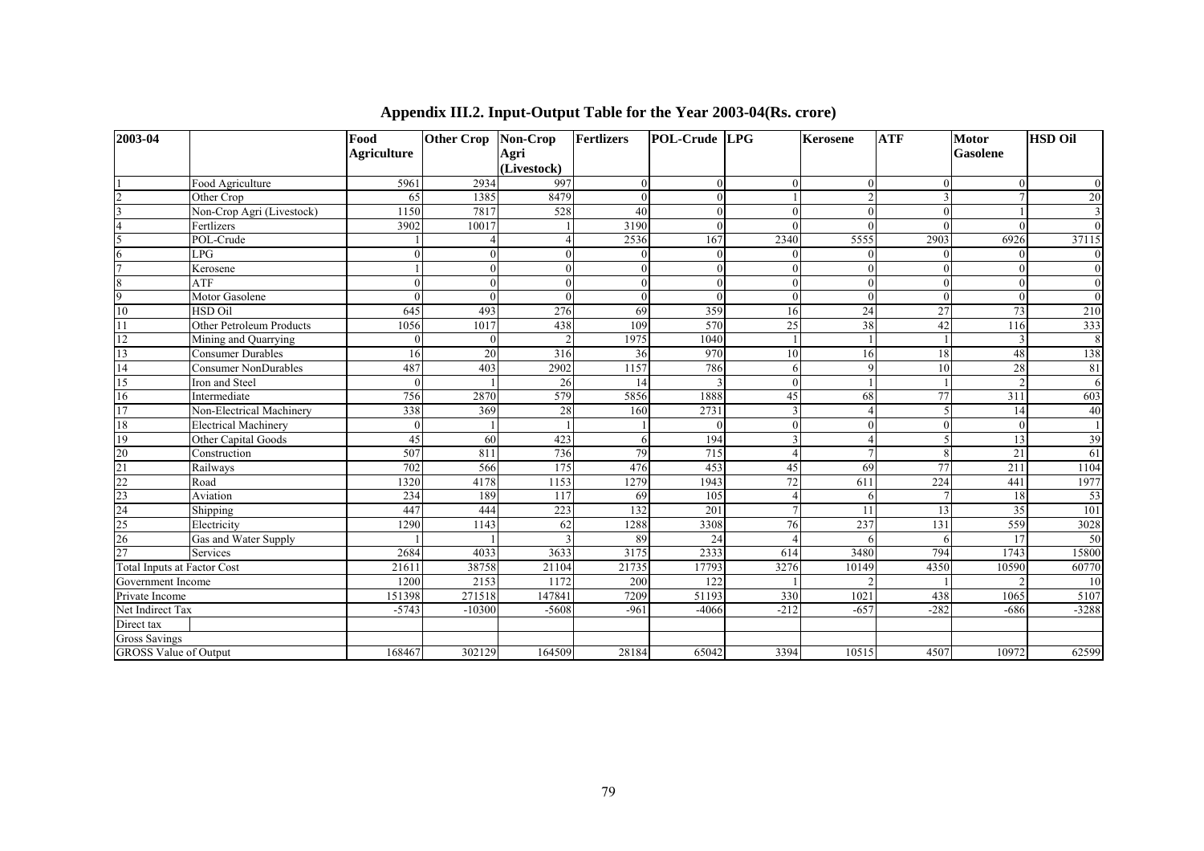# Appendix III.2. Input-Output Table for the Year 2003-04(Rs. crore)

| 2003-04 | | Food Agriculture | Other Crop | Non-Crop Agri (Livestock) | Fertlizers | POL-Crude | LPG | Kerosene | ATF | Motor Gasolene | HSD Oil |
|---|---|---|---|---|---|---|---|---|---|---|---|
| 1 | Food Agriculture | 5961 | 2934 | 997 | 0 | 0 | 0 | 0 | 0 | 0 | 0 |
| 2 | Other Crop | 65 | 1385 | 8479 | 0 | 0 | 1 | 2 | 3 | 7 | 20 |
| 3 | Non-Crop Agri (Livestock) | 1150 | 7817 | 528 | 40 | 0 | 0 | 0 | 0 | 1 | 3 |
| 4 | Fertlizers | 3902 | 10017 | 1 | 3190 | 0 | 0 | 0 | 0 | 0 | 0 |
| 5 | POL-Crude | 1 | 4 | 4 | 2536 | 167 | 2340 | 5555 | 2903 | 6926 | 37115 |
| 6 | LPG | 0 | 0 | 0 | 0 | 0 | 0 | 0 | 0 | 0 | 0 |
| 7 | Kerosene | 1 | 0 | 0 | 0 | 0 | 0 | 0 | 0 | 0 | 0 |
| 8 | ATF | 0 | 0 | 0 | 0 | 0 | 0 | 0 | 0 | 0 | 0 |
| 9 | Motor Gasolene | 0 | 0 | 0 | 0 | 0 | 0 | 0 | 0 | 0 | 0 |
| 10 | HSD Oil | 645 | 493 | 276 | 69 | 359 | 16 | 24 | 27 | 73 | 210 |
| 11 | Other Petroleum Products | 1056 | 1017 | 438 | 109 | 570 | 25 | 38 | 42 | 116 | 333 |
| 12 | Mining and Quarrying | 0 | 0 | 2 | 1975 | 1040 | 1 | 1 | 1 | 3 | 8 |
| 13 | Consumer Durables | 16 | 20 | 316 | 36 | 970 | 10 | 16 | 18 | 48 | 138 |
| 14 | Consumer NonDurables | 487 | 403 | 2902 | 1157 | 786 | 6 | 9 | 10 | 28 | 81 |
| 15 | Iron and Steel | 0 | 1 | 26 | 14 | 3 | 0 | 1 | 1 | 2 | 6 |
| 16 | Intermediate | 756 | 2870 | 579 | 5856 | 1888 | 45 | 68 | 77 | 311 | 603 |
| 17 | Non-Electrical Machinery | 338 | 369 | 28 | 160 | 2731 | 3 | 4 | 5 | 14 | 40 |
| 18 | Electrical Machinery | 0 | 1 | 1 | 1 | 0 | 0 | 0 | 0 | 0 | 1 |
| 19 | Other Capital Goods | 45 | 60 | 423 | 6 | 194 | 3 | 4 | 5 | 13 | 39 |
| 20 | Construction | 507 | 811 | 736 | 79 | 715 | 4 | 7 | 8 | 21 | 61 |
| 21 | Railways | 702 | 566 | 175 | 476 | 453 | 45 | 69 | 77 | 211 | 1104 |
| 22 | Road | 1320 | 4178 | 1153 | 1279 | 1943 | 72 | 611 | 224 | 441 | 1977 |
| 23 | Aviation | 234 | 189 | 117 | 69 | 105 | 4 | 6 | 7 | 18 | 53 |
| 24 | Shipping | 447 | 444 | 223 | 132 | 201 | 7 | 11 | 13 | 35 | 101 |
| 25 | Electricity | 1290 | 1143 | 62 | 1288 | 3308 | 76 | 237 | 131 | 559 | 3028 |
| 26 | Gas and Water Supply | 1 | 1 | 3 | 89 | 24 | 4 | 6 | 6 | 17 | 50 |
| 27 | Services | 2684 | 4033 | 3633 | 3175 | 2333 | 614 | 3480 | 794 | 1743 | 15800 |
| Total Inputs at Factor Cost | | 21611 | 38758 | 21104 | 21735 | 17793 | 3276 | 10149 | 4350 | 10590 | 60770 |
| Government Income | | 1200 | 2153 | 1172 | 200 | 122 | 1 | 2 | 1 | 2 | 10 |
| Private Income | | 151398 | 271518 | 147841 | 7209 | 51193 | 330 | 1021 | 438 | 1065 | 5107 |
| Net Indirect Tax | | -5743 | -10300 | -5608 | -961 | -4066 | -212 | -657 | -282 | -686 | -3288 |
| Direct tax | | | | | | | | | | | |
| Gross Savings | | | | | | | | | | | |
| GROSS Value of Output | | 168467 | 302129 | 164509 | 28184 | 65042 | 3394 | 10515 | 4507 | 10972 | 62599 |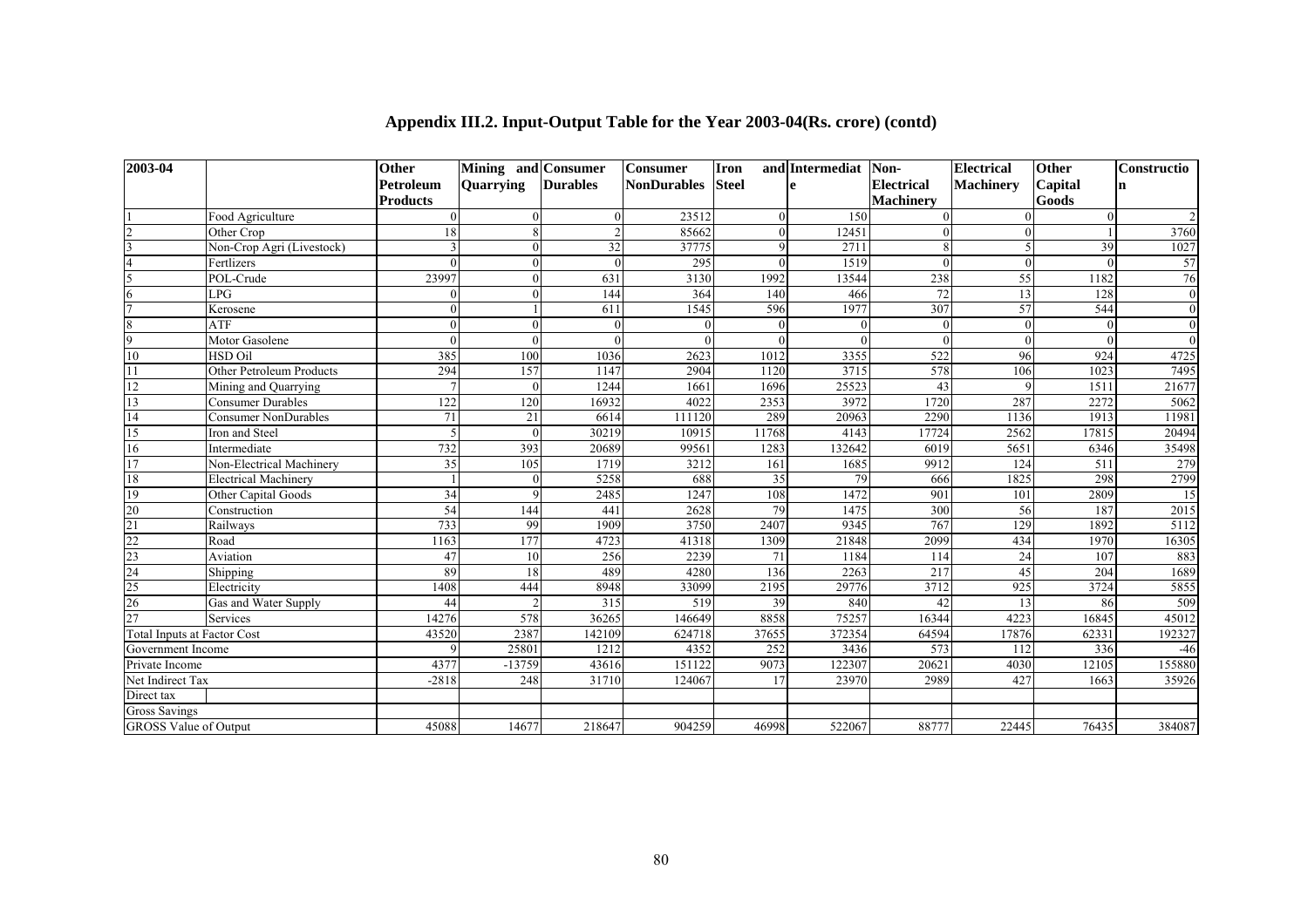## Appendix III.2. Input-Output Table for the Year 2003-04(Rs. crore) (contd)

| 2003-04 | | Other Petroleum Products | Mining and Quarrying | Consumer Durables | Consumer NonDurables | Iron and Steel | Intermediate | Non-Electrical Machinery | Electrical Machinery | Other Capital Goods | Construction |
|---|---|---|---|---|---|---|---|---|---|---|---|
| 1 | Food Agriculture | 0 | 0 | 0 | 23512 | 0 | 150 | 0 | 0 | 0 | 2 |
| 2 | Other Crop | 18 | 8 | 2 | 85662 | 0 | 12451 | 0 | 0 | 1 | 3760 |
| 3 | Non-Crop Agri (Livestock) | 3 | 0 | 32 | 37775 | 9 | 2711 | 8 | 5 | 39 | 1027 |
| 4 | Fertlizers | 0 | 0 | 0 | 295 | 0 | 1519 | 0 | 0 | 0 | 57 |
| 5 | POL-Crude | 23997 | 0 | 631 | 3130 | 1992 | 13544 | 238 | 55 | 1182 | 76 |
| 6 | LPG | 0 | 0 | 144 | 364 | 140 | 466 | 72 | 13 | 128 | 0 |
| 7 | Kerosene | 0 | 1 | 611 | 1545 | 596 | 1977 | 307 | 57 | 544 | 0 |
| 8 | ATF | 0 | 0 | 0 | 0 | 0 | 0 | 0 | 0 | 0 | 0 |
| 9 | Motor Gasolene | 0 | 0 | 0 | 0 | 0 | 0 | 0 | 0 | 0 | 0 |
| 10 | HSD Oil | 385 | 100 | 1036 | 2623 | 1012 | 3355 | 522 | 96 | 924 | 4725 |
| 11 | Other Petroleum Products | 294 | 157 | 1147 | 2904 | 1120 | 3715 | 578 | 106 | 1023 | 7495 |
| 12 | Mining and Quarrying | 7 | 0 | 1244 | 1661 | 1696 | 25523 | 43 | 9 | 1511 | 21677 |
| 13 | Consumer Durables | 122 | 120 | 16932 | 4022 | 2353 | 3972 | 1720 | 287 | 2272 | 5062 |
| 14 | Consumer NonDurables | 71 | 21 | 6614 | 111120 | 289 | 20963 | 2290 | 1136 | 1913 | 11981 |
| 15 | Iron and Steel | 5 | 0 | 30219 | 10915 | 11768 | 4143 | 17724 | 2562 | 17815 | 20494 |
| 16 | Intermediate | 732 | 393 | 20689 | 99561 | 1283 | 132642 | 6019 | 5651 | 6346 | 35498 |
| 17 | Non-Electrical Machinery | 35 | 105 | 1719 | 3212 | 161 | 1685 | 9912 | 124 | 511 | 279 |
| 18 | Electrical Machinery | 1 | 0 | 5258 | 688 | 35 | 79 | 666 | 1825 | 298 | 2799 |
| 19 | Other Capital Goods | 34 | 9 | 2485 | 1247 | 108 | 1472 | 901 | 101 | 2809 | 15 |
| 20 | Construction | 54 | 144 | 441 | 2628 | 79 | 1475 | 300 | 56 | 187 | 2015 |
| 21 | Railways | 733 | 99 | 1909 | 3750 | 2407 | 9345 | 767 | 129 | 1892 | 5112 |
| 22 | Road | 1163 | 177 | 4723 | 41318 | 1309 | 21848 | 2099 | 434 | 1970 | 16305 |
| 23 | Aviation | 47 | 10 | 256 | 2239 | 71 | 1184 | 114 | 24 | 107 | 883 |
| 24 | Shipping | 89 | 18 | 489 | 4280 | 136 | 2263 | 217 | 45 | 204 | 1689 |
| 25 | Electricity | 1408 | 444 | 8948 | 33099 | 2195 | 29776 | 3712 | 925 | 3724 | 5855 |
| 26 | Gas and Water Supply | 44 | 2 | 315 | 519 | 39 | 840 | 42 | 13 | 86 | 509 |
| 27 | Services | 14276 | 578 | 36265 | 146649 | 8858 | 75257 | 16344 | 4223 | 16845 | 45012 |
| Total Inputs at Factor Cost | | 43520 | 2387 | 142109 | 624718 | 37655 | 372354 | 64594 | 17876 | 62331 | 192327 |
| Government Income | | 9 | 25801 | 1212 | 4352 | 252 | 3436 | 573 | 112 | 336 | -46 |
| Private Income | | 4377 | -13759 | 43616 | 151122 | 9073 | 122307 | 20621 | 4030 | 12105 | 155880 |
| Net Indirect Tax | | -2818 | 248 | 31710 | 124067 | 17 | 23970 | 2989 | 427 | 1663 | 35926 |
| Direct tax | | | | | | | | | | | |
| Gross Savings | | | | | | | | | | | |
| GROSS Value of Output | | 45088 | 14677 | 218647 | 904259 | 46998 | 522067 | 88777 | 22445 | 76435 | 384087 |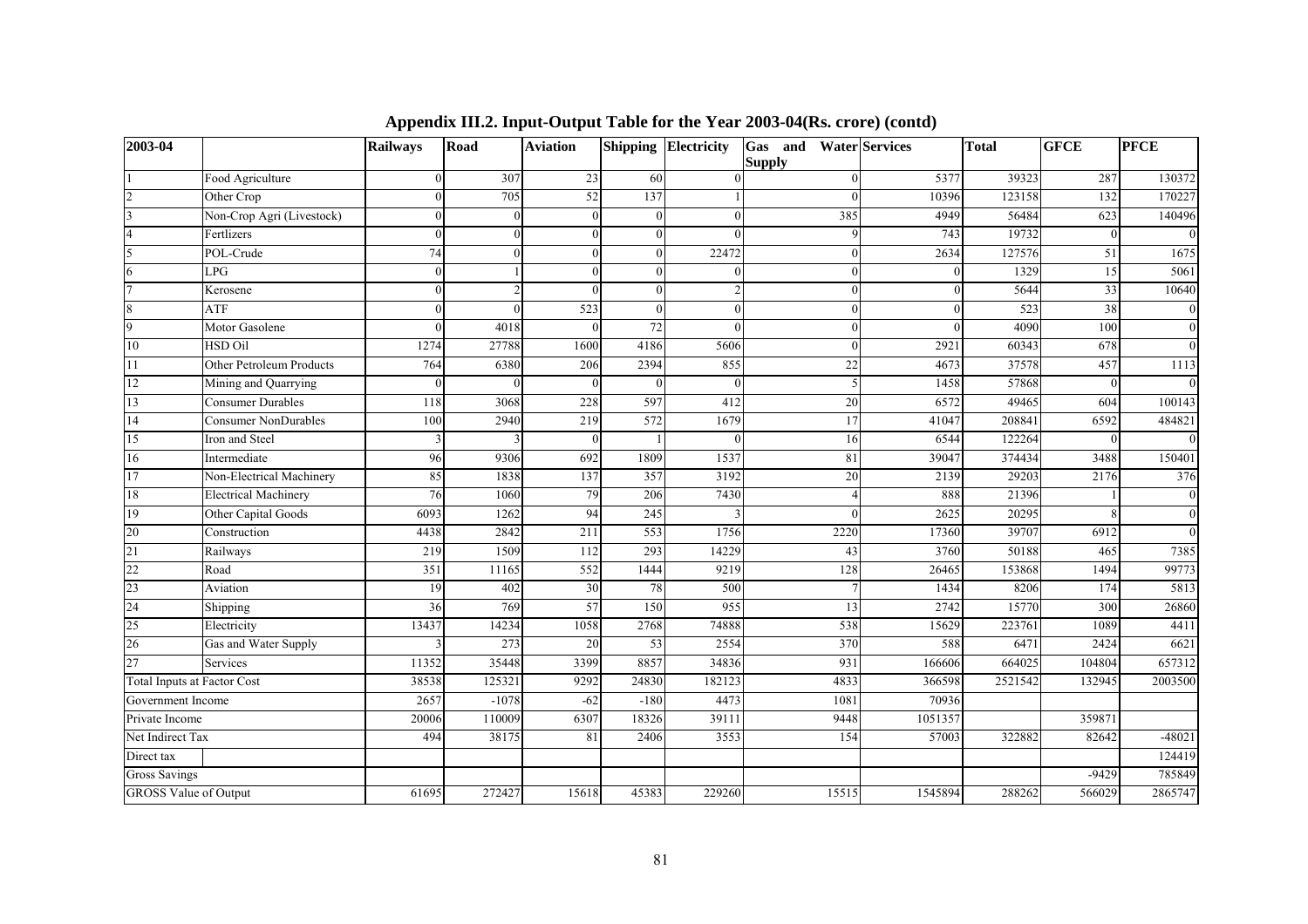# Appendix III.2. Input-Output Table for the Year 2003-04(Rs. crore) (contd)

| 2003-04 | | Railways | Road | Aviation | Shipping | Electricity | Gas and Water Supply | Services | Total | GFCE | PFCE |
|---|---|---|---|---|---|---|---|---|---|---|---|
| 1 | Food Agriculture | 0 | 307 | 23 | 60 | 0 | 0 | 5377 | 39323 | 287 | 130372 |
| 2 | Other Crop | 0 | 705 | 52 | 137 | 1 | 0 | 10396 | 123158 | 132 | 170227 |
| 3 | Non-Crop Agri (Livestock) | 0 | 0 | 0 | 0 | 0 | 385 | 4949 | 56484 | 623 | 140496 |
| 4 | Fertlizers | 0 | 0 | 0 | 0 | 0 | 9 | 743 | 19732 | 0 | 0 |
| 5 | POL-Crude | 74 | 0 | 0 | 0 | 22472 | 0 | 2634 | 127576 | 51 | 1675 |
| 6 | LPG | 0 | 1 | 0 | 0 | 0 | 0 | 0 | 1329 | 15 | 5061 |
| 7 | Kerosene | 0 | 2 | 0 | 0 | 2 | 0 | 0 | 5644 | 33 | 10640 |
| 8 | ATF | 0 | 0 | 523 | 0 | 0 | 0 | 0 | 523 | 38 | 0 |
| 9 | Motor Gasolene | 0 | 4018 | 0 | 72 | 0 | 0 | 0 | 4090 | 100 | 0 |
| 10 | HSD Oil | 1274 | 27788 | 1600 | 4186 | 5606 | 0 | 2921 | 60343 | 678 | 0 |
| 11 | Other Petroleum Products | 764 | 6380 | 206 | 2394 | 855 | 22 | 4673 | 37578 | 457 | 1113 |
| 12 | Mining and Quarrying | 0 | 0 | 0 | 0 | 0 | 5 | 1458 | 57868 | 0 | 0 |
| 13 | Consumer Durables | 118 | 3068 | 228 | 597 | 412 | 20 | 6572 | 49465 | 604 | 100143 |
| 14 | Consumer NonDurables | 100 | 2940 | 219 | 572 | 1679 | 17 | 41047 | 208841 | 6592 | 484821 |
| 15 | Iron and Steel | 3 | 3 | 0 | 1 | 0 | 16 | 6544 | 122264 | 0 | 0 |
| 16 | Intermediate | 96 | 9306 | 692 | 1809 | 1537 | 81 | 39047 | 374434 | 3488 | 150401 |
| 17 | Non-Electrical Machinery | 85 | 1838 | 137 | 357 | 3192 | 20 | 2139 | 29203 | 2176 | 376 |
| 18 | Electrical Machinery | 76 | 1060 | 79 | 206 | 7430 | 4 | 888 | 21396 | 1 | 0 |
| 19 | Other Capital Goods | 6093 | 1262 | 94 | 245 | 3 | 0 | 2625 | 20295 | 8 | 0 |
| 20 | Construction | 4438 | 2842 | 211 | 553 | 1756 | 2220 | 17360 | 39707 | 6912 | 0 |
| 21 | Railways | 219 | 1509 | 112 | 293 | 14229 | 43 | 3760 | 50188 | 465 | 7385 |
| 22 | Road | 351 | 11165 | 552 | 1444 | 9219 | 128 | 26465 | 153868 | 1494 | 99773 |
| 23 | Aviation | 19 | 402 | 30 | 78 | 500 | 7 | 1434 | 8206 | 174 | 5813 |
| 24 | Shipping | 36 | 769 | 57 | 150 | 955 | 13 | 2742 | 15770 | 300 | 26860 |
| 25 | Electricity | 13437 | 14234 | 1058 | 2768 | 74888 | 538 | 15629 | 223761 | 1089 | 4411 |
| 26 | Gas and Water Supply | 3 | 273 | 20 | 53 | 2554 | 370 | 588 | 6471 | 2424 | 6621 |
| 27 | Services | 11352 | 35448 | 3399 | 8857 | 34836 | 931 | 166606 | 664025 | 104804 | 657312 |
| Total Inputs at Factor Cost | | 38538 | 125321 | 9292 | 24830 | 182123 | 4833 | 366598 | 2521542 | 132945 | 2003500 |
| Government Income | | 2657 | -1078 | -62 | -180 | 4473 | 1081 | 70936 | | | |
| Private Income | | 20006 | 110009 | 6307 | 18326 | 39111 | 9448 | 1051357 | | 359871 | |
| Net Indirect Tax | | 494 | 38175 | 81 | 2406 | 3553 | 154 | 57003 | 322882 | 82642 | -48021 |
| Direct tax | | | | | | | | | | | 124419 |
| Gross Savings | | | | | | | | | | -9429 | 785849 |
| GROSS Value of Output | | 61695 | 272427 | 15618 | 45383 | 229260 | 15515 | 1545894 | 288262 | 566029 | 2865747 |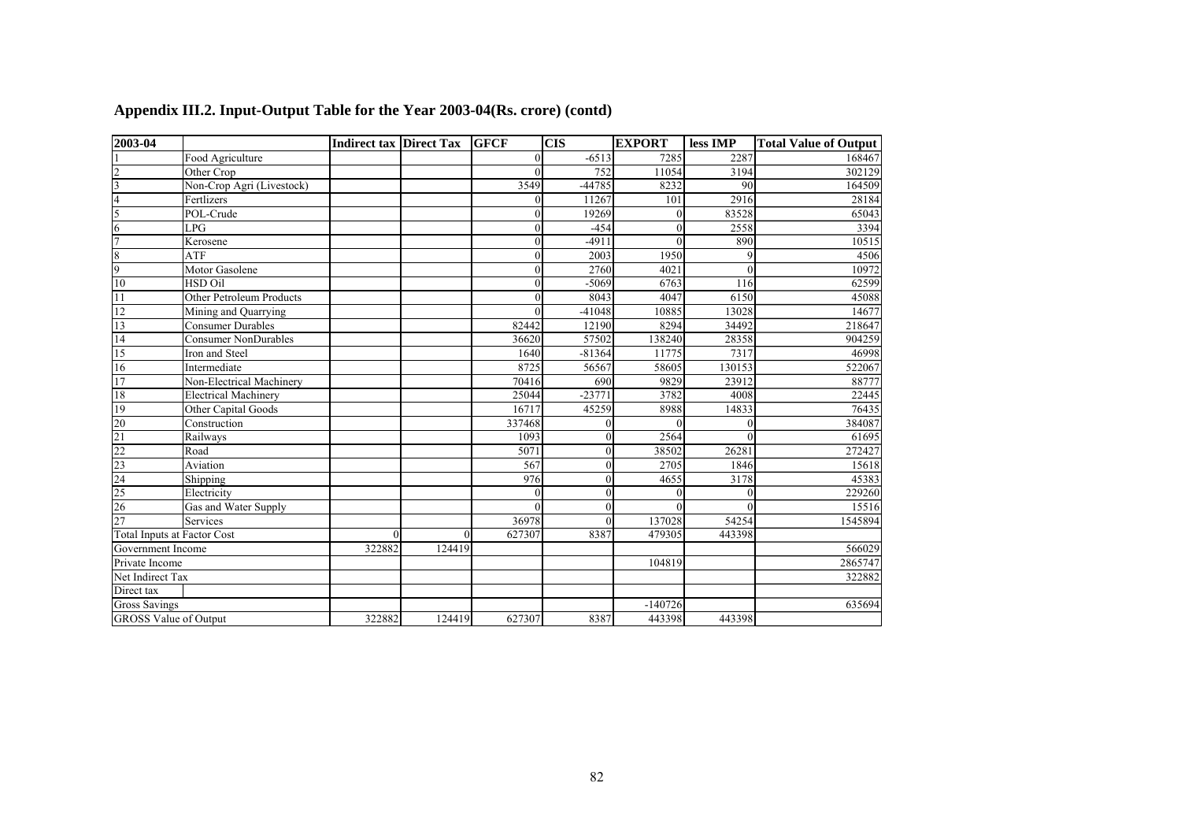## Appendix III.2. Input-Output Table for the Year 2003-04(Rs. crore) (contd)

| 2003-04 | | Indirect tax | Direct Tax | GFCF | CIS | EXPORT | less IMP | Total Value of Output |
|---|---|---|---|---|---|---|---|---|
| 1 | Food Agriculture | | | 0 | -6513 | 7285 | 2287 | 168467 |
| 2 | Other Crop | | | 0 | 752 | 11054 | 3194 | 302129 |
| 3 | Non-Crop Agri (Livestock) | | | 3549 | -44785 | 8232 | 90 | 164509 |
| 4 | Fertlizers | | | 0 | 11267 | 101 | 2916 | 28184 |
| 5 | POL-Crude | | | 0 | 19269 | 0 | 83528 | 65043 |
| 6 | LPG | | | 0 | -454 | 0 | 2558 | 3394 |
| 7 | Kerosene | | | 0 | -4911 | 0 | 890 | 10515 |
| 8 | ATF | | | 0 | 2003 | 1950 | 9 | 4506 |
| 9 | Motor Gasolene | | | 0 | 2760 | 4021 | 0 | 10972 |
| 10 | HSD Oil | | | 0 | -5069 | 6763 | 116 | 62599 |
| 11 | Other Petroleum Products | | | 0 | 8043 | 4047 | 6150 | 45088 |
| 12 | Mining and Quarrying | | | 0 | -41048 | 10885 | 13028 | 14677 |
| 13 | Consumer Durables | | | 82442 | 12190 | 8294 | 34492 | 218647 |
| 14 | Consumer NonDurables | | | 36620 | 57502 | 138240 | 28358 | 904259 |
| 15 | Iron and Steel | | | 1640 | -81364 | 11775 | 7317 | 46998 |
| 16 | Intermediate | | | 8725 | 56567 | 58605 | 130153 | 522067 |
| 17 | Non-Electrical Machinery | | | 70416 | 690 | 9829 | 23912 | 88777 |
| 18 | Electrical Machinery | | | 25044 | -23771 | 3782 | 4008 | 22445 |
| 19 | Other Capital Goods | | | 16717 | 45259 | 8988 | 14833 | 76435 |
| 20 | Construction | | | 337468 | 0 | 0 | 0 | 384087 |
| 21 | Railways | | | 1093 | 0 | 2564 | 0 | 61695 |
| 22 | Road | | | 5071 | 0 | 38502 | 26281 | 272427 |
| 23 | Aviation | | | 567 | 0 | 2705 | 1846 | 15618 |
| 24 | Shipping | | | 976 | 0 | 4655 | 3178 | 45383 |
| 25 | Electricity | | | 0 | 0 | 0 | 0 | 229260 |
| 26 | Gas and Water Supply | | | 0 | 0 | 0 | 0 | 15516 |
| 27 | Services | | | 36978 | 0 | 137028 | 54254 | 1545894 |
| Total Inputs at Factor Cost | | 0 | 0 | 627307 | 8387 | 479305 | 443398 | |
| Government Income | | 322882 | 124419 | | | | | 566029 |
| Private Income | | | | | | 104819 | | 2865747 |
| Net Indirect Tax | | | | | | | | 322882 |
| Direct tax | | | | | | | | |
| Gross Savings | | | | | | -140726 | | 635694 |
| GROSS Value of Output | | 322882 | 124419 | 627307 | 8387 | 443398 | 443398 | |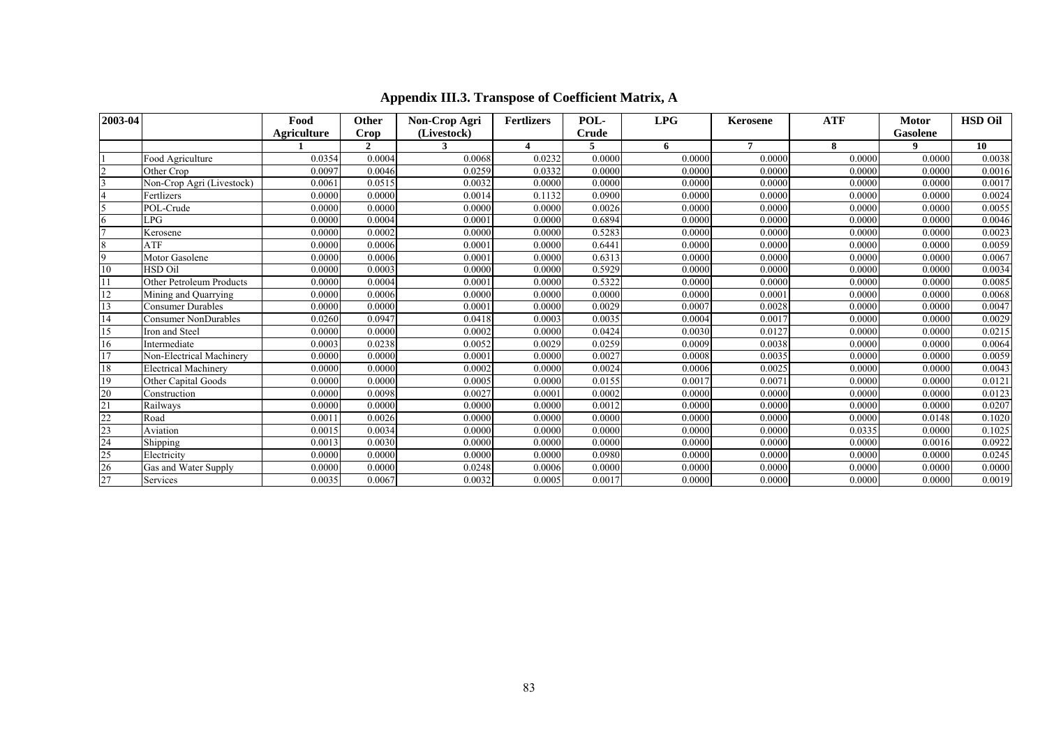## Appendix III.3. Transpose of Coefficient Matrix, A

| 2003-04 | | Food Agriculture | Other Crop | Non-Crop Agri (Livestock) | Fertlizers | POL-Crude | LPG | Kerosene | ATF | Motor Gasolene | HSD Oil |
|---|---|---|---|---|---|---|---|---|---|---|---|
| | | 1 | 2 | 3 | 4 | 5 | 6 | 7 | 8 | 9 | 10 |
| 1 | Food Agriculture | 0.0354 | 0.0004 | 0.0068 | 0.0232 | 0.0000 | 0.0000 | 0.0000 | 0.0000 | 0.0000 | 0.0038 |
| 2 | Other Crop | 0.0097 | 0.0046 | 0.0259 | 0.0332 | 0.0000 | 0.0000 | 0.0000 | 0.0000 | 0.0000 | 0.0016 |
| 3 | Non-Crop Agri (Livestock) | 0.0061 | 0.0515 | 0.0032 | 0.0000 | 0.0000 | 0.0000 | 0.0000 | 0.0000 | 0.0000 | 0.0017 |
| 4 | Fertlizers | 0.0000 | 0.0000 | 0.0014 | 0.1132 | 0.0900 | 0.0000 | 0.0000 | 0.0000 | 0.0000 | 0.0024 |
| 5 | POL-Crude | 0.0000 | 0.0000 | 0.0000 | 0.0000 | 0.0026 | 0.0000 | 0.0000 | 0.0000 | 0.0000 | 0.0055 |
| 6 | LPG | 0.0000 | 0.0004 | 0.0001 | 0.0000 | 0.6894 | 0.0000 | 0.0000 | 0.0000 | 0.0000 | 0.0046 |
| 7 | Kerosene | 0.0000 | 0.0002 | 0.0000 | 0.0000 | 0.5283 | 0.0000 | 0.0000 | 0.0000 | 0.0000 | 0.0023 |
| 8 | ATF | 0.0000 | 0.0006 | 0.0001 | 0.0000 | 0.6441 | 0.0000 | 0.0000 | 0.0000 | 0.0000 | 0.0059 |
| 9 | Motor Gasolene | 0.0000 | 0.0006 | 0.0001 | 0.0000 | 0.6313 | 0.0000 | 0.0000 | 0.0000 | 0.0000 | 0.0067 |
| 10 | HSD Oil | 0.0000 | 0.0003 | 0.0000 | 0.0000 | 0.5929 | 0.0000 | 0.0000 | 0.0000 | 0.0000 | 0.0034 |
| 11 | Other Petroleum Products | 0.0000 | 0.0004 | 0.0001 | 0.0000 | 0.5322 | 0.0000 | 0.0000 | 0.0000 | 0.0000 | 0.0085 |
| 12 | Mining and Quarrying | 0.0000 | 0.0006 | 0.0000 | 0.0000 | 0.0000 | 0.0000 | 0.0001 | 0.0000 | 0.0000 | 0.0068 |
| 13 | Consumer Durables | 0.0000 | 0.0000 | 0.0001 | 0.0000 | 0.0029 | 0.0007 | 0.0028 | 0.0000 | 0.0000 | 0.0047 |
| 14 | Consumer NonDurables | 0.0260 | 0.0947 | 0.0418 | 0.0003 | 0.0035 | 0.0004 | 0.0017 | 0.0000 | 0.0000 | 0.0029 |
| 15 | Iron and Steel | 0.0000 | 0.0000 | 0.0002 | 0.0000 | 0.0424 | 0.0030 | 0.0127 | 0.0000 | 0.0000 | 0.0215 |
| 16 | Intermediate | 0.0003 | 0.0238 | 0.0052 | 0.0029 | 0.0259 | 0.0009 | 0.0038 | 0.0000 | 0.0000 | 0.0064 |
| 17 | Non-Electrical Machinery | 0.0000 | 0.0000 | 0.0001 | 0.0000 | 0.0027 | 0.0008 | 0.0035 | 0.0000 | 0.0000 | 0.0059 |
| 18 | Electrical Machinery | 0.0000 | 0.0000 | 0.0002 | 0.0000 | 0.0024 | 0.0006 | 0.0025 | 0.0000 | 0.0000 | 0.0043 |
| 19 | Other Capital Goods | 0.0000 | 0.0000 | 0.0005 | 0.0000 | 0.0155 | 0.0017 | 0.0071 | 0.0000 | 0.0000 | 0.0121 |
| 20 | Construction | 0.0000 | 0.0098 | 0.0027 | 0.0001 | 0.0002 | 0.0000 | 0.0000 | 0.0000 | 0.0000 | 0.0123 |
| 21 | Railways | 0.0000 | 0.0000 | 0.0000 | 0.0000 | 0.0012 | 0.0000 | 0.0000 | 0.0000 | 0.0000 | 0.0207 |
| 22 | Road | 0.0011 | 0.0026 | 0.0000 | 0.0000 | 0.0000 | 0.0000 | 0.0000 | 0.0000 | 0.0148 | 0.1020 |
| 23 | Aviation | 0.0015 | 0.0034 | 0.0000 | 0.0000 | 0.0000 | 0.0000 | 0.0000 | 0.0335 | 0.0000 | 0.1025 |
| 24 | Shipping | 0.0013 | 0.0030 | 0.0000 | 0.0000 | 0.0000 | 0.0000 | 0.0000 | 0.0000 | 0.0016 | 0.0922 |
| 25 | Electricity | 0.0000 | 0.0000 | 0.0000 | 0.0000 | 0.0980 | 0.0000 | 0.0000 | 0.0000 | 0.0000 | 0.0245 |
| 26 | Gas and Water Supply | 0.0000 | 0.0000 | 0.0248 | 0.0006 | 0.0000 | 0.0000 | 0.0000 | 0.0000 | 0.0000 | 0.0000 |
| 27 | Services | 0.0035 | 0.0067 | 0.0032 | 0.0005 | 0.0017 | 0.0000 | 0.0000 | 0.0000 | 0.0000 | 0.0019 |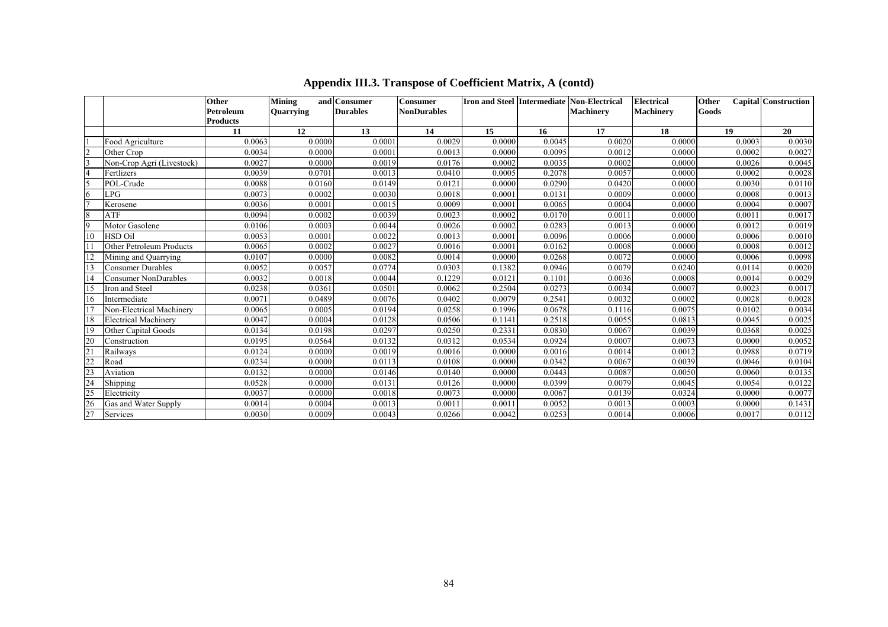# Appendix III.3. Transpose of Coefficient Matrix, A (contd)

| | | Other Petroleum Products | Mining and Quarrying | Consumer Durables | Consumer NonDurables | Iron and Steel | Intermediate | Non-Electrical Machinery | Electrical Machinery | Other Capital Goods | Construction |
|---|---|---|---|---|---|---|---|---|---|---|---|
| | | 11 | 12 | 13 | 14 | 15 | 16 | 17 | 18 | 19 | 20 |
| 1 | Food Agriculture | 0.0063 | 0.0000 | 0.0001 | 0.0029 | 0.0000 | 0.0045 | 0.0020 | 0.0000 | 0.0003 | 0.0030 |
| 2 | Other Crop | 0.0034 | 0.0000 | 0.0001 | 0.0013 | 0.0000 | 0.0095 | 0.0012 | 0.0000 | 0.0002 | 0.0027 |
| 3 | Non-Crop Agri (Livestock) | 0.0027 | 0.0000 | 0.0019 | 0.0176 | 0.0002 | 0.0035 | 0.0002 | 0.0000 | 0.0026 | 0.0045 |
| 4 | Fertlizers | 0.0039 | 0.0701 | 0.0013 | 0.0410 | 0.0005 | 0.2078 | 0.0057 | 0.0000 | 0.0002 | 0.0028 |
| 5 | POL-Crude | 0.0088 | 0.0160 | 0.0149 | 0.0121 | 0.0000 | 0.0290 | 0.0420 | 0.0000 | 0.0030 | 0.0110 |
| 6 | LPG | 0.0073 | 0.0002 | 0.0030 | 0.0018 | 0.0001 | 0.0131 | 0.0009 | 0.0000 | 0.0008 | 0.0013 |
| 7 | Kerosene | 0.0036 | 0.0001 | 0.0015 | 0.0009 | 0.0001 | 0.0065 | 0.0004 | 0.0000 | 0.0004 | 0.0007 |
| 8 | ATF | 0.0094 | 0.0002 | 0.0039 | 0.0023 | 0.0002 | 0.0170 | 0.0011 | 0.0000 | 0.0011 | 0.0017 |
| 9 | Motor Gasolene | 0.0106 | 0.0003 | 0.0044 | 0.0026 | 0.0002 | 0.0283 | 0.0013 | 0.0000 | 0.0012 | 0.0019 |
| 10 | HSD Oil | 0.0053 | 0.0001 | 0.0022 | 0.0013 | 0.0001 | 0.0096 | 0.0006 | 0.0000 | 0.0006 | 0.0010 |
| 11 | Other Petroleum Products | 0.0065 | 0.0002 | 0.0027 | 0.0016 | 0.0001 | 0.0162 | 0.0008 | 0.0000 | 0.0008 | 0.0012 |
| 12 | Mining and Quarrying | 0.0107 | 0.0000 | 0.0082 | 0.0014 | 0.0000 | 0.0268 | 0.0072 | 0.0000 | 0.0006 | 0.0098 |
| 13 | Consumer Durables | 0.0052 | 0.0057 | 0.0774 | 0.0303 | 0.1382 | 0.0946 | 0.0079 | 0.0240 | 0.0114 | 0.0020 |
| 14 | Consumer NonDurables | 0.0032 | 0.0018 | 0.0044 | 0.1229 | 0.0121 | 0.1101 | 0.0036 | 0.0008 | 0.0014 | 0.0029 |
| 15 | Iron and Steel | 0.0238 | 0.0361 | 0.0501 | 0.0062 | 0.2504 | 0.0273 | 0.0034 | 0.0007 | 0.0023 | 0.0017 |
| 16 | Intermediate | 0.0071 | 0.0489 | 0.0076 | 0.0402 | 0.0079 | 0.2541 | 0.0032 | 0.0002 | 0.0028 | 0.0028 |
| 17 | Non-Electrical Machinery | 0.0065 | 0.0005 | 0.0194 | 0.0258 | 0.1996 | 0.0678 | 0.1116 | 0.0075 | 0.0102 | 0.0034 |
| 18 | Electrical Machinery | 0.0047 | 0.0004 | 0.0128 | 0.0506 | 0.1141 | 0.2518 | 0.0055 | 0.0813 | 0.0045 | 0.0025 |
| 19 | Other Capital Goods | 0.0134 | 0.0198 | 0.0297 | 0.0250 | 0.2331 | 0.0830 | 0.0067 | 0.0039 | 0.0368 | 0.0025 |
| 20 | Construction | 0.0195 | 0.0564 | 0.0132 | 0.0312 | 0.0534 | 0.0924 | 0.0007 | 0.0073 | 0.0000 | 0.0052 |
| 21 | Railways | 0.0124 | 0.0000 | 0.0019 | 0.0016 | 0.0000 | 0.0016 | 0.0014 | 0.0012 | 0.0988 | 0.0719 |
| 22 | Road | 0.0234 | 0.0000 | 0.0113 | 0.0108 | 0.0000 | 0.0342 | 0.0067 | 0.0039 | 0.0046 | 0.0104 |
| 23 | Aviation | 0.0132 | 0.0000 | 0.0146 | 0.0140 | 0.0000 | 0.0443 | 0.0087 | 0.0050 | 0.0060 | 0.0135 |
| 24 | Shipping | 0.0528 | 0.0000 | 0.0131 | 0.0126 | 0.0000 | 0.0399 | 0.0079 | 0.0045 | 0.0054 | 0.0122 |
| 25 | Electricity | 0.0037 | 0.0000 | 0.0018 | 0.0073 | 0.0000 | 0.0067 | 0.0139 | 0.0324 | 0.0000 | 0.0077 |
| 26 | Gas and Water Supply | 0.0014 | 0.0004 | 0.0013 | 0.0011 | 0.0011 | 0.0052 | 0.0013 | 0.0003 | 0.0000 | 0.1431 |
| 27 | Services | 0.0030 | 0.0009 | 0.0043 | 0.0266 | 0.0042 | 0.0253 | 0.0014 | 0.0006 | 0.0017 | 0.0112 |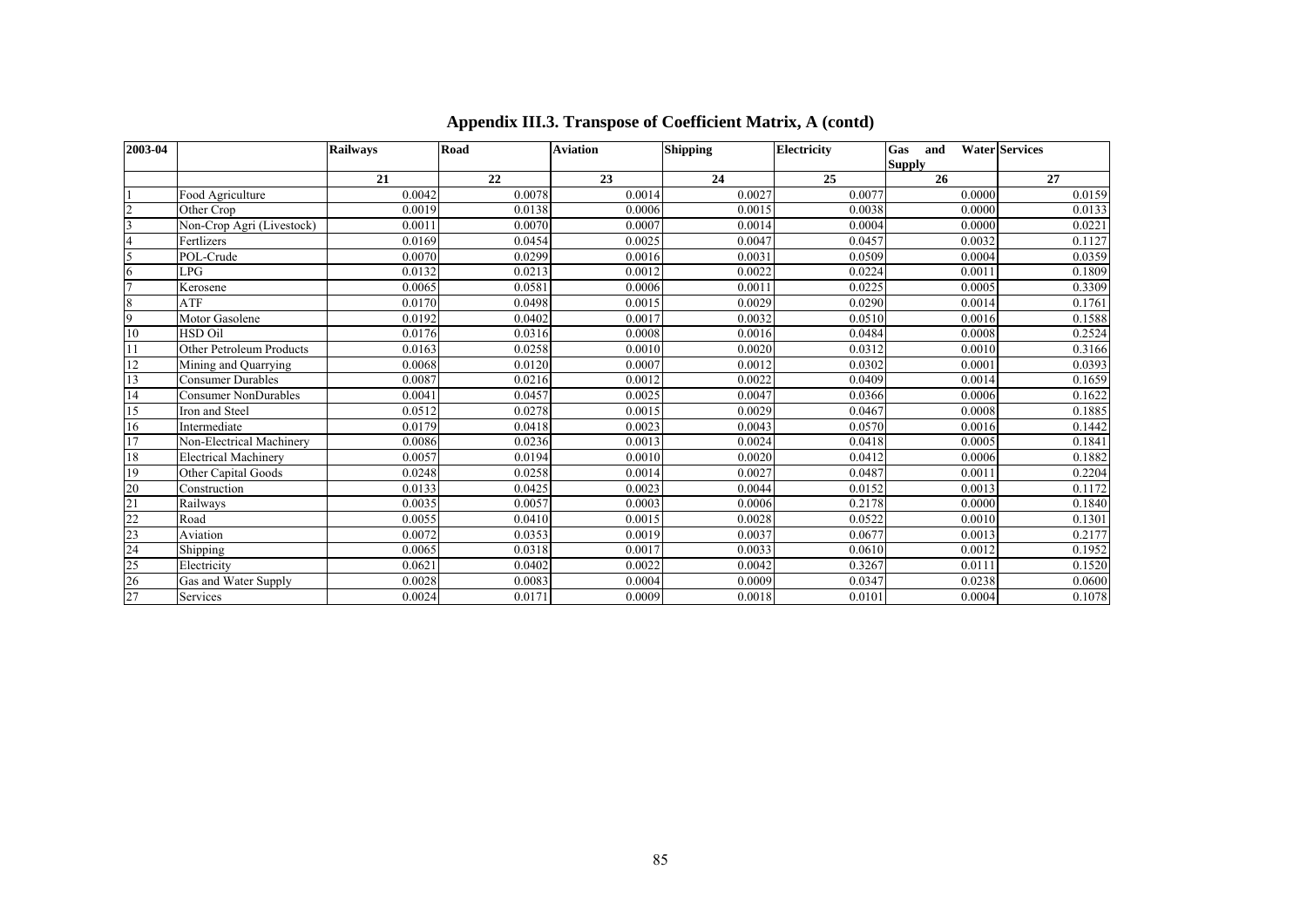# Appendix III.3. Transpose of Coefficient Matrix, A (contd)

| 2003-04 | | Railways | Road | Aviation | Shipping | Electricity | Gas and Water Supply | Services |
|---|---|---|---|---|---|---|---|---|
| | | 21 | 22 | 23 | 24 | 25 | 26 | 27 |
| 1 | Food Agriculture | 0.0042 | 0.0078 | 0.0014 | 0.0027 | 0.0077 | 0.0000 | 0.0159 |
| 2 | Other Crop | 0.0019 | 0.0138 | 0.0006 | 0.0015 | 0.0038 | 0.0000 | 0.0133 |
| 3 | Non-Crop Agri (Livestock) | 0.0011 | 0.0070 | 0.0007 | 0.0014 | 0.0004 | 0.0000 | 0.0221 |
| 4 | Fertlizers | 0.0169 | 0.0454 | 0.0025 | 0.0047 | 0.0457 | 0.0032 | 0.1127 |
| 5 | POL-Crude | 0.0070 | 0.0299 | 0.0016 | 0.0031 | 0.0509 | 0.0004 | 0.0359 |
| 6 | LPG | 0.0132 | 0.0213 | 0.0012 | 0.0022 | 0.0224 | 0.0011 | 0.1809 |
| 7 | Kerosene | 0.0065 | 0.0581 | 0.0006 | 0.0011 | 0.0225 | 0.0005 | 0.3309 |
| 8 | ATF | 0.0170 | 0.0498 | 0.0015 | 0.0029 | 0.0290 | 0.0014 | 0.1761 |
| 9 | Motor Gasolene | 0.0192 | 0.0402 | 0.0017 | 0.0032 | 0.0510 | 0.0016 | 0.1588 |
| 10 | HSD Oil | 0.0176 | 0.0316 | 0.0008 | 0.0016 | 0.0484 | 0.0008 | 0.2524 |
| 11 | Other Petroleum Products | 0.0163 | 0.0258 | 0.0010 | 0.0020 | 0.0312 | 0.0010 | 0.3166 |
| 12 | Mining and Quarrying | 0.0068 | 0.0120 | 0.0007 | 0.0012 | 0.0302 | 0.0001 | 0.0393 |
| 13 | Consumer Durables | 0.0087 | 0.0216 | 0.0012 | 0.0022 | 0.0409 | 0.0014 | 0.1659 |
| 14 | Consumer NonDurables | 0.0041 | 0.0457 | 0.0025 | 0.0047 | 0.0366 | 0.0006 | 0.1622 |
| 15 | Iron and Steel | 0.0512 | 0.0278 | 0.0015 | 0.0029 | 0.0467 | 0.0008 | 0.1885 |
| 16 | Intermediate | 0.0179 | 0.0418 | 0.0023 | 0.0043 | 0.0570 | 0.0016 | 0.1442 |
| 17 | Non-Electrical Machinery | 0.0086 | 0.0236 | 0.0013 | 0.0024 | 0.0418 | 0.0005 | 0.1841 |
| 18 | Electrical Machinery | 0.0057 | 0.0194 | 0.0010 | 0.0020 | 0.0412 | 0.0006 | 0.1882 |
| 19 | Other Capital Goods | 0.0248 | 0.0258 | 0.0014 | 0.0027 | 0.0487 | 0.0011 | 0.2204 |
| 20 | Construction | 0.0133 | 0.0425 | 0.0023 | 0.0044 | 0.0152 | 0.0013 | 0.1172 |
| 21 | Railways | 0.0035 | 0.0057 | 0.0003 | 0.0006 | 0.2178 | 0.0000 | 0.1840 |
| 22 | Road | 0.0055 | 0.0410 | 0.0015 | 0.0028 | 0.0522 | 0.0010 | 0.1301 |
| 23 | Aviation | 0.0072 | 0.0353 | 0.0019 | 0.0037 | 0.0677 | 0.0013 | 0.2177 |
| 24 | Shipping | 0.0065 | 0.0318 | 0.0017 | 0.0033 | 0.0610 | 0.0012 | 0.1952 |
| 25 | Electricity | 0.0621 | 0.0402 | 0.0022 | 0.0042 | 0.3267 | 0.0111 | 0.1520 |
| 26 | Gas and Water Supply | 0.0028 | 0.0083 | 0.0004 | 0.0009 | 0.0347 | 0.0238 | 0.0600 |
| 27 | Services | 0.0024 | 0.0171 | 0.0009 | 0.0018 | 0.0101 | 0.0004 | 0.1078 |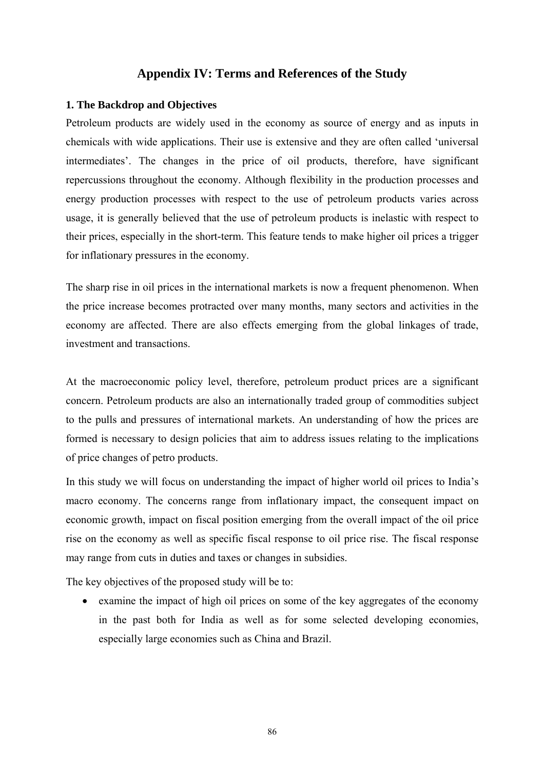# Appendix IV: Terms and References of the Study

### 1. The Backdrop and Objectives

Petroleum products are widely used in the economy as source of energy and as inputs in chemicals with wide applications. Their use is extensive and they are often called 'universal intermediates'. The changes in the price of oil products, therefore, have significant repercussions throughout the economy. Although flexibility in the production processes and energy production processes with respect to the use of petroleum products varies across usage, it is generally believed that the use of petroleum products is inelastic with respect to their prices, especially in the short-term. This feature tends to make higher oil prices a trigger for inflationary pressures in the economy.

The sharp rise in oil prices in the international markets is now a frequent phenomenon. When the price increase becomes protracted over many months, many sectors and activities in the economy are affected. There are also effects emerging from the global linkages of trade, investment and transactions.

At the macroeconomic policy level, therefore, petroleum product prices are a significant concern. Petroleum products are also an internationally traded group of commodities subject to the pulls and pressures of international markets. An understanding of how the prices are formed is necessary to design policies that aim to address issues relating to the implications of price changes of petro products.

In this study we will focus on understanding the impact of higher world oil prices to India's macro economy. The concerns range from inflationary impact, the consequent impact on economic growth, impact on fiscal position emerging from the overall impact of the oil price rise on the economy as well as specific fiscal response to oil price rise. The fiscal response may range from cuts in duties and taxes or changes in subsidies.

The key objectives of the proposed study will be to:

- examine the impact of high oil prices on some of the key aggregates of the economy in the past both for India as well as for some selected developing economies, especially large economies such as China and Brazil.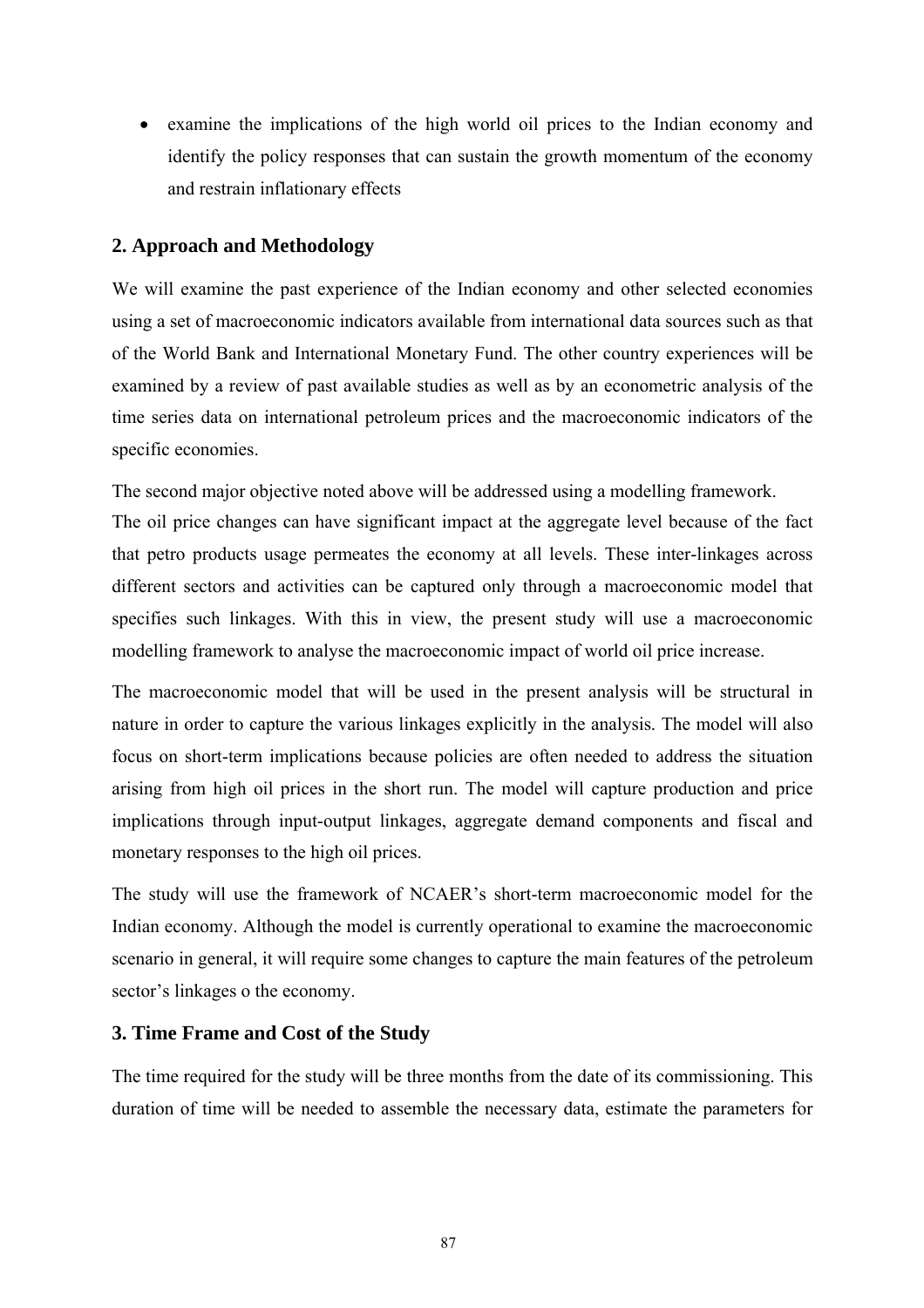- examine the implications of the high world oil prices to the Indian economy and identify the policy responses that can sustain the growth momentum of the economy and restrain inflationary effects

## 2. Approach and Methodology

We will examine the past experience of the Indian economy and other selected economies using a set of macroeconomic indicators available from international data sources such as that of the World Bank and International Monetary Fund. The other country experiences will be examined by a review of past available studies as well as by an econometric analysis of the time series data on international petroleum prices and the macroeconomic indicators of the specific economies.

The second major objective noted above will be addressed using a modelling framework.
The oil price changes can have significant impact at the aggregate level because of the fact that petro products usage permeates the economy at all levels. These inter-linkages across different sectors and activities can be captured only through a macroeconomic model that specifies such linkages. With this in view, the present study will use a macroeconomic modelling framework to analyse the macroeconomic impact of world oil price increase.

The macroeconomic model that will be used in the present analysis will be structural in nature in order to capture the various linkages explicitly in the analysis. The model will also focus on short-term implications because policies are often needed to address the situation arising from high oil prices in the short run. The model will capture production and price implications through input-output linkages, aggregate demand components and fiscal and monetary responses to the high oil prices.

The study will use the framework of NCAER's short-term macroeconomic model for the Indian economy. Although the model is currently operational to examine the macroeconomic scenario in general, it will require some changes to capture the main features of the petroleum sector's linkages o the economy.

## 3. Time Frame and Cost of the Study

The time required for the study will be three months from the date of its commissioning. This duration of time will be needed to assemble the necessary data, estimate the parameters for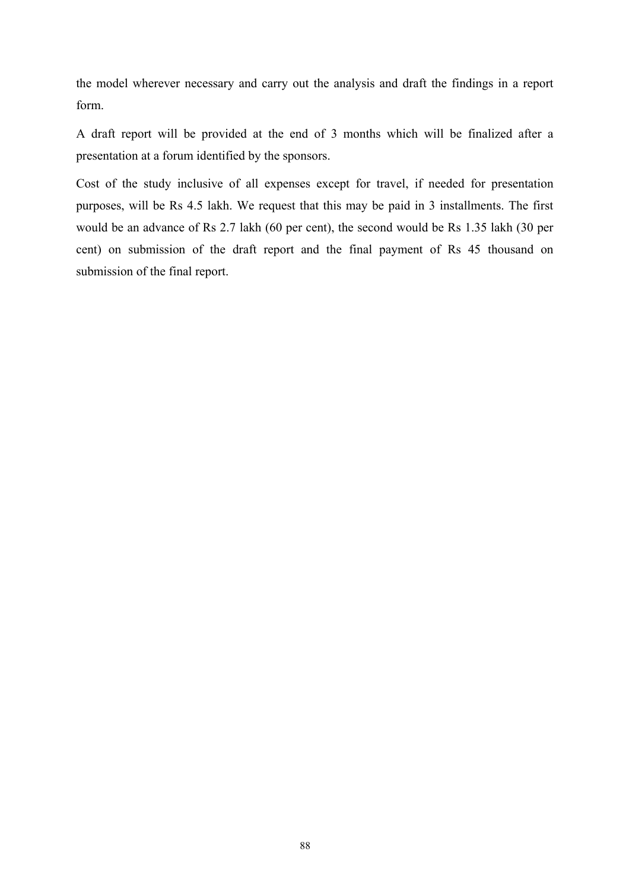the model wherever necessary and carry out the analysis and draft the findings in a report form.

A draft report will be provided at the end of 3 months which will be finalized after a presentation at a forum identified by the sponsors.

Cost of the study inclusive of all expenses except for travel, if needed for presentation purposes, will be Rs 4.5 lakh. We request that this may be paid in 3 installments. The first would be an advance of Rs 2.7 lakh (60 per cent), the second would be Rs 1.35 lakh (30 per cent) on submission of the draft report and the final payment of Rs 45 thousand on submission of the final report.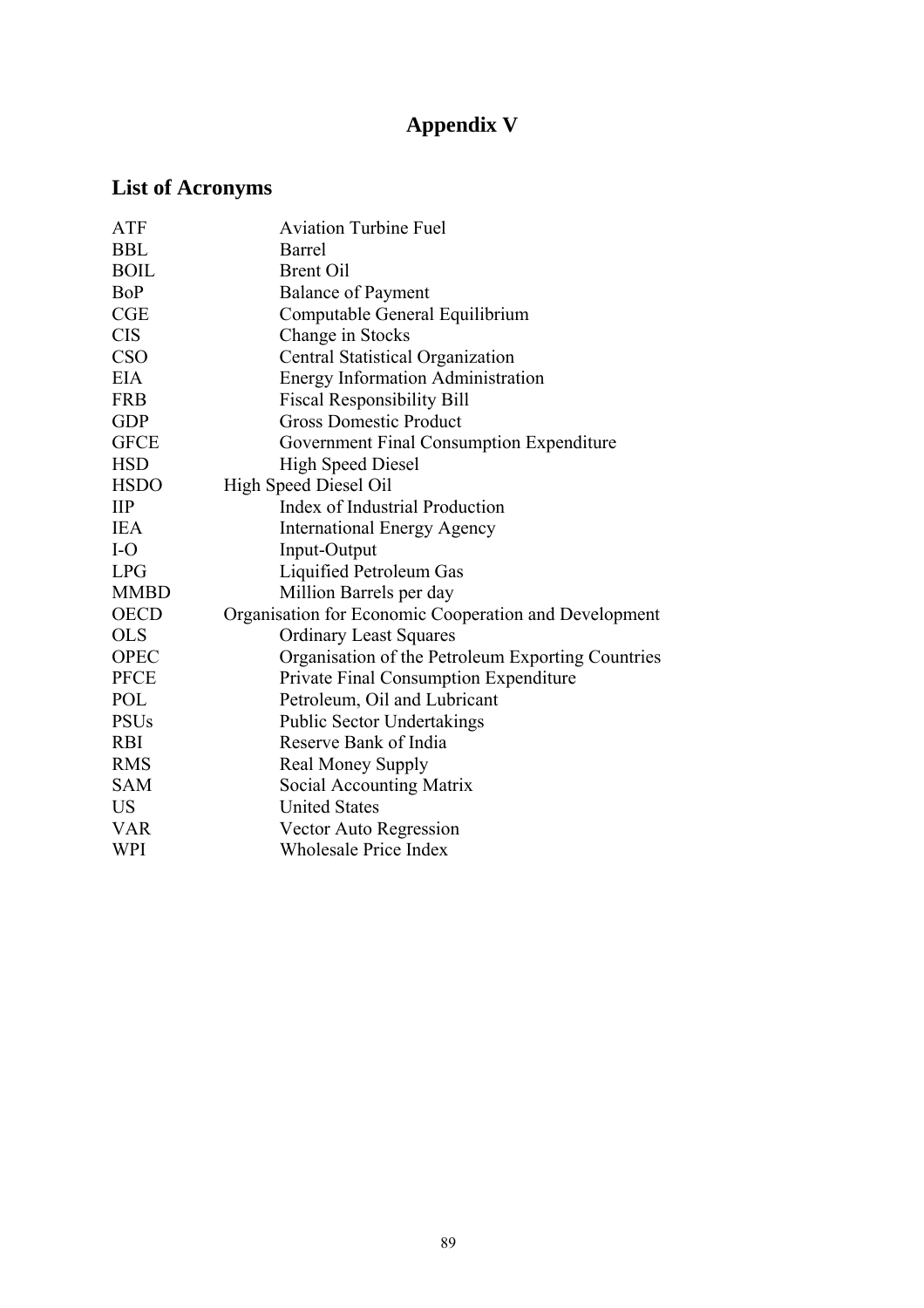# Appendix V

## List of Acronyms

| | |
|---|---|
| ATF | Aviation Turbine Fuel |
| BBL | Barrel |
| BOIL | Brent Oil |
| BoP | Balance of Payment |
| CGE | Computable General Equilibrium |
| CIS | Change in Stocks |
| CSO | Central Statistical Organization |
| EIA | Energy Information Administration |
| FRB | Fiscal Responsibility Bill |
| GDP | Gross Domestic Product |
| GFCE | Government Final Consumption Expenditure |
| HSD | High Speed Diesel |
| HSDO | High Speed Diesel Oil |
| IIP | Index of Industrial Production |
| IEA | International Energy Agency |
| I-O | Input-Output |
| LPG | Liquified Petroleum Gas |
| MMBD | Million Barrels per day |
| OECD | Organisation for Economic Cooperation and Development |
| OLS | Ordinary Least Squares |
| OPEC | Organisation of the Petroleum Exporting Countries |
| PFCE | Private Final Consumption Expenditure |
| POL | Petroleum, Oil and Lubricant |
| PSUs | Public Sector Undertakings |
| RBI | Reserve Bank of India |
| RMS | Real Money Supply |
| SAM | Social Accounting Matrix |
| US | United States |
| VAR | Vector Auto Regression |
| WPI | Wholesale Price Index |